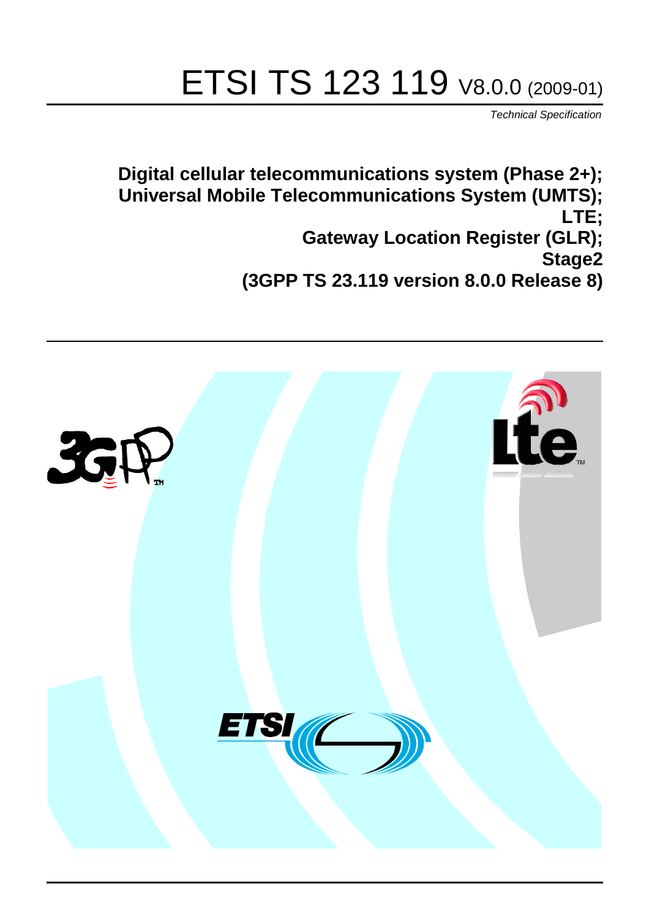# ETSI TS 123 119 V8.0.0 (2009-01)

*Technical Specification*

**Digital cellular telecommunications system (Phase 2+); Universal Mobile Telecommunications System (UMTS); LTE; Gateway Location Register (GLR); Stage2 (3GPP TS 23.119 version 8.0.0 Release 8)**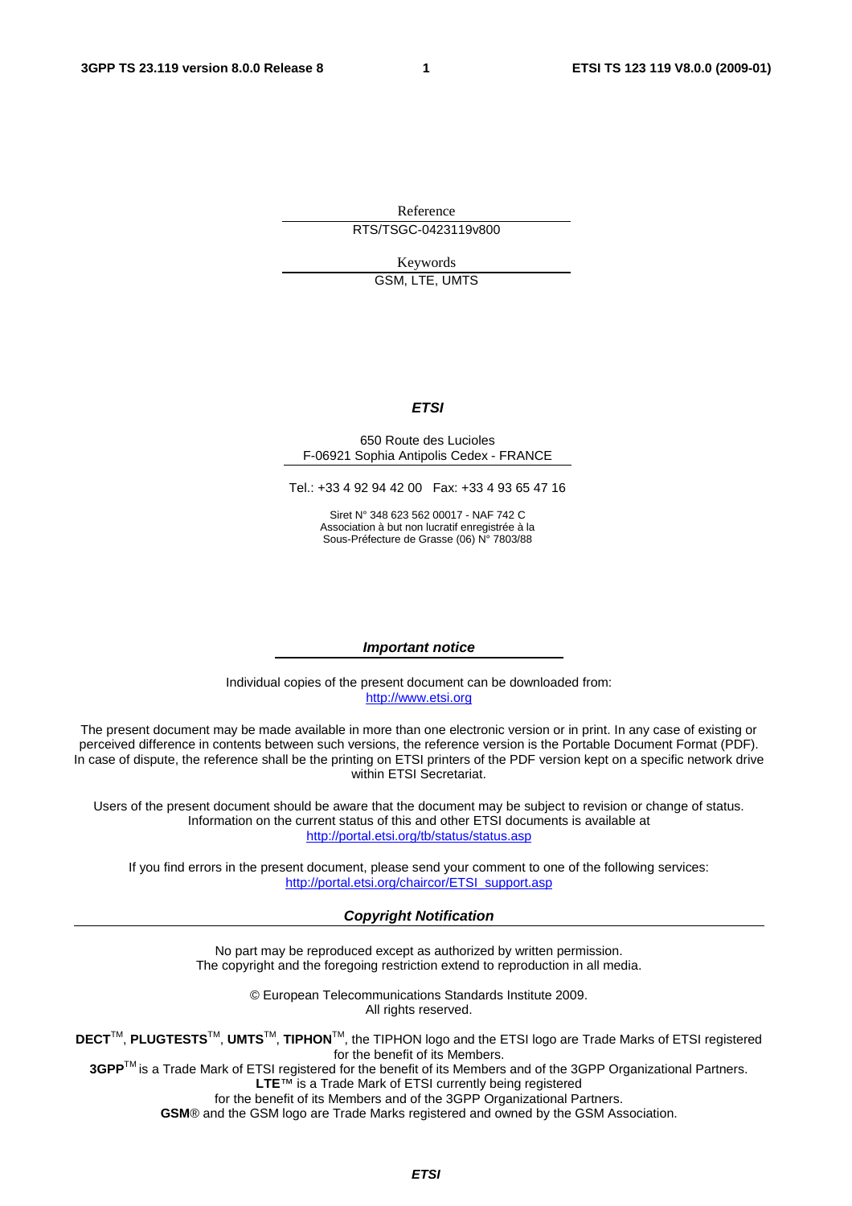Reference

RTS/TSGC-0423119v800

Keywords

GSM, LTE, UMTS

***ETSI***

650 Route des Lucioles
F-06921 Sophia Antipolis Cedex - FRANCE

Tel.: +33 4 92 94 42 00 Fax: +33 4 93 65 47 16

Siret N° 348 623 562 00017 - NAF 742 C
Association à but non lucratif enregistrée à la
Sous-Préfecture de Grasse (06) N° 7803/88

***Important notice***

Individual copies of the present document can be downloaded from:
http://www.etsi.org

The present document may be made available in more than one electronic version or in print. In any case of existing or perceived difference in contents between such versions, the reference version is the Portable Document Format (PDF). In case of dispute, the reference shall be the printing on ETSI printers of the PDF version kept on a specific network drive within ETSI Secretariat.

Users of the present document should be aware that the document may be subject to revision or change of status. Information on the current status of this and other ETSI documents is available at
http://portal.etsi.org/tb/status/status.asp

If you find errors in the present document, please send your comment to one of the following services:
http://portal.etsi.org/chaircor/ETSI_support.asp

***Copyright Notification***

No part may be reproduced except as authorized by written permission.
The copyright and the foregoing restriction extend to reproduction in all media.

© European Telecommunications Standards Institute 2009.
All rights reserved.

**DECT**™, **PLUGTESTS**™, **UMTS**™, **TIPHON**™, the TIPHON logo and the ETSI logo are Trade Marks of ETSI registered for the benefit of its Members.
**3GPP**™ is a Trade Mark of ETSI registered for the benefit of its Members and of the 3GPP Organizational Partners.
**LTE**™ is a Trade Mark of ETSI currently being registered
for the benefit of its Members and of the 3GPP Organizational Partners.
**GSM**® and the GSM logo are Trade Marks registered and owned by the GSM Association.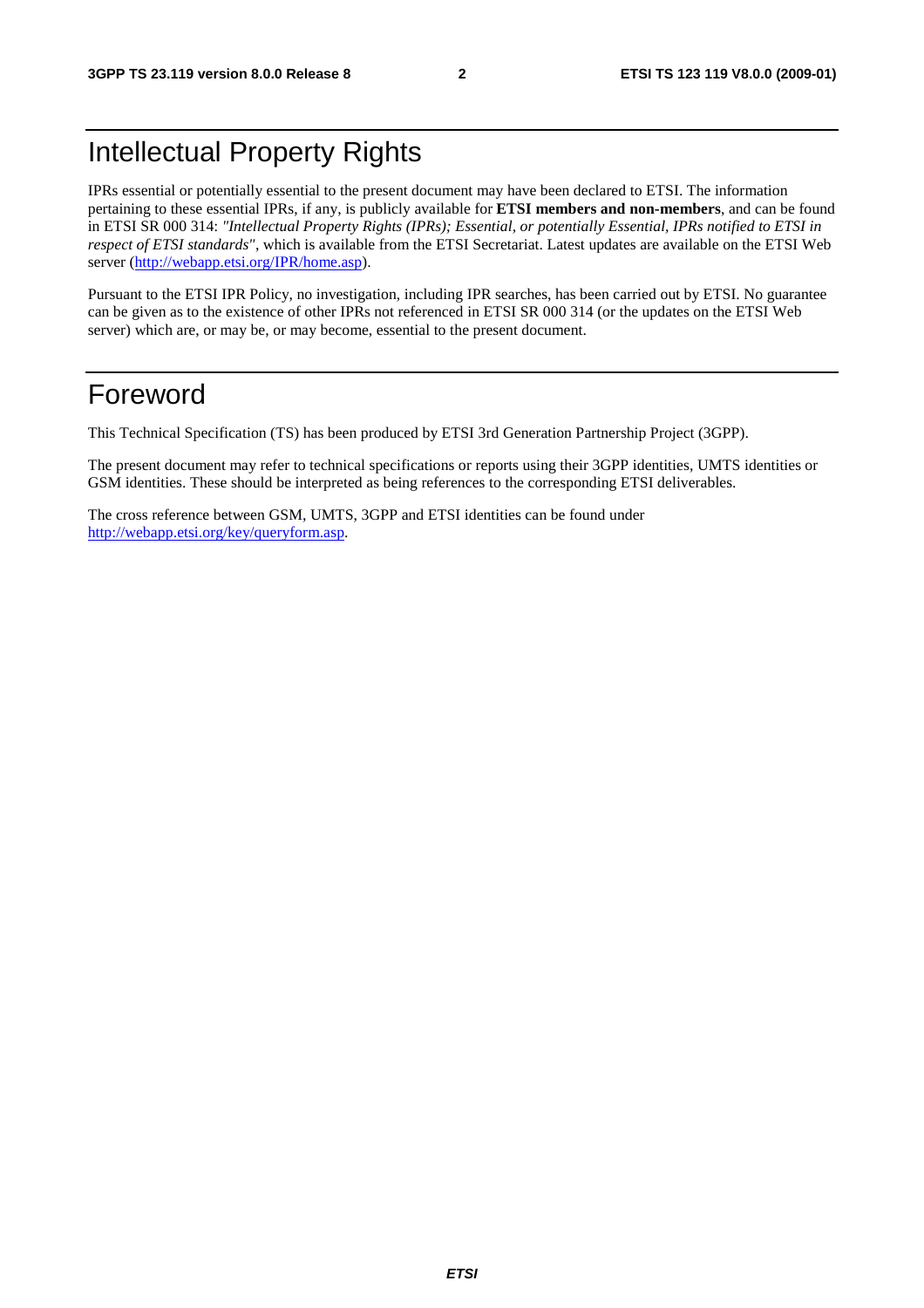# Intellectual Property Rights

IPRs essential or potentially essential to the present document may have been declared to ETSI. The information pertaining to these essential IPRs, if any, is publicly available for **ETSI members and non-members**, and can be found in ETSI SR 000 314: *"Intellectual Property Rights (IPRs); Essential, or potentially Essential, IPRs notified to ETSI in respect of ETSI standards"*, which is available from the ETSI Secretariat. Latest updates are available on the ETSI Web server (http://webapp.etsi.org/IPR/home.asp).

Pursuant to the ETSI IPR Policy, no investigation, including IPR searches, has been carried out by ETSI. No guarantee can be given as to the existence of other IPRs not referenced in ETSI SR 000 314 (or the updates on the ETSI Web server) which are, or may be, or may become, essential to the present document.

# Foreword

This Technical Specification (TS) has been produced by ETSI 3rd Generation Partnership Project (3GPP).

The present document may refer to technical specifications or reports using their 3GPP identities, UMTS identities or GSM identities. These should be interpreted as being references to the corresponding ETSI deliverables.

The cross reference between GSM, UMTS, 3GPP and ETSI identities can be found under http://webapp.etsi.org/key/queryform.asp.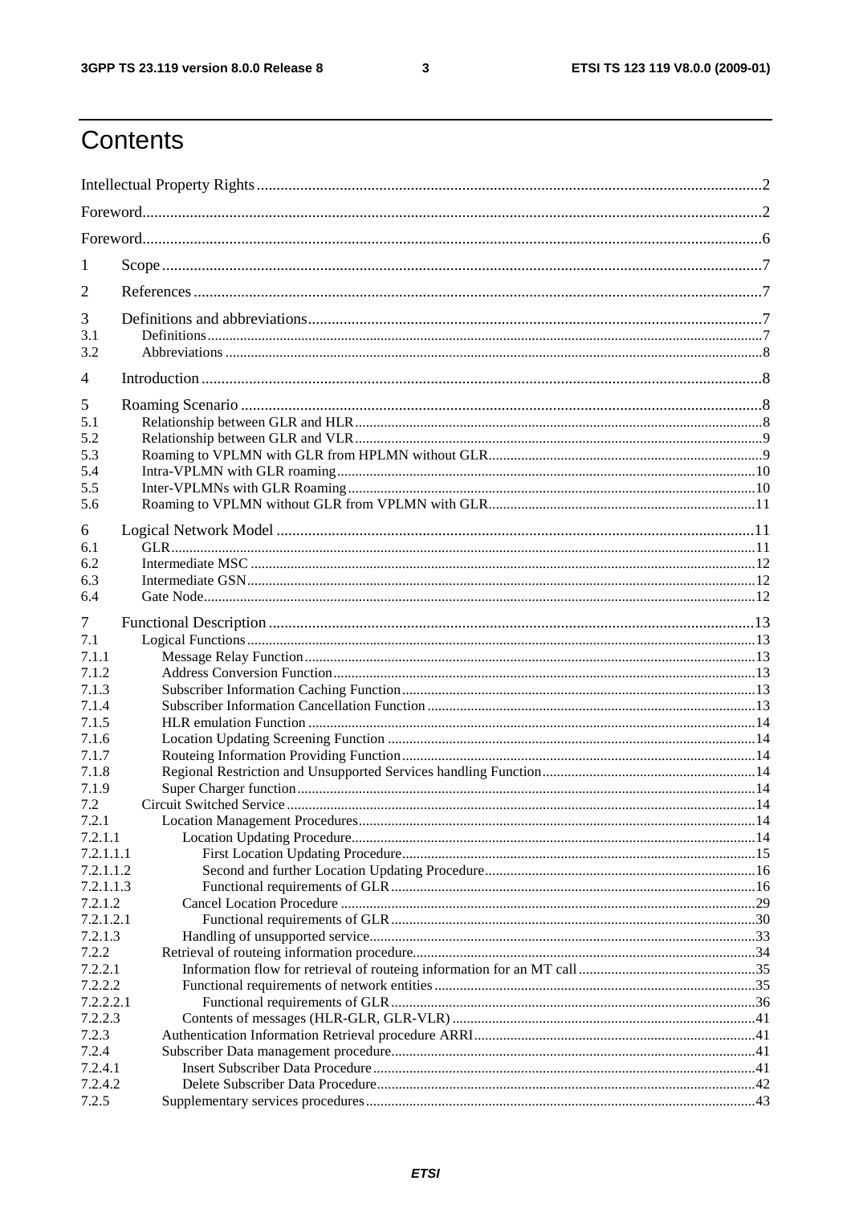# Contents

Intellectual Property Rights ..... 2

Foreword ..... 2

Foreword ..... 6

1 Scope ..... 7

2 References ..... 7

3 Definitions and abbreviations ..... 7

3.1 Definitions ..... 7

3.2 Abbreviations ..... 8

4 Introduction ..... 8

5 Roaming Scenario ..... 8

5.1 Relationship between GLR and HLR ..... 8

5.2 Relationship between GLR and VLR ..... 9

5.3 Roaming to VPLMN with GLR from HPLMN without GLR ..... 9

5.4 Intra-VPLMN with GLR roaming ..... 10

5.5 Inter-VPLMNs with GLR Roaming ..... 10

5.6 Roaming to VPLMN without GLR from VPLMN with GLR ..... 11

6 Logical Network Model ..... 11

6.1 GLR ..... 11

6.2 Intermediate MSC ..... 12

6.3 Intermediate GSN ..... 12

6.4 Gate Node ..... 12

7 Functional Description ..... 13

7.1 Logical Functions ..... 13

7.1.1 Message Relay Function ..... 13

7.1.2 Address Conversion Function ..... 13

7.1.3 Subscriber Information Caching Function ..... 13

7.1.4 Subscriber Information Cancellation Function ..... 13

7.1.5 HLR emulation Function ..... 14

7.1.6 Location Updating Screening Function ..... 14

7.1.7 Routeing Information Providing Function ..... 14

7.1.8 Regional Restriction and Unsupported Services handling Function ..... 14

7.1.9 Super Charger function ..... 14

7.2 Circuit Switched Service ..... 14

7.2.1 Location Management Procedures ..... 14

7.2.1.1 Location Updating Procedure ..... 14

7.2.1.1.1 First Location Updating Procedure ..... 15

7.2.1.1.2 Second and further Location Updating Procedure ..... 16

7.2.1.1.3 Functional requirements of GLR ..... 16

7.2.1.2 Cancel Location Procedure ..... 29

7.2.1.2.1 Functional requirements of GLR ..... 30

7.2.1.3 Handling of unsupported service ..... 33

7.2.2 Retrieval of routeing information procedure ..... 34

7.2.2.1 Information flow for retrieval of routeing information for an MT call ..... 35

7.2.2.2 Functional requirements of network entities ..... 35

7.2.2.2.1 Functional requirements of GLR ..... 36

7.2.2.3 Contents of messages (HLR-GLR, GLR-VLR) ..... 41

7.2.3 Authentication Information Retrieval procedure ARRI ..... 41

7.2.4 Subscriber Data management procedure ..... 41

7.2.4.1 Insert Subscriber Data Procedure ..... 41

7.2.4.2 Delete Subscriber Data Procedure ..... 42

7.2.5 Supplementary services procedures ..... 43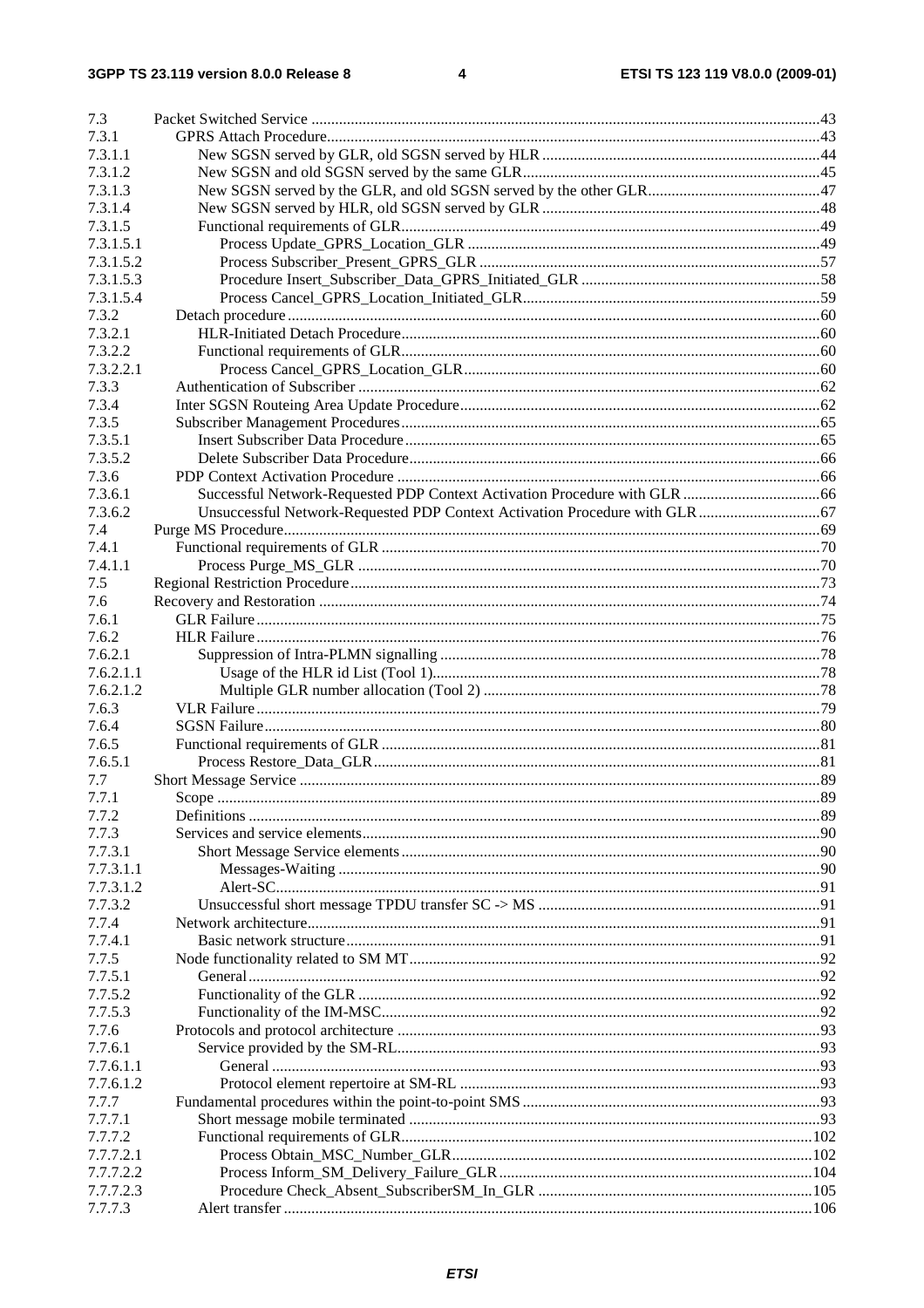7.3 Packet Switched Service .....43
7.3.1 GPRS Attach Procedure .....43
7.3.1.1 New SGSN served by GLR, old SGSN served by HLR .....44
7.3.1.2 New SGSN and old SGSN served by the same GLR .....45
7.3.1.3 New SGSN served by the GLR, and old SGSN served by the other GLR .....47
7.3.1.4 New SGSN served by HLR, old SGSN served by GLR .....48
7.3.1.5 Functional requirements of GLR .....49
7.3.1.5.1 Process Update_GPRS_Location_GLR .....49
7.3.1.5.2 Process Subscriber_Present_GPRS_GLR .....57
7.3.1.5.3 Procedure Insert_Subscriber_Data_GPRS_Initiated_GLR .....58
7.3.1.5.4 Process Cancel_GPRS_Location_Initiated_GLR .....59
7.3.2 Detach procedure .....60
7.3.2.1 HLR-Initiated Detach Procedure .....60
7.3.2.2 Functional requirements of GLR .....60
7.3.2.2.1 Process Cancel_GPRS_Location_GLR .....60
7.3.3 Authentication of Subscriber .....62
7.3.4 Inter SGSN Routeing Area Update Procedure .....62
7.3.5 Subscriber Management Procedures .....65
7.3.5.1 Insert Subscriber Data Procedure .....65
7.3.5.2 Delete Subscriber Data Procedure .....66
7.3.6 PDP Context Activation Procedure .....66
7.3.6.1 Successful Network-Requested PDP Context Activation Procedure with GLR .....66
7.3.6.2 Unsuccessful Network-Requested PDP Context Activation Procedure with GLR .....67
7.4 Purge MS Procedure .....69
7.4.1 Functional requirements of GLR .....70
7.4.1.1 Process Purge_MS_GLR .....70
7.5 Regional Restriction Procedure .....73
7.6 Recovery and Restoration .....74
7.6.1 GLR Failure .....75
7.6.2 HLR Failure .....76
7.6.2.1 Suppression of Intra-PLMN signalling .....78
7.6.2.1.1 Usage of the HLR id List (Tool 1) .....78
7.6.2.1.2 Multiple GLR number allocation (Tool 2) .....78
7.6.3 VLR Failure .....79
7.6.4 SGSN Failure .....80
7.6.5 Functional requirements of GLR .....81
7.6.5.1 Process Restore_Data_GLR .....81
7.7 Short Message Service .....89
7.7.1 Scope .....89
7.7.2 Definitions .....89
7.7.3 Services and service elements .....90
7.7.3.1 Short Message Service elements .....90
7.7.3.1.1 Messages-Waiting .....90
7.7.3.1.2 Alert-SC .....91
7.7.3.2 Unsuccessful short message TPDU transfer SC -> MS .....91
7.7.4 Network architecture .....91
7.7.4.1 Basic network structure .....91
7.7.5 Node functionality related to SM MT .....92
7.7.5.1 General .....92
7.7.5.2 Functionality of the GLR .....92
7.7.5.3 Functionality of the IM-MSC .....92
7.7.6 Protocols and protocol architecture .....93
7.7.6.1 Service provided by the SM-RL .....93
7.7.6.1.1 General .....93
7.7.6.1.2 Protocol element repertoire at SM-RL .....93
7.7.7 Fundamental procedures within the point-to-point SMS .....93
7.7.7.1 Short message mobile terminated .....93
7.7.7.2 Functional requirements of GLR .....102
7.7.7.2.1 Process Obtain_MSC_Number_GLR .....102
7.7.7.2.2 Process Inform_SM_Delivery_Failure_GLR .....104
7.7.7.2.3 Procedure Check_Absent_SubscriberSM_In_GLR .....105
7.7.7.3 Alert transfer .....106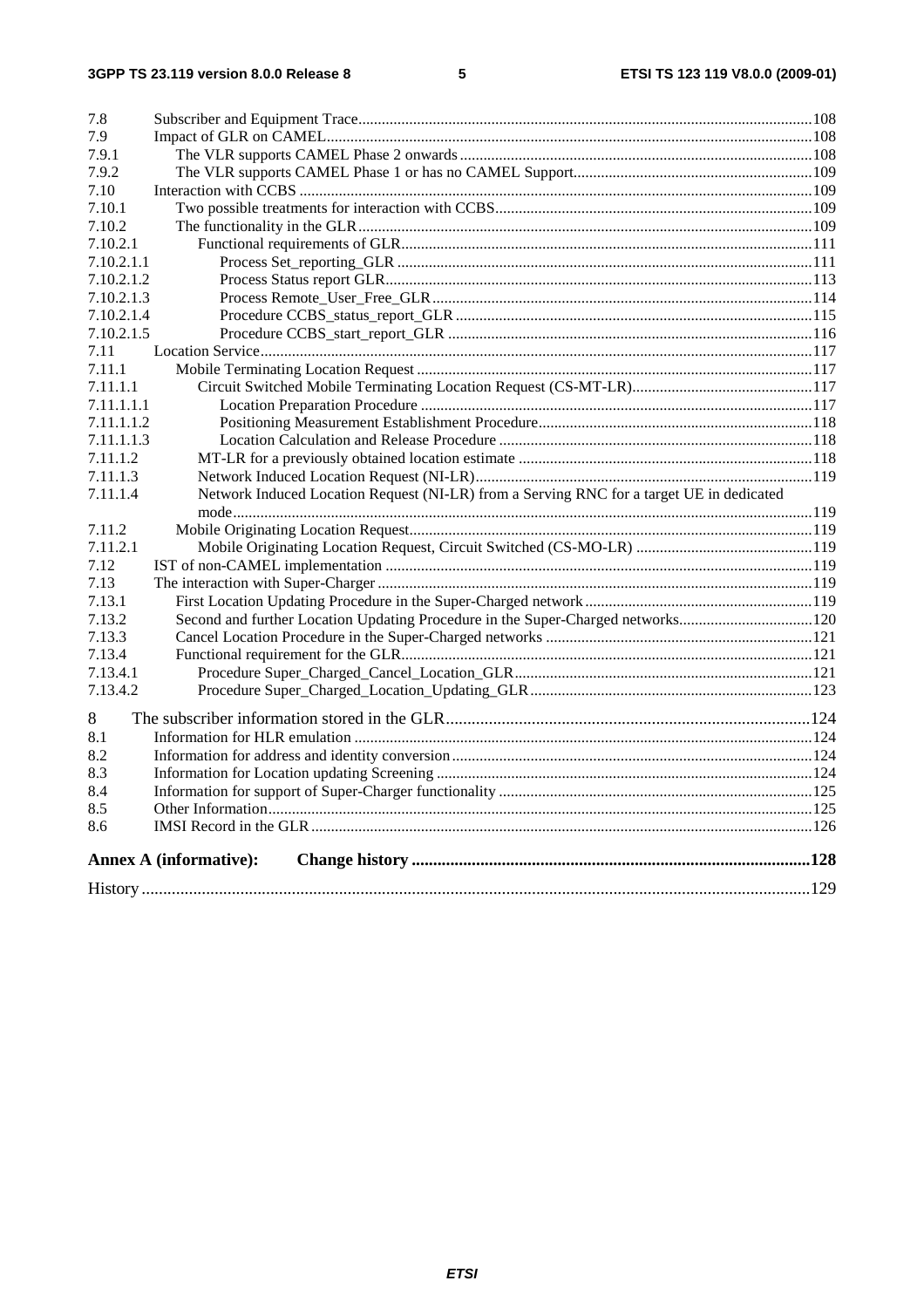7.8 Subscriber and Equipment Trace ....................................................................................................................108
7.9 Impact of GLR on CAMEL...........................................................................................................................108
7.9.1 The VLR supports CAMEL Phase 2 onwards..........................................................................................108
7.9.2 The VLR supports CAMEL Phase 1 or has no CAMEL Support.............................................................109
7.10 Interaction with CCBS ..................................................................................................................................109
7.10.1 Two possible treatments for interaction with CCBS.................................................................................109
7.10.2 The functionality in the GLR....................................................................................................................109
7.10.2.1 Functional requirements of GLR..........................................................................................................111
7.10.2.1.1 Process Set_reporting_GLR ...........................................................................................................111
7.10.2.1.2 Process Status report GLR..............................................................................................................113
7.10.2.1.3 Process Remote_User_Free_GLR..................................................................................................114
7.10.2.1.4 Procedure CCBS_status_report_GLR ............................................................................................115
7.10.2.1.5 Procedure CCBS_start_report_GLR ..............................................................................................116
7.11 Location Service............................................................................................................................................117
7.11.1 Mobile Terminating Location Request .....................................................................................................117
7.11.1.1 Circuit Switched Mobile Terminating Location Request (CS-MT-LR)..............................................117
7.11.1.1.1 Location Preparation Procedure ....................................................................................................117
7.11.1.1.2 Positioning Measurement Establishment Procedure......................................................................118
7.11.1.1.3 Location Calculation and Release Procedure ................................................................................118
7.11.1.2 MT-LR for a previously obtained location estimate ...........................................................................118
7.11.1.3 Network Induced Location Request (NI-LR).......................................................................................119
7.11.1.4 Network Induced Location Request (NI-LR) from a Serving RNC for a target UE in dedicated mode....................................................................................................................................................119
7.11.2 Mobile Originating Location Request.......................................................................................................119
7.11.2.1 Mobile Originating Location Request, Circuit Switched (CS-MO-LR) .............................................119
7.12 IST of non-CAMEL implementation ............................................................................................................119
7.13 The interaction with Super-Charger ..............................................................................................................119
7.13.1 First Location Updating Procedure in the Super-Charged network ..........................................................119
7.13.2 Second and further Location Updating Procedure in the Super-Charged networks..................................120
7.13.3 Cancel Location Procedure in the Super-Charged networks ....................................................................121
7.13.4 Functional requirement for the GLR.........................................................................................................121
7.13.4.1 Procedure Super_Charged_Cancel_Location_GLR............................................................................121
7.13.4.2 Procedure Super_Charged_Location_Updating_GLR ........................................................................123

8 The subscriber information stored in the GLR.....................................................................................124
8.1 Information for HLR emulation ....................................................................................................................124
8.2 Information for address and identity conversion...........................................................................................124
8.3 Information for Location updating Screening ...............................................................................................124
8.4 Information for support of Super-Charger functionality ...............................................................................125
8.5 Other Information..........................................................................................................................................125
8.6 IMSI Record in the GLR...............................................................................................................................126

**Annex A (informative): Change history ...........................................................................................128**

History ............................................................................................................................................................129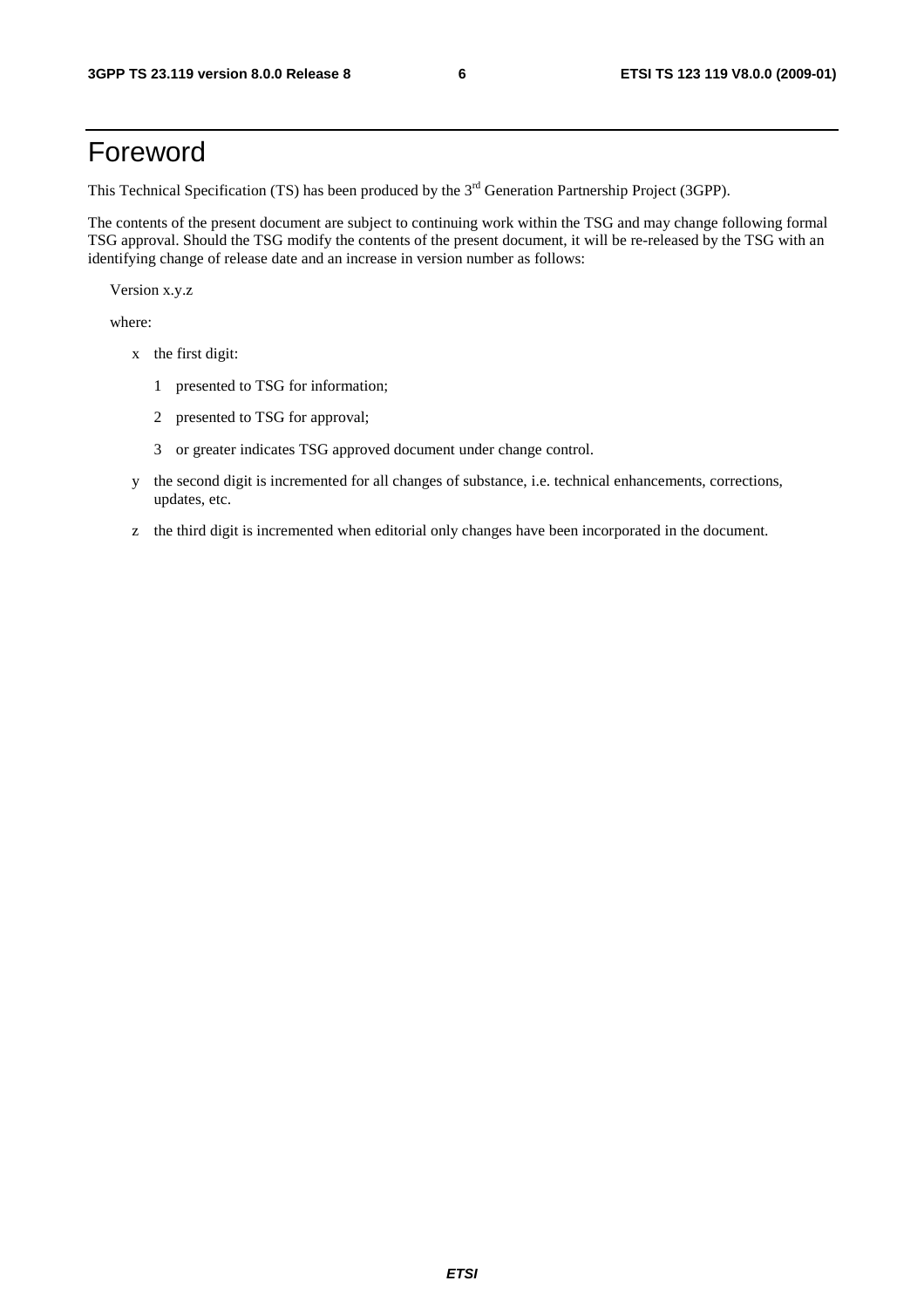# Foreword

This Technical Specification (TS) has been produced by the 3rd Generation Partnership Project (3GPP).

The contents of the present document are subject to continuing work within the TSG and may change following formal TSG approval. Should the TSG modify the contents of the present document, it will be re-released by the TSG with an identifying change of release date and an increase in version number as follows:

Version x.y.z

where:

- x the first digit:
  - 1 presented to TSG for information;
  - 2 presented to TSG for approval;
  - 3 or greater indicates TSG approved document under change control.
- y the second digit is incremented for all changes of substance, i.e. technical enhancements, corrections, updates, etc.
- z the third digit is incremented when editorial only changes have been incorporated in the document.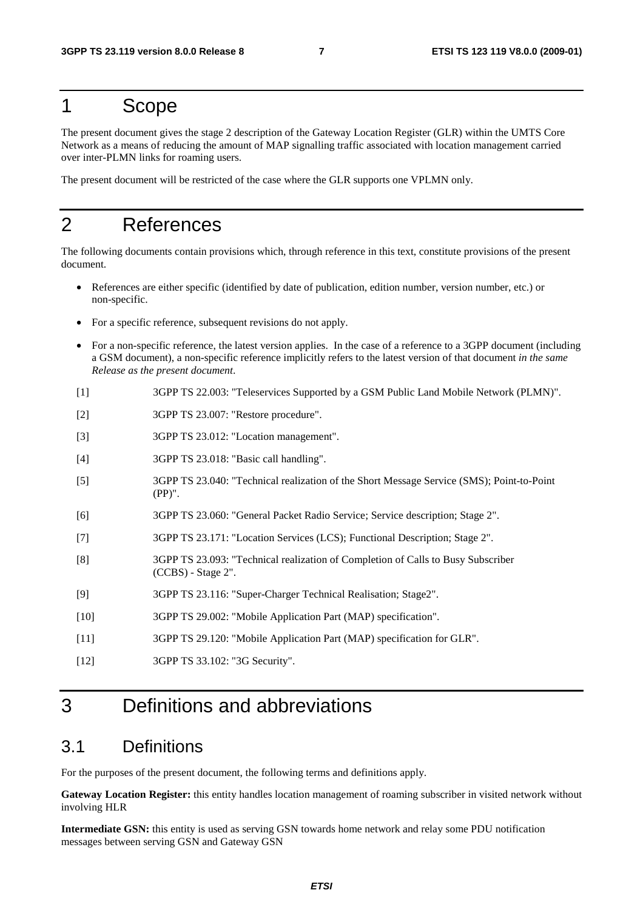# 1 Scope

The present document gives the stage 2 description of the Gateway Location Register (GLR) within the UMTS Core Network as a means of reducing the amount of MAP signalling traffic associated with location management carried over inter-PLMN links for roaming users.

The present document will be restricted of the case where the GLR supports one VPLMN only.

# 2 References

The following documents contain provisions which, through reference in this text, constitute provisions of the present document.

- References are either specific (identified by date of publication, edition number, version number, etc.) or non-specific.
- For a specific reference, subsequent revisions do not apply.
- For a non-specific reference, the latest version applies. In the case of a reference to a 3GPP document (including a GSM document), a non-specific reference implicitly refers to the latest version of that document *in the same Release as the present document*.

[1] 3GPP TS 22.003: "Teleservices Supported by a GSM Public Land Mobile Network (PLMN)".

[2] 3GPP TS 23.007: "Restore procedure".

[3] 3GPP TS 23.012: "Location management".

[4] 3GPP TS 23.018: "Basic call handling".

[5] 3GPP TS 23.040: "Technical realization of the Short Message Service (SMS); Point-to-Point (PP)".

[6] 3GPP TS 23.060: "General Packet Radio Service; Service description; Stage 2".

[7] 3GPP TS 23.171: "Location Services (LCS); Functional Description; Stage 2".

[8] 3GPP TS 23.093: "Technical realization of Completion of Calls to Busy Subscriber (CCBS) - Stage 2".

[9] 3GPP TS 23.116: "Super-Charger Technical Realisation; Stage2".

[10] 3GPP TS 29.002: "Mobile Application Part (MAP) specification".

[11] 3GPP TS 29.120: "Mobile Application Part (MAP) specification for GLR".

[12] 3GPP TS 33.102: "3G Security".

# 3 Definitions and abbreviations

## 3.1 Definitions

For the purposes of the present document, the following terms and definitions apply.

**Gateway Location Register:** this entity handles location management of roaming subscriber in visited network without involving HLR

**Intermediate GSN:** this entity is used as serving GSN towards home network and relay some PDU notification messages between serving GSN and Gateway GSN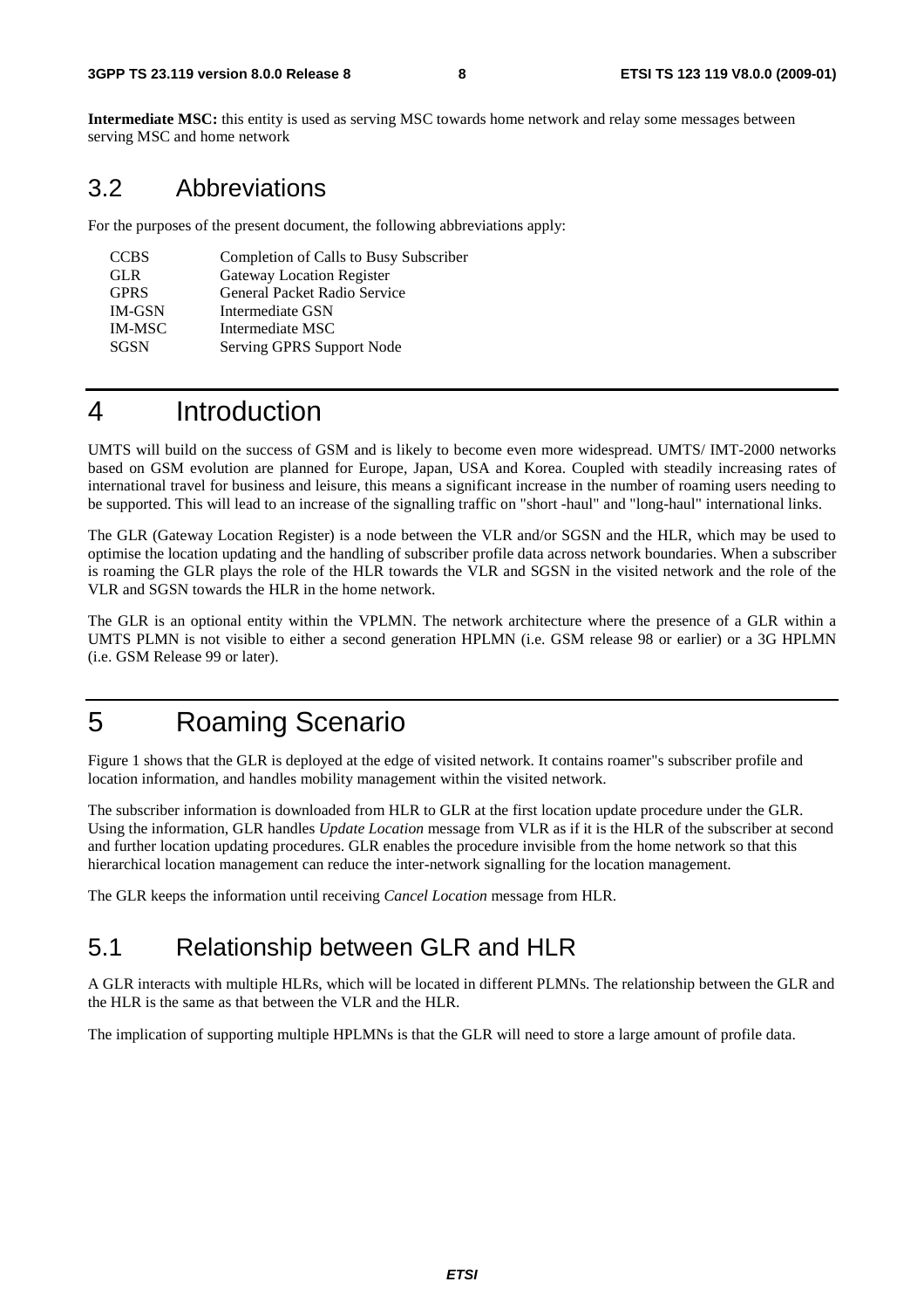**Intermediate MSC:** this entity is used as serving MSC towards home network and relay some messages between serving MSC and home network

## 3.2 Abbreviations

For the purposes of the present document, the following abbreviations apply:

| | |
|---|---|
| CCBS | Completion of Calls to Busy Subscriber |
| GLR | Gateway Location Register |
| GPRS | General Packet Radio Service |
| IM-GSN | Intermediate GSN |
| IM-MSC | Intermediate MSC |
| SGSN | Serving GPRS Support Node |

# 4 Introduction

UMTS will build on the success of GSM and is likely to become even more widespread. UMTS/ IMT-2000 networks based on GSM evolution are planned for Europe, Japan, USA and Korea. Coupled with steadily increasing rates of international travel for business and leisure, this means a significant increase in the number of roaming users needing to be supported. This will lead to an increase of the signalling traffic on "short -haul" and "long-haul" international links.

The GLR (Gateway Location Register) is a node between the VLR and/or SGSN and the HLR, which may be used to optimise the location updating and the handling of subscriber profile data across network boundaries. When a subscriber is roaming the GLR plays the role of the HLR towards the VLR and SGSN in the visited network and the role of the VLR and SGSN towards the HLR in the home network.

The GLR is an optional entity within the VPLMN. The network architecture where the presence of a GLR within a UMTS PLMN is not visible to either a second generation HPLMN (i.e. GSM release 98 or earlier) or a 3G HPLMN (i.e. GSM Release 99 or later).

# 5 Roaming Scenario

Figure 1 shows that the GLR is deployed at the edge of visited network. It contains roamer"s subscriber profile and location information, and handles mobility management within the visited network.

The subscriber information is downloaded from HLR to GLR at the first location update procedure under the GLR. Using the information, GLR handles *Update Location* message from VLR as if it is the HLR of the subscriber at second and further location updating procedures. GLR enables the procedure invisible from the home network so that this hierarchical location management can reduce the inter-network signalling for the location management.

The GLR keeps the information until receiving *Cancel Location* message from HLR.

## 5.1 Relationship between GLR and HLR

A GLR interacts with multiple HLRs, which will be located in different PLMNs. The relationship between the GLR and the HLR is the same as that between the VLR and the HLR.

The implication of supporting multiple HPLMNs is that the GLR will need to store a large amount of profile data.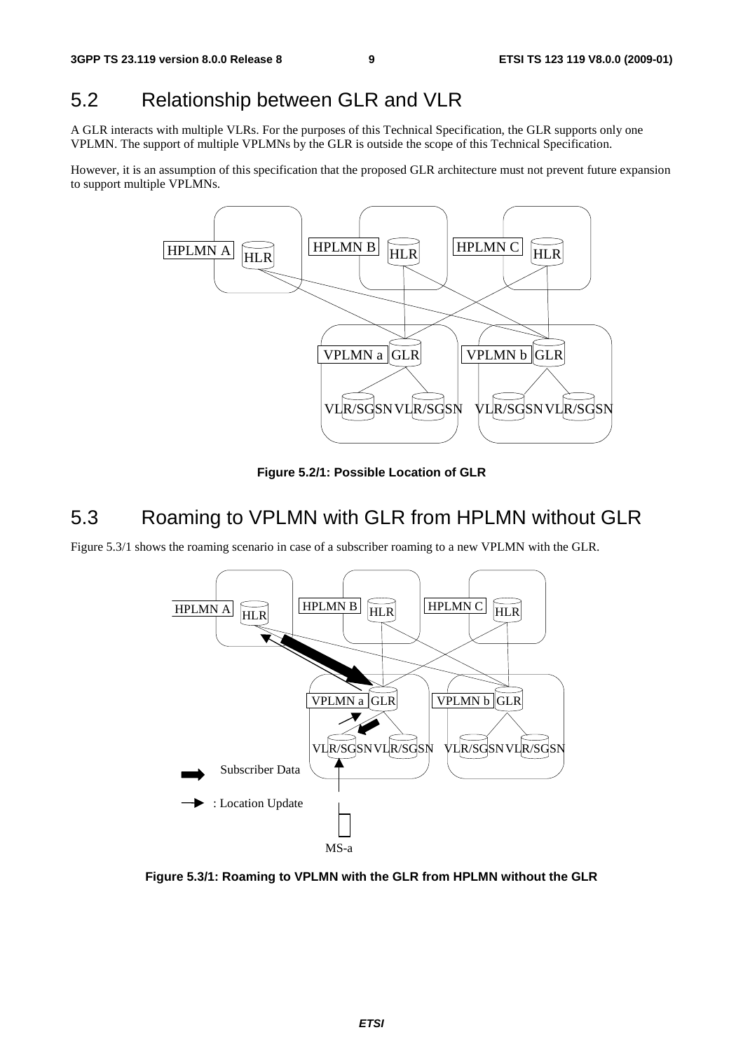## 5.2 Relationship between GLR and VLR

A GLR interacts with multiple VLRs. For the purposes of this Technical Specification, the GLR supports only one VPLMN. The support of multiple VPLMNs by the GLR is outside the scope of this Technical Specification.

However, it is an assumption of this specification that the proposed GLR architecture must not prevent future expansion to support multiple VPLMNs.

**Figure 5.2/1: Possible Location of GLR**

## 5.3 Roaming to VPLMN with GLR from HPLMN without GLR

Figure 5.3/1 shows the roaming scenario in case of a subscriber roaming to a new VPLMN with the GLR.

**Figure 5.3/1: Roaming to VPLMN with the GLR from HPLMN without the GLR**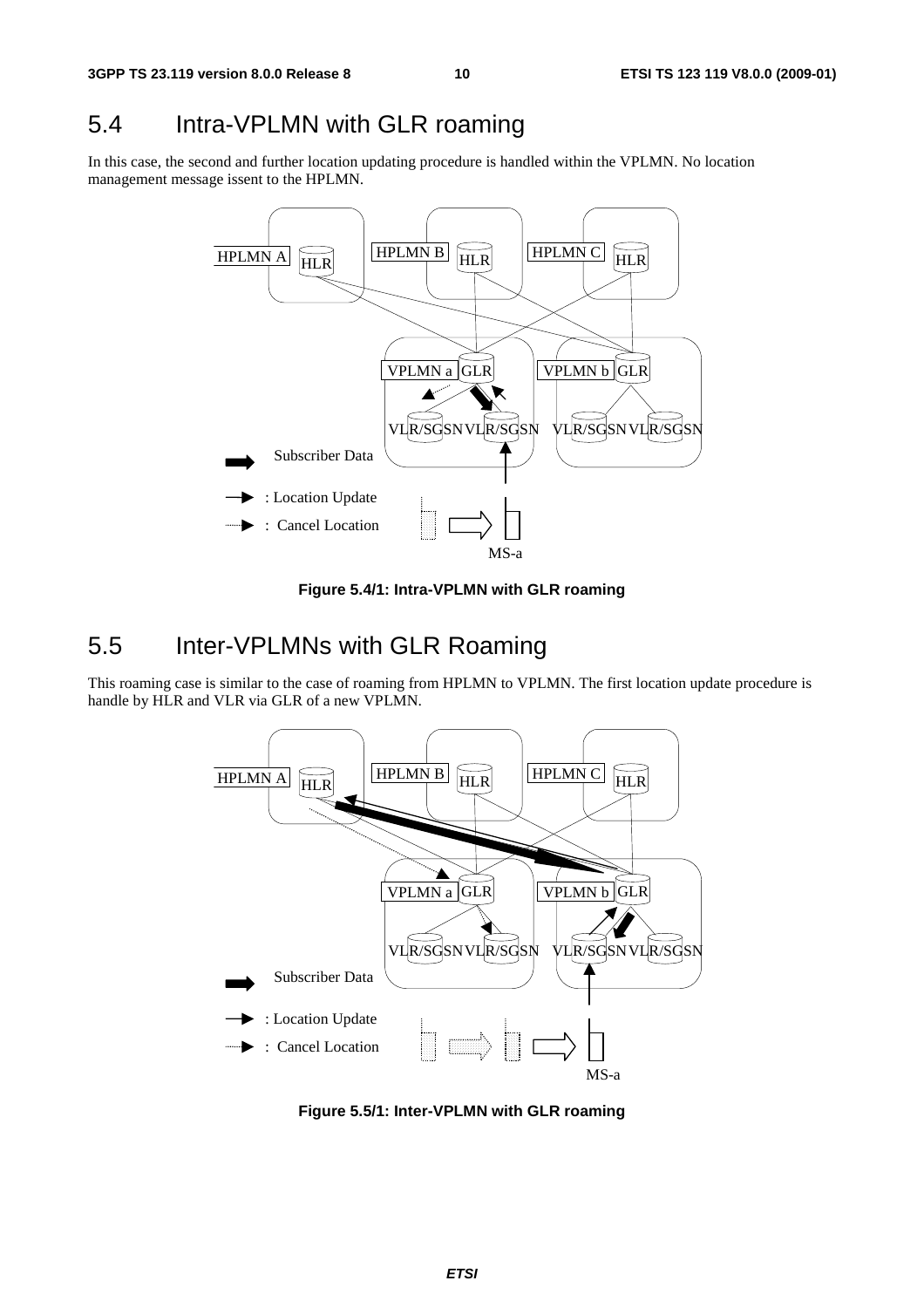## 5.4 Intra-VPLMN with GLR roaming

In this case, the second and further location updating procedure is handled within the VPLMN. No location management message issent to the HPLMN.

**Figure 5.4/1: Intra-VPLMN with GLR roaming**

## 5.5 Inter-VPLMNs with GLR Roaming

This roaming case is similar to the case of roaming from HPLMN to VPLMN. The first location update procedure is handle by HLR and VLR via GLR of a new VPLMN.

**Figure 5.5/1: Inter-VPLMN with GLR roaming**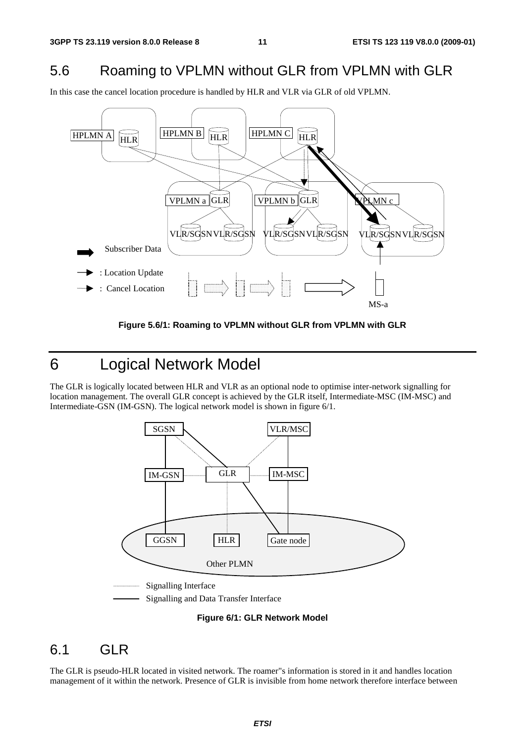## 5.6 Roaming to VPLMN without GLR from VPLMN with GLR

In this case the cancel location procedure is handled by HLR and VLR via GLR of old VPLMN.

**Figure 5.6/1: Roaming to VPLMN without GLR from VPLMN with GLR**

# 6 Logical Network Model

The GLR is logically located between HLR and VLR as an optional node to optimise inter-network signalling for location management. The overall GLR concept is achieved by the GLR itself, Intermediate-MSC (IM-MSC) and Intermediate-GSN (IM-GSN). The logical network model is shown in figure 6/1.

**Figure 6/1: GLR Network Model**

## 6.1 GLR

The GLR is pseudo-HLR located in visited network. The roamer"s information is stored in it and handles location management of it within the network. Presence of GLR is invisible from home network therefore interface between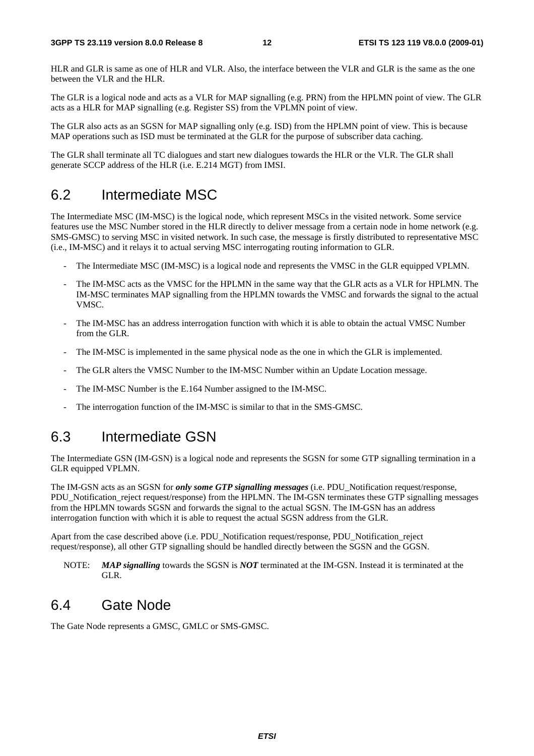HLR and GLR is same as one of HLR and VLR. Also, the interface between the VLR and GLR is the same as the one between the VLR and the HLR.

The GLR is a logical node and acts as a VLR for MAP signalling (e.g. PRN) from the HPLMN point of view. The GLR acts as a HLR for MAP signalling (e.g. Register SS) from the VPLMN point of view.

The GLR also acts as an SGSN for MAP signalling only (e.g. ISD) from the HPLMN point of view. This is because MAP operations such as ISD must be terminated at the GLR for the purpose of subscriber data caching.

The GLR shall terminate all TC dialogues and start new dialogues towards the HLR or the VLR. The GLR shall generate SCCP address of the HLR (i.e. E.214 MGT) from IMSI.

## 6.2 Intermediate MSC

The Intermediate MSC (IM-MSC) is the logical node, which represent MSCs in the visited network. Some service features use the MSC Number stored in the HLR directly to deliver message from a certain node in home network (e.g. SMS-GMSC) to serving MSC in visited network. In such case, the message is firstly distributed to representative MSC (i.e., IM-MSC) and it relays it to actual serving MSC interrogating routing information to GLR.

- The Intermediate MSC (IM-MSC) is a logical node and represents the VMSC in the GLR equipped VPLMN.
- The IM-MSC acts as the VMSC for the HPLMN in the same way that the GLR acts as a VLR for HPLMN. The IM-MSC terminates MAP signalling from the HPLMN towards the VMSC and forwards the signal to the actual VMSC.
- The IM-MSC has an address interrogation function with which it is able to obtain the actual VMSC Number from the GLR.
- The IM-MSC is implemented in the same physical node as the one in which the GLR is implemented.
- The GLR alters the VMSC Number to the IM-MSC Number within an Update Location message.
- The IM-MSC Number is the E.164 Number assigned to the IM-MSC.
- The interrogation function of the IM-MSC is similar to that in the SMS-GMSC.

## 6.3 Intermediate GSN

The Intermediate GSN (IM-GSN) is a logical node and represents the SGSN for some GTP signalling termination in a GLR equipped VPLMN.

The IM-GSN acts as an SGSN for ***only some GTP signalling messages*** (i.e. PDU_Notification request/response, PDU_Notification_reject request/response) from the HPLMN. The IM-GSN terminates these GTP signalling messages from the HPLMN towards SGSN and forwards the signal to the actual SGSN. The IM-GSN has an address interrogation function with which it is able to request the actual SGSN address from the GLR.

Apart from the case described above (i.e. PDU_Notification request/response, PDU_Notification_reject request/response), all other GTP signalling should be handled directly between the SGSN and the GGSN.

NOTE: ***MAP signalling*** towards the SGSN is ***NOT*** terminated at the IM-GSN. Instead it is terminated at the GLR.

## 6.4 Gate Node

The Gate Node represents a GMSC, GMLC or SMS-GMSC.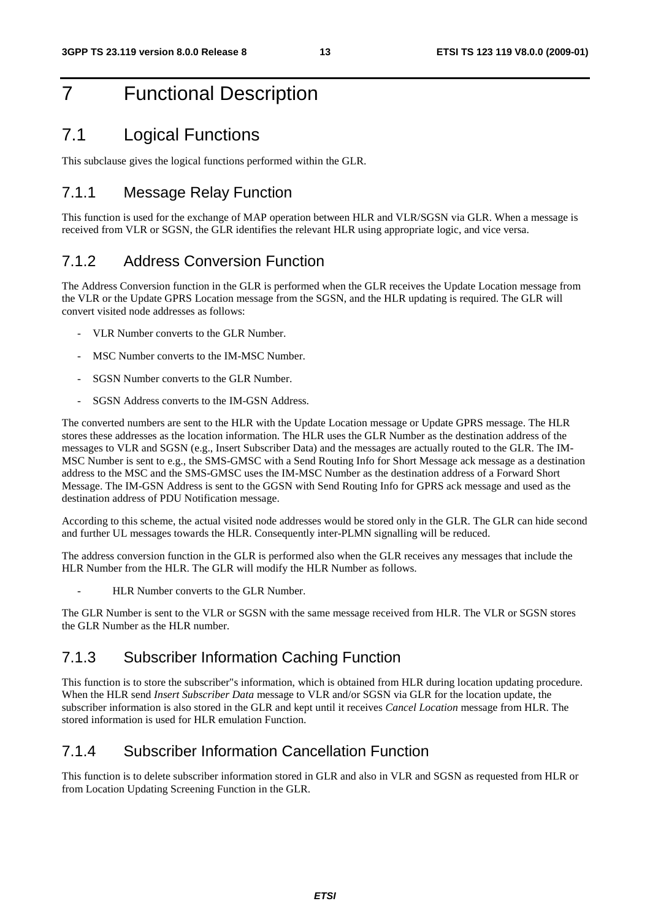# 7 Functional Description

## 7.1 Logical Functions

This subclause gives the logical functions performed within the GLR.

### 7.1.1 Message Relay Function

This function is used for the exchange of MAP operation between HLR and VLR/SGSN via GLR. When a message is received from VLR or SGSN, the GLR identifies the relevant HLR using appropriate logic, and vice versa.

### 7.1.2 Address Conversion Function

The Address Conversion function in the GLR is performed when the GLR receives the Update Location message from the VLR or the Update GPRS Location message from the SGSN, and the HLR updating is required. The GLR will convert visited node addresses as follows:

- VLR Number converts to the GLR Number.
- MSC Number converts to the IM-MSC Number.
- SGSN Number converts to the GLR Number.
- SGSN Address converts to the IM-GSN Address.

The converted numbers are sent to the HLR with the Update Location message or Update GPRS message. The HLR stores these addresses as the location information. The HLR uses the GLR Number as the destination address of the messages to VLR and SGSN (e.g., Insert Subscriber Data) and the messages are actually routed to the GLR. The IM-MSC Number is sent to e.g., the SMS-GMSC with a Send Routing Info for Short Message ack message as a destination address to the MSC and the SMS-GMSC uses the IM-MSC Number as the destination address of a Forward Short Message. The IM-GSN Address is sent to the GGSN with Send Routing Info for GPRS ack message and used as the destination address of PDU Notification message.

According to this scheme, the actual visited node addresses would be stored only in the GLR. The GLR can hide second and further UL messages towards the HLR. Consequently inter-PLMN signalling will be reduced.

The address conversion function in the GLR is performed also when the GLR receives any messages that include the HLR Number from the HLR. The GLR will modify the HLR Number as follows.

- HLR Number converts to the GLR Number.

The GLR Number is sent to the VLR or SGSN with the same message received from HLR. The VLR or SGSN stores the GLR Number as the HLR number.

### 7.1.3 Subscriber Information Caching Function

This function is to store the subscriber"s information, which is obtained from HLR during location updating procedure. When the HLR send *Insert Subscriber Data* message to VLR and/or SGSN via GLR for the location update, the subscriber information is also stored in the GLR and kept until it receives *Cancel Location* message from HLR. The stored information is used for HLR emulation Function.

### 7.1.4 Subscriber Information Cancellation Function

This function is to delete subscriber information stored in GLR and also in VLR and SGSN as requested from HLR or from Location Updating Screening Function in the GLR.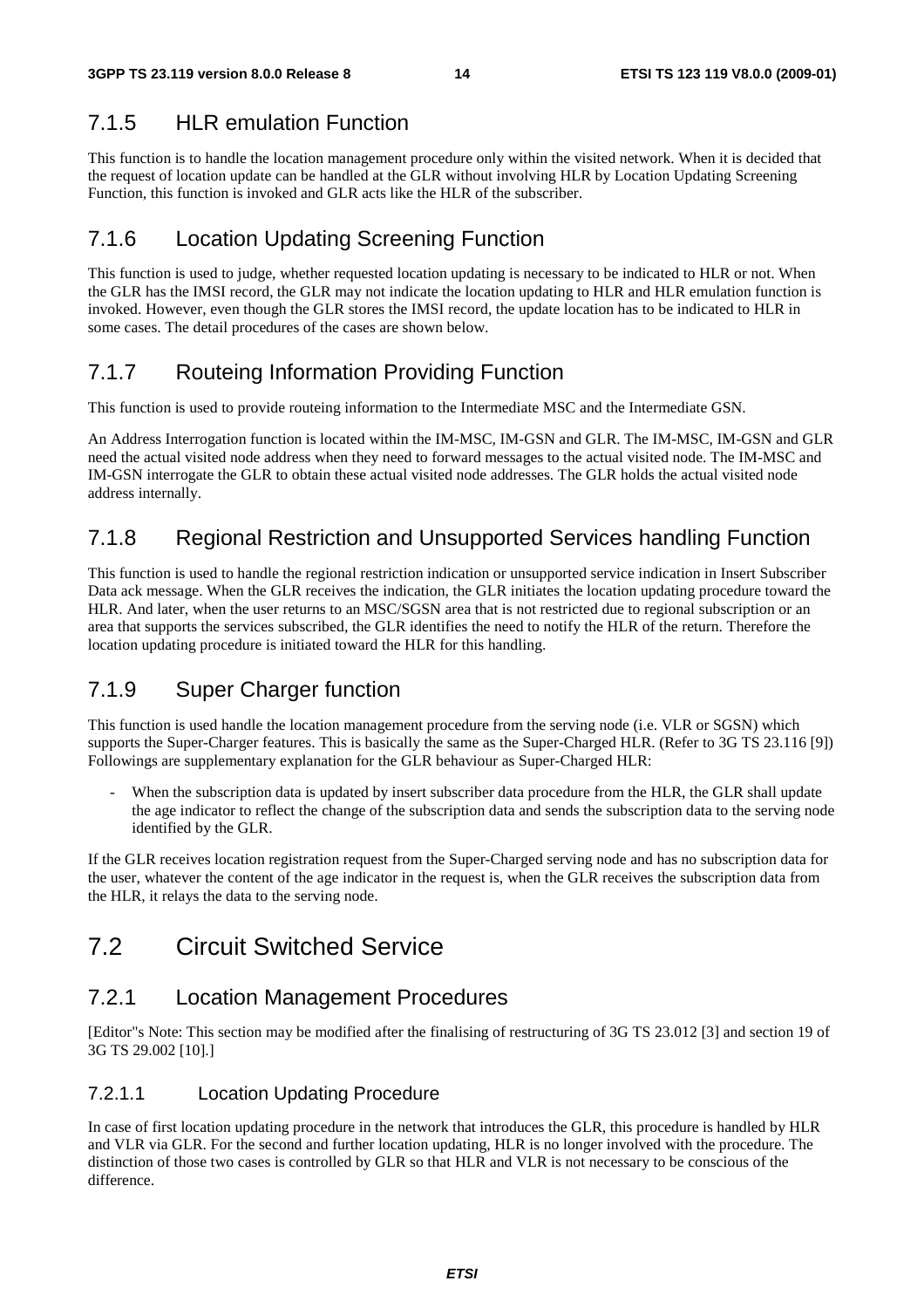### 7.1.5 HLR emulation Function

This function is to handle the location management procedure only within the visited network. When it is decided that the request of location update can be handled at the GLR without involving HLR by Location Updating Screening Function, this function is invoked and GLR acts like the HLR of the subscriber.

### 7.1.6 Location Updating Screening Function

This function is used to judge, whether requested location updating is necessary to be indicated to HLR or not. When the GLR has the IMSI record, the GLR may not indicate the location updating to HLR and HLR emulation function is invoked. However, even though the GLR stores the IMSI record, the update location has to be indicated to HLR in some cases. The detail procedures of the cases are shown below.

### 7.1.7 Routeing Information Providing Function

This function is used to provide routeing information to the Intermediate MSC and the Intermediate GSN.

An Address Interrogation function is located within the IM-MSC, IM-GSN and GLR. The IM-MSC, IM-GSN and GLR need the actual visited node address when they need to forward messages to the actual visited node. The IM-MSC and IM-GSN interrogate the GLR to obtain these actual visited node addresses. The GLR holds the actual visited node address internally.

### 7.1.8 Regional Restriction and Unsupported Services handling Function

This function is used to handle the regional restriction indication or unsupported service indication in Insert Subscriber Data ack message. When the GLR receives the indication, the GLR initiates the location updating procedure toward the HLR. And later, when the user returns to an MSC/SGSN area that is not restricted due to regional subscription or an area that supports the services subscribed, the GLR identifies the need to notify the HLR of the return. Therefore the location updating procedure is initiated toward the HLR for this handling.

### 7.1.9 Super Charger function

This function is used handle the location management procedure from the serving node (i.e. VLR or SGSN) which supports the Super-Charger features. This is basically the same as the Super-Charged HLR. (Refer to 3G TS 23.116 [9]) Followings are supplementary explanation for the GLR behaviour as Super-Charged HLR:

- When the subscription data is updated by insert subscriber data procedure from the HLR, the GLR shall update the age indicator to reflect the change of the subscription data and sends the subscription data to the serving node identified by the GLR.

If the GLR receives location registration request from the Super-Charged serving node and has no subscription data for the user, whatever the content of the age indicator in the request is, when the GLR receives the subscription data from the HLR, it relays the data to the serving node.

## 7.2 Circuit Switched Service

### 7.2.1 Location Management Procedures

[Editor"s Note: This section may be modified after the finalising of restructuring of 3G TS 23.012 [3] and section 19 of 3G TS 29.002 [10].]

#### 7.2.1.1 Location Updating Procedure

In case of first location updating procedure in the network that introduces the GLR, this procedure is handled by HLR and VLR via GLR. For the second and further location updating, HLR is no longer involved with the procedure. The distinction of those two cases is controlled by GLR so that HLR and VLR is not necessary to be conscious of the difference.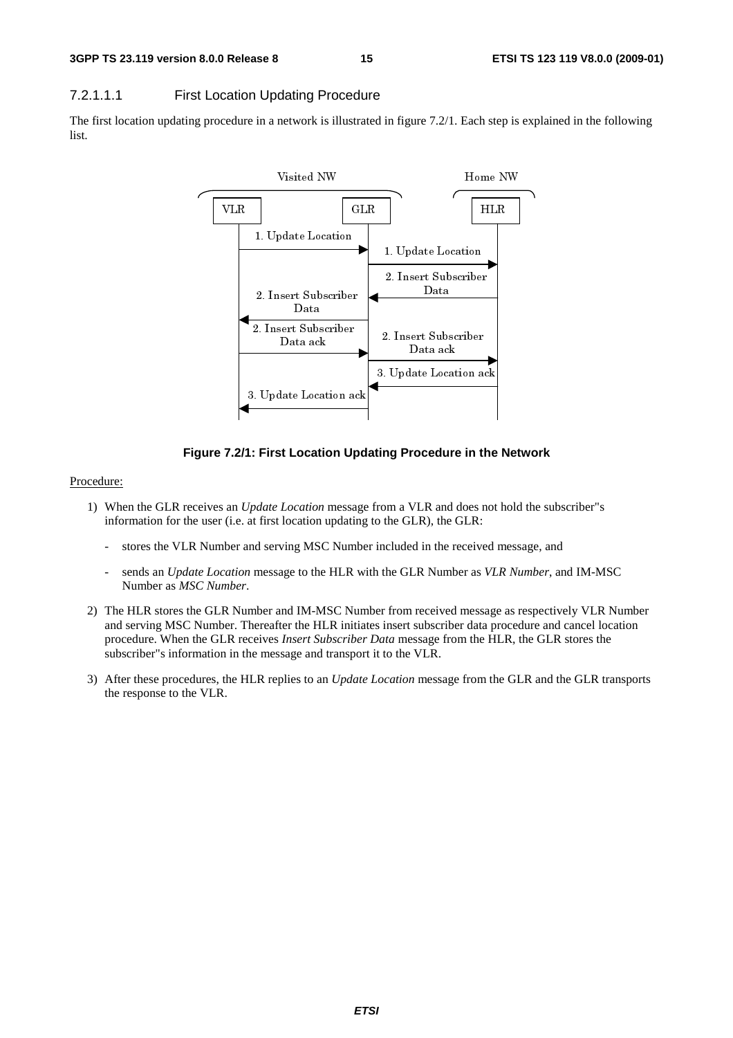#### 7.2.1.1.1 First Location Updating Procedure

The first location updating procedure in a network is illustrated in figure 7.2/1. Each step is explained in the following list.

**Figure 7.2/1: First Location Updating Procedure in the Network**

Procedure:

1) When the GLR receives an *Update Location* message from a VLR and does not hold the subscriber"s information for the user (i.e. at first location updating to the GLR), the GLR:

   - stores the VLR Number and serving MSC Number included in the received message, and

   - sends an *Update Location* message to the HLR with the GLR Number as *VLR Number*, and IM-MSC Number as *MSC Number*.

2) The HLR stores the GLR Number and IM-MSC Number from received message as respectively VLR Number and serving MSC Number. Thereafter the HLR initiates insert subscriber data procedure and cancel location procedure. When the GLR receives *Insert Subscriber Data* message from the HLR, the GLR stores the subscriber"s information in the message and transport it to the VLR.

3) After these procedures, the HLR replies to an *Update Location* message from the GLR and the GLR transports the response to the VLR.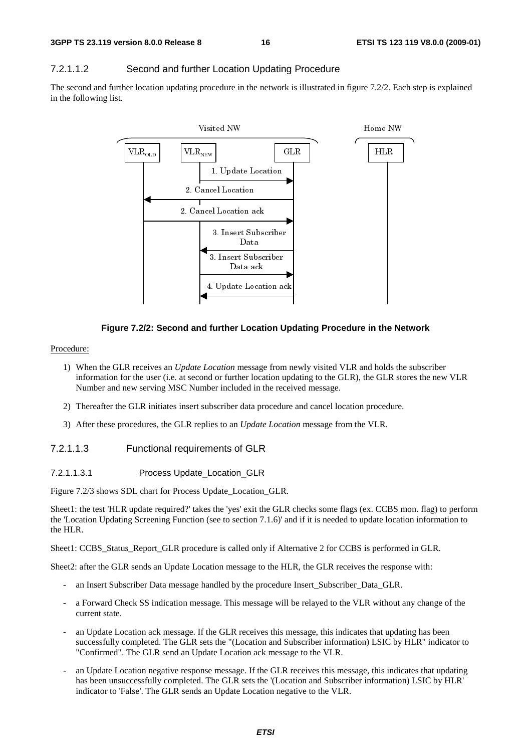#### 7.2.1.1.2 Second and further Location Updating Procedure

The second and further location updating procedure in the network is illustrated in figure 7.2/2. Each step is explained in the following list.

**Figure 7.2/2: Second and further Location Updating Procedure in the Network**

Procedure:

1) When the GLR receives an *Update Location* message from newly visited VLR and holds the subscriber information for the user (i.e. at second or further location updating to the GLR), the GLR stores the new VLR Number and new serving MSC Number included in the received message.

2) Thereafter the GLR initiates insert subscriber data procedure and cancel location procedure.

3) After these procedures, the GLR replies to an *Update Location* message from the VLR.

#### 7.2.1.1.3 Functional requirements of GLR

##### 7.2.1.1.3.1 Process Update_Location_GLR

Figure 7.2/3 shows SDL chart for Process Update_Location_GLR.

Sheet1: the test 'HLR update required?' takes the 'yes' exit the GLR checks some flags (ex. CCBS mon. flag) to perform the 'Location Updating Screening Function (see to section 7.1.6)' and if it is needed to update location information to the HLR.

Sheet1: CCBS_Status_Report_GLR procedure is called only if Alternative 2 for CCBS is performed in GLR.

Sheet2: after the GLR sends an Update Location message to the HLR, the GLR receives the response with:

- an Insert Subscriber Data message handled by the procedure Insert_Subscriber_Data_GLR.
- a Forward Check SS indication message. This message will be relayed to the VLR without any change of the current state.
- an Update Location ack message. If the GLR receives this message, this indicates that updating has been successfully completed. The GLR sets the "(Location and Subscriber information) LSIC by HLR" indicator to "Confirmed". The GLR send an Update Location ack message to the VLR.
- an Update Location negative response message. If the GLR receives this message, this indicates that updating has been unsuccessfully completed. The GLR sets the '(Location and Subscriber information) LSIC by HLR' indicator to 'False'. The GLR sends an Update Location negative to the VLR.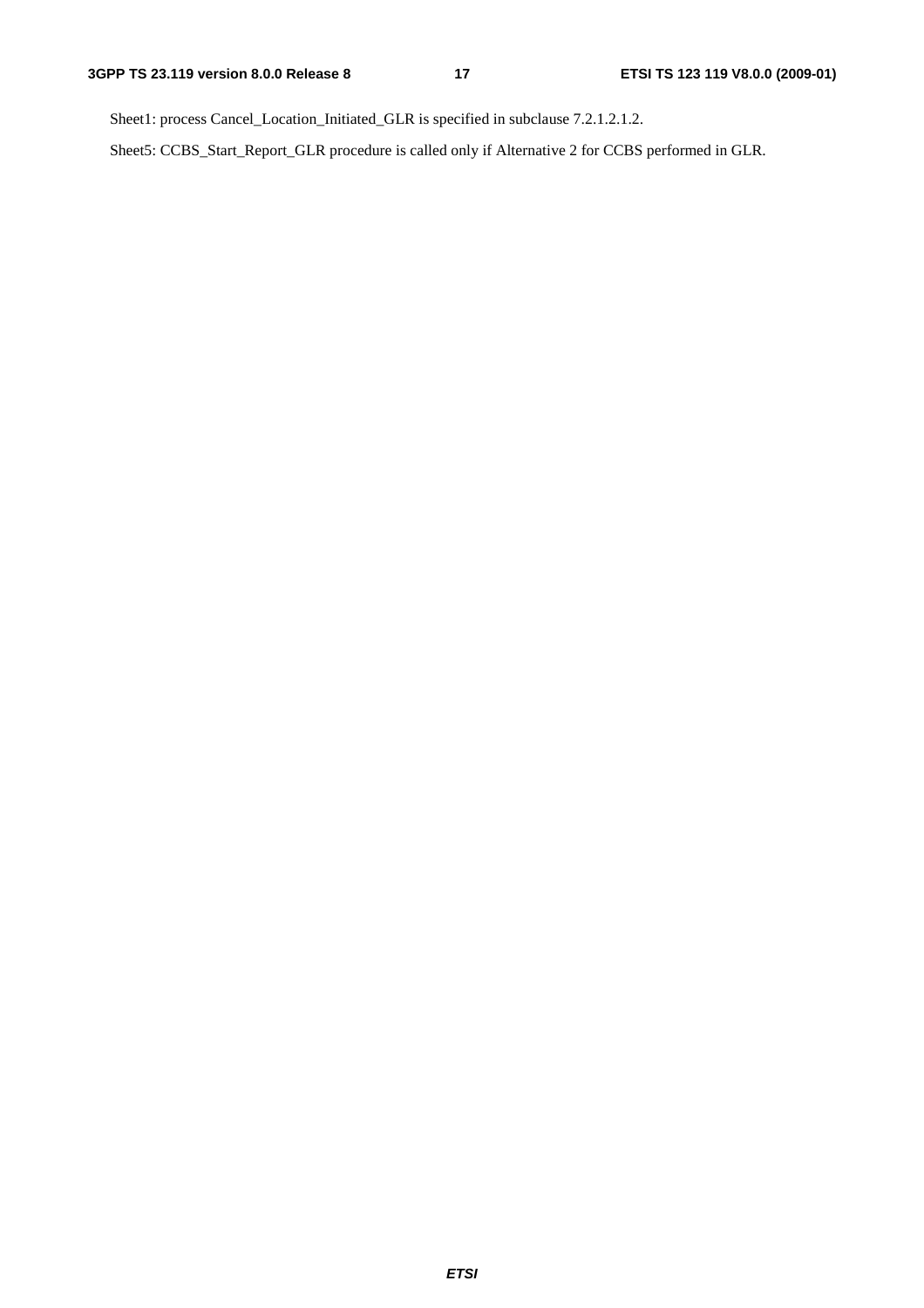Sheet1: process Cancel_Location_Initiated_GLR is specified in subclause 7.2.1.2.1.2.

Sheet5: CCBS_Start_Report_GLR procedure is called only if Alternative 2 for CCBS performed in GLR.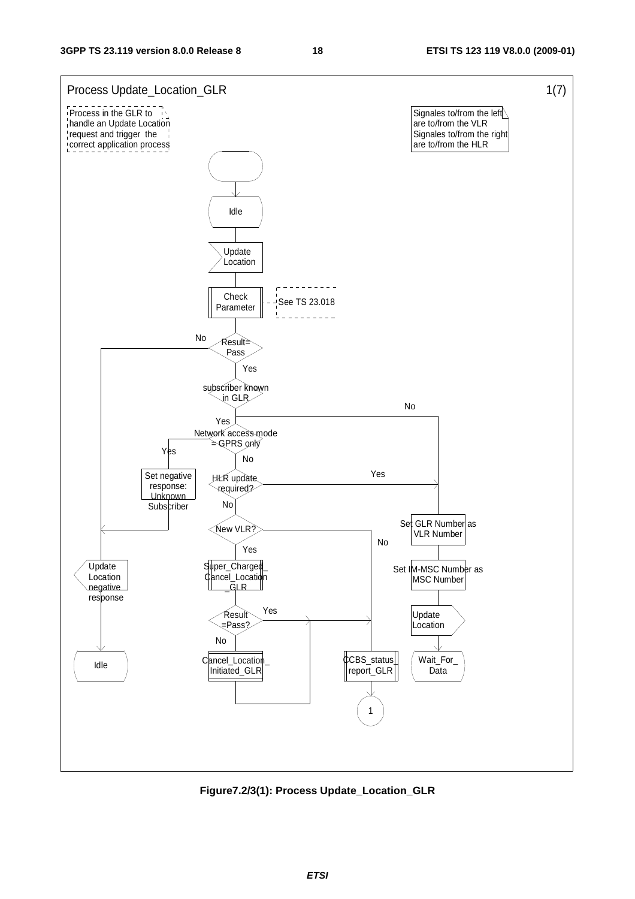Process Update_Location_GLR 1(7)

Process in the GLR to handle an Update Location request and trigger the correct application process

Signales to/from the left are to/from the VLR
Signales to/from the right are to/from the HLR

Idle

Update Location

Check Parameter

See TS 23.018

Result= Pass

No

Yes

subscriber known in GLR

No

Yes

Network access mode = GPRS only

Yes

No

Set negative response: Unknown Subscriber

HLR update required?

Yes

No

New VLR?

No

Yes

Set GLR Number as VLR Number

Set IM-MSC Number as MSC Number

Update Location

Wait_For_ Data

Super_Charged_ Cancel_Location _GLR

Result =Pass?

Yes

No

Cancel_Location_ Initiated_GLR

CCBS_status_ report_GLR

1

Update Location negative response

Idle

**Figure7.2/3(1): Process Update_Location_GLR**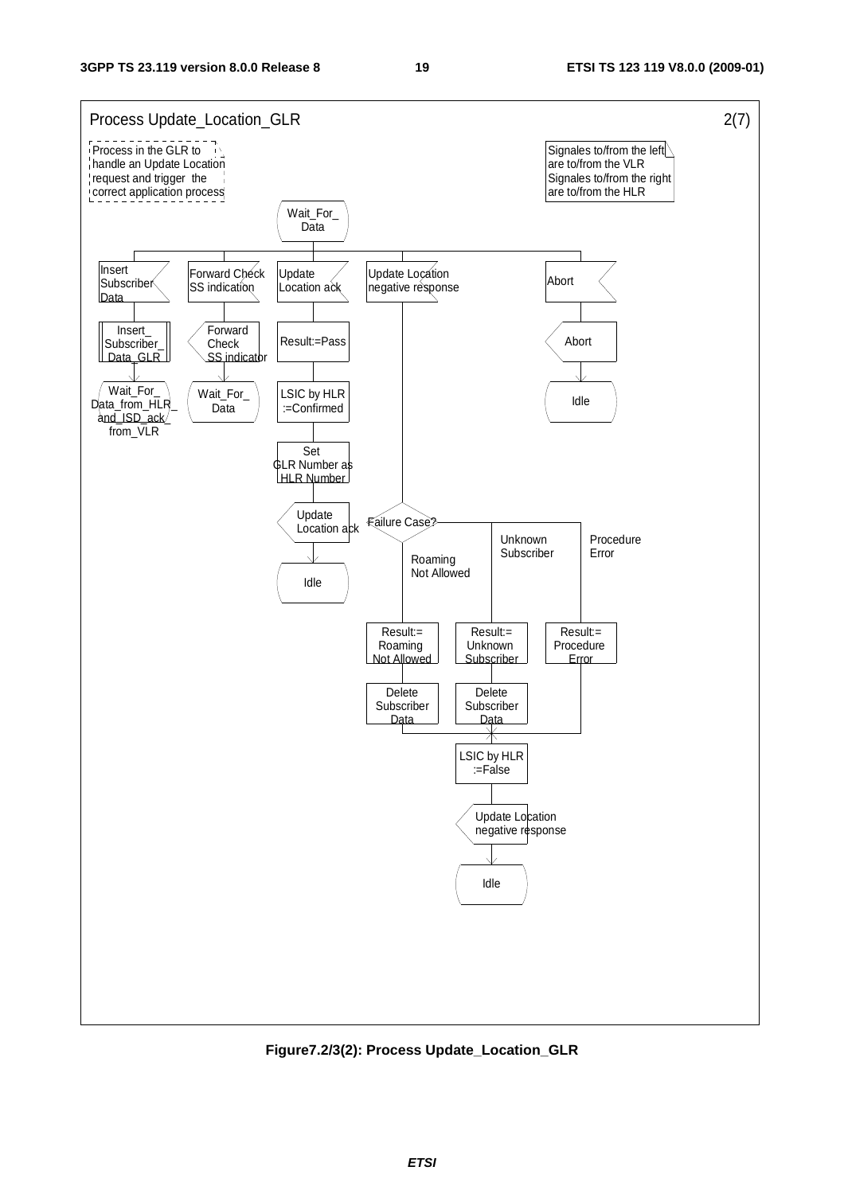Process Update_Location_GLR 2(7)

Process in the GLR to handle an Update Location request and trigger the correct application process

Signales to/from the left are to/from the VLR
Signales to/from the right are to/from the HLR

Wait_For_Data

Insert Subscriber Data

Forward Check SS indication

Update Location ack

Update Location negative response

Abort

Insert_Subscriber_Data_GLR

Forward Check SS indicator

Result:=Pass

Abort

Wait_For_Data_from_HLR_and_ISD_ack_from_VLR

Wait_For_Data

LSIC by HLR :=Confirmed

Idle

Set GLR Number as HLR Number

Update Location ack

Failure Case?

Unknown Subscriber

Procedure Error

Roaming Not Allowed

Idle

Result:= Roaming Not Allowed

Result:= Unknown Subscriber

Result:= Procedure Error

Delete Subscriber Data

Delete Subscriber Data

LSIC by HLR :=False

Update Location negative response

Idle

**Figure7.2/3(2): Process Update_Location_GLR**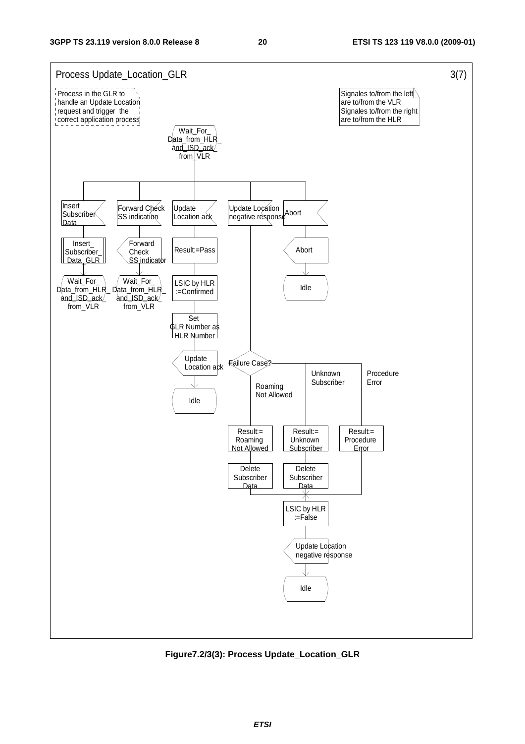Process Update_Location_GLR 3(7)

Process in the GLR to handle an Update Location request and trigger the correct application process

Signales to/from the left are to/from the VLR
Signales to/from the right are to/from the HLR

Wait_For_ Data_from_HLR_ and_ISD_ack/ from_VLR

Insert Subscriber Data

Insert_ Subscriber_ Data_GLR

Wait_For_ Data_from_HLR_ and_ISD_ack/ from_VLR

Forward Check SS indication

Forward Check SS indicator

Wait_For_ Data_from_HLR_ and_ISD_ack/ from_VLR

Update Location ack

Result:=Pass

LSIC by HLR :=Confirmed

Set GLR Number as HLR Number

Update Location ack

Idle

Update Location negative response

Failure Case?

Roaming Not Allowed

Unknown Subscriber

Procedure Error

Result:= Roaming Not Allowed

Result:= Unknown Subscriber

Result:= Procedure Error

Delete Subscriber Data

Delete Subscriber Data

LSIC by HLR :=False

Update Location negative response

Idle

Abort

Abort

Idle

**Figure7.2/3(3): Process Update_Location_GLR**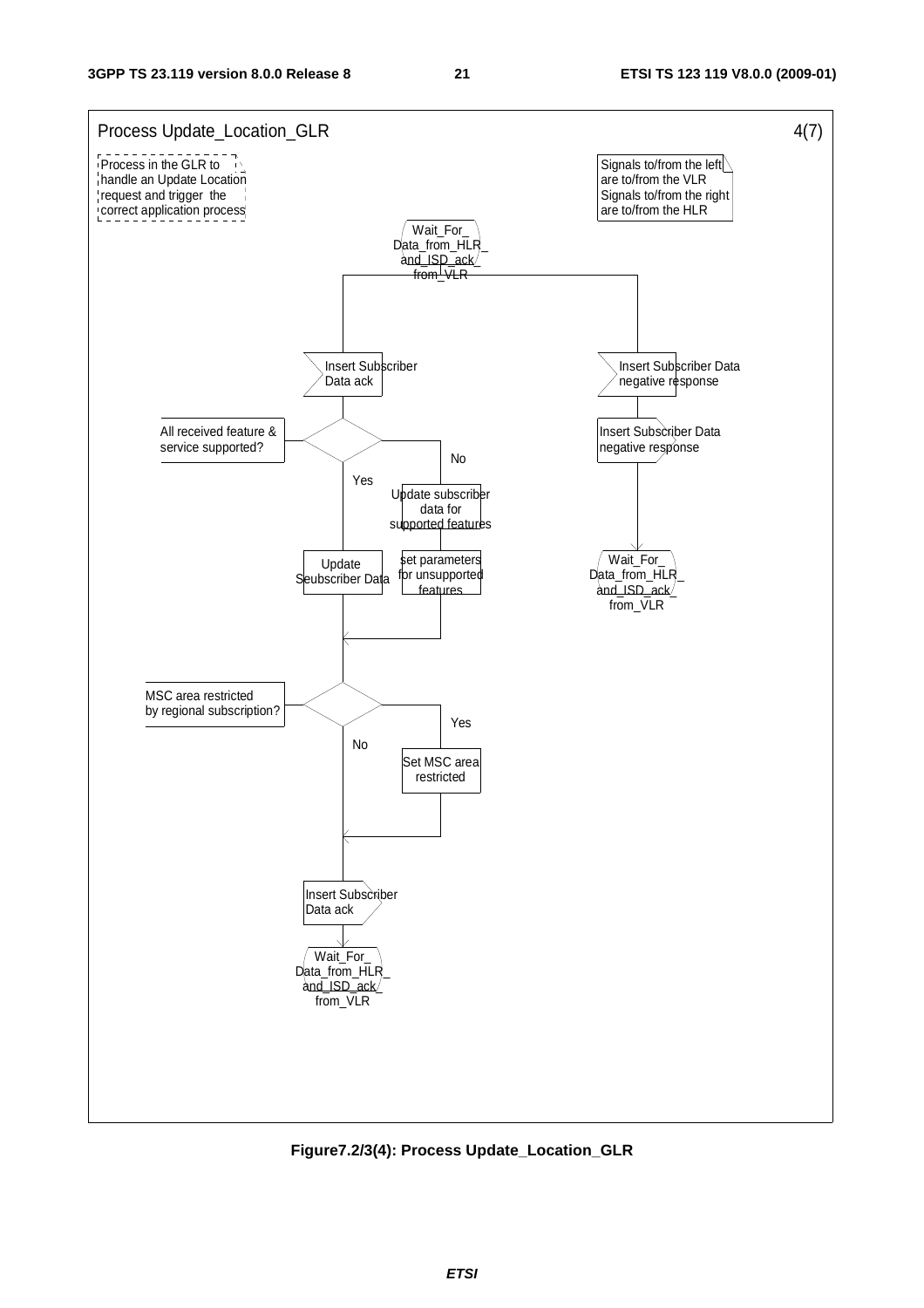Process Update_Location_GLR 4(7)

Process in the GLR to handle an Update Location request and trigger the correct application process

Signals to/from the left are to/from the VLR
Signals to/from the right are to/from the HLR

Wait_For_ Data_from_HLR_ and_ISD_ack_ from_VLR

Insert Subscriber Data ack

All received feature & service supported?

Yes

Update Seubscriber Data

No

Update subscriber data for supported features

set parameters for unsupported features

MSC area restricted by regional subscription?

No

Yes

Set MSC area restricted

Insert Subscriber Data ack

Wait_For_ Data_from_HLR_ and_ISD_ack_ from_VLR

Insert Subscriber Data negative response

Insert Subscriber Data negative response

Wait_For_ Data_from_HLR_ and_ISD_ack_ from_VLR

**Figure7.2/3(4): Process Update_Location_GLR**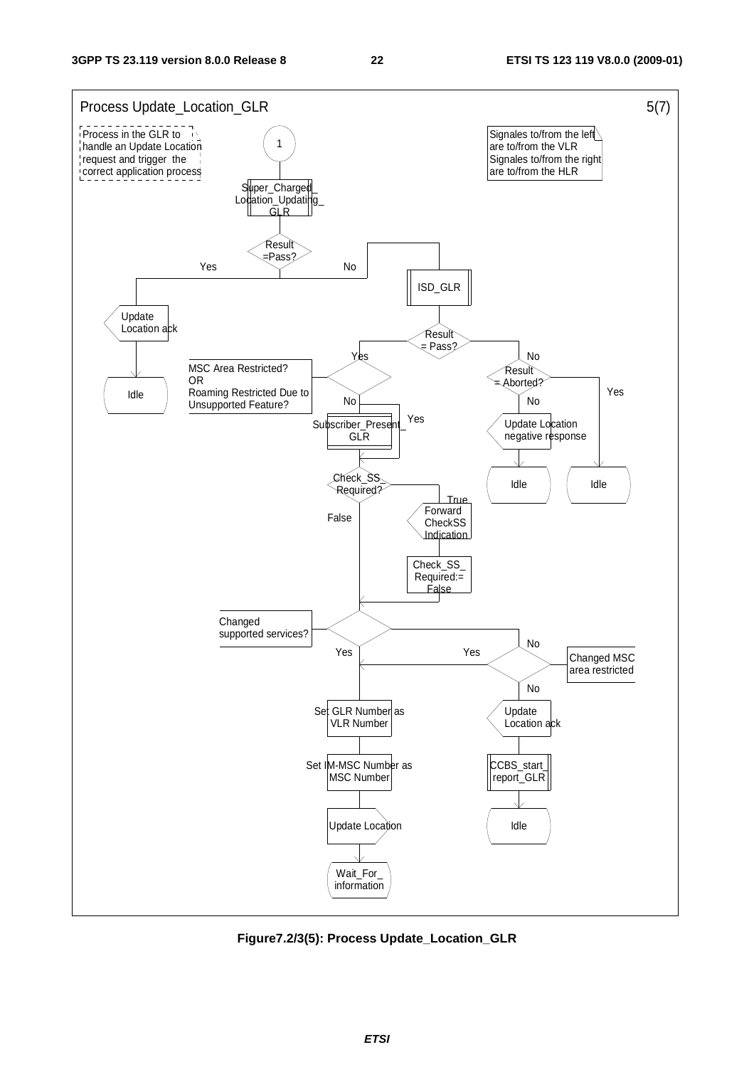Process Update_Location_GLR 5(7)

Process in the GLR to handle an Update Location request and trigger the correct application process

Signales to/from the left are to/from the VLR
Signales to/from the right are to/from the HLR

1

Super_Charged_Location_Updating_GLR

Result =Pass?

Yes

No

Update Location ack

Idle

ISD_GLR

Result = Pass?

Yes

No

MSC Area Restricted? OR Roaming Restricted Due to Unsupported Feature?

No

Yes

Result = Aborted?

No

Yes

Subscriber_Present_GLR

Update Location negative response

Idle

Idle

Check_SS_Required?

True

False

Forward CheckSS Indication

Check_SS_Required:= False

Changed supported services?

Yes

No

Yes

Changed MSC area restricted

No

Set GLR Number as VLR Number

Set IM-MSC Number as MSC Number

Update Location

Wait_For_information

Update Location ack

CCBS_start_report_GLR

Idle

**Figure7.2/3(5): Process Update_Location_GLR**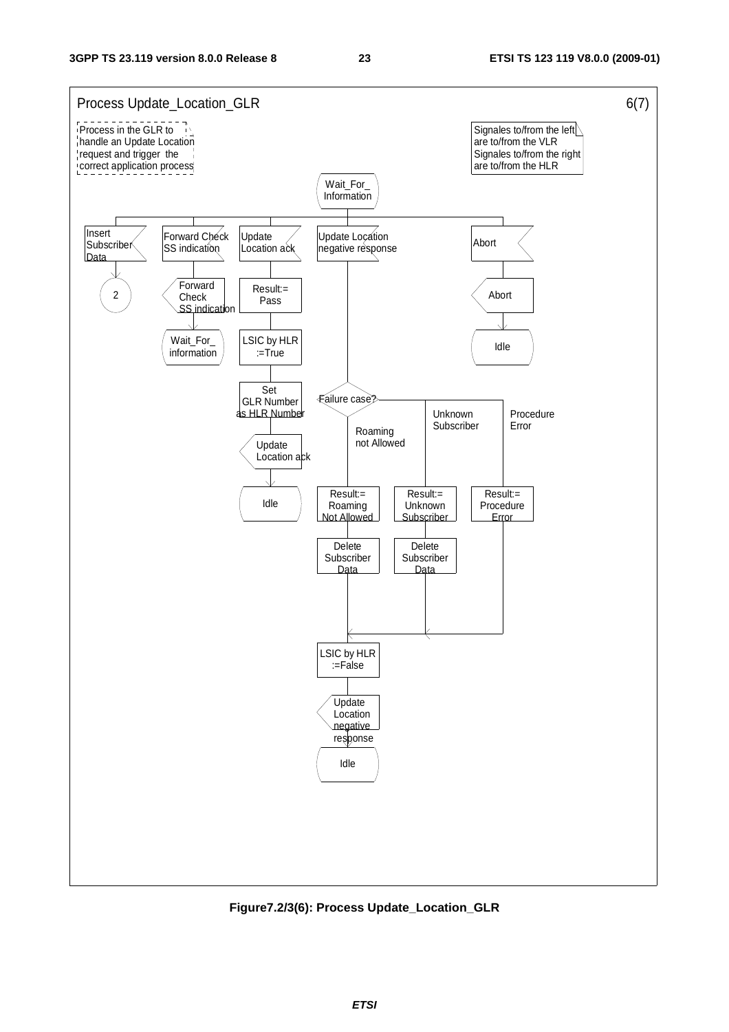Process Update_Location_GLR 6(7)

Process in the GLR to handle an Update Location request and trigger the correct application process

Signales to/from the left are to/from the VLR
Signales to/from the right are to/from the HLR

Wait_For_ Information

Insert Subscriber Data

2

Forward Check SS indication

Forward Check SS indication

Wait_For_ information

Update Location ack

Result:= Pass

LSIC by HLR :=True

Set GLR Number as HLR Number

Update Location ack

Idle

Update Location negative response

Failure case?

Roaming not Allowed

Unknown Subscriber

Procedure Error

Result:= Roaming Not Allowed

Result:= Unknown Subscriber

Result:= Procedure Error

Delete Subscriber Data

Delete Subscriber Data

LSIC by HLR :=False

Update Location negative response

Idle

Abort

Abort

Idle

**Figure7.2/3(6): Process Update_Location_GLR**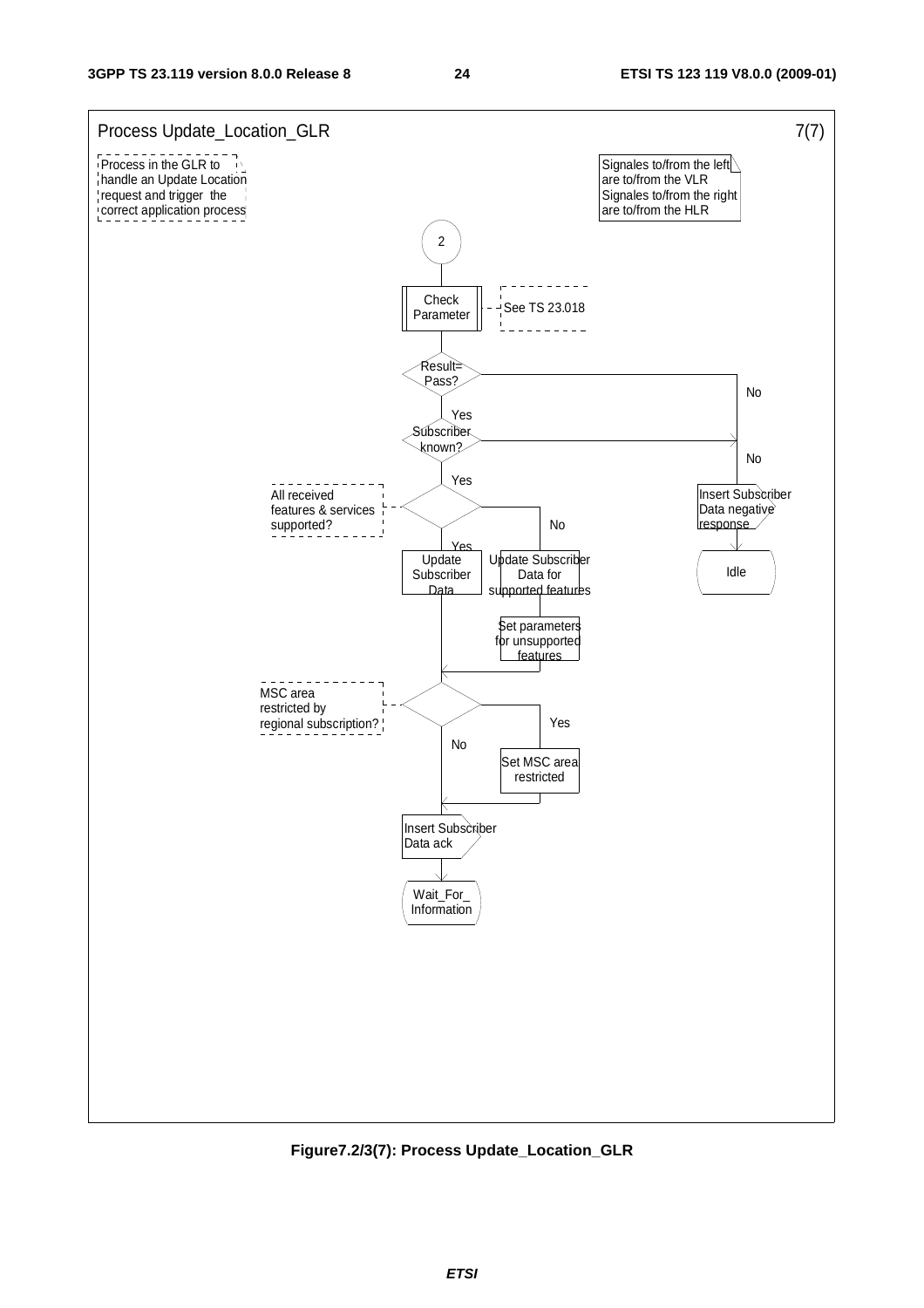Process Update_Location_GLR 7(7)

Process in the GLR to handle an Update Location request and trigger the correct application process

Signales to/from the left are to/from the VLR
Signales to/from the right are to/from the HLR

2

Check Parameter

See TS 23.018

Result= Pass?

Yes

No

Subscriber known?

Yes

No

All received features & services supported?

Yes

No

Update Subscriber Data

Update Subscriber Data for supported features

Set parameters for unsupported features

Insert Subscriber Data negative response

Idle

MSC area restricted by regional subscription?

Yes

No

Set MSC area restricted

Insert Subscriber Data ack

Wait_For_ Information

**Figure7.2/3(7): Process Update_Location_GLR**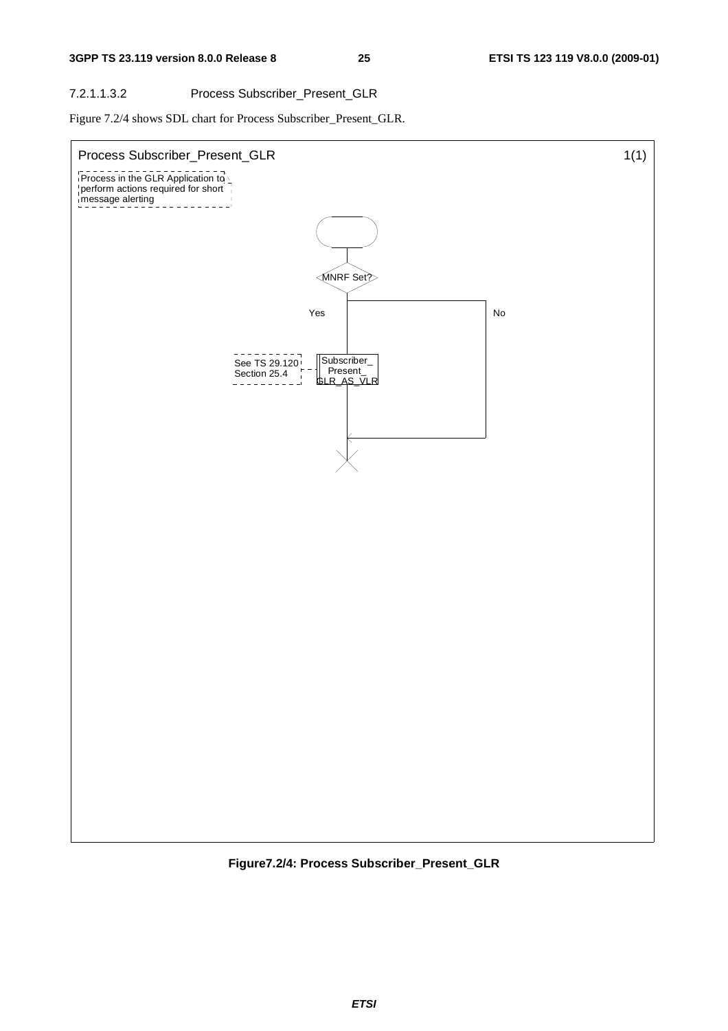#### 7.2.1.1.3.2 Process Subscriber_Present_GLR

Figure 7.2/4 shows SDL chart for Process Subscriber_Present_GLR.

Process Subscriber_Present_GLR 1(1)

Process in the GLR Application to perform actions required for short message alerting

MNRF Set?

Yes

No

See TS 29.120 Section 25.4

Subscriber_ Present_ GLR_AS_VLR

**Figure7.2/4: Process Subscriber_Present_GLR**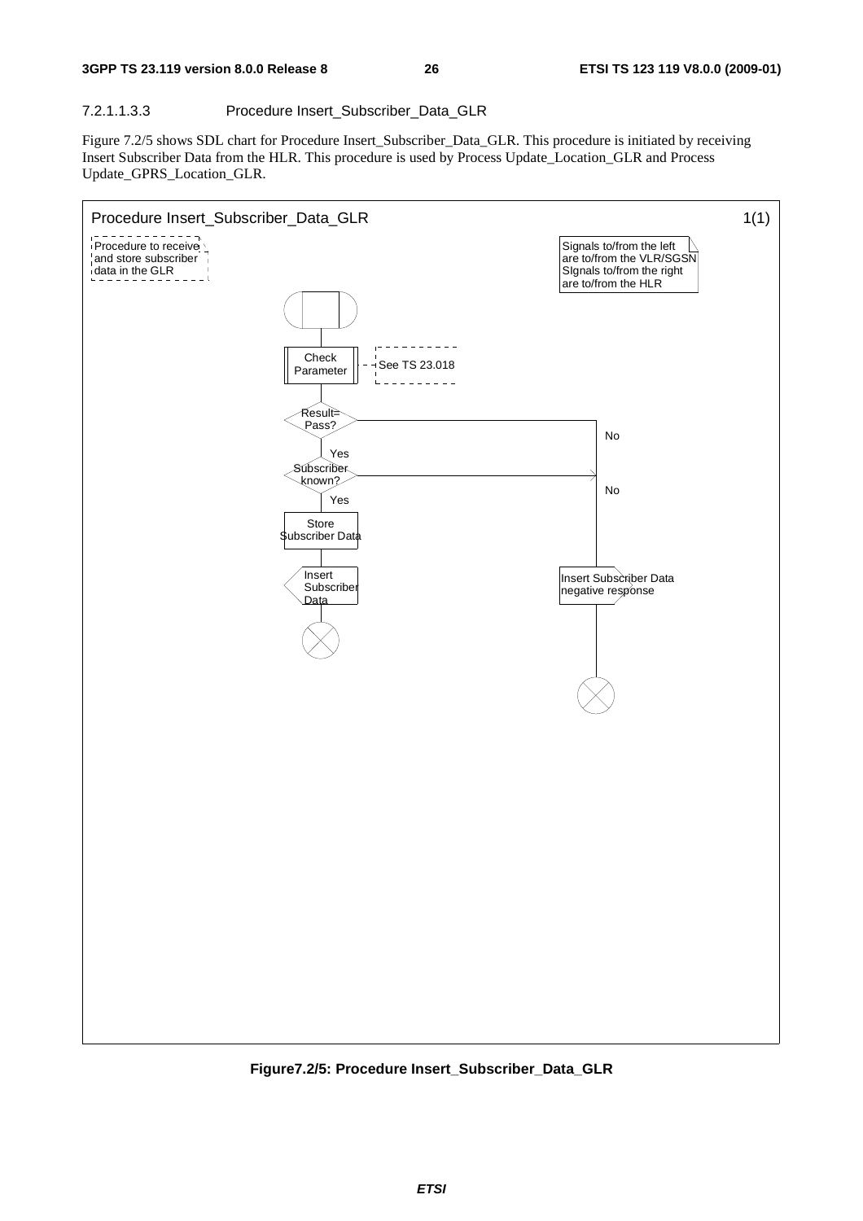#### 7.2.1.1.3.3 Procedure Insert_Subscriber_Data_GLR

Figure 7.2/5 shows SDL chart for Procedure Insert_Subscriber_Data_GLR. This procedure is initiated by receiving Insert Subscriber Data from the HLR. This procedure is used by Process Update_Location_GLR and Process Update_GPRS_Location_GLR.

Procedure Insert_Subscriber_Data_GLR 1(1)

Procedure to receive and store subscriber data in the GLR

Signals to/from the left are to/from the VLR/SGSN
SIgnals to/from the right are to/from the HLR

Check Parameter — See TS 23.018

Result= Pass? — Yes / No

Subscriber known? — Yes / No

Store Subscriber Data

Insert Subscriber Data

Insert Subscriber Data negative response

**Figure7.2/5: Procedure Insert_Subscriber_Data_GLR**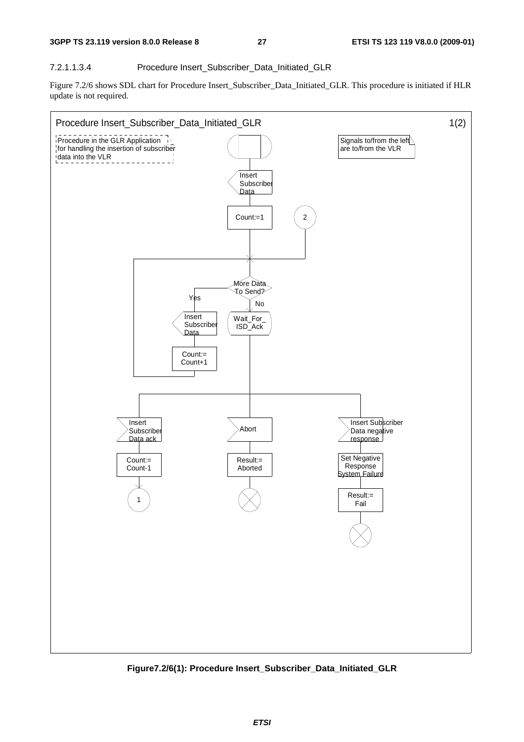#### 7.2.1.1.3.4 Procedure Insert_Subscriber_Data_Initiated_GLR

Figure 7.2/6 shows SDL chart for Procedure Insert_Subscriber_Data_Initiated_GLR. This procedure is initiated if HLR update is not required.

**Figure7.2/6(1): Procedure Insert_Subscriber_Data_Initiated_GLR**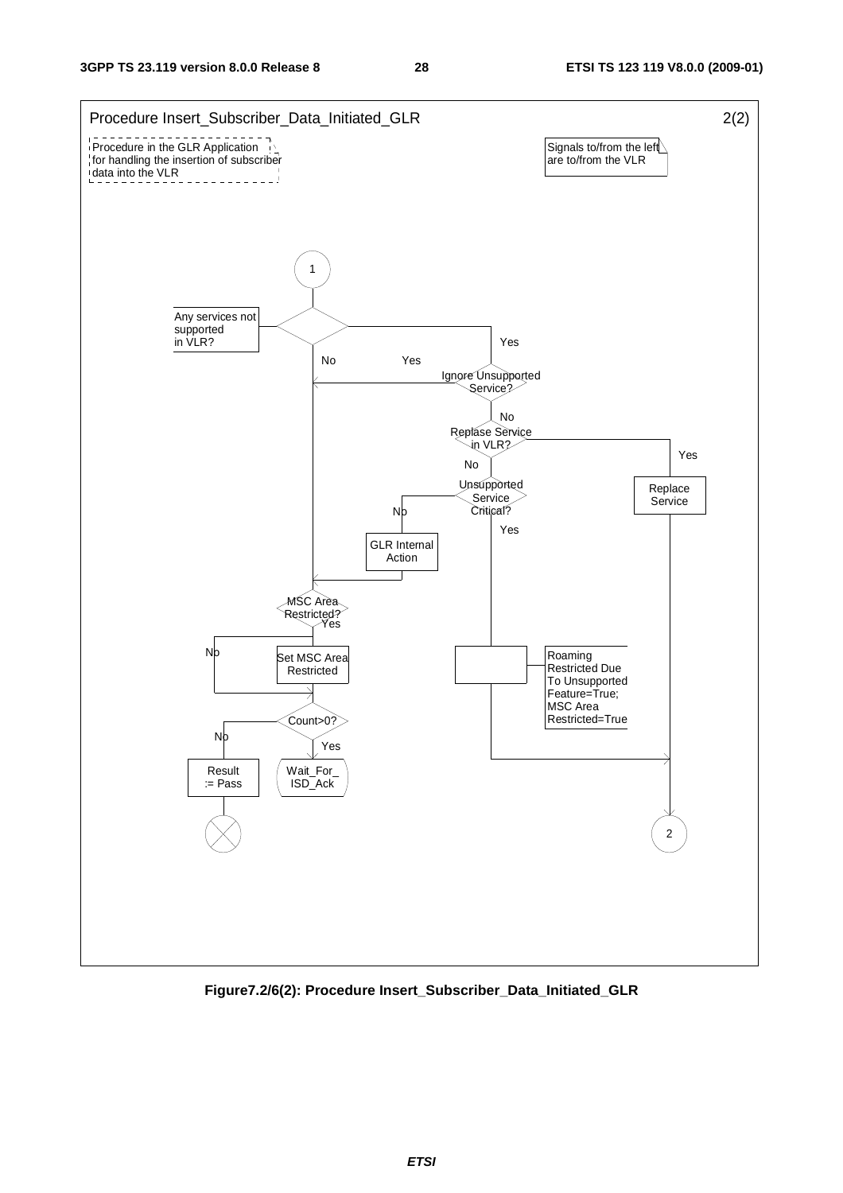Procedure Insert_Subscriber_Data_Initiated_GLR 2(2)

Procedure in the GLR Application for handling the insertion of subscriber data into the VLR

Signals to/from the left are to/from the VLR

1

Any services not supported in VLR?

Yes

No

Yes

Ignore Unsupported Service?

No

Replase Service in VLR?

Yes

No

Unsupported Service Critical?

Replace Service

No

Yes

GLR Internal Action

MSC Area Restricted?

Yes

No

Set MSC Area Restricted

Roaming Restricted Due To Unsupported Feature=True; MSC Area Restricted=True

Count>0?

No

Yes

Result := Pass

Wait_For_ ISD_Ack

2

**Figure7.2/6(2): Procedure Insert_Subscriber_Data_Initiated_GLR**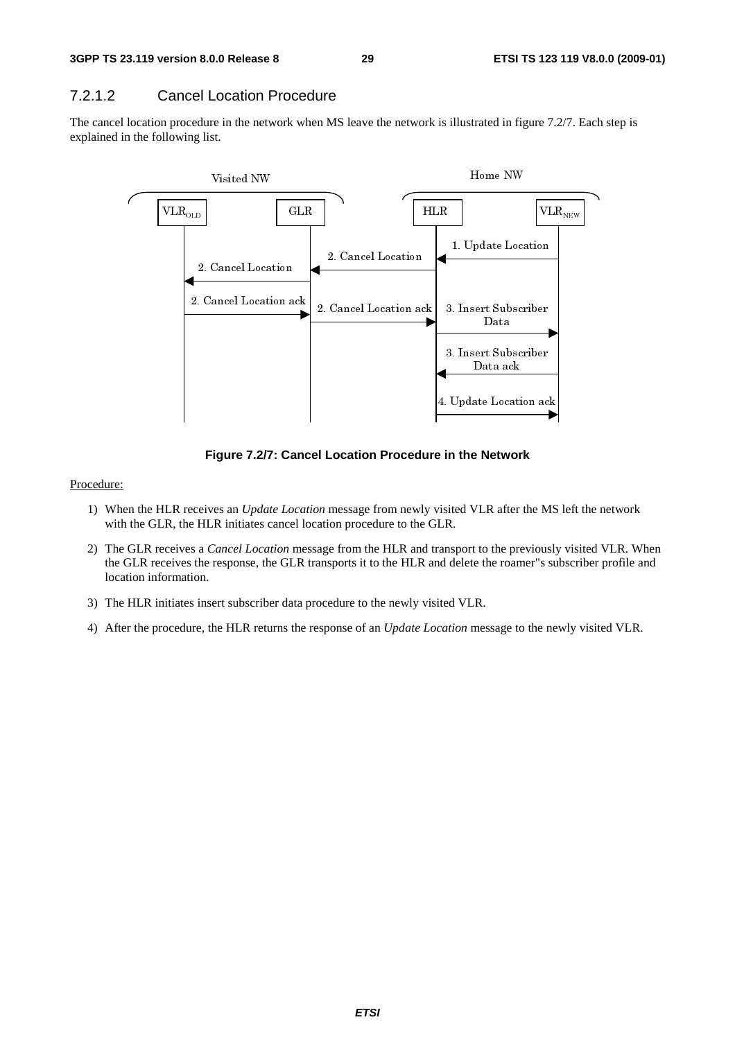### 7.2.1.2 Cancel Location Procedure

The cancel location procedure in the network when MS leave the network is illustrated in figure 7.2/7. Each step is explained in the following list.

**Figure 7.2/7: Cancel Location Procedure in the Network**

Procedure:

1) When the HLR receives an *Update Location* message from newly visited VLR after the MS left the network with the GLR, the HLR initiates cancel location procedure to the GLR.
2) The GLR receives a *Cancel Location* message from the HLR and transport to the previously visited VLR. When the GLR receives the response, the GLR transports it to the HLR and delete the roamer"s subscriber profile and location information.
3) The HLR initiates insert subscriber data procedure to the newly visited VLR.
4) After the procedure, the HLR returns the response of an *Update Location* message to the newly visited VLR.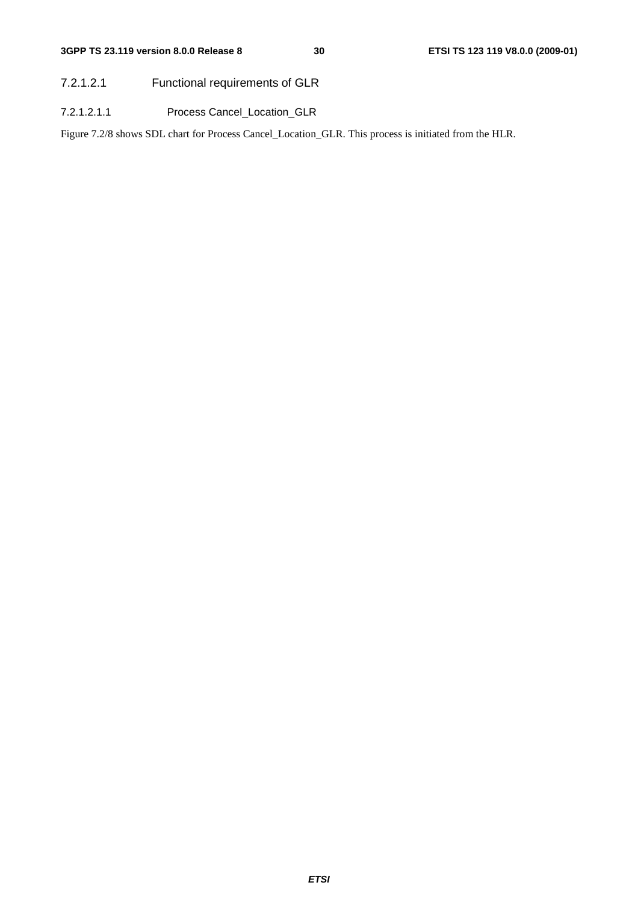#### 7.2.1.2.1 Functional requirements of GLR

##### 7.2.1.2.1.1 Process Cancel_Location_GLR

Figure 7.2/8 shows SDL chart for Process Cancel_Location_GLR. This process is initiated from the HLR.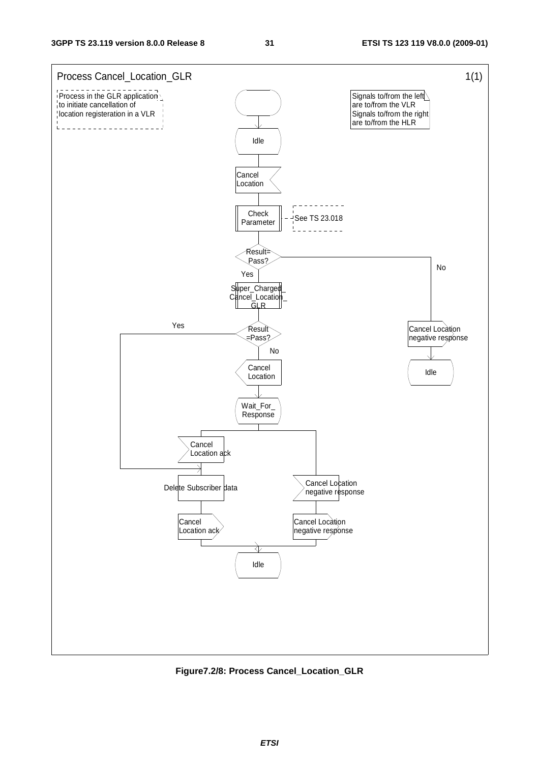Process Cancel_Location_GLR 1(1)

Process in the GLR application to initiate cancellation of location registeration in a VLR

Signals to/from the left are to/from the VLR
Signals to/from the right are to/from the HLR

Idle

Cancel Location

Check Parameter

See TS 23.018

Result= Pass?

Yes

No

Super_Charged_ Cancel_Location_ GLR

Result =Pass?

Yes

No

Cancel Location

Wait_For_ Response

Cancel Location ack

Delete Subscriber data

Cancel Location ack

Cancel Location negative response

Cancel Location negative response

Idle

Cancel Location negative response

Idle

**Figure7.2/8: Process Cancel_Location_GLR**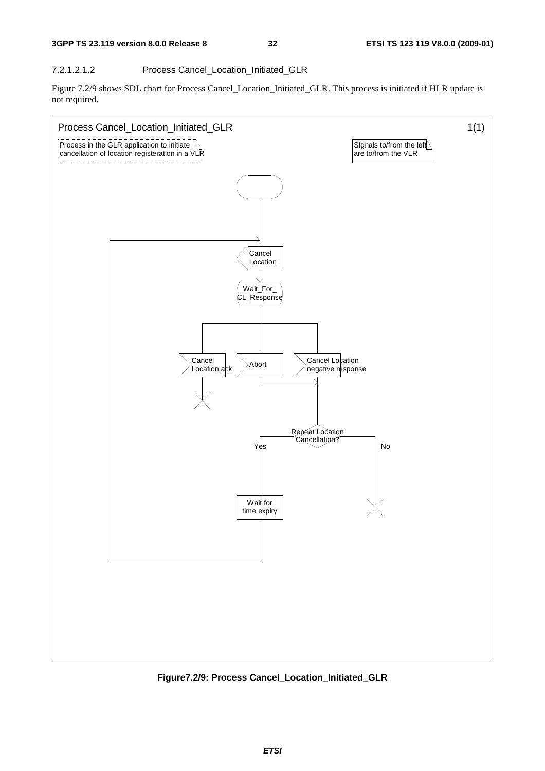#### 7.2.1.2.1.2 Process Cancel_Location_Initiated_GLR

Figure 7.2/9 shows SDL chart for Process Cancel_Location_Initiated_GLR. This process is initiated if HLR update is not required.

Process Cancel_Location_Initiated_GLR 1(1)

Process in the GLR application to initiate cancellation of location registeration in a VLR

SIgnals to/from the left are to/from the VLR

Cancel Location

Wait_For_ CL_Response

Cancel Location ack

Abort

Cancel Location negative response

Repeat Location Cancellation?

Yes

No

Wait for time expiry

**Figure7.2/9: Process Cancel_Location_Initiated_GLR**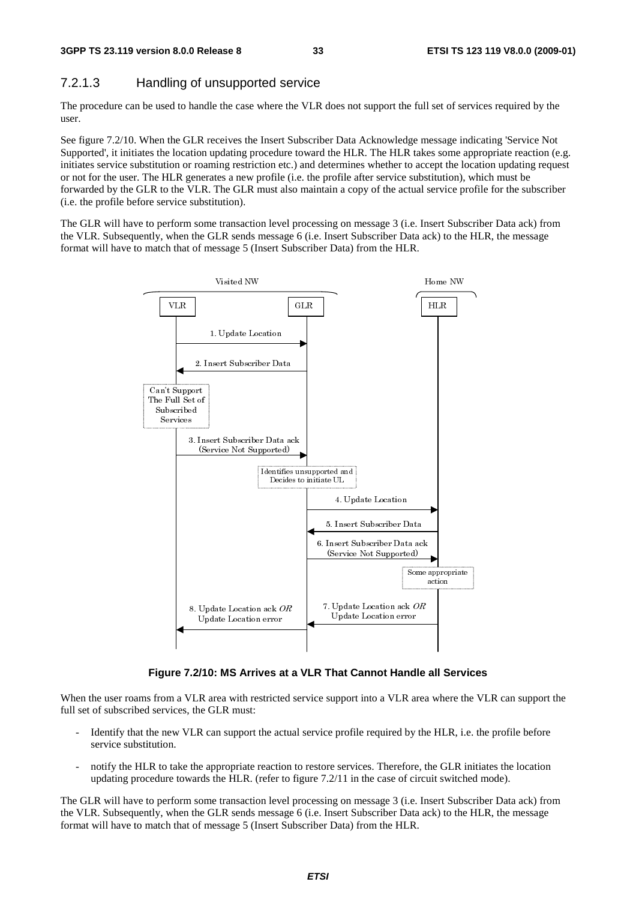### 7.2.1.3 Handling of unsupported service

The procedure can be used to handle the case where the VLR does not support the full set of services required by the user.

See figure 7.2/10. When the GLR receives the Insert Subscriber Data Acknowledge message indicating 'Service Not Supported', it initiates the location updating procedure toward the HLR. The HLR takes some appropriate reaction (e.g. initiates service substitution or roaming restriction etc.) and determines whether to accept the location updating request or not for the user. The HLR generates a new profile (i.e. the profile after service substitution), which must be forwarded by the GLR to the VLR. The GLR must also maintain a copy of the actual service profile for the subscriber (i.e. the profile before service substitution).

The GLR will have to perform some transaction level processing on message 3 (i.e. Insert Subscriber Data ack) from the VLR. Subsequently, when the GLR sends message 6 (i.e. Insert Subscriber Data ack) to the HLR, the message format will have to match that of message 5 (Insert Subscriber Data) from the HLR.

**Figure 7.2/10: MS Arrives at a VLR That Cannot Handle all Services**

When the user roams from a VLR area with restricted service support into a VLR area where the VLR can support the full set of subscribed services, the GLR must:

- Identify that the new VLR can support the actual service profile required by the HLR, i.e. the profile before service substitution.
- notify the HLR to take the appropriate reaction to restore services. Therefore, the GLR initiates the location updating procedure towards the HLR. (refer to figure 7.2/11 in the case of circuit switched mode).

The GLR will have to perform some transaction level processing on message 3 (i.e. Insert Subscriber Data ack) from the VLR. Subsequently, when the GLR sends message 6 (i.e. Insert Subscriber Data ack) to the HLR, the message format will have to match that of message 5 (Insert Subscriber Data) from the HLR.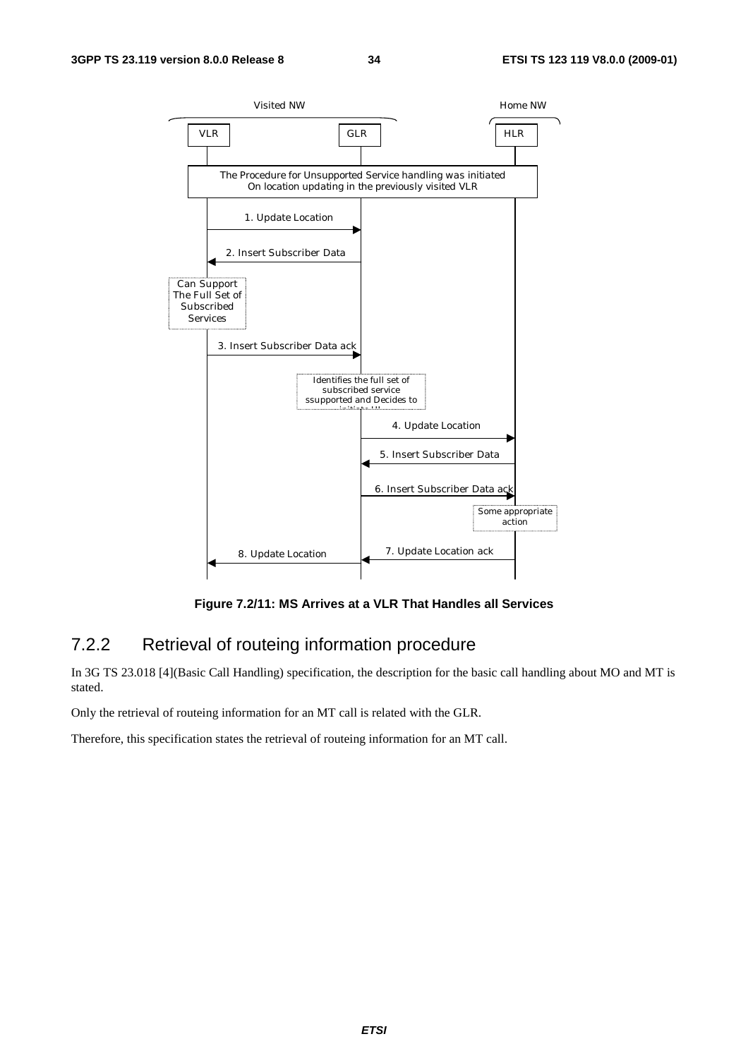Figure 7.2/11: MS Arrives at a VLR That Handles all Services

### 7.2.2 Retrieval of routeing information procedure

In 3G TS 23.018 [4](Basic Call Handling) specification, the description for the basic call handling about MO and MT is stated.

Only the retrieval of routeing information for an MT call is related with the GLR.

Therefore, this specification states the retrieval of routeing information for an MT call.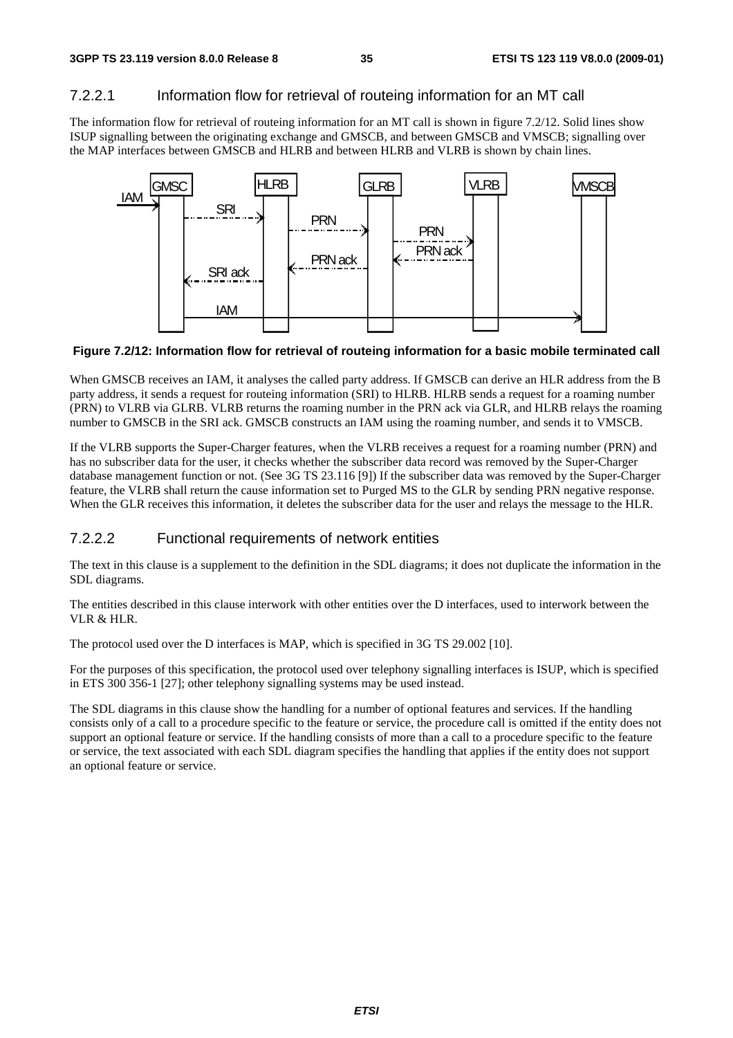### 7.2.2.1 Information flow for retrieval of routeing information for an MT call

The information flow for retrieval of routeing information for an MT call is shown in figure 7.2/12. Solid lines show ISUP signalling between the originating exchange and GMSCB, and between GMSCB and VMSCB; signalling over the MAP interfaces between GMSCB and HLRB and between HLRB and VLRB is shown by chain lines.

**Figure 7.2/12: Information flow for retrieval of routeing information for a basic mobile terminated call**

When GMSCB receives an IAM, it analyses the called party address. If GMSCB can derive an HLR address from the B party address, it sends a request for routeing information (SRI) to HLRB. HLRB sends a request for a roaming number (PRN) to VLRB via GLRB. VLRB returns the roaming number in the PRN ack via GLR, and HLRB relays the roaming number to GMSCB in the SRI ack. GMSCB constructs an IAM using the roaming number, and sends it to VMSCB.

If the VLRB supports the Super-Charger features, when the VLRB receives a request for a roaming number (PRN) and has no subscriber data for the user, it checks whether the subscriber data record was removed by the Super-Charger database management function or not. (See 3G TS 23.116 [9]) If the subscriber data was removed by the Super-Charger feature, the VLRB shall return the cause information set to Purged MS to the GLR by sending PRN negative response. When the GLR receives this information, it deletes the subscriber data for the user and relays the message to the HLR.

### 7.2.2.2 Functional requirements of network entities

The text in this clause is a supplement to the definition in the SDL diagrams; it does not duplicate the information in the SDL diagrams.

The entities described in this clause interwork with other entities over the D interfaces, used to interwork between the VLR & HLR.

The protocol used over the D interfaces is MAP, which is specified in 3G TS 29.002 [10].

For the purposes of this specification, the protocol used over telephony signalling interfaces is ISUP, which is specified in ETS 300 356-1 [27]; other telephony signalling systems may be used instead.

The SDL diagrams in this clause show the handling for a number of optional features and services. If the handling consists only of a call to a procedure specific to the feature or service, the procedure call is omitted if the entity does not support an optional feature or service. If the handling consists of more than a call to a procedure specific to the feature or service, the text associated with each SDL diagram specifies the handling that applies if the entity does not support an optional feature or service.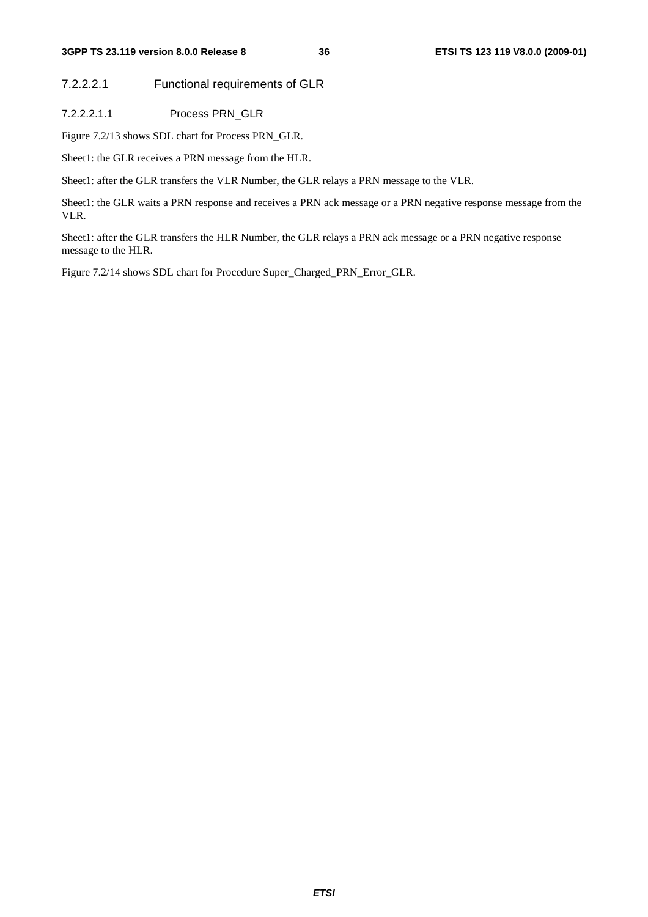#### 7.2.2.2.1 Functional requirements of GLR

##### 7.2.2.2.1.1 Process PRN_GLR

Figure 7.2/13 shows SDL chart for Process PRN_GLR.

Sheet1: the GLR receives a PRN message from the HLR.

Sheet1: after the GLR transfers the VLR Number, the GLR relays a PRN message to the VLR.

Sheet1: the GLR waits a PRN response and receives a PRN ack message or a PRN negative response message from the VLR.

Sheet1: after the GLR transfers the HLR Number, the GLR relays a PRN ack message or a PRN negative response message to the HLR.

Figure 7.2/14 shows SDL chart for Procedure Super_Charged_PRN_Error_GLR.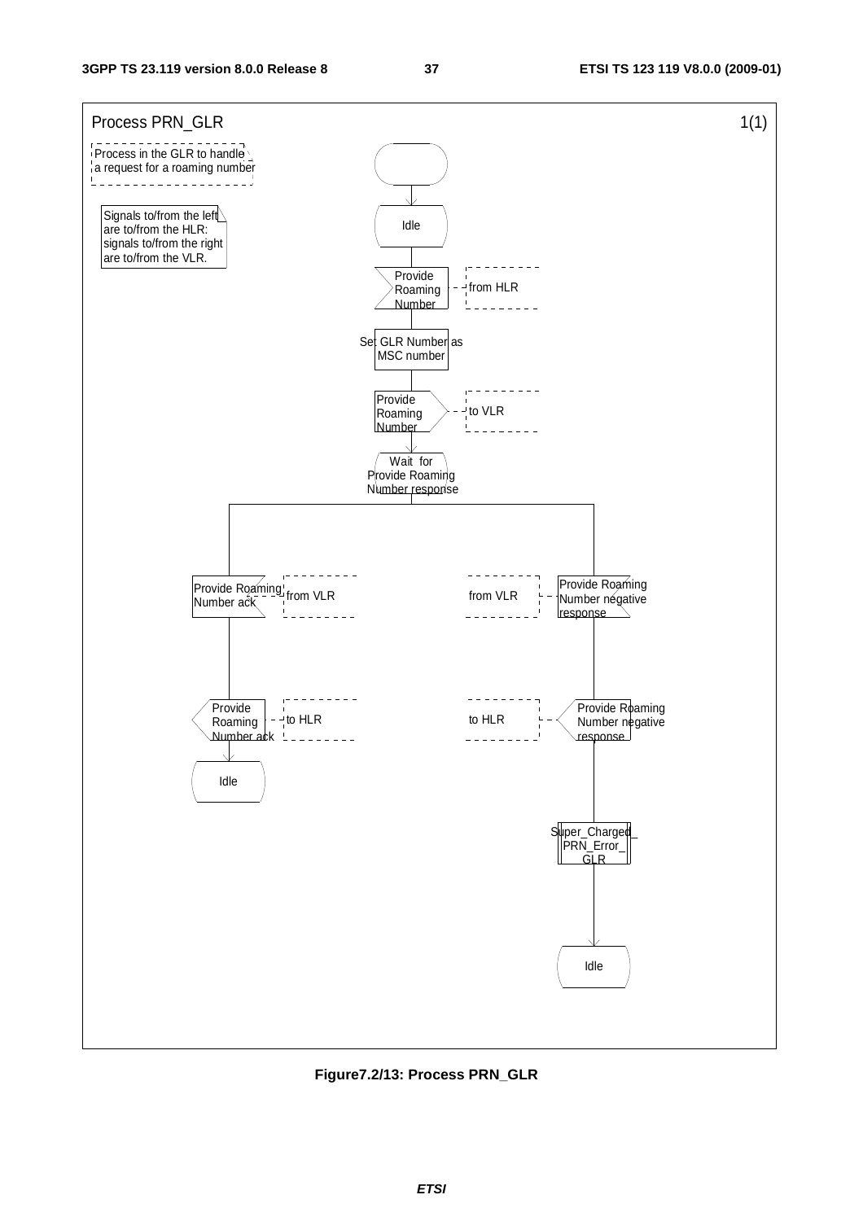Process PRN_GLR 1(1)

Process in the GLR to handle a request for a roaming number

Signals to/from the left are to/from the HLR: signals to/from the right are to/from the VLR.

Idle

Provide Roaming Number — from HLR

Set GLR Number as MSC number

Provide Roaming Number — to VLR

Wait for Provide Roaming Number response

Provide Roaming Number ack — from VLR

Provide Roaming Number ack — to HLR

Idle

Provide Roaming Number negative response — from VLR

Provide Roaming Number negative response — to HLR

Super_Charged_PRN_Error_GLR

Idle

**Figure7.2/13: Process PRN_GLR**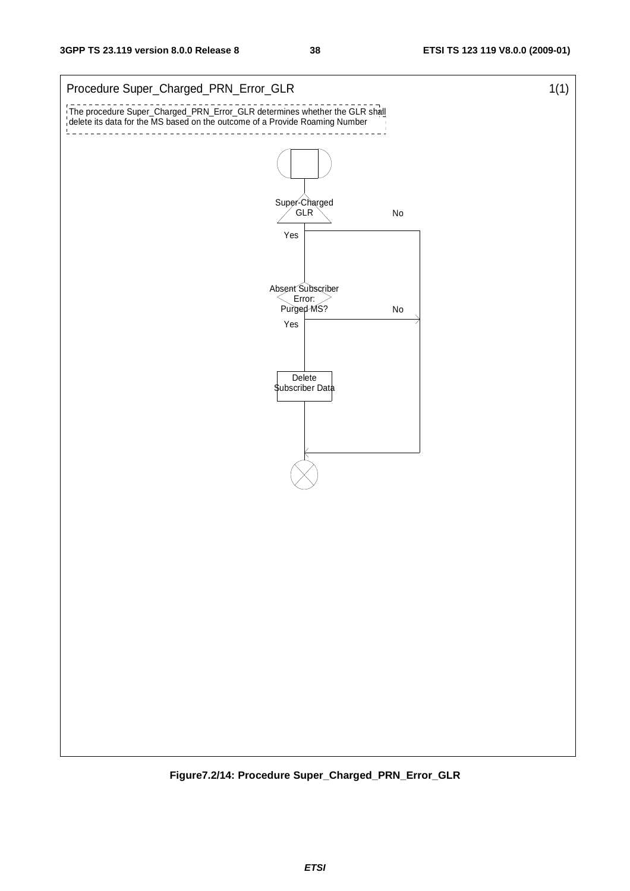Procedure Super_Charged_PRN_Error_GLR 1(1)

The procedure Super_Charged_PRN_Error_GLR determines whether the GLR shall delete its data for the MS based on the outcome of a Provide Roaming Number

Super-Charged GLR

Yes

No

Absent Subscriber Error: Purged MS?

Yes

No

Delete Subscriber Data

**Figure7.2/14: Procedure Super_Charged_PRN_Error_GLR**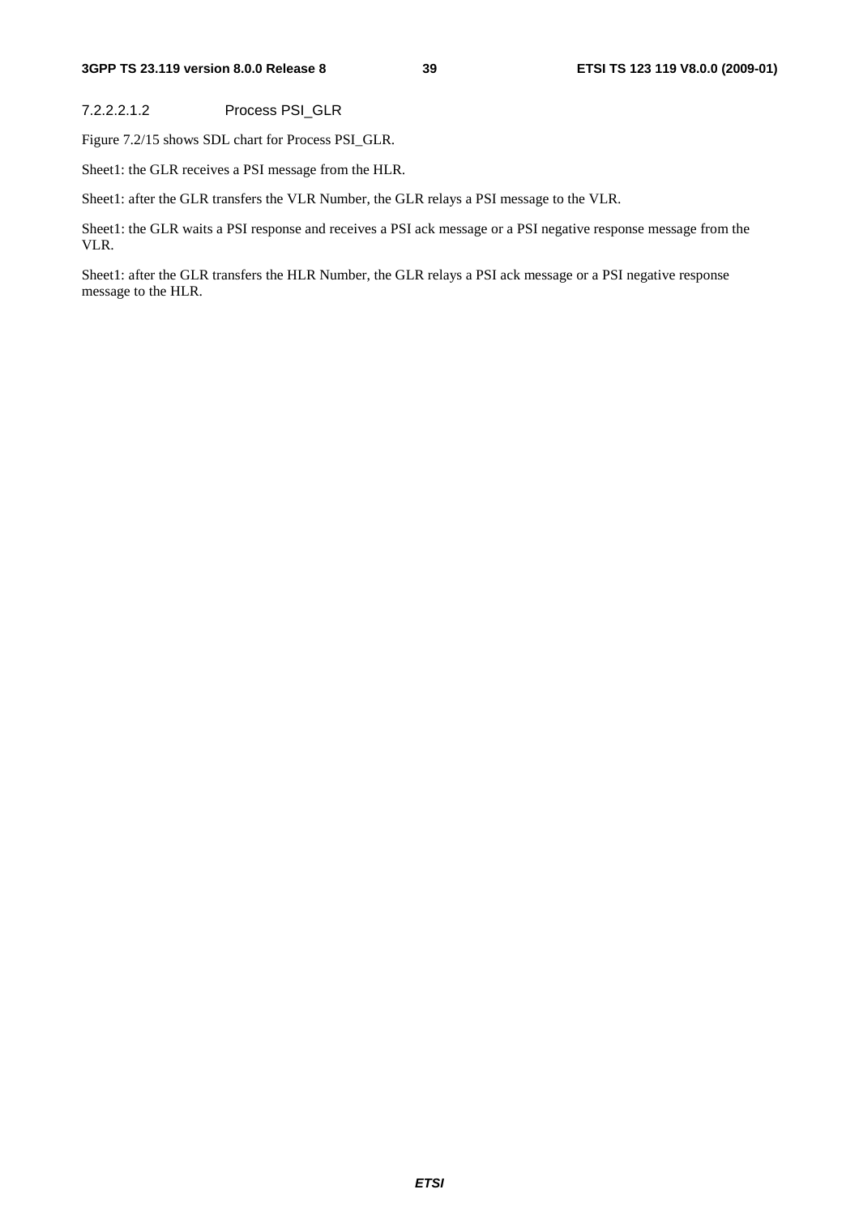###### 7.2.2.2.1.2 Process PSI_GLR

Figure 7.2/15 shows SDL chart for Process PSI_GLR.

Sheet1: the GLR receives a PSI message from the HLR.

Sheet1: after the GLR transfers the VLR Number, the GLR relays a PSI message to the VLR.

Sheet1: the GLR waits a PSI response and receives a PSI ack message or a PSI negative response message from the VLR.

Sheet1: after the GLR transfers the HLR Number, the GLR relays a PSI ack message or a PSI negative response message to the HLR.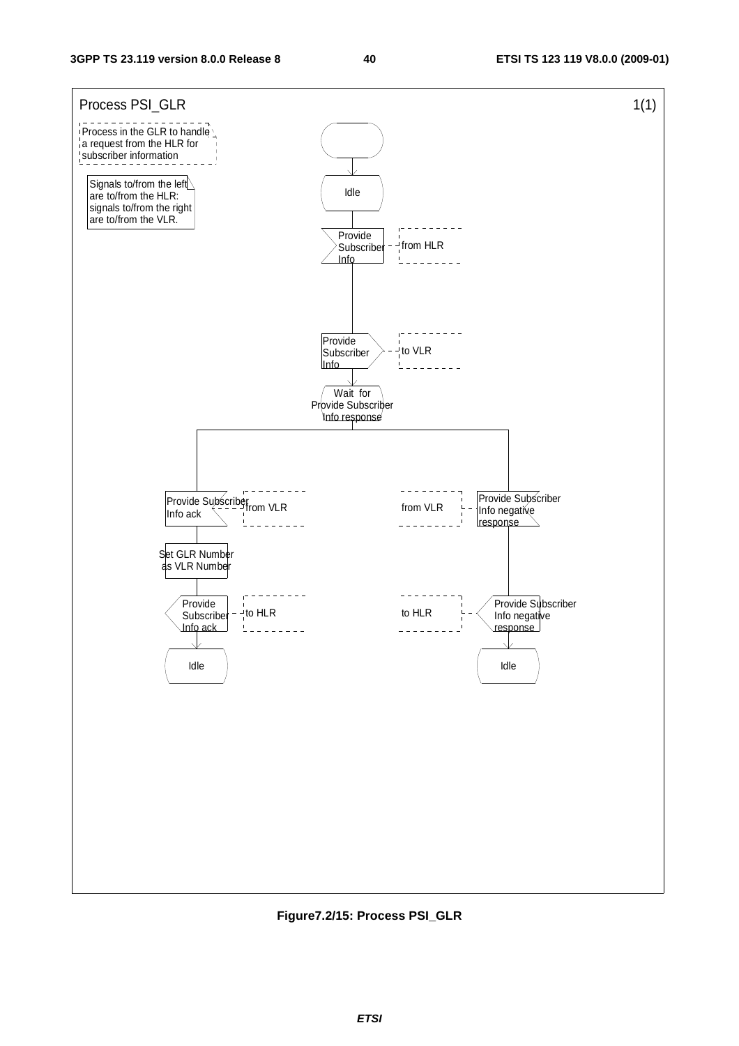Process PSI_GLR 1(1)

Process in the GLR to handle a request from the HLR for subscriber information

Signals to/from the left are to/from the HLR: signals to/from the right are to/from the VLR.

Idle

Provide Subscriber Info — from HLR

Provide Subscriber Info — to VLR

Wait for Provide Subscriber Info response

Provide Subscriber Info ack — from VLR

Set GLR Number as VLR Number

Provide Subscriber Info ack — to HLR

Idle

Provide Subscriber Info negative response — from VLR

Provide Subscriber Info negative response — to HLR

Idle

**Figure7.2/15: Process PSI_GLR**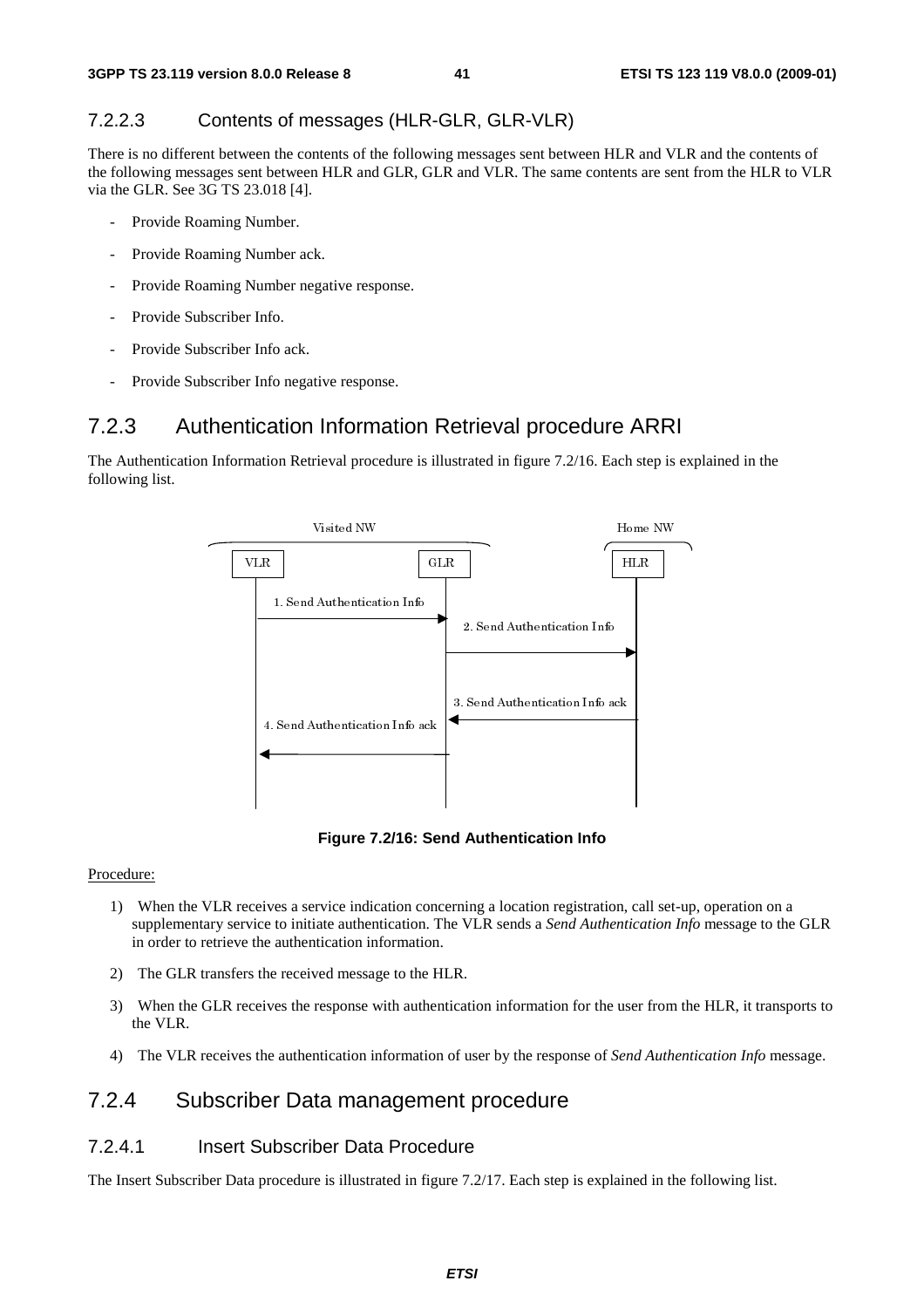#### 7.2.2.3 Contents of messages (HLR-GLR, GLR-VLR)

There is no different between the contents of the following messages sent between HLR and VLR and the contents of the following messages sent between HLR and GLR, GLR and VLR. The same contents are sent from the HLR to VLR via the GLR. See 3G TS 23.018 [4].

- Provide Roaming Number.
- Provide Roaming Number ack.
- Provide Roaming Number negative response.
- Provide Subscriber Info.
- Provide Subscriber Info ack.
- Provide Subscriber Info negative response.

### 7.2.3 Authentication Information Retrieval procedure ARRI

The Authentication Information Retrieval procedure is illustrated in figure 7.2/16. Each step is explained in the following list.

**Figure 7.2/16: Send Authentication Info**

Procedure:

1) When the VLR receives a service indication concerning a location registration, call set-up, operation on a supplementary service to initiate authentication. The VLR sends a *Send Authentication Info* message to the GLR in order to retrieve the authentication information.

2) The GLR transfers the received message to the HLR.

3) When the GLR receives the response with authentication information for the user from the HLR, it transports to the VLR.

4) The VLR receives the authentication information of user by the response of *Send Authentication Info* message.

### 7.2.4 Subscriber Data management procedure

#### 7.2.4.1 Insert Subscriber Data Procedure

The Insert Subscriber Data procedure is illustrated in figure 7.2/17. Each step is explained in the following list.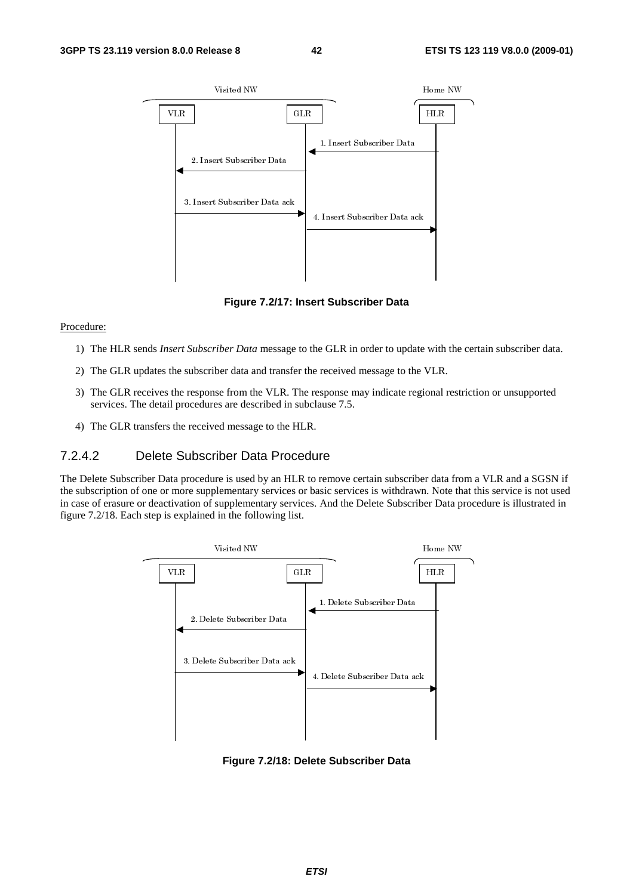Figure 7.2/17: Insert Subscriber Data

Procedure:

1) The HLR sends *Insert Subscriber Data* message to the GLR in order to update with the certain subscriber data.
2) The GLR updates the subscriber data and transfer the received message to the VLR.
3) The GLR receives the response from the VLR. The response may indicate regional restriction or unsupported services. The detail procedures are described in subclause 7.5.
4) The GLR transfers the received message to the HLR.

#### 7.2.4.2 Delete Subscriber Data Procedure

The Delete Subscriber Data procedure is used by an HLR to remove certain subscriber data from a VLR and a SGSN if the subscription of one or more supplementary services or basic services is withdrawn. Note that this service is not used in case of erasure or deactivation of supplementary services. And the Delete Subscriber Data procedure is illustrated in figure 7.2/18. Each step is explained in the following list.

Figure 7.2/18: Delete Subscriber Data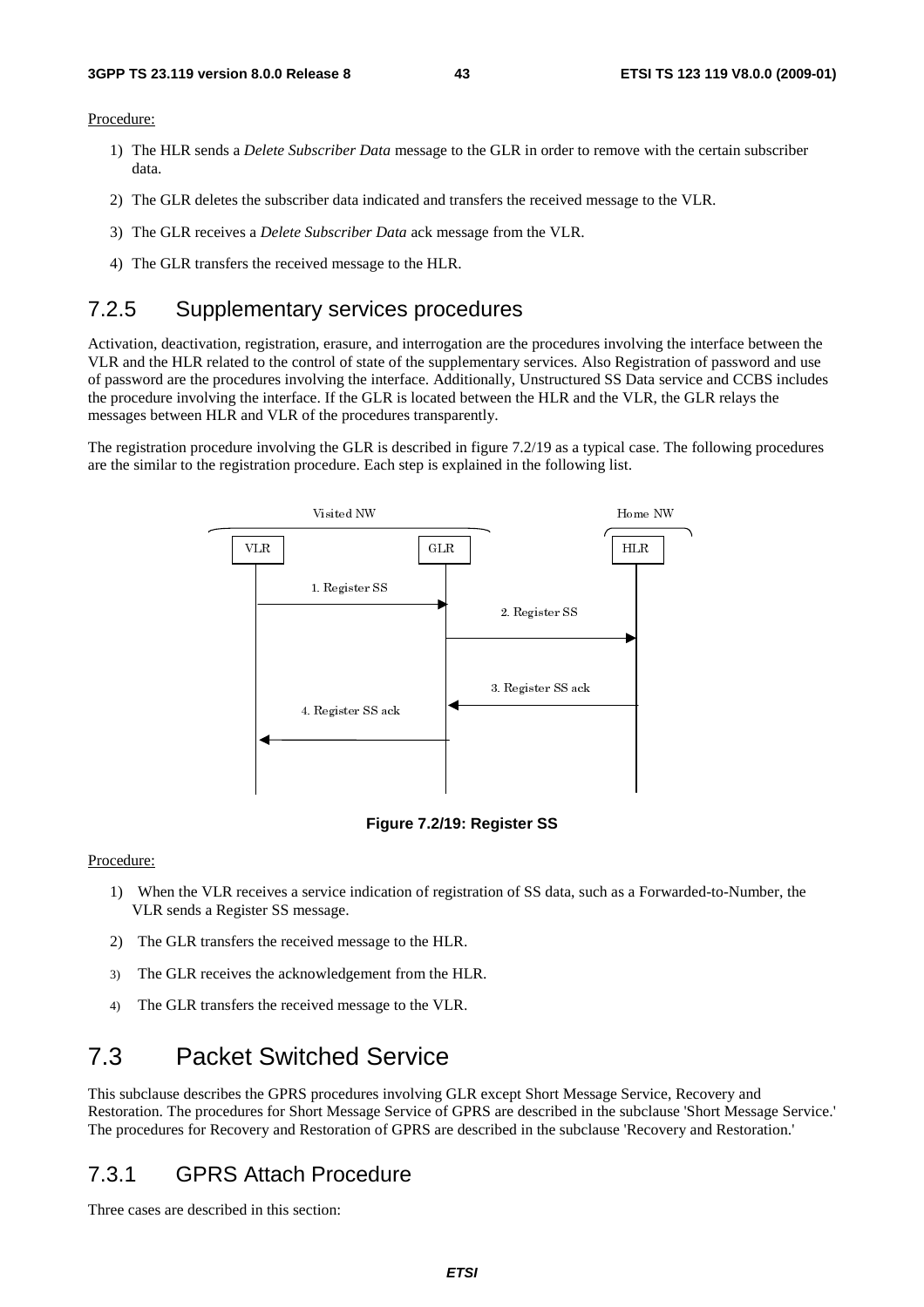Procedure:

1) The HLR sends a *Delete Subscriber Data* message to the GLR in order to remove with the certain subscriber data.

2) The GLR deletes the subscriber data indicated and transfers the received message to the VLR.

3) The GLR receives a *Delete Subscriber Data* ack message from the VLR.

4) The GLR transfers the received message to the HLR.

### 7.2.5 Supplementary services procedures

Activation, deactivation, registration, erasure, and interrogation are the procedures involving the interface between the VLR and the HLR related to the control of state of the supplementary services. Also Registration of password and use of password are the procedures involving the interface. Additionally, Unstructured SS Data service and CCBS includes the procedure involving the interface. If the GLR is located between the HLR and the VLR, the GLR relays the messages between HLR and VLR of the procedures transparently.

The registration procedure involving the GLR is described in figure 7.2/19 as a typical case. The following procedures are the similar to the registration procedure. Each step is explained in the following list.

Visited NW | Home NW

VLR | GLR | HLR

1. Register SS
2. Register SS
3. Register SS ack
4. Register SS ack

**Figure 7.2/19: Register SS**

Procedure:

1) When the VLR receives a service indication of registration of SS data, such as a Forwarded-to-Number, the VLR sends a Register SS message.

2) The GLR transfers the received message to the HLR.

3) The GLR receives the acknowledgement from the HLR.

4) The GLR transfers the received message to the VLR.

## 7.3 Packet Switched Service

This subclause describes the GPRS procedures involving GLR except Short Message Service, Recovery and Restoration. The procedures for Short Message Service of GPRS are described in the subclause 'Short Message Service.' The procedures for Recovery and Restoration of GPRS are described in the subclause 'Recovery and Restoration.'

### 7.3.1 GPRS Attach Procedure

Three cases are described in this section: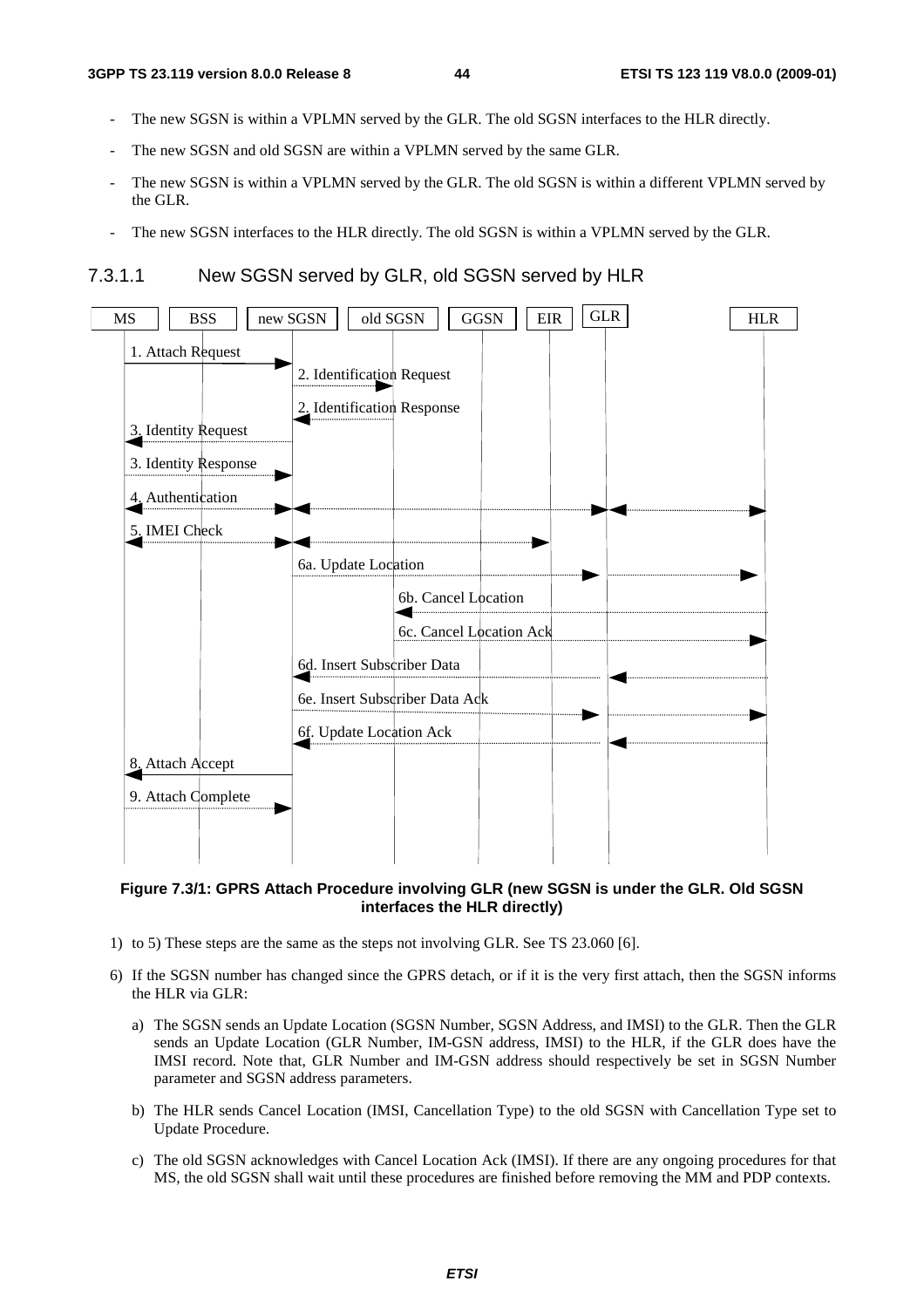- The new SGSN is within a VPLMN served by the GLR. The old SGSN interfaces to the HLR directly.
- The new SGSN and old SGSN are within a VPLMN served by the same GLR.
- The new SGSN is within a VPLMN served by the GLR. The old SGSN is within a different VPLMN served by the GLR.
- The new SGSN interfaces to the HLR directly. The old SGSN is within a VPLMN served by the GLR.

#### 7.3.1.1 New SGSN served by GLR, old SGSN served by HLR

**Figure 7.3/1: GPRS Attach Procedure involving GLR (new SGSN is under the GLR. Old SGSN interfaces the HLR directly)**

1) to 5) These steps are the same as the steps not involving GLR. See TS 23.060 [6].

6) If the SGSN number has changed since the GPRS detach, or if it is the very first attach, then the SGSN informs the HLR via GLR:

   a) The SGSN sends an Update Location (SGSN Number, SGSN Address, and IMSI) to the GLR. Then the GLR sends an Update Location (GLR Number, IM-GSN address, IMSI) to the HLR, if the GLR does have the IMSI record. Note that, GLR Number and IM-GSN address should respectively be set in SGSN Number parameter and SGSN address parameters.

   b) The HLR sends Cancel Location (IMSI, Cancellation Type) to the old SGSN with Cancellation Type set to Update Procedure.

   c) The old SGSN acknowledges with Cancel Location Ack (IMSI). If there are any ongoing procedures for that MS, the old SGSN shall wait until these procedures are finished before removing the MM and PDP contexts.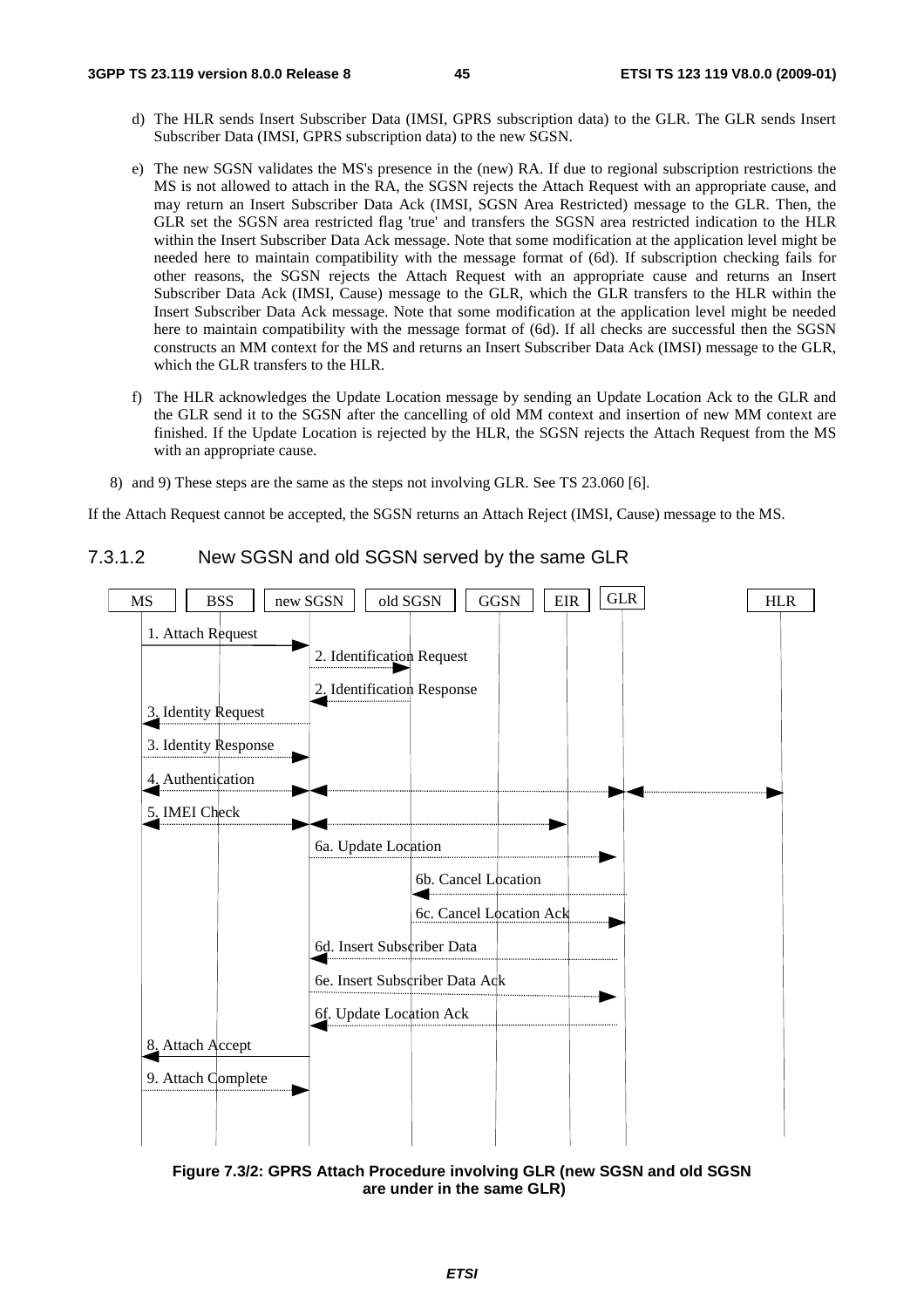d) The HLR sends Insert Subscriber Data (IMSI, GPRS subscription data) to the GLR. The GLR sends Insert Subscriber Data (IMSI, GPRS subscription data) to the new SGSN.

e) The new SGSN validates the MS's presence in the (new) RA. If due to regional subscription restrictions the MS is not allowed to attach in the RA, the SGSN rejects the Attach Request with an appropriate cause, and may return an Insert Subscriber Data Ack (IMSI, SGSN Area Restricted) message to the GLR. Then, the GLR set the SGSN area restricted flag 'true' and transfers the SGSN area restricted indication to the HLR within the Insert Subscriber Data Ack message. Note that some modification at the application level might be needed here to maintain compatibility with the message format of (6d). If subscription checking fails for other reasons, the SGSN rejects the Attach Request with an appropriate cause and returns an Insert Subscriber Data Ack (IMSI, Cause) message to the GLR, which the GLR transfers to the HLR within the Insert Subscriber Data Ack message. Note that some modification at the application level might be needed here to maintain compatibility with the message format of (6d). If all checks are successful then the SGSN constructs an MM context for the MS and returns an Insert Subscriber Data Ack (IMSI) message to the GLR, which the GLR transfers to the HLR.

f) The HLR acknowledges the Update Location message by sending an Update Location Ack to the GLR and the GLR send it to the SGSN after the cancelling of old MM context and insertion of new MM context are finished. If the Update Location is rejected by the HLR, the SGSN rejects the Attach Request from the MS with an appropriate cause.

8) and 9) These steps are the same as the steps not involving GLR. See TS 23.060 [6].

If the Attach Request cannot be accepted, the SGSN returns an Attach Reject (IMSI, Cause) message to the MS.

#### 7.3.1.2 New SGSN and old SGSN served by the same GLR

MS | BSS | new SGSN | old SGSN | GGSN | EIR | GLR | HLR

1. Attach Request
2. Identification Request
2. Identification Response
3. Identity Request
3. Identity Response
4. Authentication
5. IMEI Check
6a. Update Location
6b. Cancel Location
6c. Cancel Location Ack
6d. Insert Subscriber Data
6e. Insert Subscriber Data Ack
6f. Update Location Ack
8. Attach Accept
9. Attach Complete

**Figure 7.3/2: GPRS Attach Procedure involving GLR (new SGSN and old SGSN are under in the same GLR)**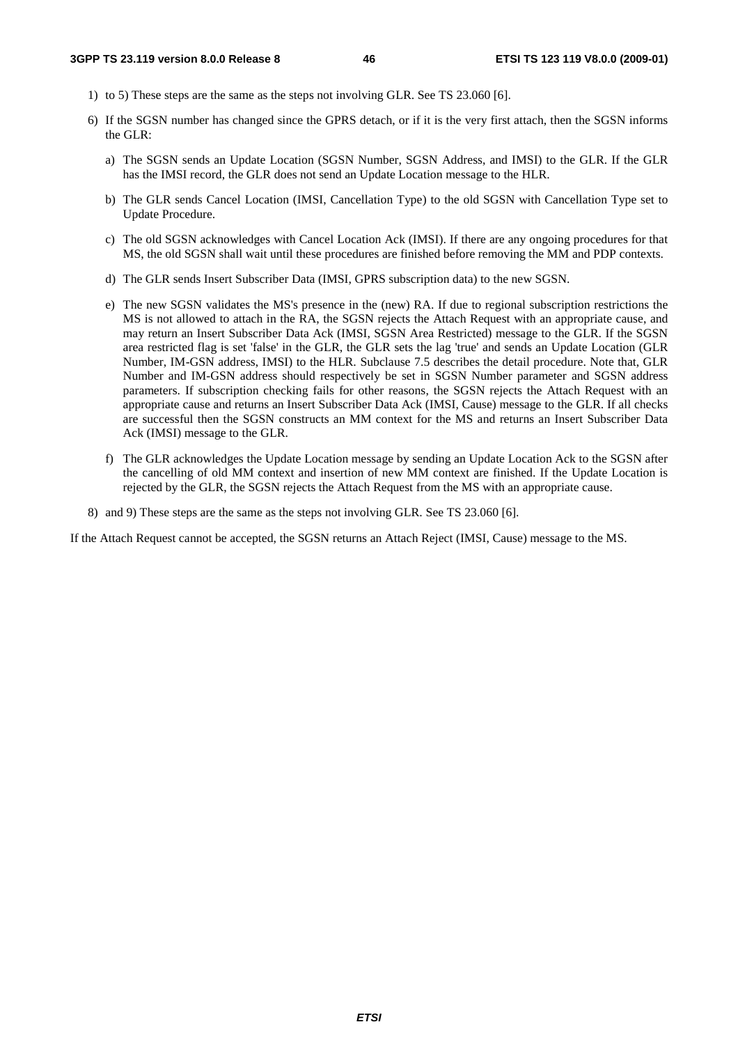1) to 5) These steps are the same as the steps not involving GLR. See TS 23.060 [6].

6) If the SGSN number has changed since the GPRS detach, or if it is the very first attach, then the SGSN informs the GLR:

   a) The SGSN sends an Update Location (SGSN Number, SGSN Address, and IMSI) to the GLR. If the GLR has the IMSI record, the GLR does not send an Update Location message to the HLR.

   b) The GLR sends Cancel Location (IMSI, Cancellation Type) to the old SGSN with Cancellation Type set to Update Procedure.

   c) The old SGSN acknowledges with Cancel Location Ack (IMSI). If there are any ongoing procedures for that MS, the old SGSN shall wait until these procedures are finished before removing the MM and PDP contexts.

   d) The GLR sends Insert Subscriber Data (IMSI, GPRS subscription data) to the new SGSN.

   e) The new SGSN validates the MS's presence in the (new) RA. If due to regional subscription restrictions the MS is not allowed to attach in the RA, the SGSN rejects the Attach Request with an appropriate cause, and may return an Insert Subscriber Data Ack (IMSI, SGSN Area Restricted) message to the GLR. If the SGSN area restricted flag is set 'false' in the GLR, the GLR sets the lag 'true' and sends an Update Location (GLR Number, IM-GSN address, IMSI) to the HLR. Subclause 7.5 describes the detail procedure. Note that, GLR Number and IM-GSN address should respectively be set in SGSN Number parameter and SGSN address parameters. If subscription checking fails for other reasons, the SGSN rejects the Attach Request with an appropriate cause and returns an Insert Subscriber Data Ack (IMSI, Cause) message to the GLR. If all checks are successful then the SGSN constructs an MM context for the MS and returns an Insert Subscriber Data Ack (IMSI) message to the GLR.

   f) The GLR acknowledges the Update Location message by sending an Update Location Ack to the SGSN after the cancelling of old MM context and insertion of new MM context are finished. If the Update Location is rejected by the GLR, the SGSN rejects the Attach Request from the MS with an appropriate cause.

8) and 9) These steps are the same as the steps not involving GLR. See TS 23.060 [6].

If the Attach Request cannot be accepted, the SGSN returns an Attach Reject (IMSI, Cause) message to the MS.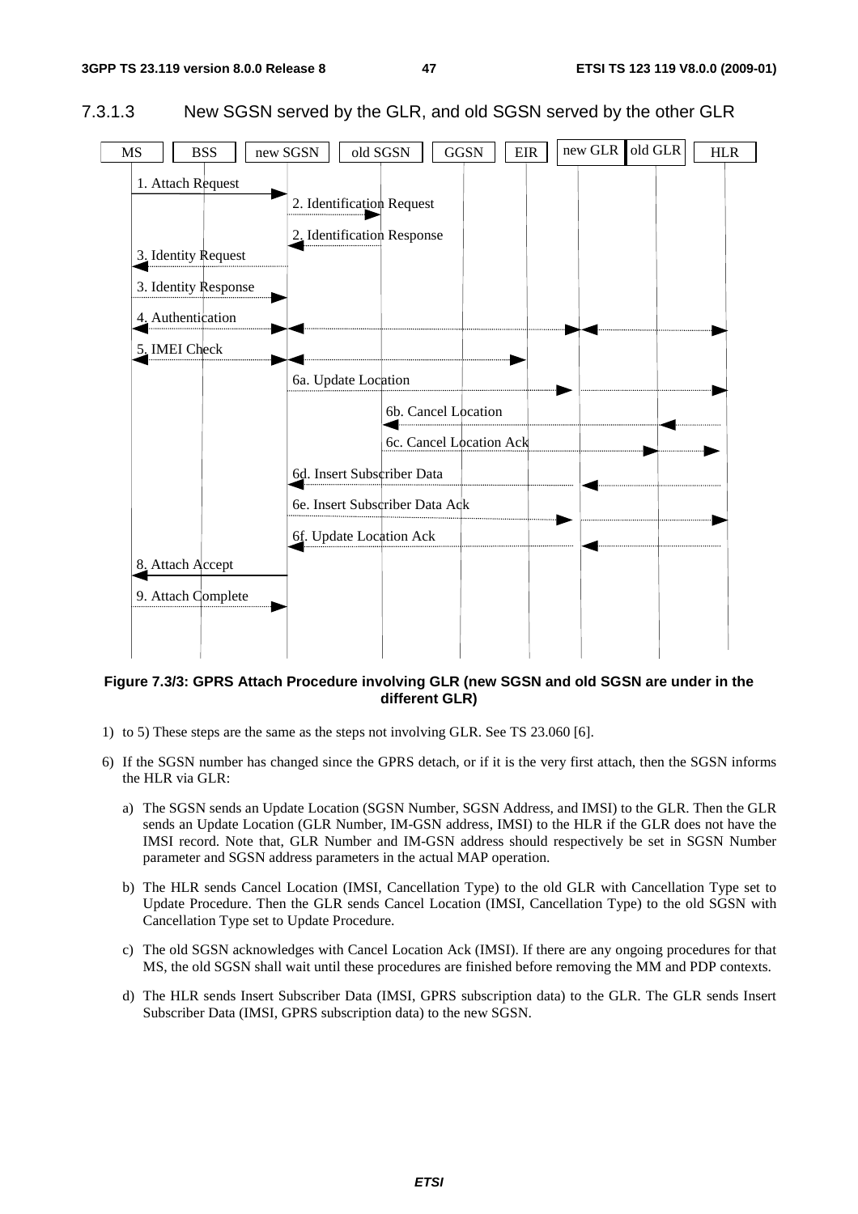#### 7.3.1.3 New SGSN served by the GLR, and old SGSN served by the other GLR

Figure 7.3/3: GPRS Attach Procedure involving GLR (new SGSN and old SGSN are under in the different GLR)

1) to 5) These steps are the same as the steps not involving GLR. See TS 23.060 [6].

6) If the SGSN number has changed since the GPRS detach, or if it is the very first attach, then the SGSN informs the HLR via GLR:

   a) The SGSN sends an Update Location (SGSN Number, SGSN Address, and IMSI) to the GLR. Then the GLR sends an Update Location (GLR Number, IM-GSN address, IMSI) to the HLR if the GLR does not have the IMSI record. Note that, GLR Number and IM-GSN address should respectively be set in SGSN Number parameter and SGSN address parameters in the actual MAP operation.

   b) The HLR sends Cancel Location (IMSI, Cancellation Type) to the old GLR with Cancellation Type set to Update Procedure. Then the GLR sends Cancel Location (IMSI, Cancellation Type) to the old SGSN with Cancellation Type set to Update Procedure.

   c) The old SGSN acknowledges with Cancel Location Ack (IMSI). If there are any ongoing procedures for that MS, the old SGSN shall wait until these procedures are finished before removing the MM and PDP contexts.

   d) The HLR sends Insert Subscriber Data (IMSI, GPRS subscription data) to the GLR. The GLR sends Insert Subscriber Data (IMSI, GPRS subscription data) to the new SGSN.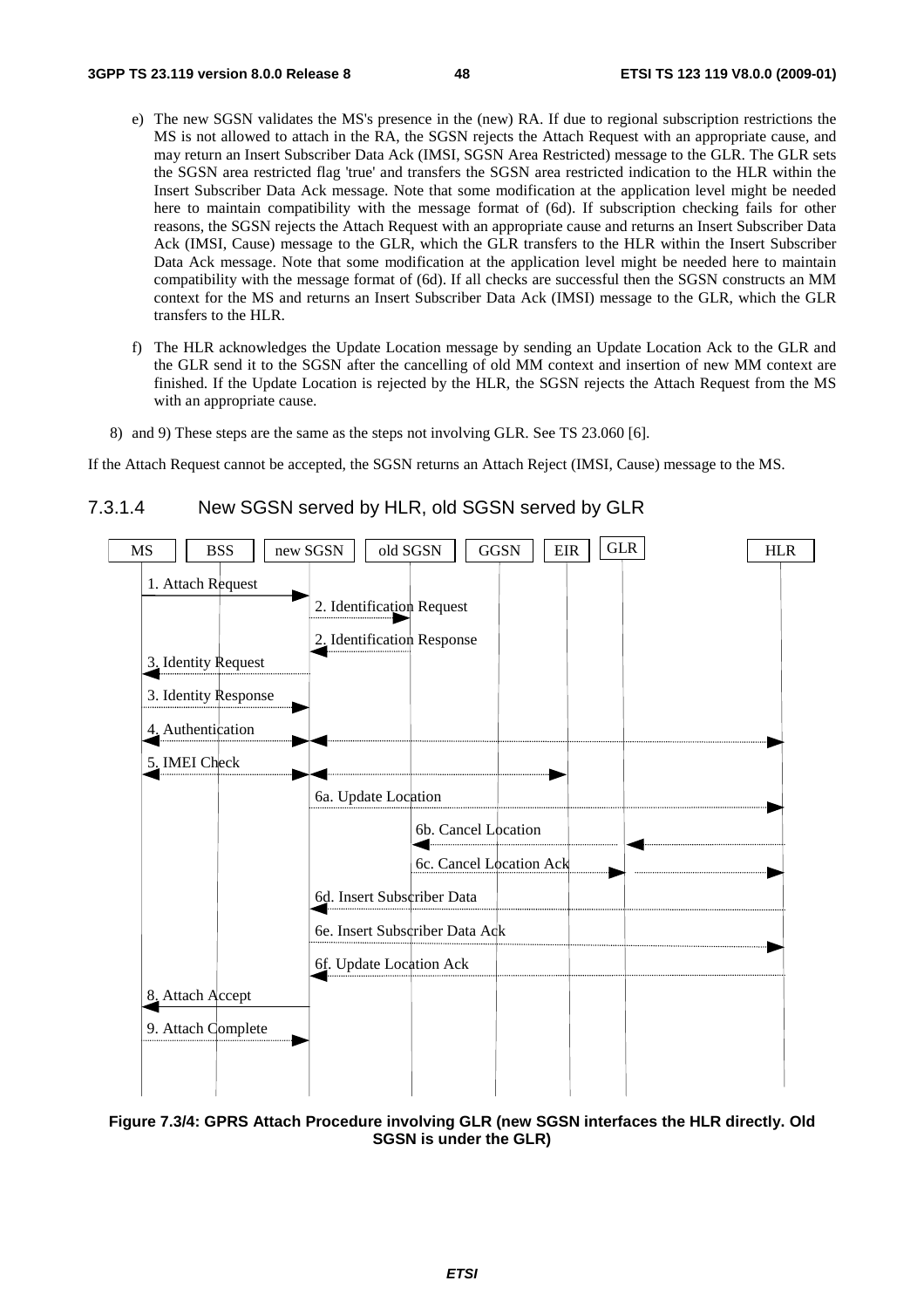e) The new SGSN validates the MS's presence in the (new) RA. If due to regional subscription restrictions the MS is not allowed to attach in the RA, the SGSN rejects the Attach Request with an appropriate cause, and may return an Insert Subscriber Data Ack (IMSI, SGSN Area Restricted) message to the GLR. The GLR sets the SGSN area restricted flag 'true' and transfers the SGSN area restricted indication to the HLR within the Insert Subscriber Data Ack message. Note that some modification at the application level might be needed here to maintain compatibility with the message format of (6d). If subscription checking fails for other reasons, the SGSN rejects the Attach Request with an appropriate cause and returns an Insert Subscriber Data Ack (IMSI, Cause) message to the GLR, which the GLR transfers to the HLR within the Insert Subscriber Data Ack message. Note that some modification at the application level might be needed here to maintain compatibility with the message format of (6d). If all checks are successful then the SGSN constructs an MM context for the MS and returns an Insert Subscriber Data Ack (IMSI) message to the GLR, which the GLR transfers to the HLR.

f) The HLR acknowledges the Update Location message by sending an Update Location Ack to the GLR and the GLR send it to the SGSN after the cancelling of old MM context and insertion of new MM context are finished. If the Update Location is rejected by the HLR, the SGSN rejects the Attach Request from the MS with an appropriate cause.

8) and 9) These steps are the same as the steps not involving GLR. See TS 23.060 [6].

If the Attach Request cannot be accepted, the SGSN returns an Attach Reject (IMSI, Cause) message to the MS.

#### 7.3.1.4 New SGSN served by HLR, old SGSN served by GLR

**Figure 7.3/4: GPRS Attach Procedure involving GLR (new SGSN interfaces the HLR directly. Old SGSN is under the GLR)**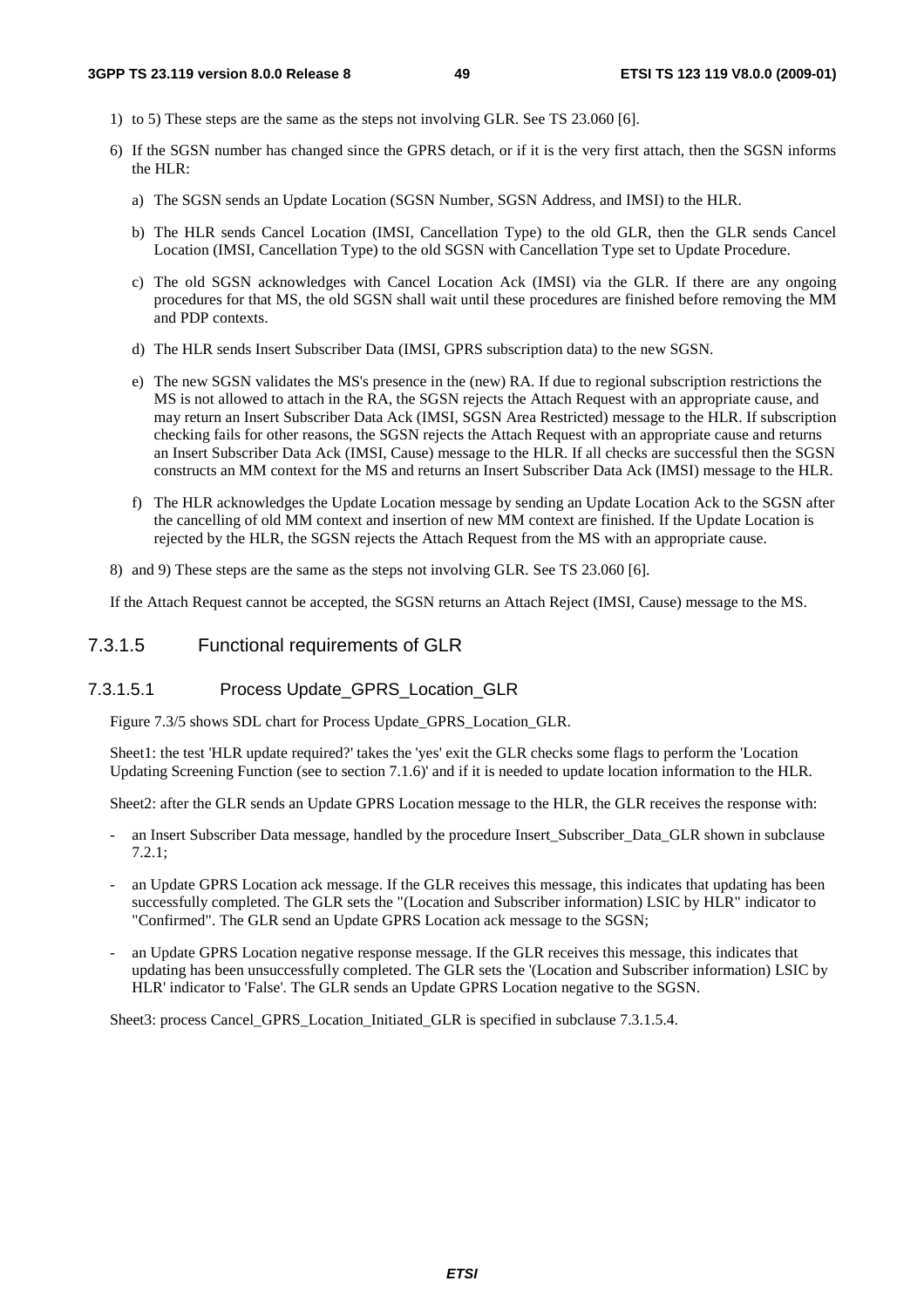1) to 5) These steps are the same as the steps not involving GLR. See TS 23.060 [6].

6) If the SGSN number has changed since the GPRS detach, or if it is the very first attach, then the SGSN informs the HLR:

   a) The SGSN sends an Update Location (SGSN Number, SGSN Address, and IMSI) to the HLR.

   b) The HLR sends Cancel Location (IMSI, Cancellation Type) to the old GLR, then the GLR sends Cancel Location (IMSI, Cancellation Type) to the old SGSN with Cancellation Type set to Update Procedure.

   c) The old SGSN acknowledges with Cancel Location Ack (IMSI) via the GLR. If there are any ongoing procedures for that MS, the old SGSN shall wait until these procedures are finished before removing the MM and PDP contexts.

   d) The HLR sends Insert Subscriber Data (IMSI, GPRS subscription data) to the new SGSN.

   e) The new SGSN validates the MS's presence in the (new) RA. If due to regional subscription restrictions the MS is not allowed to attach in the RA, the SGSN rejects the Attach Request with an appropriate cause, and may return an Insert Subscriber Data Ack (IMSI, SGSN Area Restricted) message to the HLR. If subscription checking fails for other reasons, the SGSN rejects the Attach Request with an appropriate cause and returns an Insert Subscriber Data Ack (IMSI, Cause) message to the HLR. If all checks are successful then the SGSN constructs an MM context for the MS and returns an Insert Subscriber Data Ack (IMSI) message to the HLR.

   f) The HLR acknowledges the Update Location message by sending an Update Location Ack to the SGSN after the cancelling of old MM context and insertion of new MM context are finished. If the Update Location is rejected by the HLR, the SGSN rejects the Attach Request from the MS with an appropriate cause.

8) and 9) These steps are the same as the steps not involving GLR. See TS 23.060 [6].

If the Attach Request cannot be accepted, the SGSN returns an Attach Reject (IMSI, Cause) message to the MS.

### 7.3.1.5 Functional requirements of GLR

#### 7.3.1.5.1 Process Update_GPRS_Location_GLR

Figure 7.3/5 shows SDL chart for Process Update_GPRS_Location_GLR.

Sheet1: the test 'HLR update required?' takes the 'yes' exit the GLR checks some flags to perform the 'Location Updating Screening Function (see to section 7.1.6)' and if it is needed to update location information to the HLR.

Sheet2: after the GLR sends an Update GPRS Location message to the HLR, the GLR receives the response with:

- an Insert Subscriber Data message, handled by the procedure Insert_Subscriber_Data_GLR shown in subclause 7.2.1;
- an Update GPRS Location ack message. If the GLR receives this message, this indicates that updating has been successfully completed. The GLR sets the "(Location and Subscriber information) LSIC by HLR" indicator to "Confirmed". The GLR send an Update GPRS Location ack message to the SGSN;
- an Update GPRS Location negative response message. If the GLR receives this message, this indicates that updating has been unsuccessfully completed. The GLR sets the '(Location and Subscriber information) LSIC by HLR' indicator to 'False'. The GLR sends an Update GPRS Location negative to the SGSN.

Sheet3: process Cancel_GPRS_Location_Initiated_GLR is specified in subclause 7.3.1.5.4.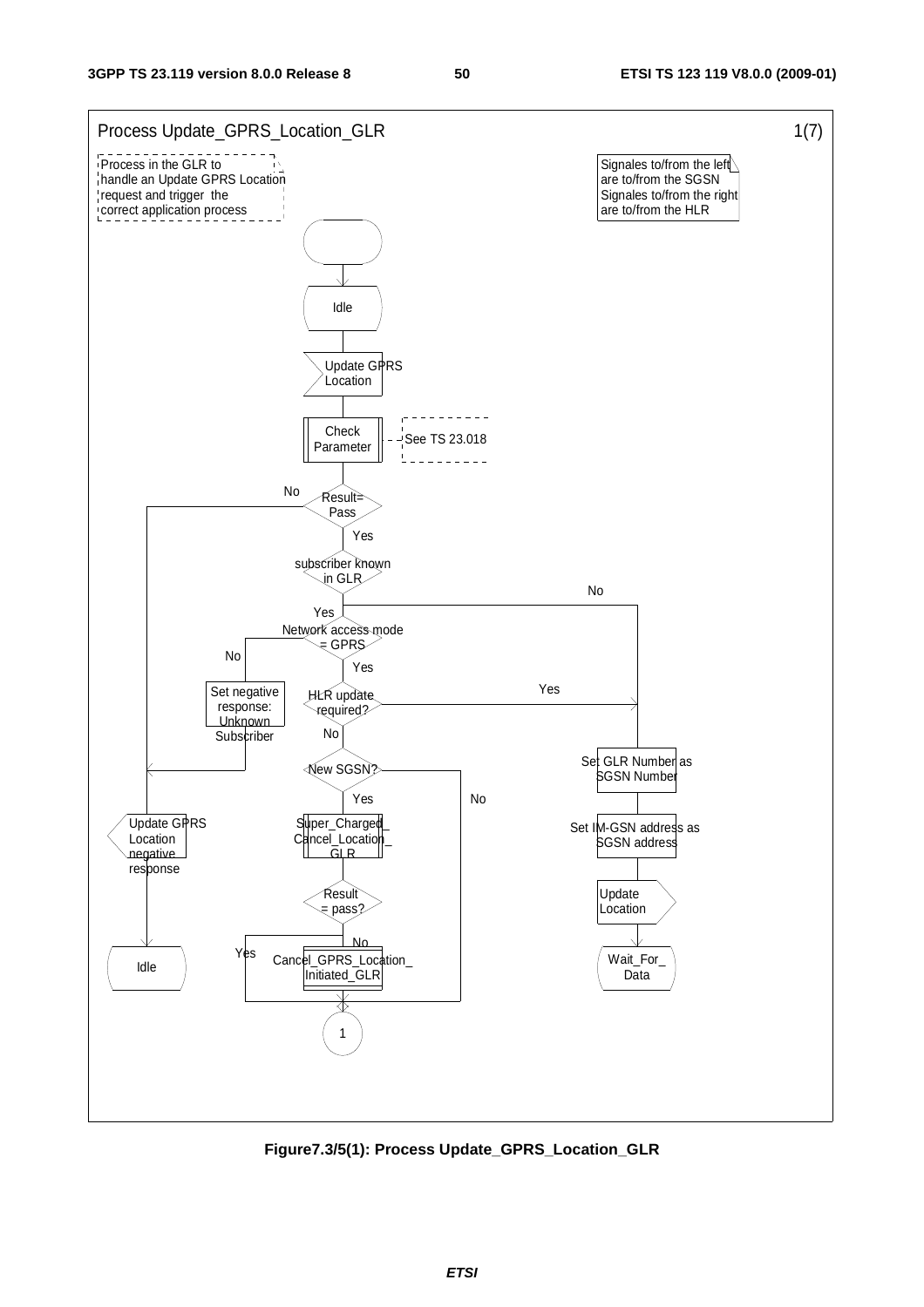Process Update_GPRS_Location_GLR 1(7)

Process in the GLR to handle an Update GPRS Location request and trigger the correct application process

Signales to/from the left are to/from the SGSN
Signales to/from the right are to/from the HLR

Idle

Update GPRS Location

Check Parameter

See TS 23.018

Result= Pass

No

Yes

subscriber known in GLR

No

Yes

Network access mode = GPRS

No

Yes

Set negative response: Unknown Subscriber

HLR update required?

Yes

No

New SGSN?

Yes

No

Set GLR Number as SGSN Number

Set IM-GSN address as SGSN address

Update Location

Wait_For_ Data

Update GPRS Location negative response

Idle

Super_Charged_ Cancel_Location_ GLR

Result = pass?

Yes

No

Cancel_GPRS_Location_ Initiated_GLR

1

**Figure7.3/5(1): Process Update_GPRS_Location_GLR**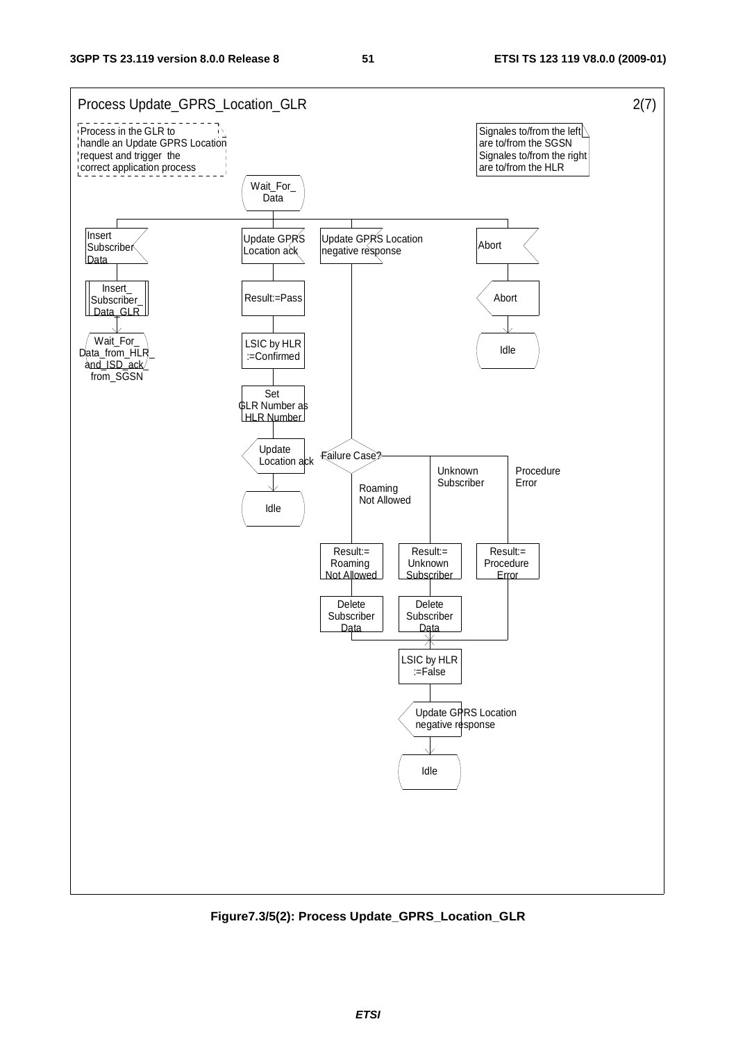Process Update_GPRS_Location_GLR 2(7)

Process in the GLR to handle an Update GPRS Location request and trigger the correct application process

Signales to/from the left are to/from the SGSN
Signales to/from the right are to/from the HLR

Wait_For_Data

Insert Subscriber Data

Insert_Subscriber_Data_GLR

Wait_For_Data_from_HLR_and_ISD_ack_from_SGSN

Update GPRS Location ack

Result:=Pass

LSIC by HLR :=Confirmed

Set GLR Number as HLR Number

Update Location ack

Idle

Update GPRS Location negative response

Failure Case?

Roaming Not Allowed

Unknown Subscriber

Procedure Error

Result:= Roaming Not Allowed

Result:= Unknown Subscriber

Result:= Procedure Error

Delete Subscriber Data

Delete Subscriber Data

LSIC by HLR :=False

Update GPRS Location negative response

Idle

Abort

Abort

Idle

**Figure7.3/5(2): Process Update_GPRS_Location_GLR**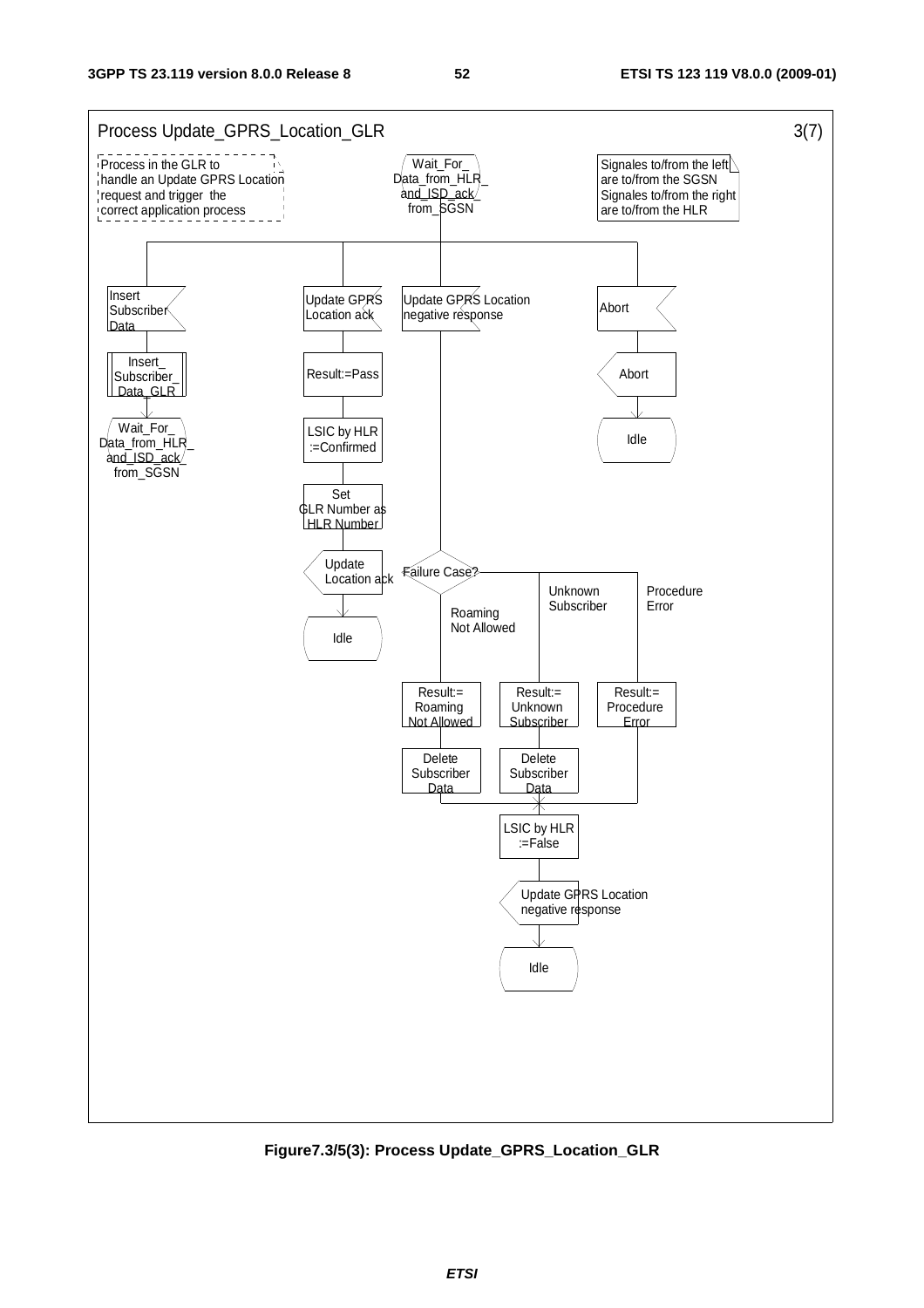Process Update_GPRS_Location_GLR 3(7)

Process in the GLR to handle an Update GPRS Location request and trigger the correct application process

Signales to/from the left are to/from the SGSN
Signales to/from the right are to/from the HLR

Wait_For_Data_from_HLR_and_ISD_ack_from_SGSN

Insert Subscriber Data

Insert_Subscriber_Data_GLR

Wait_For_Data_from_HLR_and_ISD_ack_from_SGSN

Update GPRS Location ack

Result:=Pass

LSIC by HLR :=Confirmed

Set GLR Number as HLR Number

Update Location ack

Idle

Update GPRS Location negative response

Failure Case?

Roaming Not Allowed

Unknown Subscriber

Procedure Error

Result:= Roaming Not Allowed

Result:= Unknown Subscriber

Result:= Procedure Error

Delete Subscriber Data

Delete Subscriber Data

LSIC by HLR :=False

Update GPRS Location negative response

Idle

Abort

Abort

Idle

**Figure7.3/5(3): Process Update_GPRS_Location_GLR**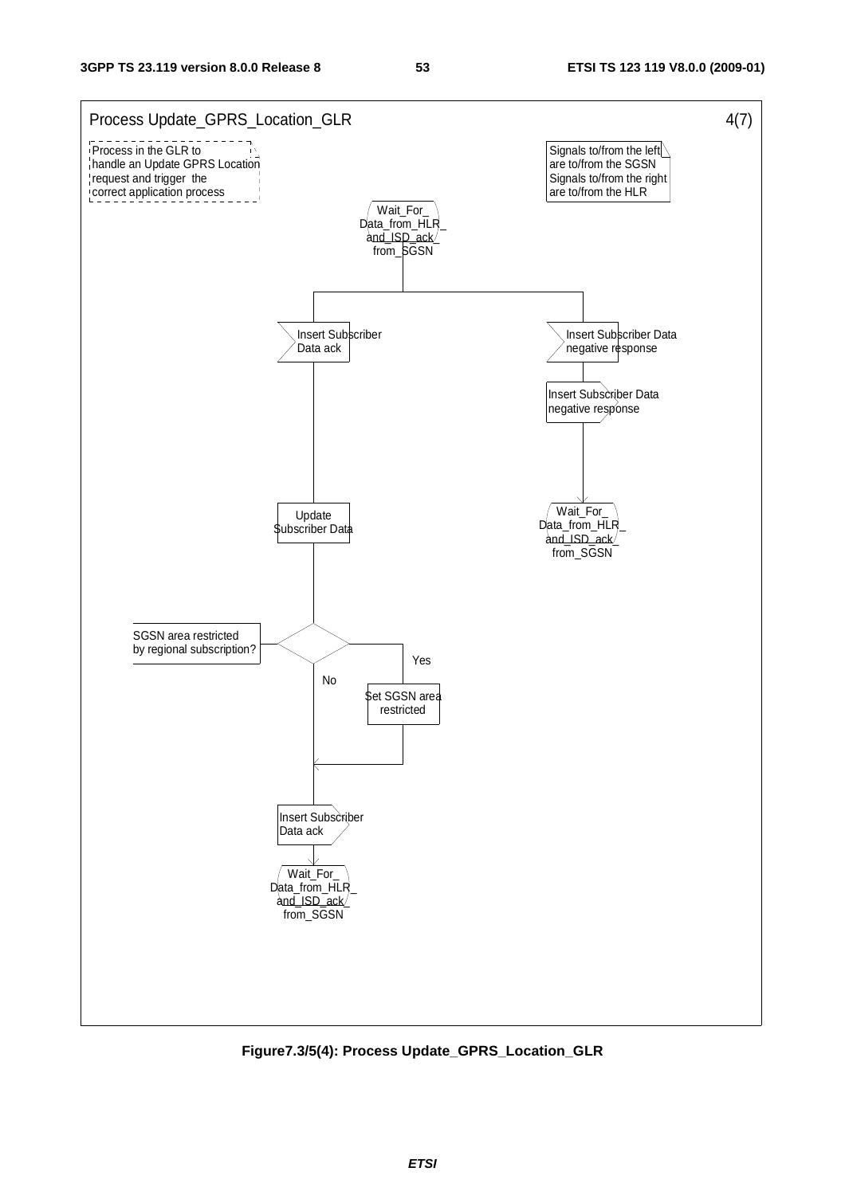Process Update_GPRS_Location_GLR 4(7)

Process in the GLR to handle an Update GPRS Location request and trigger the correct application process

Signals to/from the left are to/from the SGSN
Signals to/from the right are to/from the HLR

Wait_For_Data_from_HLR_and_ISD_ack_from_SGSN

Insert Subscriber Data ack

Insert Subscriber Data negative response

Insert Subscriber Data negative response

Wait_For_Data_from_HLR_and_ISD_ack_from_SGSN

Update Subscriber Data

SGSN area restricted by regional subscription?

Yes

No

Set SGSN area restricted

Insert Subscriber Data ack

Wait_For_Data_from_HLR_and_ISD_ack_from_SGSN

**Figure7.3/5(4): Process Update_GPRS_Location_GLR**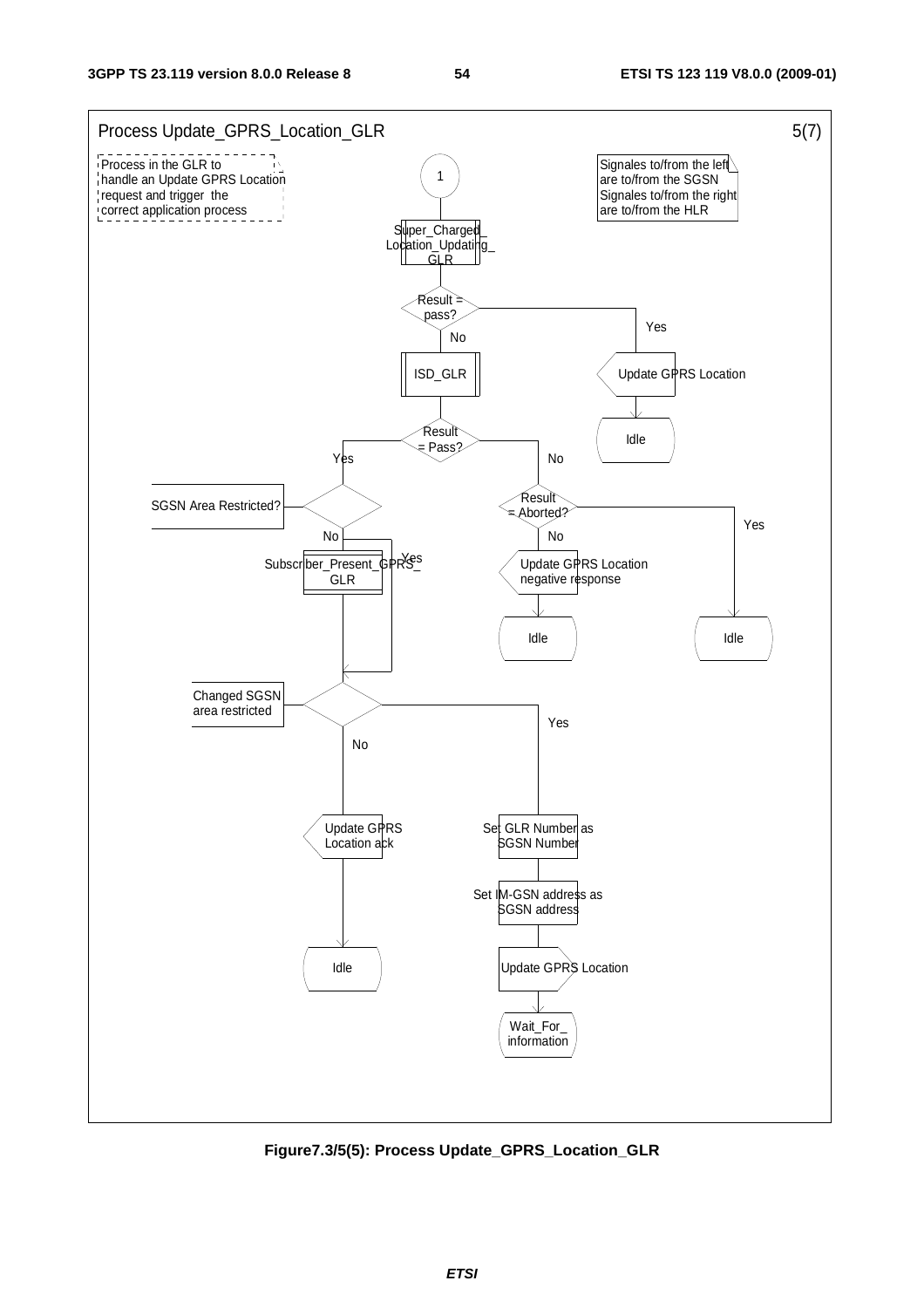Process Update_GPRS_Location_GLR 5(7)

Process in the GLR to handle an Update GPRS Location request and trigger the correct application process

Signales to/from the left are to/from the SGSN Signales to/from the right are to/from the HLR

1

Super_Charged_Location_Updating_GLR

Result = pass?

Yes

Update GPRS Location

Idle

No

ISD_GLR

Result = Pass?

Yes

SGSN Area Restricted?

No

Subscriber_Present_GPRS_GLR

Yes

No

Result = Aborted?

No

Update GPRS Location negative response

Idle

Yes

Idle

Changed SGSN area restricted

No

Update GPRS Location ack

Idle

Yes

Set GLR Number as SGSN Number

Set IM-GSN address as SGSN address

Update GPRS Location

Wait_For_information

**Figure7.3/5(5): Process Update_GPRS_Location_GLR**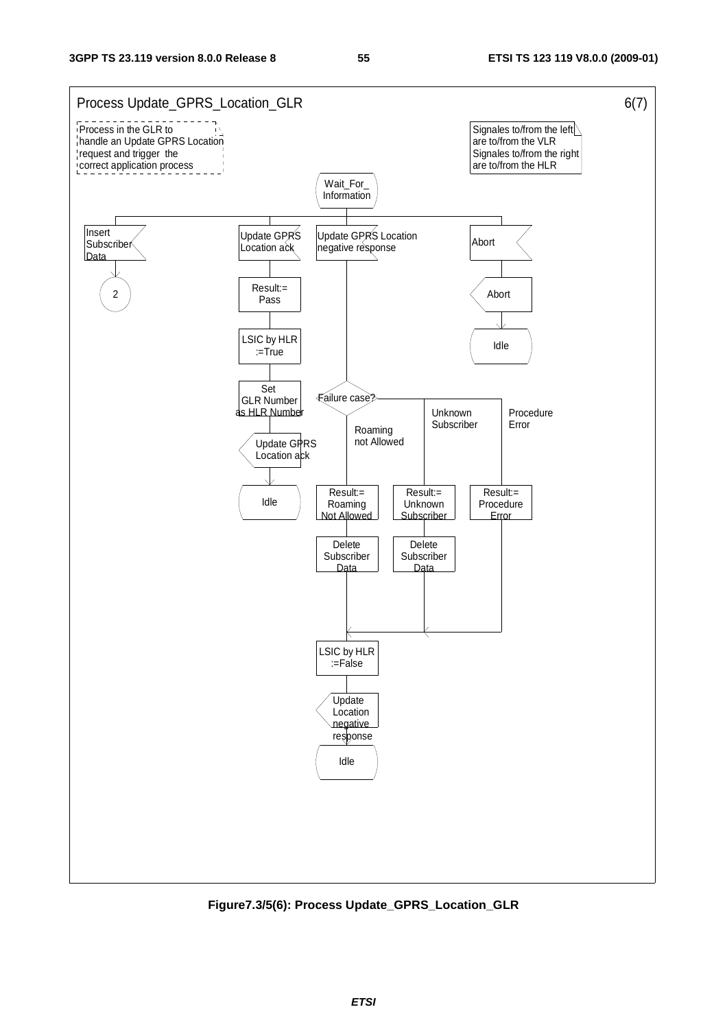Process Update_GPRS_Location_GLR 6(7)

Process in the GLR to handle an Update GPRS Location request and trigger the correct application process

Signales to/from the left are to/from the VLR
Signales to/from the right are to/from the HLR

Wait_For_ Information

Insert Subscriber Data

2

Update GPRS Location ack

Result:= Pass

LSIC by HLR :=True

Set GLR Number as HLR Number

Update GPRS Location ack

Idle

Update GPRS Location negative response

Failure case?

Roaming not Allowed

Unknown Subscriber

Procedure Error

Result:= Roaming Not Allowed

Result:= Unknown Subscriber

Result:= Procedure Error

Delete Subscriber Data

Delete Subscriber Data

LSIC by HLR :=False

Update Location negative response

Idle

Abort

Abort

Idle

**Figure7.3/5(6): Process Update_GPRS_Location_GLR**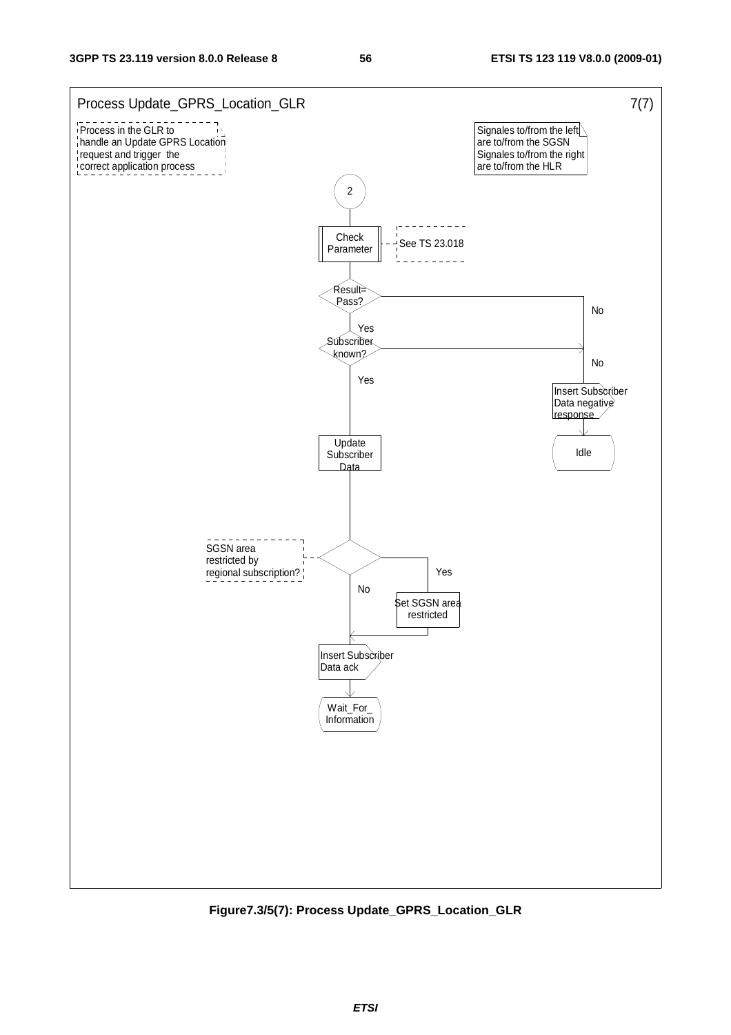Process Update_GPRS_Location_GLR 7(7)

Process in the GLR to handle an Update GPRS Location request and trigger the correct application process

Signales to/from the left are to/from the SGSN
Signales to/from the right are to/from the HLR

2

Check Parameter — See TS 23.018

Result= Pass? — No

Yes

Subscriber known? — No

Yes

Insert Subscriber Data negative response

Idle

Update Subscriber Data

SGSN area restricted by regional subscription?

Yes

No

Set SGSN area restricted

Insert Subscriber Data ack

Wait_For_ Information

**Figure7.3/5(7): Process Update_GPRS_Location_GLR**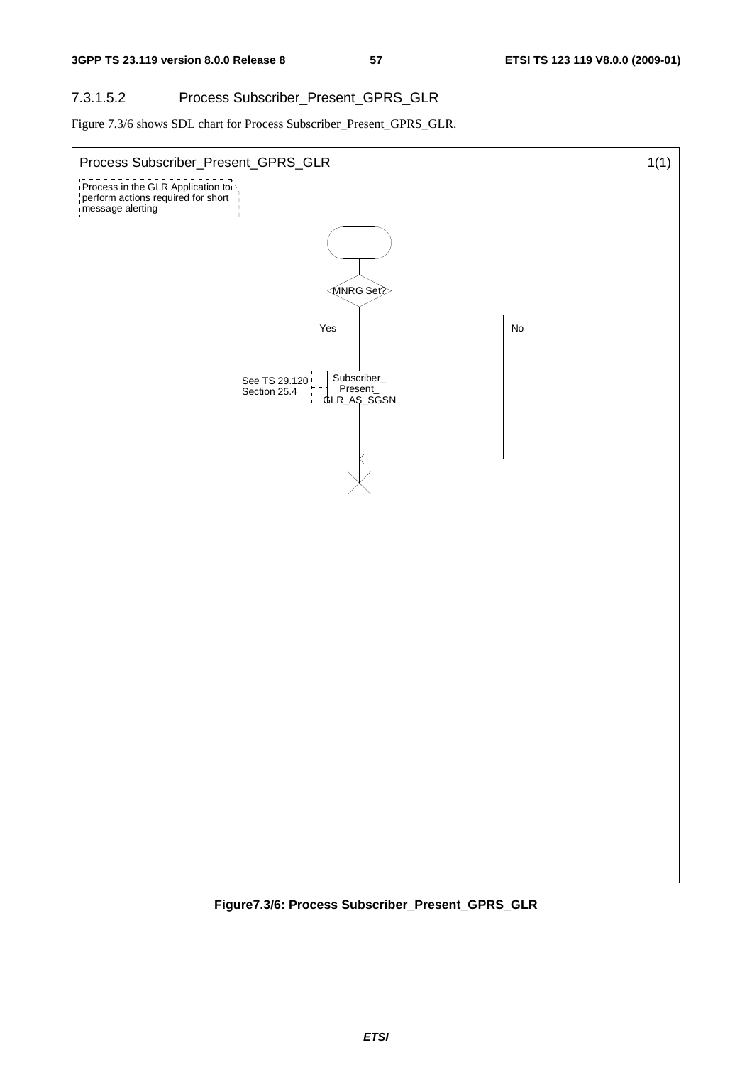#### 7.3.1.5.2 Process Subscriber_Present_GPRS_GLR

Figure 7.3/6 shows SDL chart for Process Subscriber_Present_GPRS_GLR.

Process Subscriber_Present_GPRS_GLR 1(1)

Process in the GLR Application to perform actions required for short message alerting

MNRG Set?

Yes

No

See TS 29.120 Section 25.4

Subscriber_ Present_ GLR_AS_SGSN

**Figure7.3/6: Process Subscriber_Present_GPRS_GLR**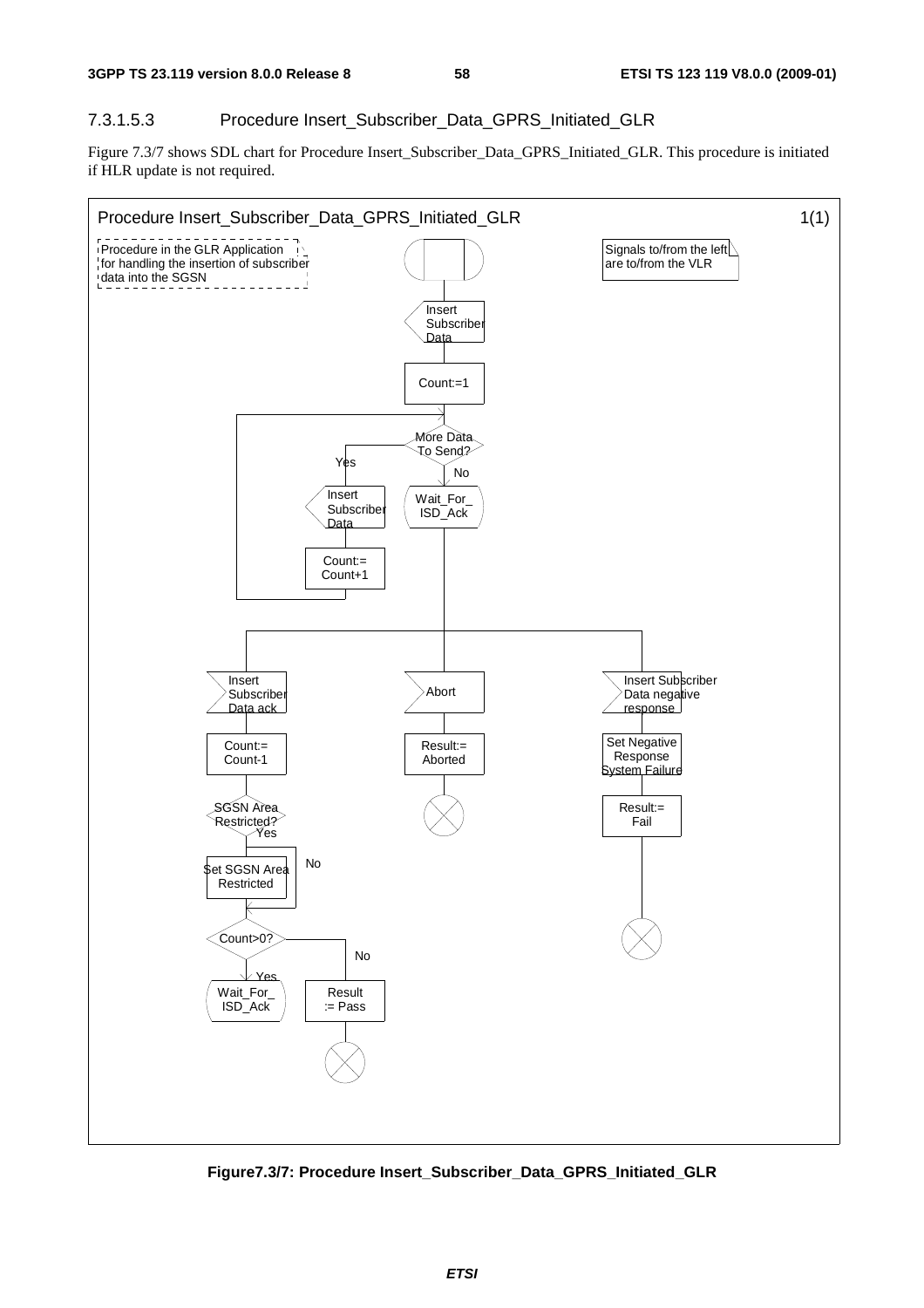#### 7.3.1.5.3 Procedure Insert_Subscriber_Data_GPRS_Initiated_GLR

Figure 7.3/7 shows SDL chart for Procedure Insert_Subscriber_Data_GPRS_Initiated_GLR. This procedure is initiated if HLR update is not required.

Procedure Insert_Subscriber_Data_GPRS_Initiated_GLR 1(1)

Procedure in the GLR Application for handling the insertion of subscriber data into the SGSN

Signals to/from the left are to/from the VLR

Insert Subscriber Data

Count:=1

More Data To Send?

Yes

No

Insert Subscriber Data

Count:= Count+1

Wait_For_ ISD_Ack

Insert Subscriber Data ack

Abort

Insert Subscriber Data negative response

Count:= Count-1

Result:= Aborted

Set Negative Response System Failure

Result:= Fail

SGSN Area Restricted?

Yes

No

Set SGSN Area Restricted

Count>0?

Yes

No

Wait_For_ ISD_Ack

Result := Pass

**Figure7.3/7: Procedure Insert_Subscriber_Data_GPRS_Initiated_GLR**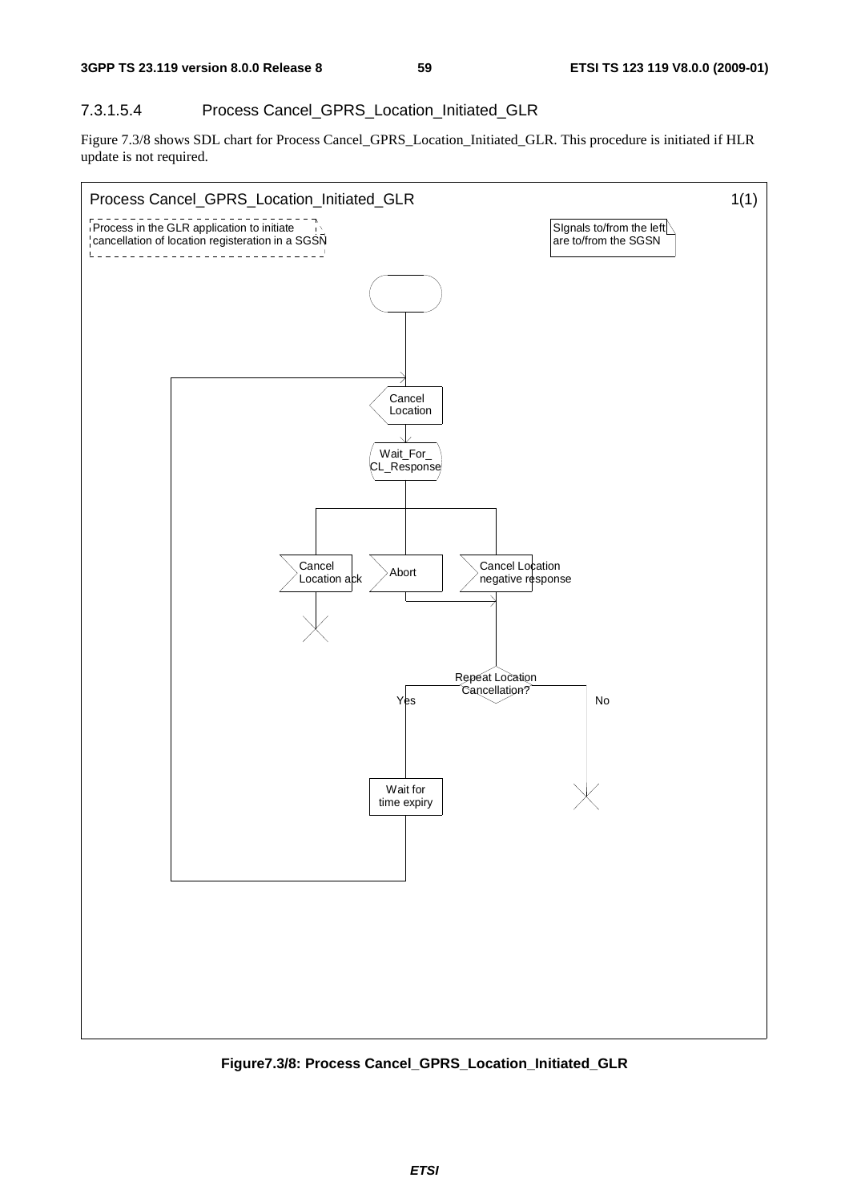#### 7.3.1.5.4 Process Cancel_GPRS_Location_Initiated_GLR

Figure 7.3/8 shows SDL chart for Process Cancel_GPRS_Location_Initiated_GLR. This procedure is initiated if HLR update is not required.

Process Cancel_GPRS_Location_Initiated_GLR 1(1)

Process in the GLR application to initiate cancellation of location registeration in a SGSN

SIgnals to/from the left are to/from the SGSN

Cancel Location

Wait_For_ CL_Response

Cancel Location ack

Abort

Cancel Location negative response

Repeat Location Cancellation?

Yes

No

Wait for time expiry

**Figure7.3/8: Process Cancel_GPRS_Location_Initiated_GLR**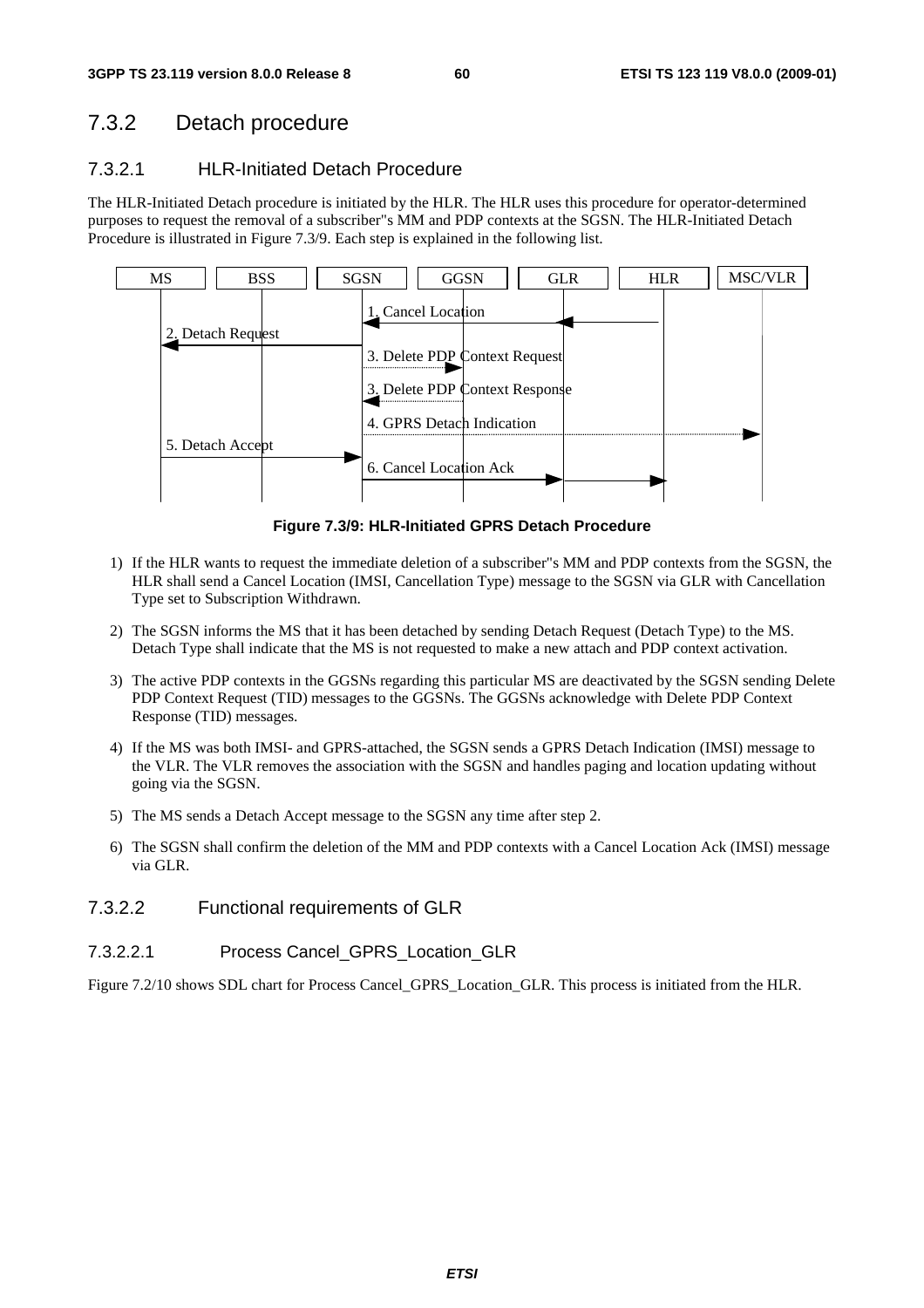## 7.3.2 Detach procedure

### 7.3.2.1 HLR-Initiated Detach Procedure

The HLR-Initiated Detach procedure is initiated by the HLR. The HLR uses this procedure for operator-determined purposes to request the removal of a subscriber"s MM and PDP contexts at the SGSN. The HLR-Initiated Detach Procedure is illustrated in Figure 7.3/9. Each step is explained in the following list.

**Figure 7.3/9: HLR-Initiated GPRS Detach Procedure**

1) If the HLR wants to request the immediate deletion of a subscriber"s MM and PDP contexts from the SGSN, the HLR shall send a Cancel Location (IMSI, Cancellation Type) message to the SGSN via GLR with Cancellation Type set to Subscription Withdrawn.

2) The SGSN informs the MS that it has been detached by sending Detach Request (Detach Type) to the MS. Detach Type shall indicate that the MS is not requested to make a new attach and PDP context activation.

3) The active PDP contexts in the GGSNs regarding this particular MS are deactivated by the SGSN sending Delete PDP Context Request (TID) messages to the GGSNs. The GGSNs acknowledge with Delete PDP Context Response (TID) messages.

4) If the MS was both IMSI- and GPRS-attached, the SGSN sends a GPRS Detach Indication (IMSI) message to the VLR. The VLR removes the association with the SGSN and handles paging and location updating without going via the SGSN.

5) The MS sends a Detach Accept message to the SGSN any time after step 2.

6) The SGSN shall confirm the deletion of the MM and PDP contexts with a Cancel Location Ack (IMSI) message via GLR.

### 7.3.2.2 Functional requirements of GLR

#### 7.3.2.2.1 Process Cancel_GPRS_Location_GLR

Figure 7.2/10 shows SDL chart for Process Cancel_GPRS_Location_GLR. This process is initiated from the HLR.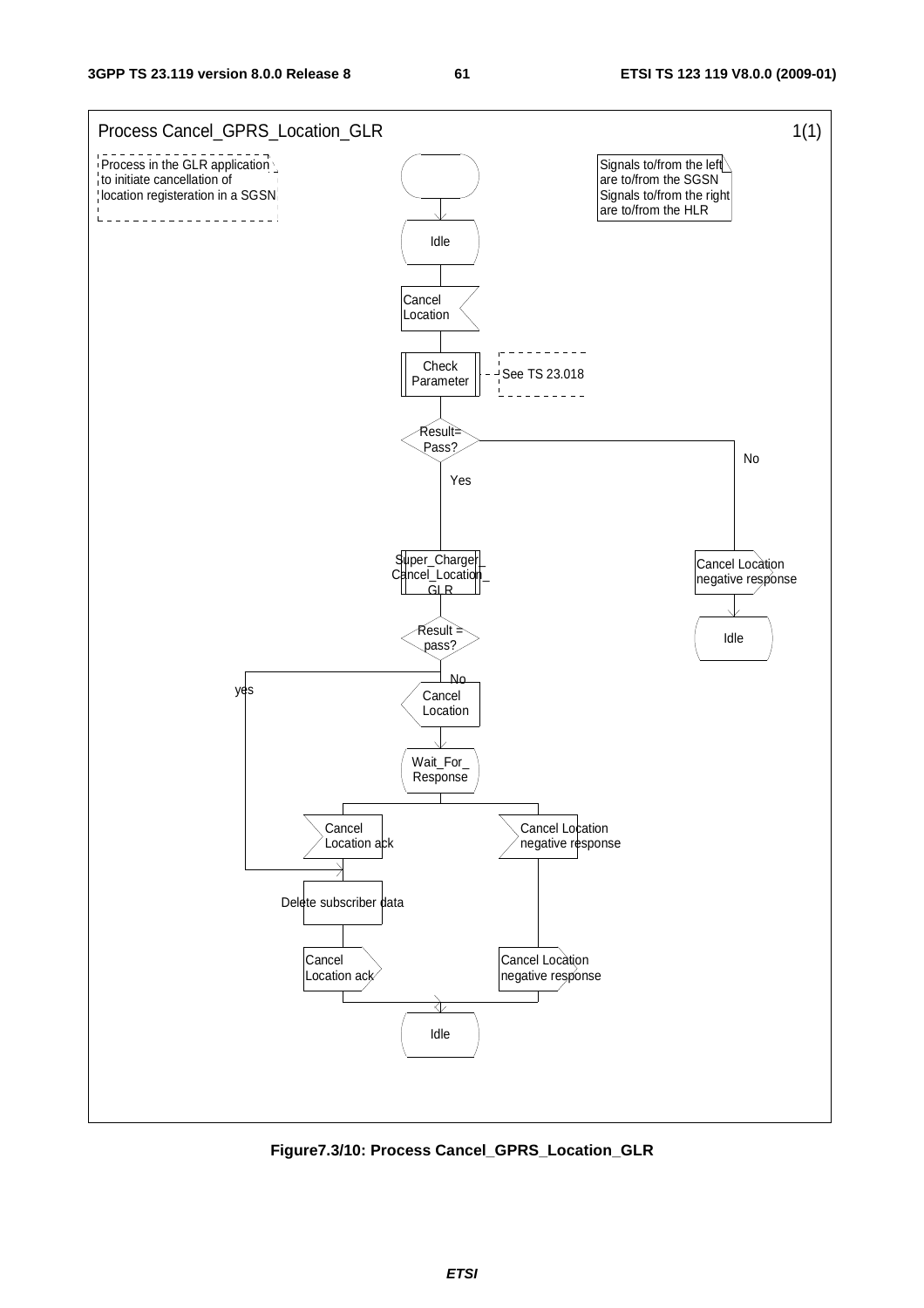Process Cancel_GPRS_Location_GLR 1(1)

Process in the GLR application to initiate cancellation of location registeration in a SGSN

Signals to/from the left are to/from the SGSN
Signals to/from the right are to/from the HLR

Idle

Cancel Location

Check Parameter

See TS 23.018

Result= Pass?

Yes

No

Super_Charger_Cancel_Location_GLR

Cancel Location negative response

Idle

Result = pass?

yes

No

Cancel Location

Wait_For_Response

Cancel Location ack

Cancel Location negative response

Delete subscriber data

Cancel Location ack

Cancel Location negative response

Idle

**Figure7.3/10: Process Cancel_GPRS_Location_GLR**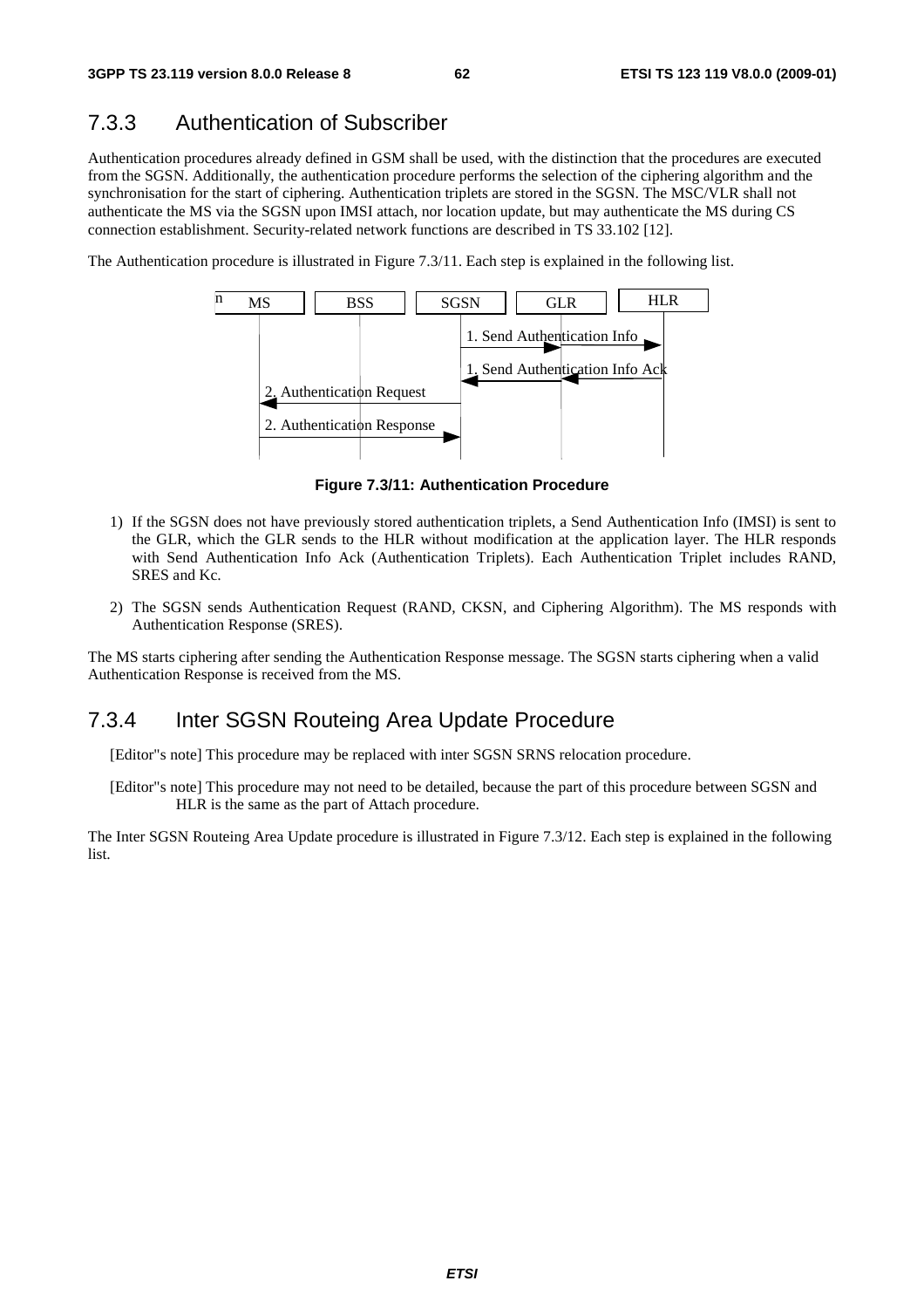## 7.3.3 Authentication of Subscriber

Authentication procedures already defined in GSM shall be used, with the distinction that the procedures are executed from the SGSN. Additionally, the authentication procedure performs the selection of the ciphering algorithm and the synchronisation for the start of ciphering. Authentication triplets are stored in the SGSN. The MSC/VLR shall not authenticate the MS via the SGSN upon IMSI attach, nor location update, but may authenticate the MS during CS connection establishment. Security-related network functions are described in TS 33.102 [12].

The Authentication procedure is illustrated in Figure 7.3/11. Each step is explained in the following list.

**Figure 7.3/11: Authentication Procedure**

1) If the SGSN does not have previously stored authentication triplets, a Send Authentication Info (IMSI) is sent to the GLR, which the GLR sends to the HLR without modification at the application layer. The HLR responds with Send Authentication Info Ack (Authentication Triplets). Each Authentication Triplet includes RAND, SRES and Kc.

2) The SGSN sends Authentication Request (RAND, CKSN, and Ciphering Algorithm). The MS responds with Authentication Response (SRES).

The MS starts ciphering after sending the Authentication Response message. The SGSN starts ciphering when a valid Authentication Response is received from the MS.

## 7.3.4 Inter SGSN Routeing Area Update Procedure

[Editor"s note] This procedure may be replaced with inter SGSN SRNS relocation procedure.

[Editor"s note] This procedure may not need to be detailed, because the part of this procedure between SGSN and HLR is the same as the part of Attach procedure.

The Inter SGSN Routeing Area Update procedure is illustrated in Figure 7.3/12. Each step is explained in the following list.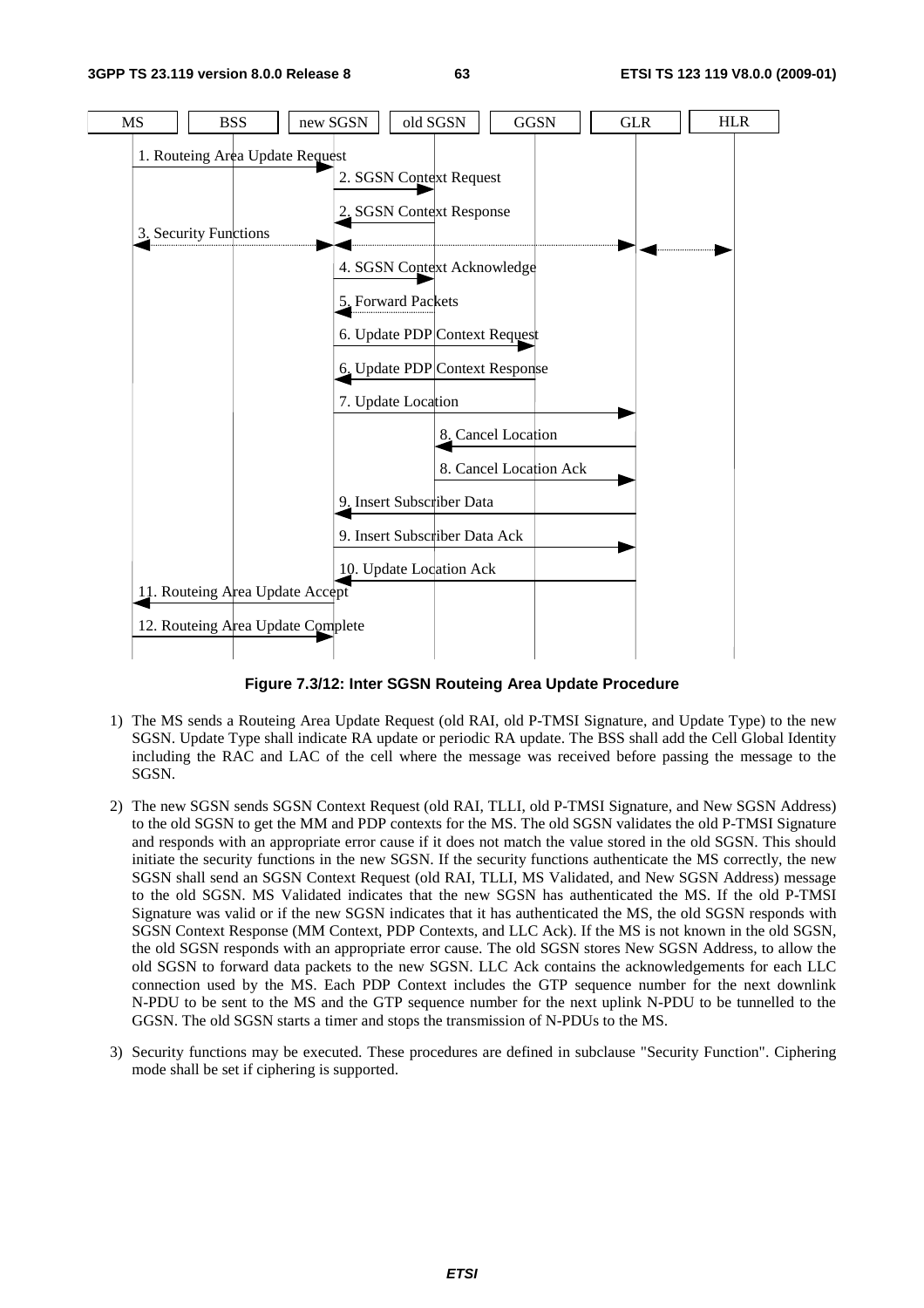| MS | BSS | new SGSN | old SGSN | GGSN | GLR | HLR |
|---|---|---|---|---|---|---|

1. Routeing Area Update Request
2. SGSN Context Request
2. SGSN Context Response
3. Security Functions
4. SGSN Context Acknowledge
5. Forward Packets
6. Update PDP Context Request
6. Update PDP Context Response
7. Update Location
8. Cancel Location
8. Cancel Location Ack
9. Insert Subscriber Data
9. Insert Subscriber Data Ack
10. Update Location Ack
11. Routeing Area Update Accept
12. Routeing Area Update Complete

**Figure 7.3/12: Inter SGSN Routeing Area Update Procedure**

1) The MS sends a Routeing Area Update Request (old RAI, old P-TMSI Signature, and Update Type) to the new SGSN. Update Type shall indicate RA update or periodic RA update. The BSS shall add the Cell Global Identity including the RAC and LAC of the cell where the message was received before passing the message to the SGSN.

2) The new SGSN sends SGSN Context Request (old RAI, TLLI, old P-TMSI Signature, and New SGSN Address) to the old SGSN to get the MM and PDP contexts for the MS. The old SGSN validates the old P-TMSI Signature and responds with an appropriate error cause if it does not match the value stored in the old SGSN. This should initiate the security functions in the new SGSN. If the security functions authenticate the MS correctly, the new SGSN shall send an SGSN Context Request (old RAI, TLLI, MS Validated, and New SGSN Address) message to the old SGSN. MS Validated indicates that the new SGSN has authenticated the MS. If the old P-TMSI Signature was valid or if the new SGSN indicates that it has authenticated the MS, the old SGSN responds with SGSN Context Response (MM Context, PDP Contexts, and LLC Ack). If the MS is not known in the old SGSN, the old SGSN responds with an appropriate error cause. The old SGSN stores New SGSN Address, to allow the old SGSN to forward data packets to the new SGSN. LLC Ack contains the acknowledgements for each LLC connection used by the MS. Each PDP Context includes the GTP sequence number for the next downlink N-PDU to be sent to the MS and the GTP sequence number for the next uplink N-PDU to be tunnelled to the GGSN. The old SGSN starts a timer and stops the transmission of N-PDUs to the MS.

3) Security functions may be executed. These procedures are defined in subclause "Security Function". Ciphering mode shall be set if ciphering is supported.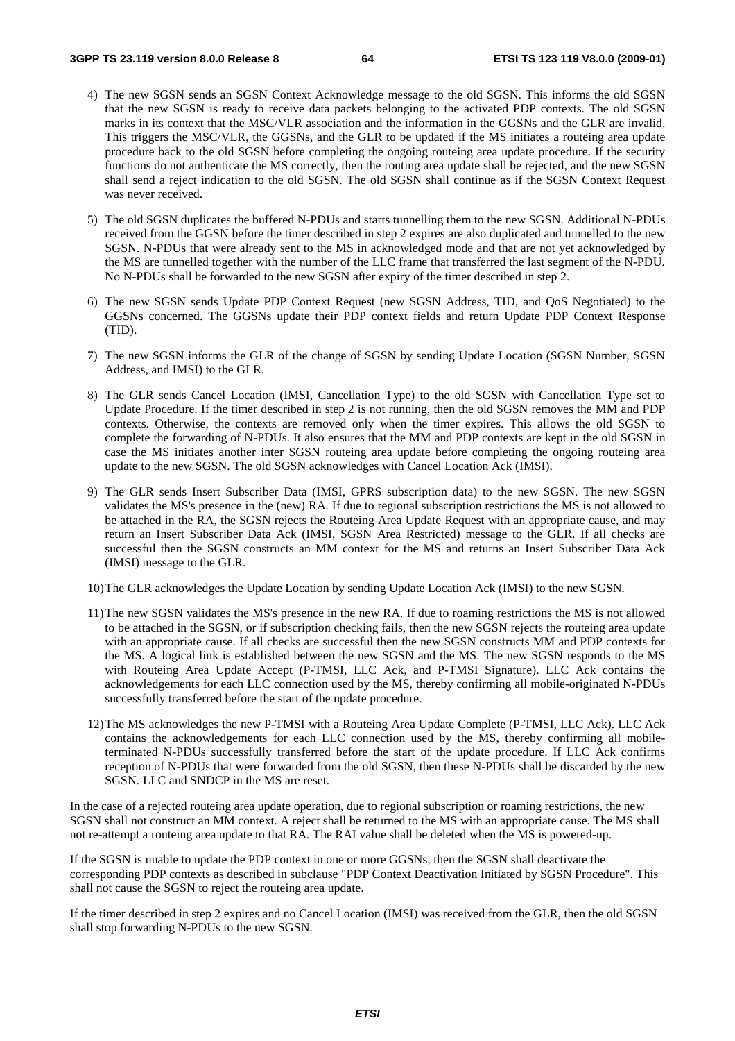4) The new SGSN sends an SGSN Context Acknowledge message to the old SGSN. This informs the old SGSN that the new SGSN is ready to receive data packets belonging to the activated PDP contexts. The old SGSN marks in its context that the MSC/VLR association and the information in the GGSNs and the GLR are invalid. This triggers the MSC/VLR, the GGSNs, and the GLR to be updated if the MS initiates a routeing area update procedure back to the old SGSN before completing the ongoing routeing area update procedure. If the security functions do not authenticate the MS correctly, then the routing area update shall be rejected, and the new SGSN shall send a reject indication to the old SGSN. The old SGSN shall continue as if the SGSN Context Request was never received.

5) The old SGSN duplicates the buffered N-PDUs and starts tunnelling them to the new SGSN. Additional N-PDUs received from the GGSN before the timer described in step 2 expires are also duplicated and tunnelled to the new SGSN. N-PDUs that were already sent to the MS in acknowledged mode and that are not yet acknowledged by the MS are tunnelled together with the number of the LLC frame that transferred the last segment of the N-PDU. No N-PDUs shall be forwarded to the new SGSN after expiry of the timer described in step 2.

6) The new SGSN sends Update PDP Context Request (new SGSN Address, TID, and QoS Negotiated) to the GGSNs concerned. The GGSNs update their PDP context fields and return Update PDP Context Response (TID).

7) The new SGSN informs the GLR of the change of SGSN by sending Update Location (SGSN Number, SGSN Address, and IMSI) to the GLR.

8) The GLR sends Cancel Location (IMSI, Cancellation Type) to the old SGSN with Cancellation Type set to Update Procedure. If the timer described in step 2 is not running, then the old SGSN removes the MM and PDP contexts. Otherwise, the contexts are removed only when the timer expires. This allows the old SGSN to complete the forwarding of N-PDUs. It also ensures that the MM and PDP contexts are kept in the old SGSN in case the MS initiates another inter SGSN routeing area update before completing the ongoing routeing area update to the new SGSN. The old SGSN acknowledges with Cancel Location Ack (IMSI).

9) The GLR sends Insert Subscriber Data (IMSI, GPRS subscription data) to the new SGSN. The new SGSN validates the MS's presence in the (new) RA. If due to regional subscription restrictions the MS is not allowed to be attached in the RA, the SGSN rejects the Routeing Area Update Request with an appropriate cause, and may return an Insert Subscriber Data Ack (IMSI, SGSN Area Restricted) message to the GLR. If all checks are successful then the SGSN constructs an MM context for the MS and returns an Insert Subscriber Data Ack (IMSI) message to the GLR.

10) The GLR acknowledges the Update Location by sending Update Location Ack (IMSI) to the new SGSN.

11) The new SGSN validates the MS's presence in the new RA. If due to roaming restrictions the MS is not allowed to be attached in the SGSN, or if subscription checking fails, then the new SGSN rejects the routing area update with an appropriate cause. If all checks are successful then the new SGSN constructs MM and PDP contexts for the MS. A logical link is established between the new SGSN and the MS. The new SGSN responds to the MS with Routeing Area Update Accept (P-TMSI, LLC Ack, and P-TMSI Signature). LLC Ack contains the acknowledgements for each LLC connection used by the MS, thereby confirming all mobile-originated N-PDUs successfully transferred before the start of the update procedure.

12) The MS acknowledges the new P-TMSI with a Routeing Area Update Complete (P-TMSI, LLC Ack). LLC Ack contains the acknowledgements for each LLC connection used by the MS, thereby confirming all mobile-terminated N-PDUs successfully transferred before the start of the update procedure. If LLC Ack confirms reception of N-PDUs that were forwarded from the old SGSN, then these N-PDUs shall be discarded by the new SGSN. LLC and SNDCP in the MS are reset.

In the case of a rejected routeing area update operation, due to regional subscription or roaming restrictions, the new SGSN shall not construct an MM context. A reject shall be returned to the MS with an appropriate cause. The MS shall not re-attempt a routeing area update to that RA. The RAI value shall be deleted when the MS is powered-up.

If the SGSN is unable to update the PDP context in one or more GGSNs, then the SGSN shall deactivate the corresponding PDP contexts as described in subclause "PDP Context Deactivation Initiated by SGSN Procedure". This shall not cause the SGSN to reject the routeing area update.

If the timer described in step 2 expires and no Cancel Location (IMSI) was received from the GLR, then the old SGSN shall stop forwarding N-PDUs to the new SGSN.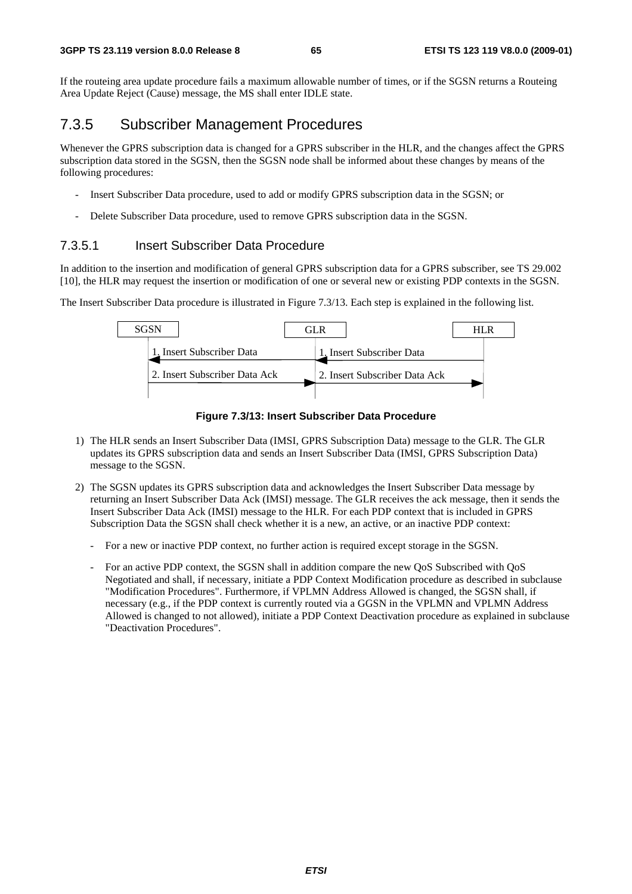If the routeing area update procedure fails a maximum allowable number of times, or if the SGSN returns a Routeing Area Update Reject (Cause) message, the MS shall enter IDLE state.

### 7.3.5 Subscriber Management Procedures

Whenever the GPRS subscription data is changed for a GPRS subscriber in the HLR, and the changes affect the GPRS subscription data stored in the SGSN, then the SGSN node shall be informed about these changes by means of the following procedures:

- Insert Subscriber Data procedure, used to add or modify GPRS subscription data in the SGSN; or
- Delete Subscriber Data procedure, used to remove GPRS subscription data in the SGSN.

#### 7.3.5.1 Insert Subscriber Data Procedure

In addition to the insertion and modification of general GPRS subscription data for a GPRS subscriber, see TS 29.002 [10], the HLR may request the insertion or modification of one or several new or existing PDP contexts in the SGSN.

The Insert Subscriber Data procedure is illustrated in Figure 7.3/13. Each step is explained in the following list.

SGSN GLR HLR

1. Insert Subscriber Data 1. Insert Subscriber Data

2. Insert Subscriber Data Ack 2. Insert Subscriber Data Ack

**Figure 7.3/13: Insert Subscriber Data Procedure**

1) The HLR sends an Insert Subscriber Data (IMSI, GPRS Subscription Data) message to the GLR. The GLR updates its GPRS subscription data and sends an Insert Subscriber Data (IMSI, GPRS Subscription Data) message to the SGSN.

2) The SGSN updates its GPRS subscription data and acknowledges the Insert Subscriber Data message by returning an Insert Subscriber Data Ack (IMSI) message. The GLR receives the ack message, then it sends the Insert Subscriber Data Ack (IMSI) message to the HLR. For each PDP context that is included in GPRS Subscription Data the SGSN shall check whether it is a new, an active, or an inactive PDP context:

   - For a new or inactive PDP context, no further action is required except storage in the SGSN.
   - For an active PDP context, the SGSN shall in addition compare the new QoS Subscribed with QoS Negotiated and shall, if necessary, initiate a PDP Context Modification procedure as described in subclause "Modification Procedures". Furthermore, if VPLMN Address Allowed is changed, the SGSN shall, if necessary (e.g., if the PDP context is currently routed via a GGSN in the VPLMN and VPLMN Address Allowed is changed to not allowed), initiate a PDP Context Deactivation procedure as explained in subclause "Deactivation Procedures".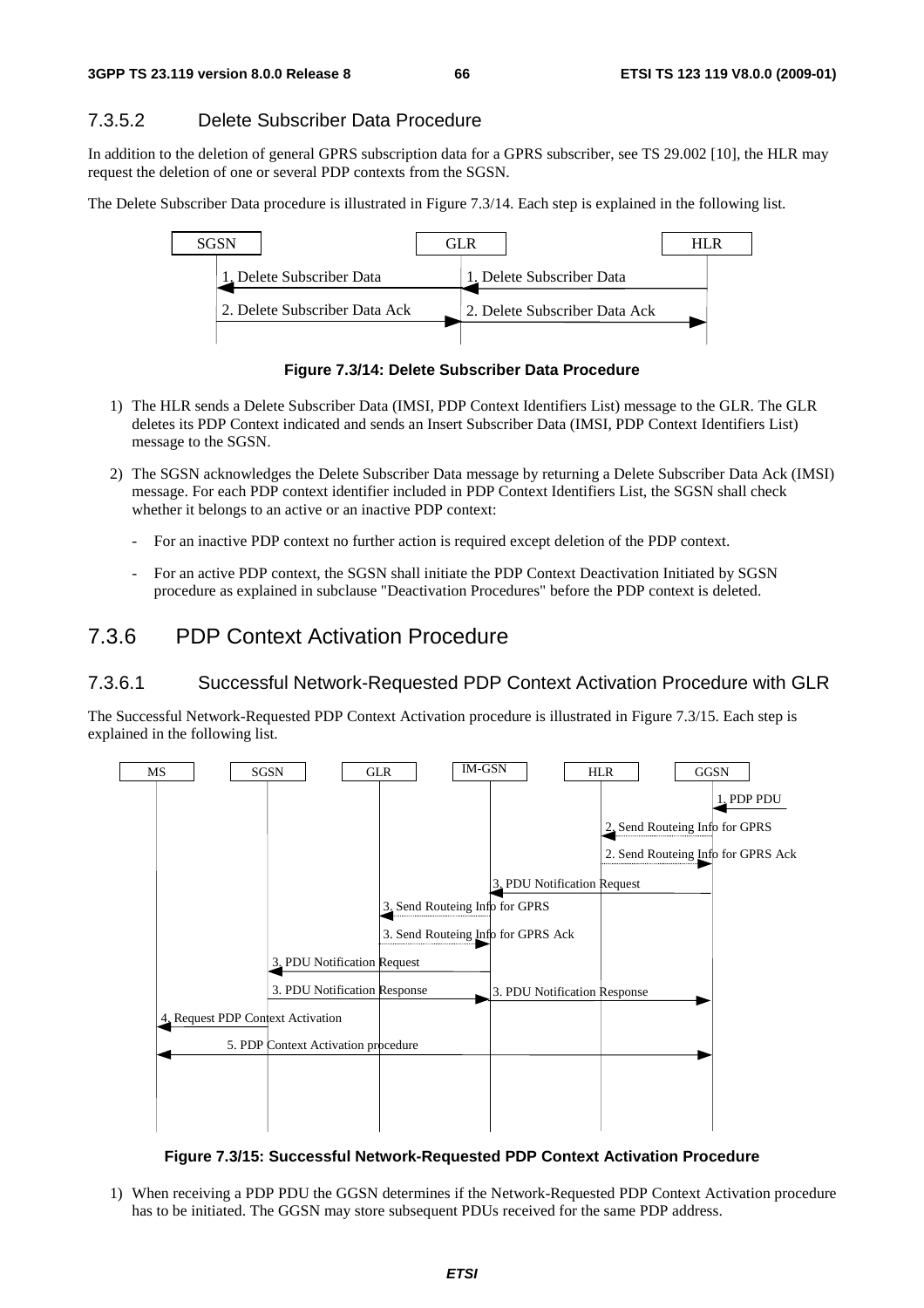#### 7.3.5.2 Delete Subscriber Data Procedure

In addition to the deletion of general GPRS subscription data for a GPRS subscriber, see TS 29.002 [10], the HLR may request the deletion of one or several PDP contexts from the SGSN.

The Delete Subscriber Data procedure is illustrated in Figure 7.3/14. Each step is explained in the following list.

**Figure 7.3/14: Delete Subscriber Data Procedure**

1) The HLR sends a Delete Subscriber Data (IMSI, PDP Context Identifiers List) message to the GLR. The GLR deletes its PDP Context indicated and sends an Insert Subscriber Data (IMSI, PDP Context Identifiers List) message to the SGSN.

2) The SGSN acknowledges the Delete Subscriber Data message by returning a Delete Subscriber Data Ack (IMSI) message. For each PDP context identifier included in PDP Context Identifiers List, the SGSN shall check whether it belongs to an active or an inactive PDP context:

   - For an inactive PDP context no further action is required except deletion of the PDP context.

   - For an active PDP context, the SGSN shall initiate the PDP Context Deactivation Initiated by SGSN procedure as explained in subclause "Deactivation Procedures" before the PDP context is deleted.

### 7.3.6 PDP Context Activation Procedure

#### 7.3.6.1 Successful Network-Requested PDP Context Activation Procedure with GLR

The Successful Network-Requested PDP Context Activation procedure is illustrated in Figure 7.3/15. Each step is explained in the following list.

**Figure 7.3/15: Successful Network-Requested PDP Context Activation Procedure**

1) When receiving a PDP PDU the GGSN determines if the Network-Requested PDP Context Activation procedure has to be initiated. The GGSN may store subsequent PDUs received for the same PDP address.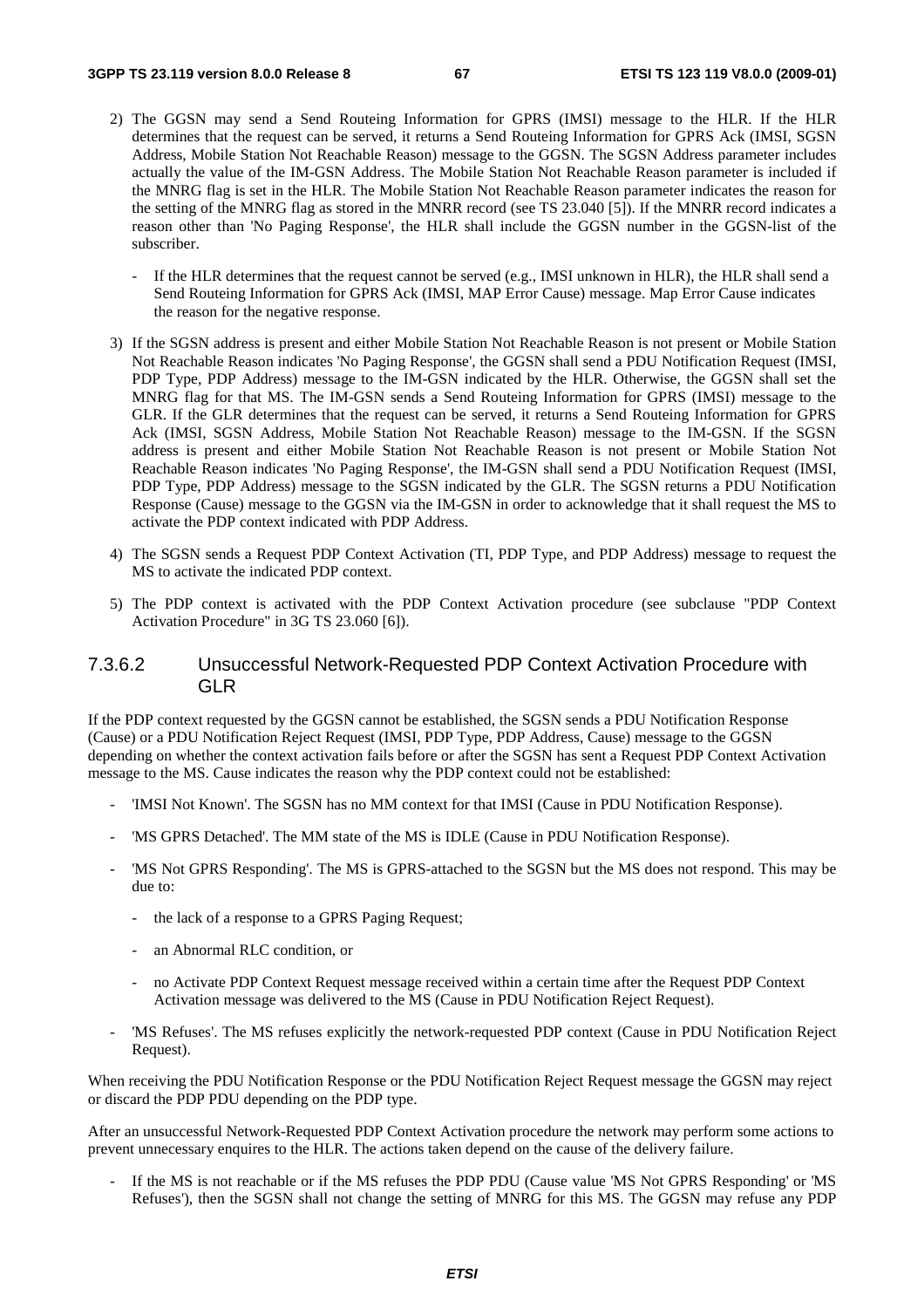2) The GGSN may send a Send Routeing Information for GPRS (IMSI) message to the HLR. If the HLR determines that the request can be served, it returns a Send Routeing Information for GPRS Ack (IMSI, SGSN Address, Mobile Station Not Reachable Reason) message to the GGSN. The SGSN Address parameter includes actually the value of the IM-GSN Address. The Mobile Station Not Reachable Reason parameter is included if the MNRG flag is set in the HLR. The Mobile Station Not Reachable Reason parameter indicates the reason for the setting of the MNRG flag as stored in the MNRR record (see TS 23.040 [5]). If the MNRR record indicates a reason other than 'No Paging Response', the HLR shall include the GGSN number in the GGSN-list of the subscriber.

   - If the HLR determines that the request cannot be served (e.g., IMSI unknown in HLR), the HLR shall send a Send Routeing Information for GPRS Ack (IMSI, MAP Error Cause) message. Map Error Cause indicates the reason for the negative response.

3) If the SGSN address is present and either Mobile Station Not Reachable Reason is not present or Mobile Station Not Reachable Reason indicates 'No Paging Response', the GGSN shall send a PDU Notification Request (IMSI, PDP Type, PDP Address) message to the IM-GSN indicated by the HLR. Otherwise, the GGSN shall set the MNRG flag for that MS. The IM-GSN sends a Send Routeing Information for GPRS (IMSI) message to the GLR. If the GLR determines that the request can be served, it returns a Send Routeing Information for GPRS Ack (IMSI, SGSN Address, Mobile Station Not Reachable Reason) message to the IM-GSN. If the SGSN address is present and either Mobile Station Not Reachable Reason is not present or Mobile Station Not Reachable Reason indicates 'No Paging Response', the IM-GSN shall send a PDU Notification Request (IMSI, PDP Type, PDP Address) message to the SGSN indicated by the GLR. The SGSN returns a PDU Notification Response (Cause) message to the GGSN via the IM-GSN in order to acknowledge that it shall request the MS to activate the PDP context indicated with PDP Address.

4) The SGSN sends a Request PDP Context Activation (TI, PDP Type, and PDP Address) message to request the MS to activate the indicated PDP context.

5) The PDP context is activated with the PDP Context Activation procedure (see subclause "PDP Context Activation Procedure" in 3G TS 23.060 [6]).

#### 7.3.6.2 Unsuccessful Network-Requested PDP Context Activation Procedure with GLR

If the PDP context requested by the GGSN cannot be established, the SGSN sends a PDU Notification Response (Cause) or a PDU Notification Reject Request (IMSI, PDP Type, PDP Address, Cause) message to the GGSN depending on whether the context activation fails before or after the SGSN has sent a Request PDP Context Activation message to the MS. Cause indicates the reason why the PDP context could not be established:

- 'IMSI Not Known'. The SGSN has no MM context for that IMSI (Cause in PDU Notification Response).
- 'MS GPRS Detached'. The MM state of the MS is IDLE (Cause in PDU Notification Response).
- 'MS Not GPRS Responding'. The MS is GPRS-attached to the SGSN but the MS does not respond. This may be due to:
  - the lack of a response to a GPRS Paging Request;
  - an Abnormal RLC condition, or
  - no Activate PDP Context Request message received within a certain time after the Request PDP Context Activation message was delivered to the MS (Cause in PDU Notification Reject Request).
- 'MS Refuses'. The MS refuses explicitly the network-requested PDP context (Cause in PDU Notification Reject Request).

When receiving the PDU Notification Response or the PDU Notification Reject Request message the GGSN may reject or discard the PDP PDU depending on the PDP type.

After an unsuccessful Network-Requested PDP Context Activation procedure the network may perform some actions to prevent unnecessary enquires to the HLR. The actions taken depend on the cause of the delivery failure.

- If the MS is not reachable or if the MS refuses the PDP PDU (Cause value 'MS Not GPRS Responding' or 'MS Refuses'), then the SGSN shall not change the setting of MNRG for this MS. The GGSN may refuse any PDP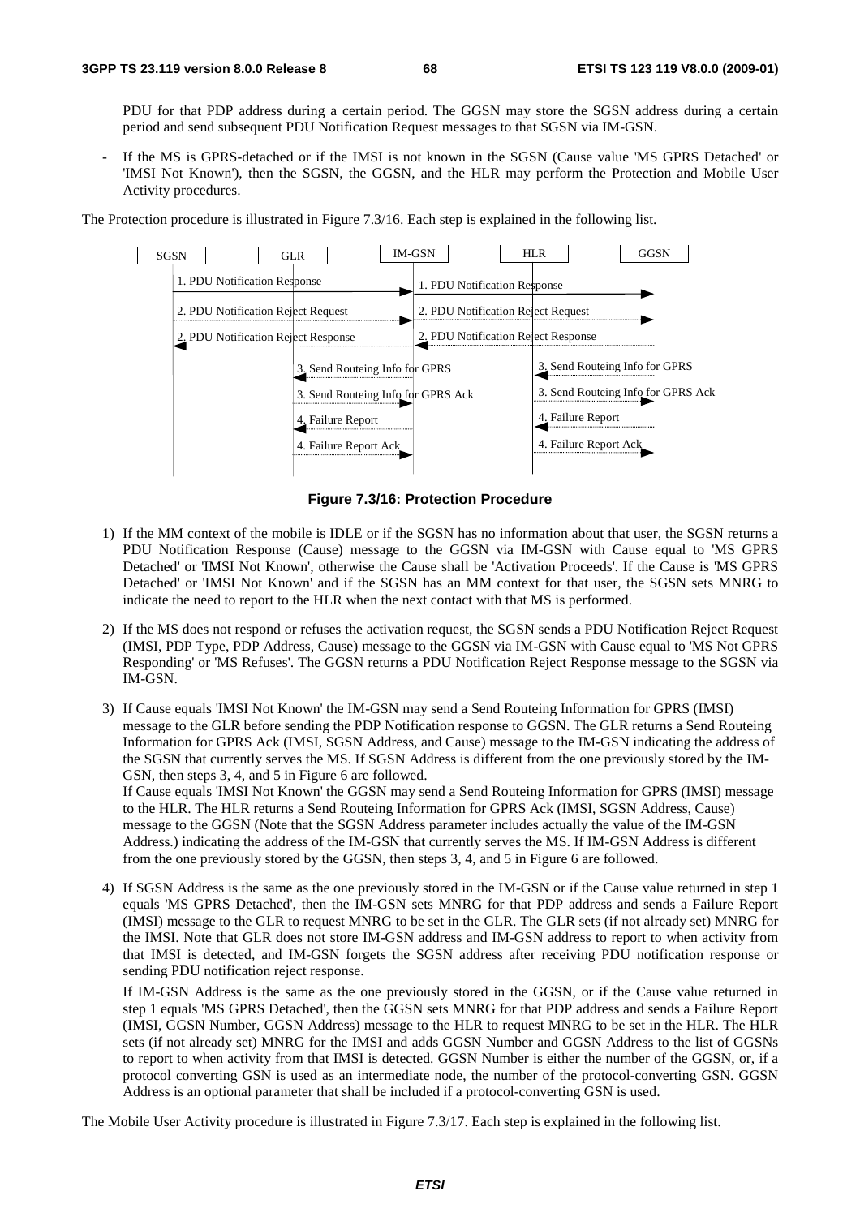PDU for that PDP address during a certain period. The GGSN may store the SGSN address during a certain period and send subsequent PDU Notification Request messages to that SGSN via IM-GSN.

- If the MS is GPRS-detached or if the IMSI is not known in the SGSN (Cause value 'MS GPRS Detached' or 'IMSI Not Known'), then the SGSN, the GGSN, and the HLR may perform the Protection and Mobile User Activity procedures.

The Protection procedure is illustrated in Figure 7.3/16. Each step is explained in the following list.

```
SGSN            GLR                 IM-GSN              HLR              GGSN
 |  1. PDU Notification Response  ->|  1. PDU Notification Response  ->|
 |  2. PDU Notification Reject Request ->| 2. PDU Notification Reject Request ->|
 |<- 2. PDU Notification Reject Response |<- 2. PDU Notification Reject Response |
 |               |<- 3. Send Routeing Info for GPRS |   |<- 3. Send Routeing Info for GPRS
 |               | 3. Send Routeing Info for GPRS Ack ->| | 3. Send Routeing Info for GPRS Ack ->|
 |               |<- 4. Failure Report              |   |<- 4. Failure Report
 |               | 4. Failure Report Ack ->         |   | 4. Failure Report Ack ->|
```

**Figure 7.3/16: Protection Procedure**

1) If the MM context of the mobile is IDLE or if the SGSN has no information about that user, the SGSN returns a PDU Notification Response (Cause) message to the GGSN via IM-GSN with Cause equal to 'MS GPRS Detached' or 'IMSI Not Known', otherwise the Cause shall be 'Activation Proceeds'. If the Cause is 'MS GPRS Detached' or 'IMSI Not Known' and if the SGSN has an MM context for that user, the SGSN sets MNRG to indicate the need to report to the HLR when the next contact with that MS is performed.

2) If the MS does not respond or refuses the activation request, the SGSN sends a PDU Notification Reject Request (IMSI, PDP Type, PDP Address, Cause) message to the GGSN via IM-GSN with Cause equal to 'MS Not GPRS Responding' or 'MS Refuses'. The GGSN returns a PDU Notification Reject Response message to the SGSN via IM-GSN.

3) If Cause equals 'IMSI Not Known' the IM-GSN may send a Send Routeing Information for GPRS (IMSI) message to the GLR before sending the PDP Notification response to GGSN. The GLR returns a Send Routeing Information for GPRS Ack (IMSI, SGSN Address, and Cause) message to the IM-GSN indicating the address of the SGSN that currently serves the MS. If SGSN Address is different from the one previously stored by the IM-GSN, then steps 3, 4, and 5 in Figure 6 are followed.
If Cause equals 'IMSI Not Known' the GGSN may send a Send Routeing Information for GPRS (IMSI) message to the HLR. The HLR returns a Send Routeing Information for GPRS Ack (IMSI, SGSN Address, Cause) message to the GGSN (Note that the SGSN Address parameter includes actually the value of the IM-GSN Address.) indicating the address of the IM-GSN that currently serves the MS. If IM-GSN Address is different from the one previously stored by the GGSN, then steps 3, 4, and 5 in Figure 6 are followed.

4) If SGSN Address is the same as the one previously stored in the IM-GSN or if the Cause value returned in step 1 equals 'MS GPRS Detached', then the IM-GSN sets MNRG for that PDP address and sends a Failure Report (IMSI) message to the GLR to request MNRG to be set in the GLR. The GLR sets (if not already set) MNRG for the IMSI. Note that GLR does not store IM-GSN address and IM-GSN address to report to when activity from that IMSI is detected, and IM-GSN forgets the SGSN address after receiving PDU notification response or sending PDU notification reject response.

   If IM-GSN Address is the same as the one previously stored in the GGSN, or if the Cause value returned in step 1 equals 'MS GPRS Detached', then the GGSN sets MNRG for that PDP address and sends a Failure Report (IMSI, GGSN Number, GGSN Address) message to the HLR to request MNRG to be set in the HLR. The HLR sets (if not already set) MNRG for the IMSI and adds GGSN Number and GGSN Address to the list of GGSNs to report to when activity from that IMSI is detected. GGSN Number is either the number of the GGSN, or, if a protocol converting GSN is used as an intermediate node, the number of the protocol-converting GSN. GGSN Address is an optional parameter that shall be included if a protocol-converting GSN is used.

The Mobile User Activity procedure is illustrated in Figure 7.3/17. Each step is explained in the following list.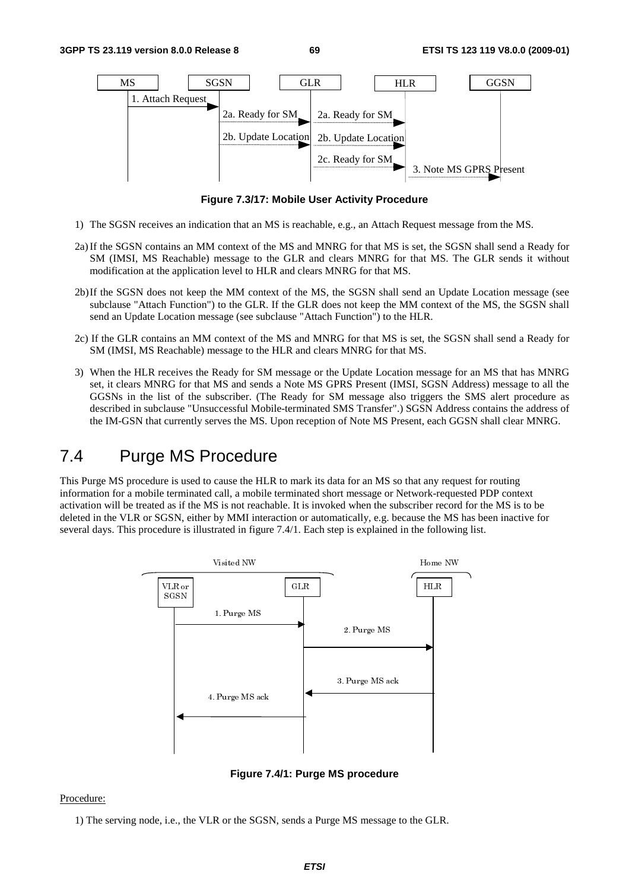**Figure 7.3/17: Mobile User Activity Procedure**

1) The SGSN receives an indication that an MS is reachable, e.g., an Attach Request message from the MS.

2a) If the SGSN contains an MM context of the MS and MNRG for that MS is set, the SGSN shall send a Ready for SM (IMSI, MS Reachable) message to the GLR and clears MNRG for that MS. The GLR sends it without modification at the application level to HLR and clears MNRG for that MS.

2b) If the SGSN does not keep the MM context of the MS, the SGSN shall send an Update Location message (see subclause "Attach Function") to the GLR. If the GLR does not keep the MM context of the MS, the SGSN shall send an Update Location message (see subclause "Attach Function") to the HLR.

2c) If the GLR contains an MM context of the MS and MNRG for that MS is set, the SGSN shall send a Ready for SM (IMSI, MS Reachable) message to the HLR and clears MNRG for that MS.

3) When the HLR receives the Ready for SM message or the Update Location message for an MS that has MNRG set, it clears MNRG for that MS and sends a Note MS GPRS Present (IMSI, SGSN Address) message to all the GGSNs in the list of the subscriber. (The Ready for SM message also triggers the SMS alert procedure as described in subclause "Unsuccessful Mobile-terminated SMS Transfer".) SGSN Address contains the address of the IM-GSN that currently serves the MS. Upon reception of Note MS Present, each GGSN shall clear MNRG.

# 7.4 Purge MS Procedure

This Purge MS procedure is used to cause the HLR to mark its data for an MS so that any request for routing information for a mobile terminated call, a mobile terminated short message or Network-requested PDP context activation will be treated as if the MS is not reachable. It is invoked when the subscriber record for the MS is to be deleted in the VLR or SGSN, either by MMI interaction or automatically, e.g. because the MS has been inactive for several days. This procedure is illustrated in figure 7.4/1. Each step is explained in the following list.

**Figure 7.4/1: Purge MS procedure**

Procedure:

1) The serving node, i.e., the VLR or the SGSN, sends a Purge MS message to the GLR.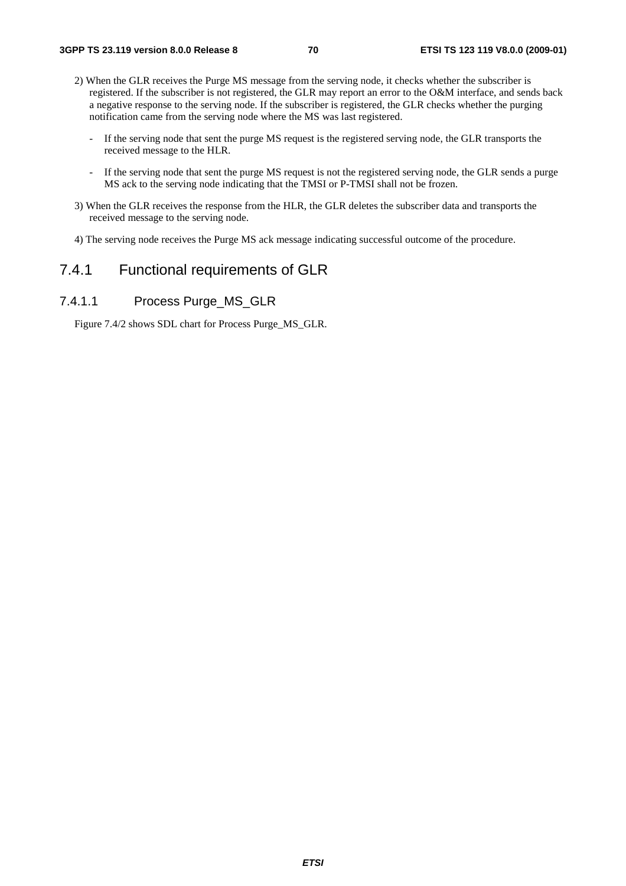2) When the GLR receives the Purge MS message from the serving node, it checks whether the subscriber is registered. If the subscriber is not registered, the GLR may report an error to the O&M interface, and sends back a negative response to the serving node. If the subscriber is registered, the GLR checks whether the purging notification came from the serving node where the MS was last registered.

   - If the serving node that sent the purge MS request is the registered serving node, the GLR transports the received message to the HLR.

   - If the serving node that sent the purge MS request is not the registered serving node, the GLR sends a purge MS ack to the serving node indicating that the TMSI or P-TMSI shall not be frozen.

3) When the GLR receives the response from the HLR, the GLR deletes the subscriber data and transports the received message to the serving node.

4) The serving node receives the Purge MS ack message indicating successful outcome of the procedure.

## 7.4.1 Functional requirements of GLR

### 7.4.1.1 Process Purge_MS_GLR

Figure 7.4/2 shows SDL chart for Process Purge_MS_GLR.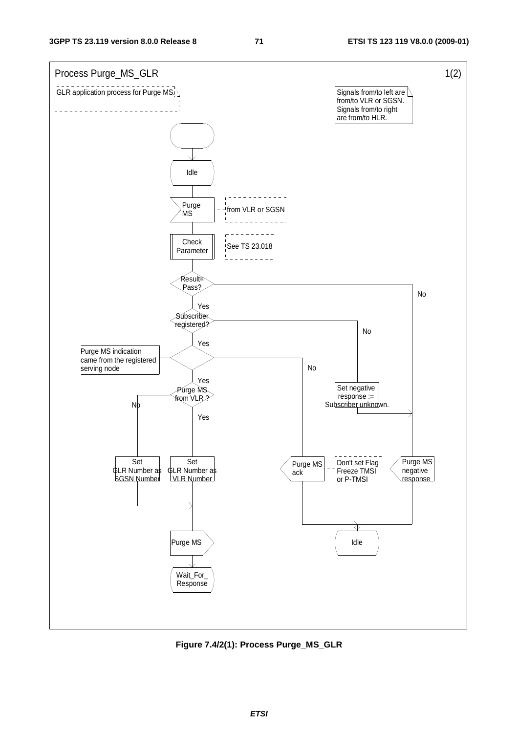Process Purge_MS_GLR 1(2)

GLR application process for Purge MS

Signals from/to left are from/to VLR or SGSN. Signals from/to right are from/to HLR.

Idle

Purge MS — from VLR or SGSN

Check Parameter — See TS 23.018

Result= Pass? — Yes / No

Subscriber registered? — Yes / No

Purge MS indication came from the registered serving node — Yes / No

Purge MS from VLR ? — Yes / No

Set negative response := Subscriber unknown.

Set GLR Number as SGSN Number

Set GLR Number as VLR Number

Purge MS ack — Don't set Flag Freeze TMSI or P-TMSI

Purge MS negative response

Purge MS

Idle

Wait_For_ Response

**Figure 7.4/2(1): Process Purge_MS_GLR**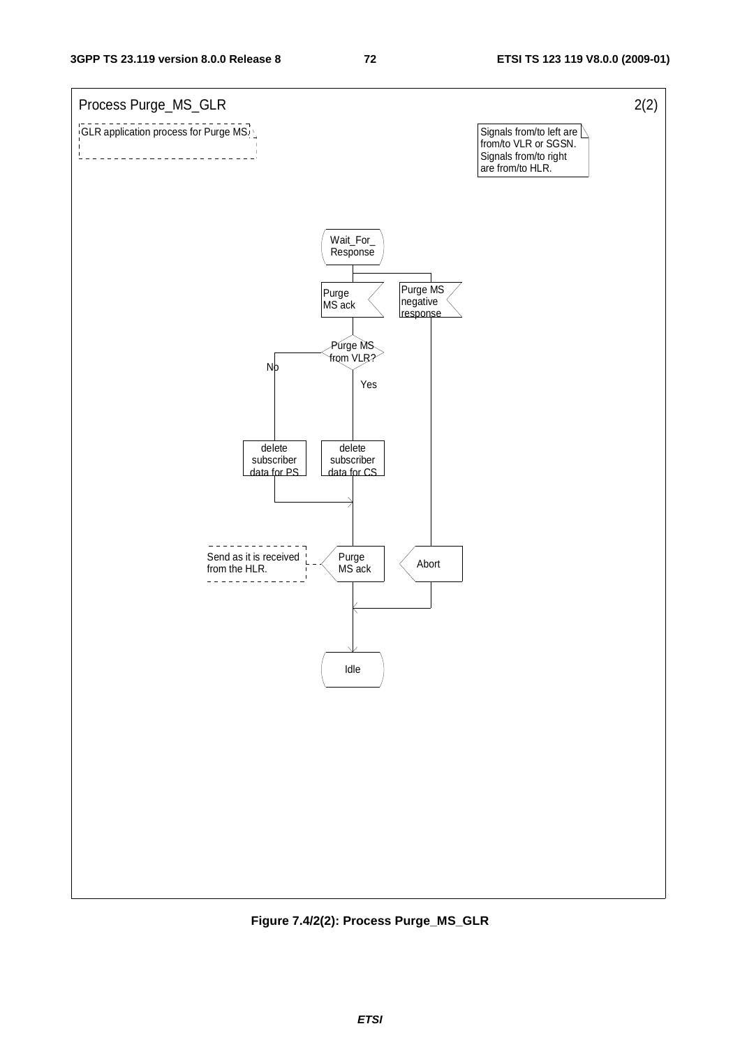Process Purge_MS_GLR 2(2)

GLR application process for Purge MS

Signals from/to left are from/to VLR or SGSN. Signals from/to right are from/to HLR.

Wait_For_ Response

Purge MS ack

Purge MS negative response

Purge MS from VLR?

No

Yes

delete subscriber data for PS

delete subscriber data for CS

Send as it is received from the HLR.

Purge MS ack

Abort

Idle

**Figure 7.4/2(2): Process Purge_MS_GLR**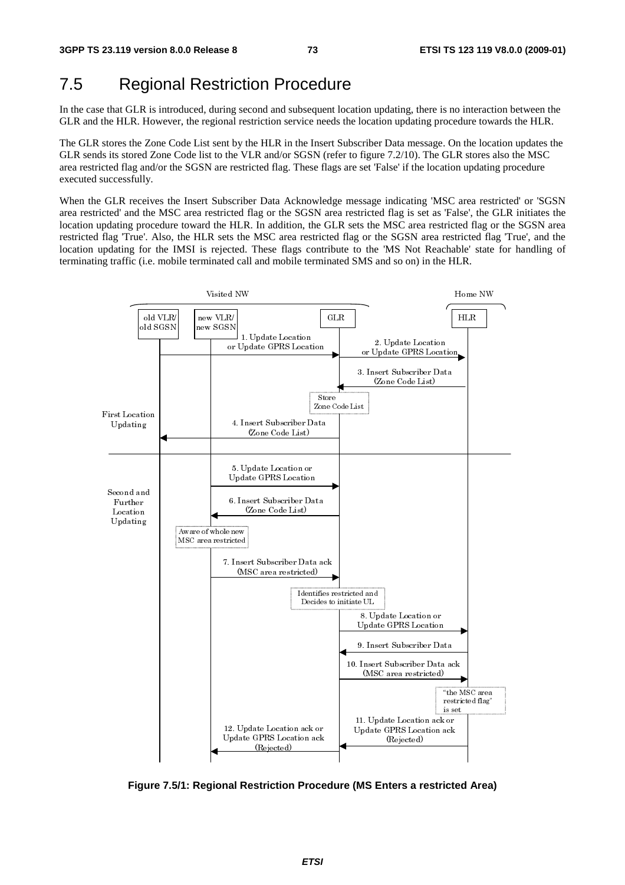# 7.5 Regional Restriction Procedure

In the case that GLR is introduced, during second and subsequent location updating, there is no interaction between the GLR and the HLR. However, the regional restriction service needs the location updating procedure towards the HLR.

The GLR stores the Zone Code List sent by the HLR in the Insert Subscriber Data message. On the location updates the GLR sends its stored Zone Code list to the VLR and/or SGSN (refer to figure 7.2/10). The GLR stores also the MSC area restricted flag and/or the SGSN are restricted flag. These flags are set 'False' if the location updating procedure executed successfully.

When the GLR receives the Insert Subscriber Data Acknowledge message indicating 'MSC area restricted' or 'SGSN area restricted' and the MSC area restricted flag or the SGSN area restricted flag is set as 'False', the GLR initiates the location updating procedure toward the HLR. In addition, the GLR sets the MSC area restricted flag or the SGSN area restricted flag 'True'. Also, the HLR sets the MSC area restricted flag or the SGSN area restricted flag 'True', and the location updating for the IMSI is rejected. These flags contribute to the 'MS Not Reachable' state for handling of terminating traffic (i.e. mobile terminated call and mobile terminated SMS and so on) in the HLR.

**Figure 7.5/1: Regional Restriction Procedure (MS Enters a restricted Area)**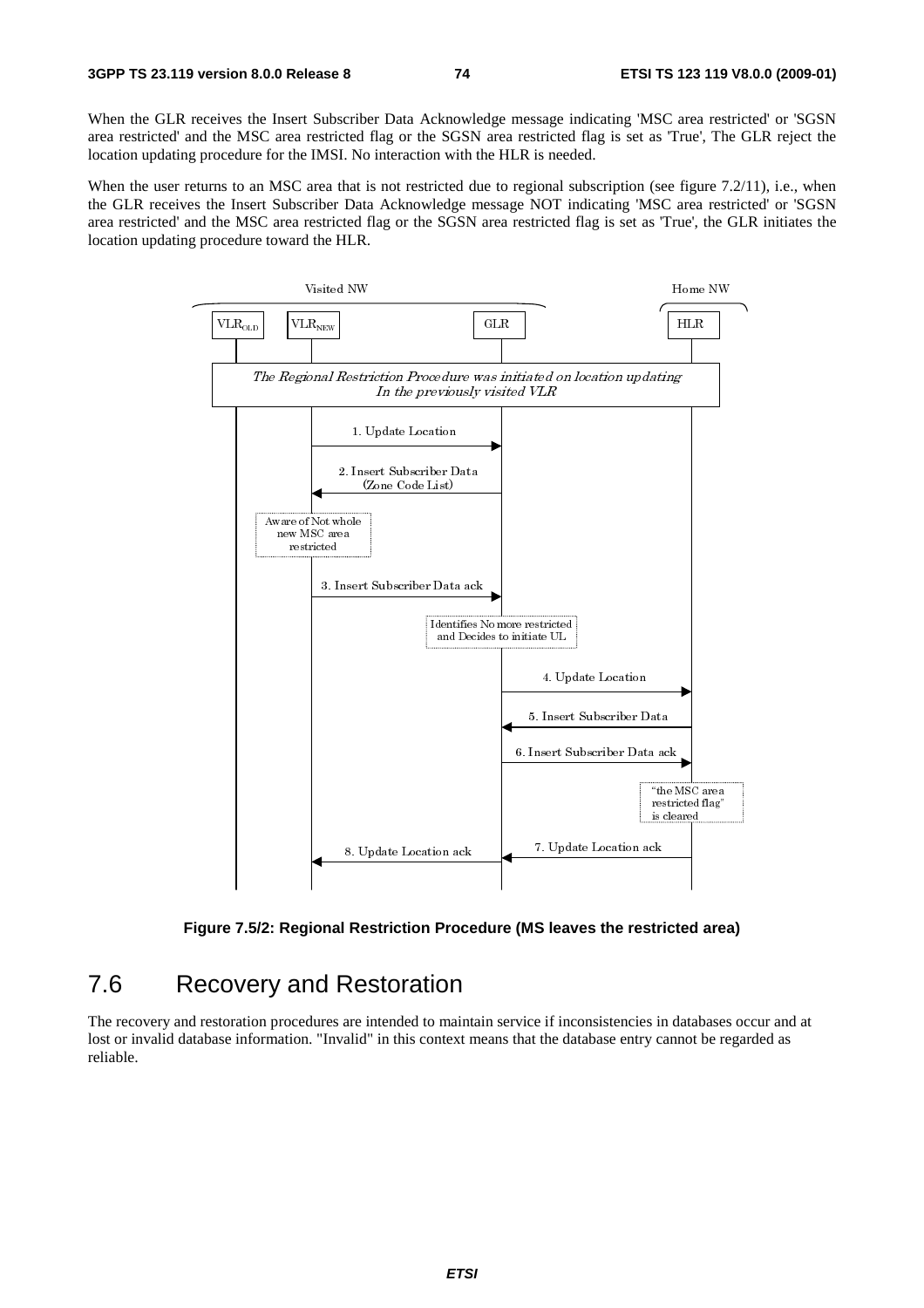When the GLR receives the Insert Subscriber Data Acknowledge message indicating 'MSC area restricted' or 'SGSN area restricted' and the MSC area restricted flag or the SGSN area restricted flag is set as 'True', The GLR reject the location updating procedure for the IMSI. No interaction with the HLR is needed.

When the user returns to an MSC area that is not restricted due to regional subscription (see figure 7.2/11), i.e., when the GLR receives the Insert Subscriber Data Acknowledge message NOT indicating 'MSC area restricted' or 'SGSN area restricted' and the MSC area restricted flag or the SGSN area restricted flag is set as 'True', the GLR initiates the location updating procedure toward the HLR.

Visited NW | Home NW

$VLR_{OLD}$ | $VLR_{NEW}$ | GLR | HLR

*The Regional Restriction Procedure was initiated on location updating In the previously visited VLR*

1. Update Location
2. Insert Subscriber Data (Zone Code List)

Aware of Not whole new MSC area restricted

3. Insert Subscriber Data ack

Identifies No more restricted and Decides to initiate UL

4. Update Location
5. Insert Subscriber Data
6. Insert Subscriber Data ack

"the MSC area restricted flag" is cleared

7. Update Location ack
8. Update Location ack

**Figure 7.5/2: Regional Restriction Procedure (MS leaves the restricted area)**

# 7.6 Recovery and Restoration

The recovery and restoration procedures are intended to maintain service if inconsistencies in databases occur and at lost or invalid database information. "Invalid" in this context means that the database entry cannot be regarded as reliable.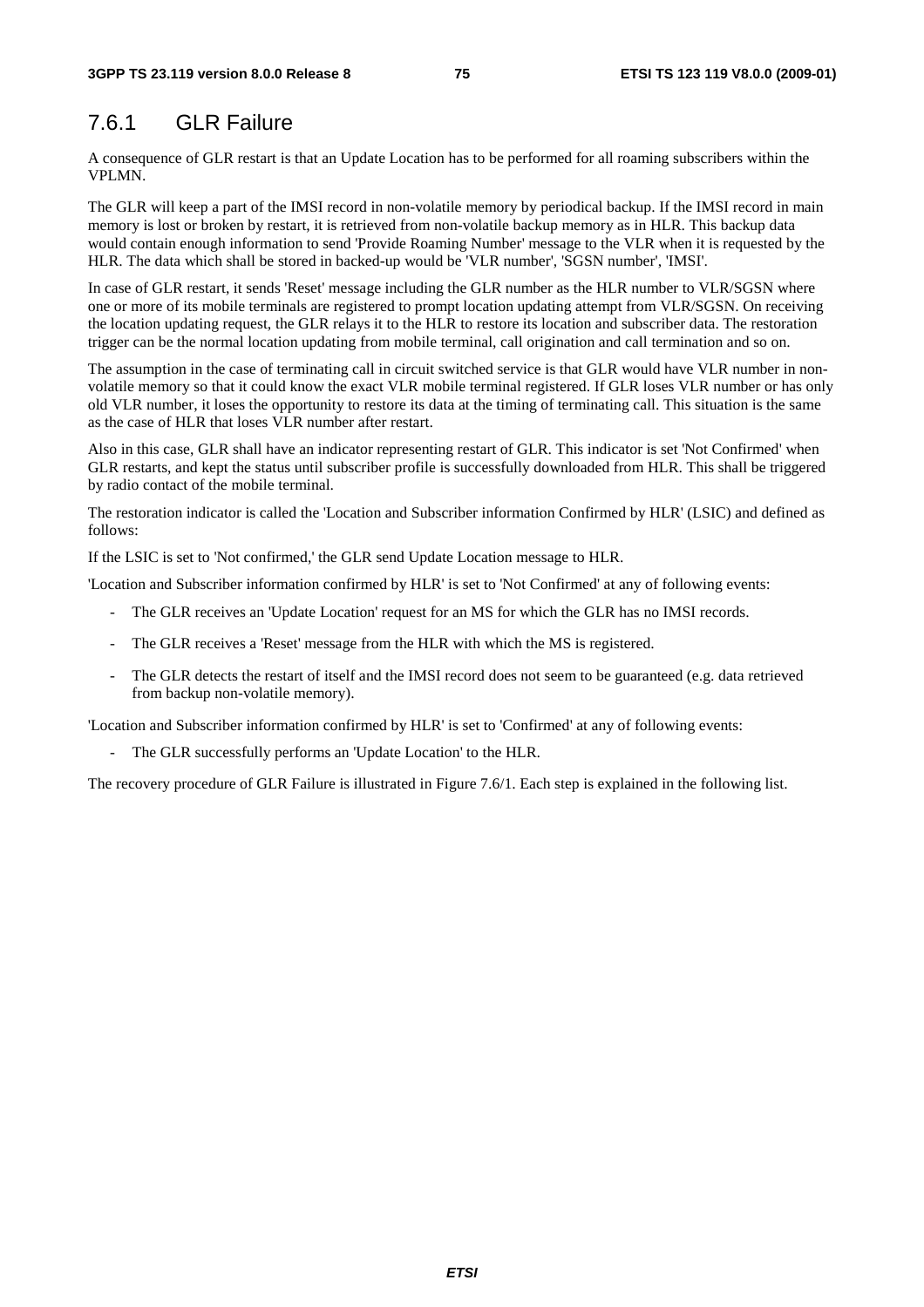### 7.6.1 GLR Failure

A consequence of GLR restart is that an Update Location has to be performed for all roaming subscribers within the VPLMN.

The GLR will keep a part of the IMSI record in non-volatile memory by periodical backup. If the IMSI record in main memory is lost or broken by restart, it is retrieved from non-volatile backup memory as in HLR. This backup data would contain enough information to send 'Provide Roaming Number' message to the VLR when it is requested by the HLR. The data which shall be stored in backed-up would be 'VLR number', 'SGSN number', 'IMSI'.

In case of GLR restart, it sends 'Reset' message including the GLR number as the HLR number to VLR/SGSN where one or more of its mobile terminals are registered to prompt location updating attempt from VLR/SGSN. On receiving the location updating request, the GLR relays it to the HLR to restore its location and subscriber data. The restoration trigger can be the normal location updating from mobile terminal, call origination and call termination and so on.

The assumption in the case of terminating call in circuit switched service is that GLR would have VLR number in non-volatile memory so that it could know the exact VLR mobile terminal registered. If GLR loses VLR number or has only old VLR number, it loses the opportunity to restore its data at the timing of terminating call. This situation is the same as the case of HLR that loses VLR number after restart.

Also in this case, GLR shall have an indicator representing restart of GLR. This indicator is set 'Not Confirmed' when GLR restarts, and kept the status until subscriber profile is successfully downloaded from HLR. This shall be triggered by radio contact of the mobile terminal.

The restoration indicator is called the 'Location and Subscriber information Confirmed by HLR' (LSIC) and defined as follows:

If the LSIC is set to 'Not confirmed,' the GLR send Update Location message to HLR.

'Location and Subscriber information confirmed by HLR' is set to 'Not Confirmed' at any of following events:

- The GLR receives an 'Update Location' request for an MS for which the GLR has no IMSI records.
- The GLR receives a 'Reset' message from the HLR with which the MS is registered.
- The GLR detects the restart of itself and the IMSI record does not seem to be guaranteed (e.g. data retrieved from backup non-volatile memory).

'Location and Subscriber information confirmed by HLR' is set to 'Confirmed' at any of following events:

- The GLR successfully performs an 'Update Location' to the HLR.

The recovery procedure of GLR Failure is illustrated in Figure 7.6/1. Each step is explained in the following list.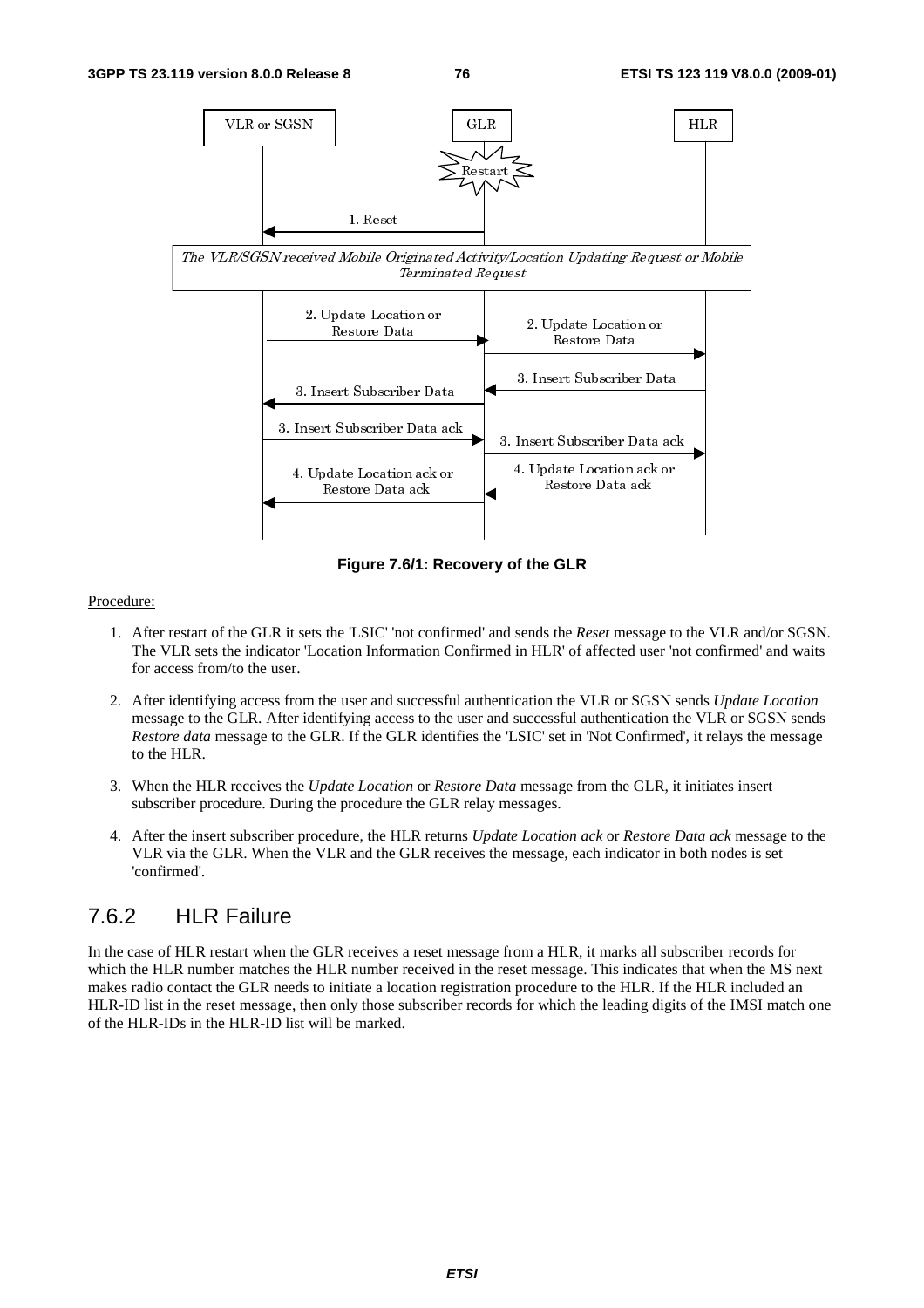Figure 7.6/1: Recovery of the GLR

Procedure:

1. After restart of the GLR it sets the 'LSIC' 'not confirmed' and sends the *Reset* message to the VLR and/or SGSN. The VLR sets the indicator 'Location Information Confirmed in HLR' of affected user 'not confirmed' and waits for access from/to the user.

2. After identifying access from the user and successful authentication the VLR or SGSN sends *Update Location* message to the GLR. After identifying access to the user and successful authentication the VLR or SGSN sends *Restore data* message to the GLR. If the GLR identifies the 'LSIC' set in 'Not Confirmed', it relays the message to the HLR.

3. When the HLR receives the *Update Location* or *Restore Data* message from the GLR, it initiates insert subscriber procedure. During the procedure the GLR relay messages.

4. After the insert subscriber procedure, the HLR returns *Update Location ack* or *Restore Data ack* message to the VLR via the GLR. When the VLR and the GLR receives the message, each indicator in both nodes is set 'confirmed'.

## 7.6.2 HLR Failure

In the case of HLR restart when the GLR receives a reset message from a HLR, it marks all subscriber records for which the HLR number matches the HLR number received in the reset message. This indicates that when the MS next makes radio contact the GLR needs to initiate a location registration procedure to the HLR. If the HLR included an HLR-ID list in the reset message, then only those subscriber records for which the leading digits of the IMSI match one of the HLR-IDs in the HLR-ID list will be marked.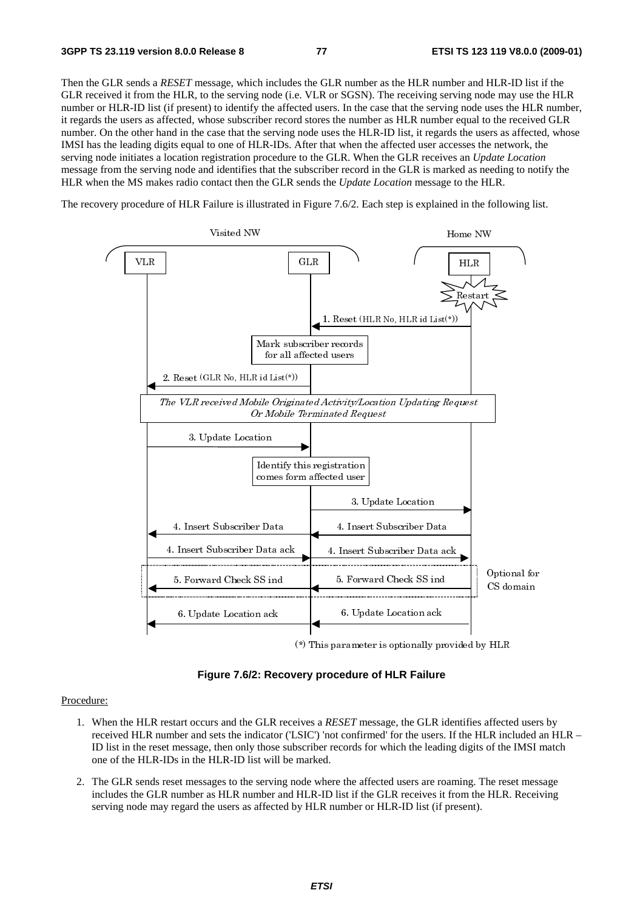Then the GLR sends a *RESET* message, which includes the GLR number as the HLR number and HLR-ID list if the GLR received it from the HLR, to the serving node (i.e. VLR or SGSN). The receiving serving node may use the HLR number or HLR-ID list (if present) to identify the affected users. In the case that the serving node uses the HLR number, it regards the users as affected, whose subscriber record stores the number as HLR number equal to the received GLR number. On the other hand in the case that the serving node uses the HLR-ID list, it regards the users as affected, whose IMSI has the leading digits equal to one of HLR-IDs. After that when the affected user accesses the network, the serving node initiates a location registration procedure to the GLR. When the GLR receives an *Update Location* message from the serving node and identifies that the subscriber record in the GLR is marked as needing to notify the HLR when the MS makes radio contact then the GLR sends the *Update Location* message to the HLR.

The recovery procedure of HLR Failure is illustrated in Figure 7.6/2. Each step is explained in the following list.

**Figure 7.6/2: Recovery procedure of HLR Failure**

Procedure:

1. When the HLR restart occurs and the GLR receives a *RESET* message, the GLR identifies affected users by received HLR number and sets the indicator ('LSIC') 'not confirmed' for the users. If the HLR included an HLR – ID list in the reset message, then only those subscriber records for which the leading digits of the IMSI match one of the HLR-IDs in the HLR-ID list will be marked.

2. The GLR sends reset messages to the serving node where the affected users are roaming. The reset message includes the GLR number as HLR number and HLR-ID list if the GLR receives it from the HLR. Receiving serving node may regard the users as affected by HLR number or HLR-ID list (if present).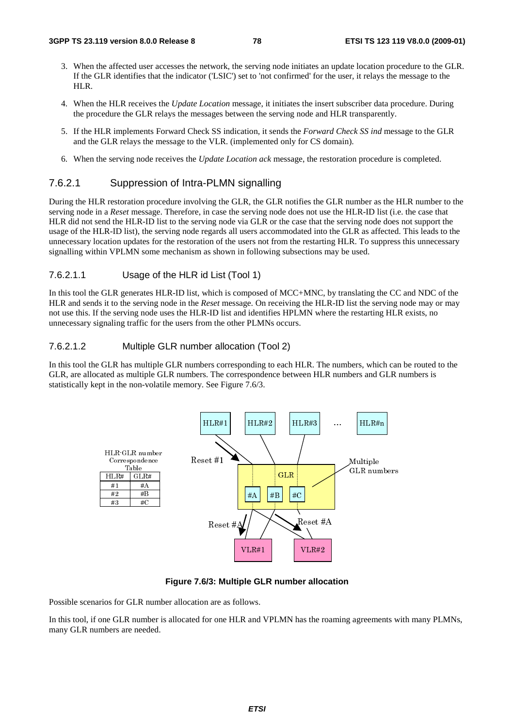3. When the affected user accesses the network, the serving node initiates an update location procedure to the GLR. If the GLR identifies that the indicator ('LSIC') set to 'not confirmed' for the user, it relays the message to the HLR.

4. When the HLR receives the *Update Location* message, it initiates the insert subscriber data procedure. During the procedure the GLR relays the messages between the serving node and HLR transparently.

5. If the HLR implements Forward Check SS indication, it sends the *Forward Check SS ind* message to the GLR and the GLR relays the message to the VLR. (implemented only for CS domain).

6. When the serving node receives the *Update Location ack* message, the restoration procedure is completed.

### 7.6.2.1 Suppression of Intra-PLMN signalling

During the HLR restoration procedure involving the GLR, the GLR notifies the GLR number as the HLR number to the serving node in a *Reset* message. Therefore, in case the serving node does not use the HLR-ID list (i.e. the case that HLR did not send the HLR-ID list to the serving node via GLR or the case that the serving node does not support the usage of the HLR-ID list), the serving node regards all users accommodated into the GLR as affected. This leads to the unnecessary location updates for the restoration of the users not from the restarting HLR. To suppress this unnecessary signalling within VPLMN some mechanism as shown in following subsections may be used.

#### 7.6.2.1.1 Usage of the HLR id List (Tool 1)

In this tool the GLR generates HLR-ID list, which is composed of MCC+MNC, by translating the CC and NDC of the HLR and sends it to the serving node in the *Reset* message. On receiving the HLR-ID list the serving node may or may not use this. If the serving node uses the HLR-ID list and identifies HPLMN where the restarting HLR exists, no unnecessary signaling traffic for the users from the other PLMNs occurs.

#### 7.6.2.1.2 Multiple GLR number allocation (Tool 2)

In this tool the GLR has multiple GLR numbers corresponding to each HLR. The numbers, which can be routed to the GLR, are allocated as multiple GLR numbers. The correspondence between HLR numbers and GLR numbers is statistically kept in the non-volatile memory. See Figure 7.6/3.

HLR-GLR number Correspondence Table

| HLR# | GLR# |
|---|---|
| #1 | #A |
| #2 | #B |
| #3 | #C |

HLR#1, HLR#2, HLR#3, …, HLR#n; Reset #1; GLR (#A, #B, #C); Multiple GLR numbers; Reset #A; Reset #A; VLR#1; VLR#2

**Figure 7.6/3: Multiple GLR number allocation**

Possible scenarios for GLR number allocation are as follows.

In this tool, if one GLR number is allocated for one HLR and VPLMN has the roaming agreements with many PLMNs, many GLR numbers are needed.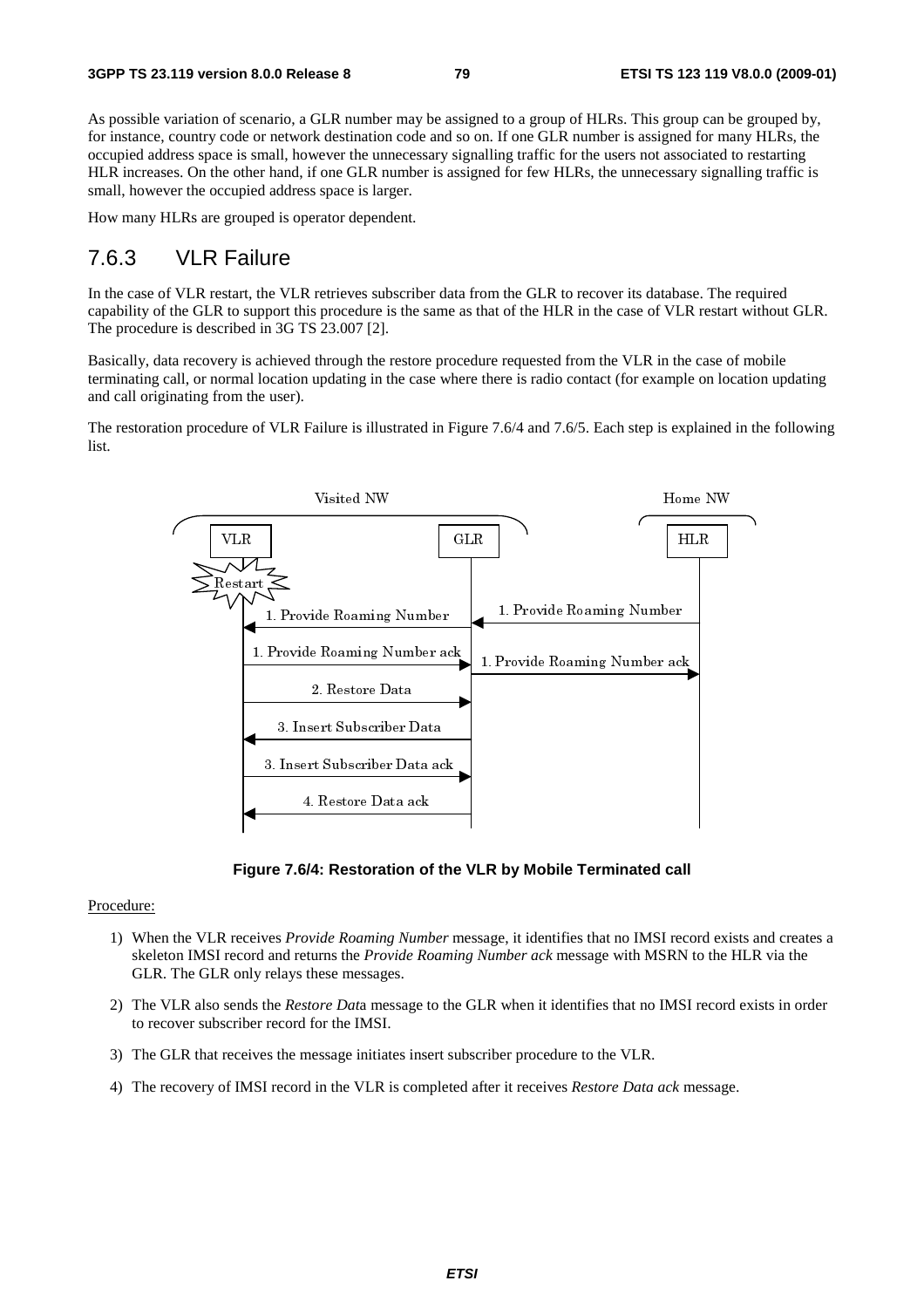As possible variation of scenario, a GLR number may be assigned to a group of HLRs. This group can be grouped by, for instance, country code or network destination code and so on. If one GLR number is assigned for many HLRs, the occupied address space is small, however the unnecessary signalling traffic for the users not associated to restarting HLR increases. On the other hand, if one GLR number is assigned for few HLRs, the unnecessary signalling traffic is small, however the occupied address space is larger.

How many HLRs are grouped is operator dependent.

## 7.6.3 VLR Failure

In the case of VLR restart, the VLR retrieves subscriber data from the GLR to recover its database. The required capability of the GLR to support this procedure is the same as that of the HLR in the case of VLR restart without GLR. The procedure is described in 3G TS 23.007 [2].

Basically, data recovery is achieved through the restore procedure requested from the VLR in the case of mobile terminating call, or normal location updating in the case where there is radio contact (for example on location updating and call originating from the user).

The restoration procedure of VLR Failure is illustrated in Figure 7.6/4 and 7.6/5. Each step is explained in the following list.

**Figure 7.6/4: Restoration of the VLR by Mobile Terminated call**

Procedure:

1) When the VLR receives *Provide Roaming Number* message, it identifies that no IMSI record exists and creates a skeleton IMSI record and returns the *Provide Roaming Number ack* message with MSRN to the HLR via the GLR. The GLR only relays these messages.
2) The VLR also sends the *Restore Data* message to the GLR when it identifies that no IMSI record exists in order to recover subscriber record for the IMSI.
3) The GLR that receives the message initiates insert subscriber procedure to the VLR.
4) The recovery of IMSI record in the VLR is completed after it receives *Restore Data ack* message.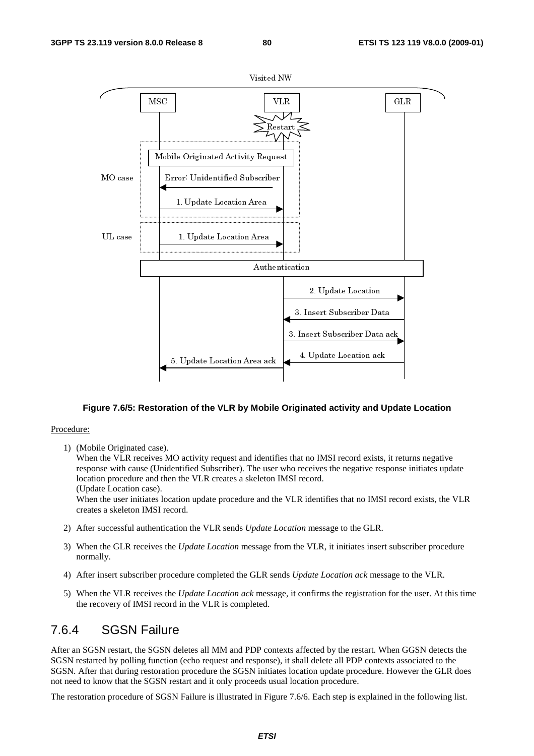**Figure 7.6/5: Restoration of the VLR by Mobile Originated activity and Update Location**

Procedure:

1) (Mobile Originated case).
   When the VLR receives MO activity request and identifies that no IMSI record exists, it returns negative response with cause (Unidentified Subscriber). The user who receives the negative response initiates update location procedure and then the VLR creates a skeleton IMSI record.
   (Update Location case).
   When the user initiates location update procedure and the VLR identifies that no IMSI record exists, the VLR creates a skeleton IMSI record.

2) After successful authentication the VLR sends *Update Location* message to the GLR.

3) When the GLR receives the *Update Location* message from the VLR, it initiates insert subscriber procedure normally.

4) After insert subscriber procedure completed the GLR sends *Update Location ack* message to the VLR.

5) When the VLR receives the *Update Location ack* message, it confirms the registration for the user. At this time the recovery of IMSI record in the VLR is completed.

### 7.6.4 SGSN Failure

After an SGSN restart, the SGSN deletes all MM and PDP contexts affected by the restart. When GGSN detects the SGSN restarted by polling function (echo request and response), it shall delete all PDP contexts associated to the SGSN. After that during restoration procedure the SGSN initiates location update procedure. However the GLR does not need to know that the SGSN restart and it only proceeds usual location procedure.

The restoration procedure of SGSN Failure is illustrated in Figure 7.6/6. Each step is explained in the following list.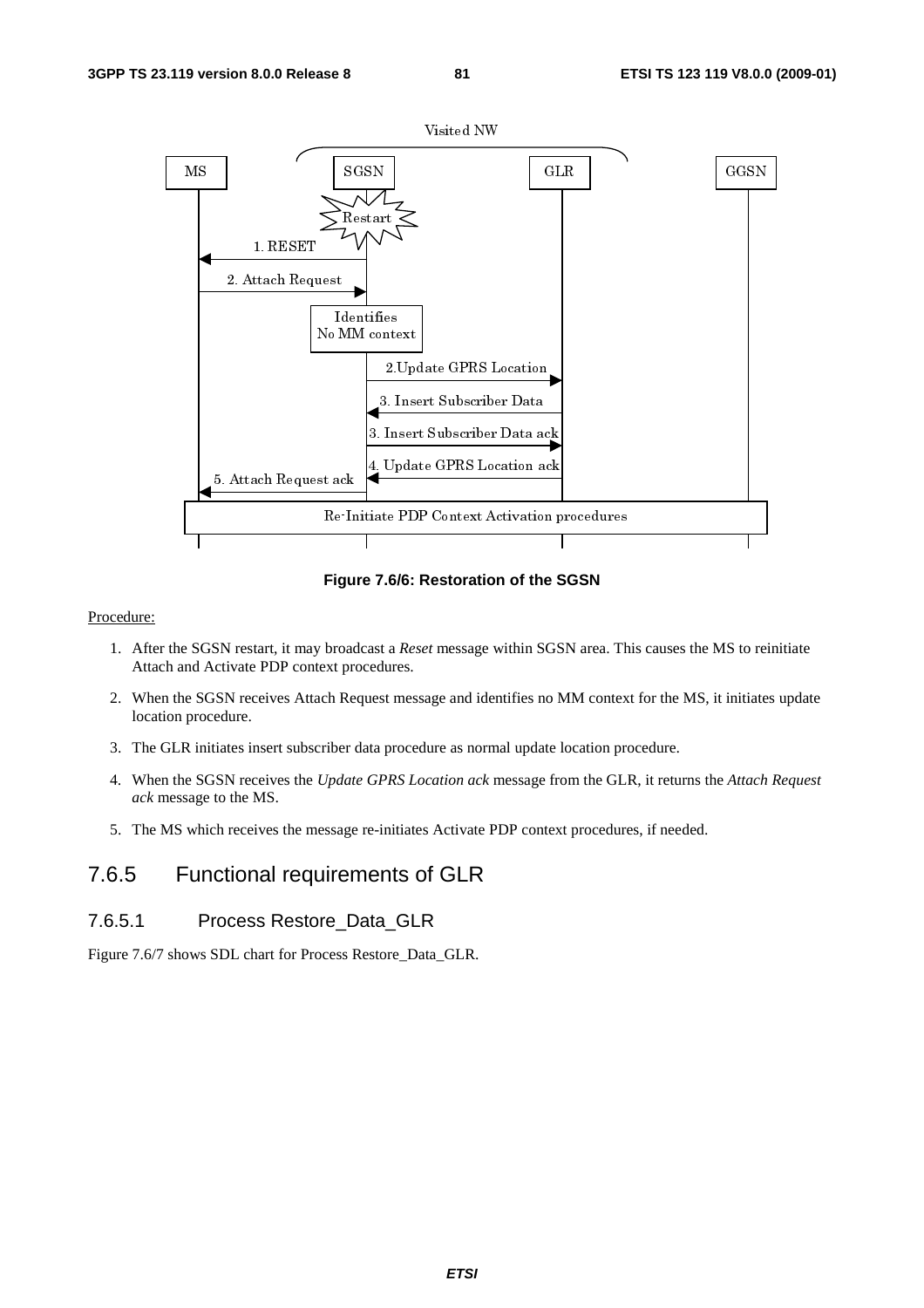Figure 7.6/6: Restoration of the SGSN

Procedure:

1. After the SGSN restart, it may broadcast a *Reset* message within SGSN area. This causes the MS to reinitiate Attach and Activate PDP context procedures.
2. When the SGSN receives Attach Request message and identifies no MM context for the MS, it initiates update location procedure.
3. The GLR initiates insert subscriber data procedure as normal update location procedure.
4. When the SGSN receives the *Update GPRS Location ack* message from the GLR, it returns the *Attach Request ack* message to the MS.
5. The MS which receives the message re-initiates Activate PDP context procedures, if needed.

## 7.6.5 Functional requirements of GLR

### 7.6.5.1 Process Restore_Data_GLR

Figure 7.6/7 shows SDL chart for Process Restore_Data_GLR.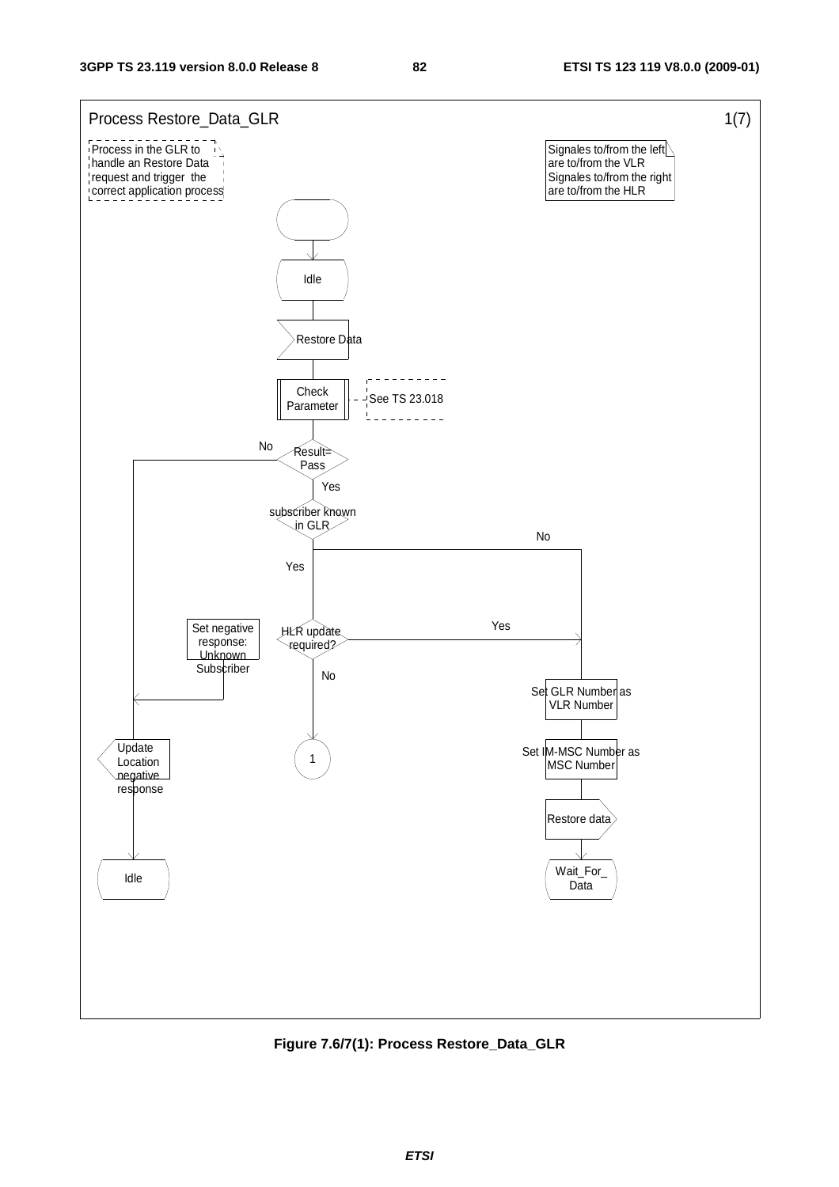Process Restore_Data_GLR 1(7)

Process in the GLR to handle an Restore Data request and trigger the correct application process

Signales to/from the left are to/from the VLR
Signales to/from the right are to/from the HLR

Idle

Restore Data

Check Parameter

See TS 23.018

Result= Pass

No

Yes

subscriber known in GLR

No

Yes

HLR update required?

Yes

No

Set negative response: Unknown Subscriber

Set GLR Number as VLR Number

Set IM-MSC Number as MSC Number

Restore data

Wait_For_ Data

1

Update Location negative response

Idle

**Figure 7.6/7(1): Process Restore_Data_GLR**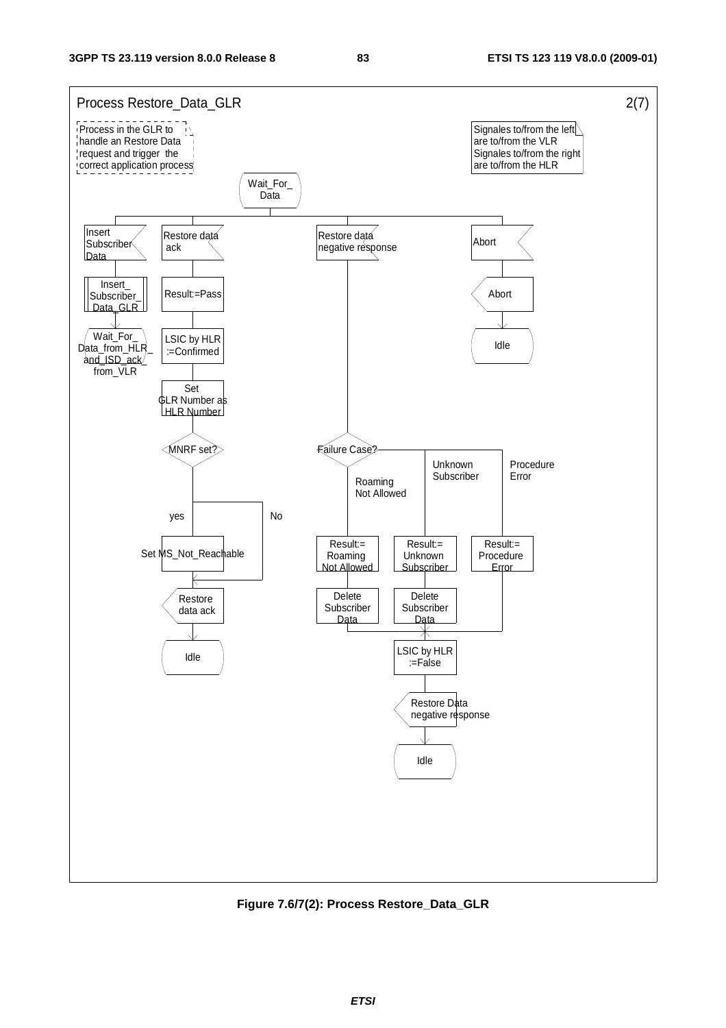Process Restore_Data_GLR 2(7)

Process in the GLR to handle an Restore Data request and trigger the correct application process

Signales to/from the left are to/from the VLR
Signales to/from the right are to/from the HLR

Wait_For_Data

Insert Subscriber Data

Insert_Subscriber_Data_GLR

Wait_For_Data_from_HLR_and_ISD_ack_from_VLR

Restore data ack

Result:=Pass

LSIC by HLR :=Confirmed

Set GLR Number as HLR Number

MNRF set?

yes

No

Set MS_Not_Reachable

Restore data ack

Idle

Restore data negative response

Failure Case?

Roaming Not Allowed

Unknown Subscriber

Procedure Error

Result:= Roaming Not Allowed

Result:= Unknown Subscriber

Result:= Procedure Error

Delete Subscriber Data

Delete Subscriber Data

LSIC by HLR :=False

Restore Data negative response

Idle

Abort

Abort

Idle

**Figure 7.6/7(2): Process Restore_Data_GLR**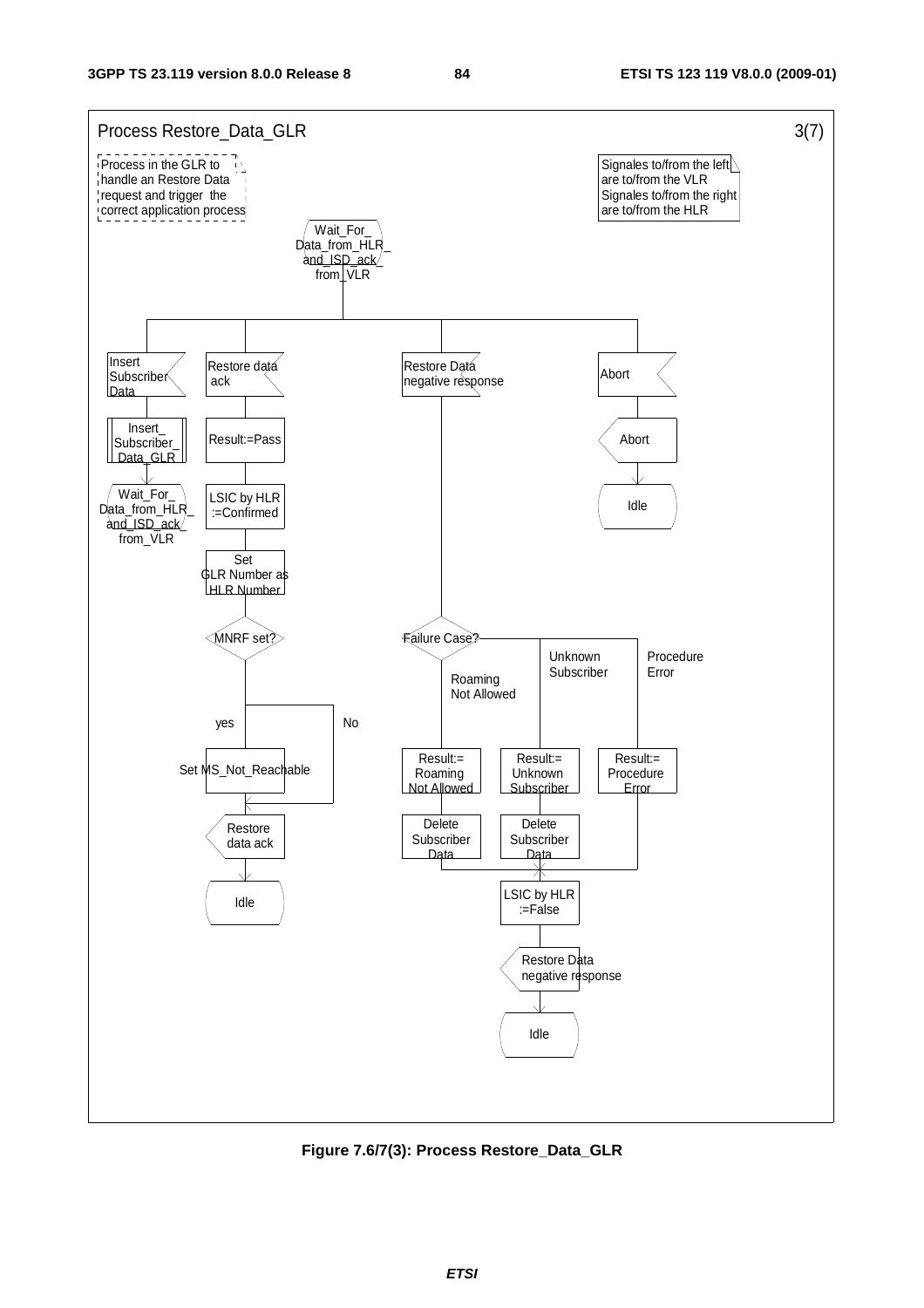Process Restore_Data_GLR 3(7)

Process in the GLR to handle an Restore Data request and trigger the correct application process

Signales to/from the left are to/from the VLR
Signales to/from the right are to/from the HLR

Wait_For_ Data_from_HLR_ and_ISD_ack_ from_VLR

Insert Subscriber Data

Insert_ Subscriber_ Data_GLR

Wait_For_ Data_from_HLR_ and_ISD_ack_ from_VLR

Restore data ack

Result:=Pass

LSIC by HLR :=Confirmed

Set GLR Number as HLR Number

MNRF set?

yes

No

Set MS_Not_Reachable

Restore data ack

Idle

Restore Data negative response

Failure Case?

Roaming Not Allowed

Unknown Subscriber

Procedure Error

Result:= Roaming Not Allowed

Result:= Unknown Subscriber

Result:= Procedure Error

Delete Subscriber Data

Delete Subscriber Data

LSIC by HLR :=False

Restore Data negative response

Idle

Abort

Abort

Idle

**Figure 7.6/7(3): Process Restore_Data_GLR**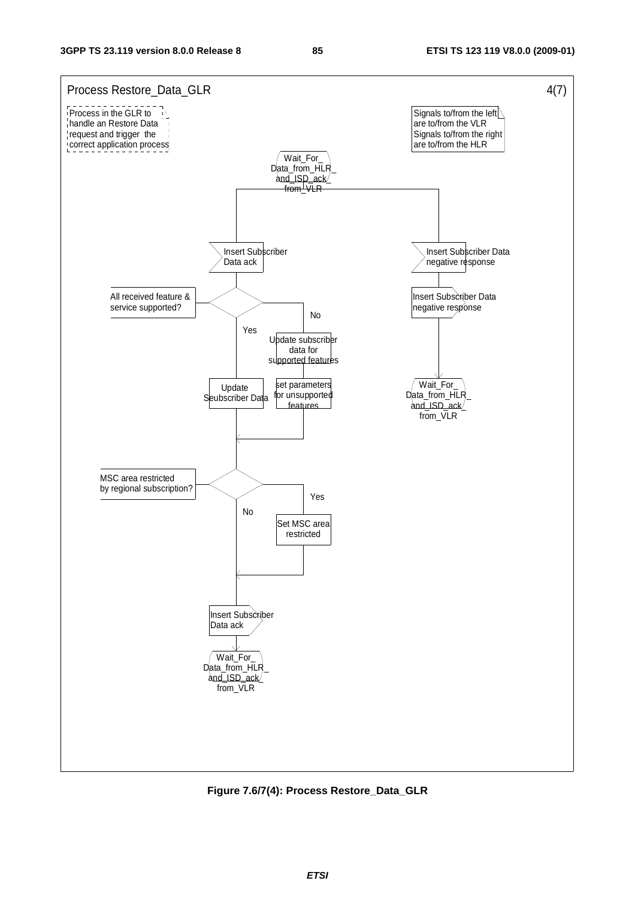Process Restore_Data_GLR 4(7)

Process in the GLR to handle an Restore Data request and trigger the correct application process

Signals to/from the left are to/from the VLR
Signals to/from the right are to/from the HLR

Wait_For_ Data_from_HLR_ and_ISD_ack_ from_VLR

Insert Subscriber Data ack

All received feature & service supported?

Yes

Update Seubscriber Data

No

Update subscriber data for supported features

set parameters for unsupported features

MSC area restricted by regional subscription?

No

Yes

Set MSC area restricted

Insert Subscriber Data ack

Wait_For_ Data_from_HLR_ and_ISD_ack_ from_VLR

Insert Subscriber Data negative response

Insert Subscriber Data negative response

Wait_For_ Data_from_HLR_ and_ISD_ack_ from_VLR

**Figure 7.6/7(4): Process Restore_Data_GLR**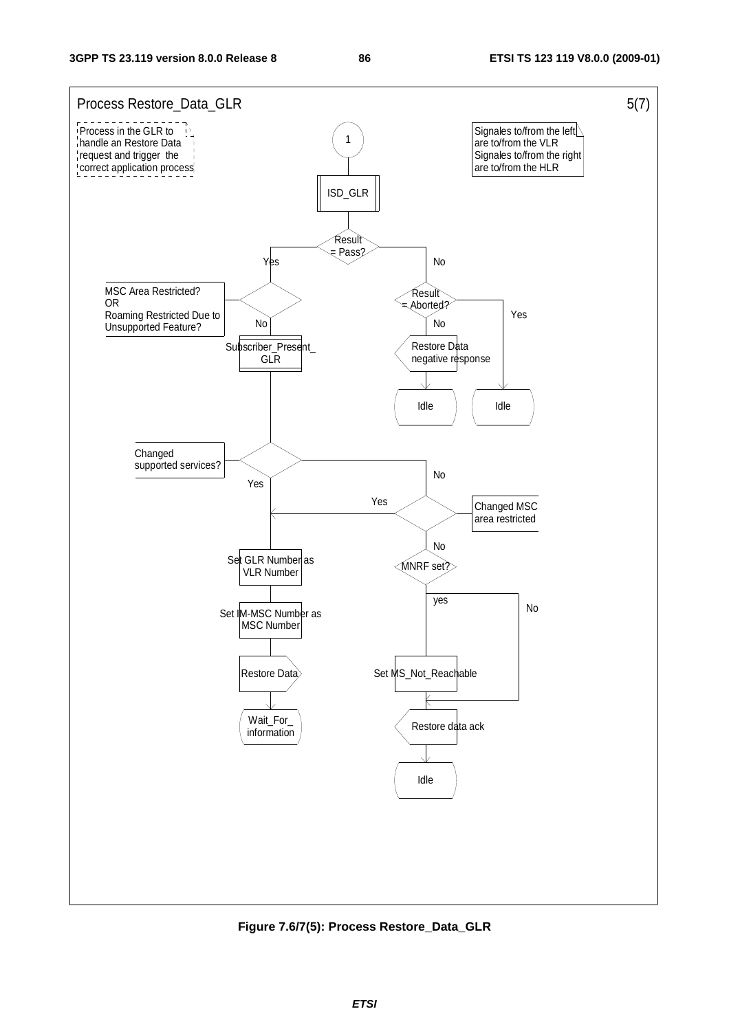Process Restore_Data_GLR 5(7)

Process in the GLR to handle an Restore Data request and trigger the correct application process

Signales to/from the left are to/from the VLR
Signales to/from the right are to/from the HLR

1

ISD_GLR

Result = Pass?

Yes

No

MSC Area Restricted? OR Roaming Restricted Due to Unsupported Feature?

No

Result = Aborted?

Yes

No

Subscriber_Present_GLR

Restore Data negative response

Idle

Idle

Changed supported services?

Yes

No

Yes

Changed MSC area restricted

No

MNRF set?

yes

No

Set GLR Number as VLR Number

Set IM-MSC Number as MSC Number

Restore Data

Wait_For_information

Set MS_Not_Reachable

Restore data ack

Idle

**Figure 7.6/7(5): Process Restore_Data_GLR**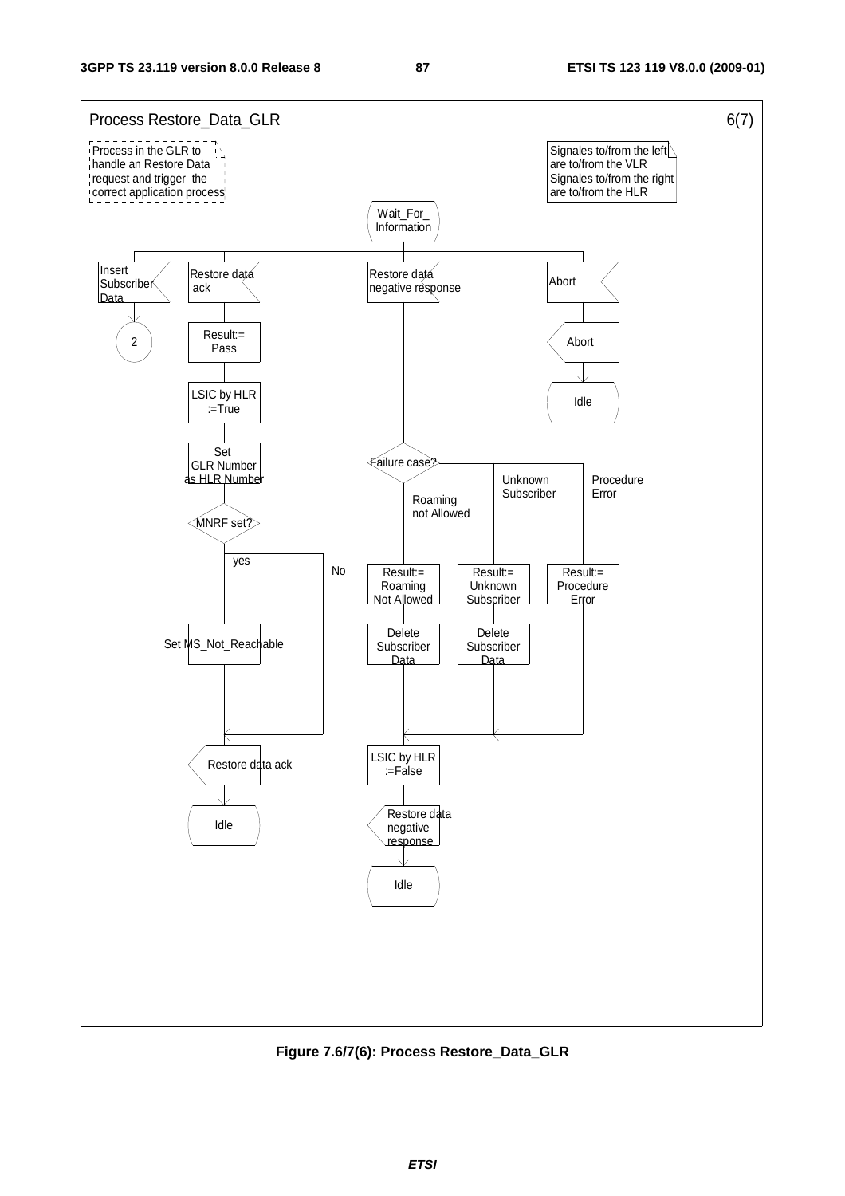Process Restore_Data_GLR 6(7)

Process in the GLR to handle an Restore Data request and trigger the correct application process

Signales to/from the left are to/from the VLR
Signales to/from the right are to/from the HLR

Wait_For_ Information

Insert Subscriber Data

2

Restore data ack

Result:= Pass

LSIC by HLR :=True

Set GLR Number as HLR Number

MNRF set?

yes

No

Set MS_Not_Reachable

Restore data ack

Idle

Restore data negative response

Failure case?

Roaming not Allowed

Unknown Subscriber

Procedure Error

Result:= Roaming Not Allowed

Result:= Unknown Subscriber

Result:= Procedure Error

Delete Subscriber Data

Delete Subscriber Data

LSIC by HLR :=False

Restore data negative response

Idle

Abort

Abort

Idle

**Figure 7.6/7(6): Process Restore_Data_GLR**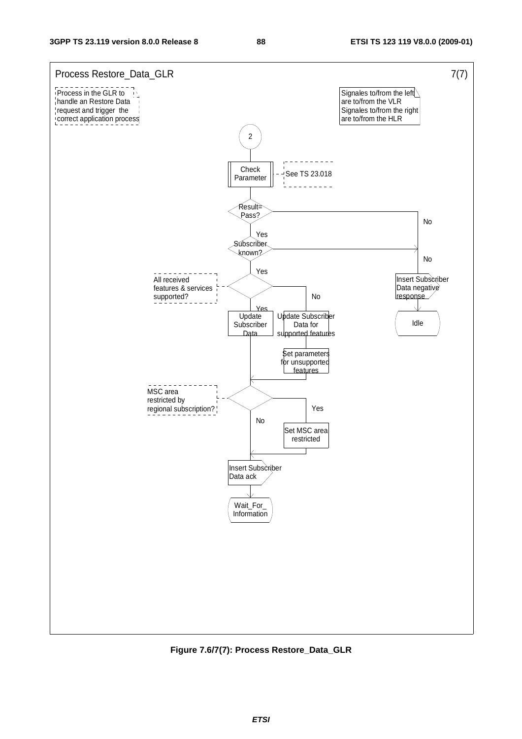Process Restore_Data_GLR 7(7)

Process in the GLR to handle an Restore Data request and trigger the correct application process

Signales to/from the left are to/from the VLR
Signales to/from the right are to/from the HLR

2

Check Parameter — See TS 23.018

Result= Pass? (No → Insert Subscriber Data negative response → Idle)

Yes

Subscriber known? (No → Insert Subscriber Data negative response → Idle)

Yes

All received features & services supported?

Yes → Update Subscriber Data

No → Update Subscriber Data for supported features → Set parameters for unsupported features

MSC area restricted by regional subscription?

Yes → Set MSC area restricted

No

Insert Subscriber Data ack

Wait_For_ Information

**Figure 7.6/7(7): Process Restore_Data_GLR**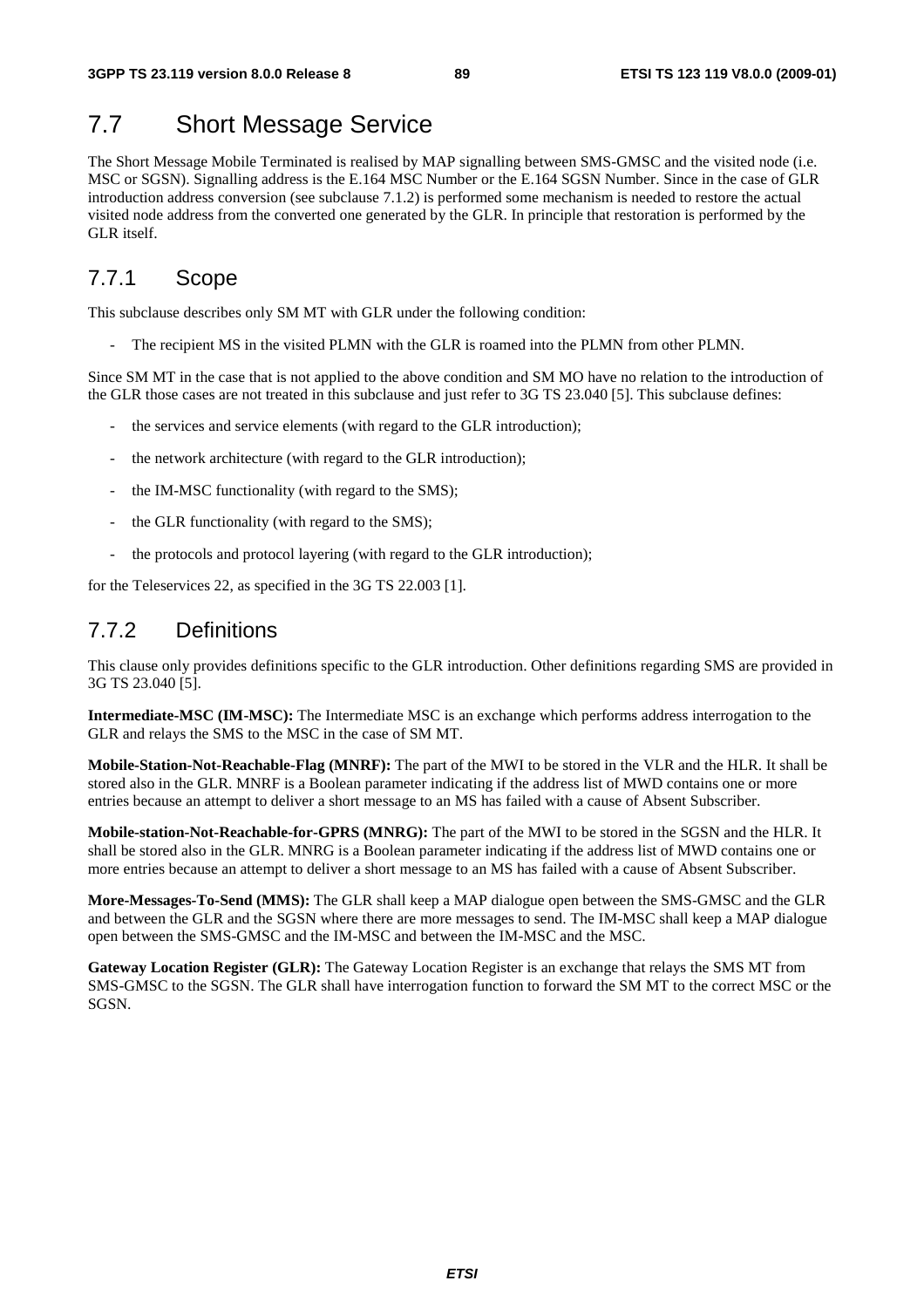# 7.7 Short Message Service

The Short Message Mobile Terminated is realised by MAP signalling between SMS-GMSC and the visited node (i.e. MSC or SGSN). Signalling address is the E.164 MSC Number or the E.164 SGSN Number. Since in the case of GLR introduction address conversion (see subclause 7.1.2) is performed some mechanism is needed to restore the actual visited node address from the converted one generated by the GLR. In principle that restoration is performed by the GLR itself.

## 7.7.1 Scope

This subclause describes only SM MT with GLR under the following condition:

- The recipient MS in the visited PLMN with the GLR is roamed into the PLMN from other PLMN.

Since SM MT in the case that is not applied to the above condition and SM MO have no relation to the introduction of the GLR those cases are not treated in this subclause and just refer to 3G TS 23.040 [5]. This subclause defines:

- the services and service elements (with regard to the GLR introduction);
- the network architecture (with regard to the GLR introduction);
- the IM-MSC functionality (with regard to the SMS);
- the GLR functionality (with regard to the SMS);
- the protocols and protocol layering (with regard to the GLR introduction);

for the Teleservices 22, as specified in the 3G TS 22.003 [1].

## 7.7.2 Definitions

This clause only provides definitions specific to the GLR introduction. Other definitions regarding SMS are provided in 3G TS 23.040 [5].

**Intermediate-MSC (IM-MSC):** The Intermediate MSC is an exchange which performs address interrogation to the GLR and relays the SMS to the MSC in the case of SM MT.

**Mobile-Station-Not-Reachable-Flag (MNRF):** The part of the MWI to be stored in the VLR and the HLR. It shall be stored also in the GLR. MNRF is a Boolean parameter indicating if the address list of MWD contains one or more entries because an attempt to deliver a short message to an MS has failed with a cause of Absent Subscriber.

**Mobile-station-Not-Reachable-for-GPRS (MNRG):** The part of the MWI to be stored in the SGSN and the HLR. It shall be stored also in the GLR. MNRG is a Boolean parameter indicating if the address list of MWD contains one or more entries because an attempt to deliver a short message to an MS has failed with a cause of Absent Subscriber.

**More-Messages-To-Send (MMS):** The GLR shall keep a MAP dialogue open between the SMS-GMSC and the GLR and between the GLR and the SGSN where there are more messages to send. The IM-MSC shall keep a MAP dialogue open between the SMS-GMSC and the IM-MSC and between the IM-MSC and the MSC.

**Gateway Location Register (GLR):** The Gateway Location Register is an exchange that relays the SMS MT from SMS-GMSC to the SGSN. The GLR shall have interrogation function to forward the SM MT to the correct MSC or the SGSN.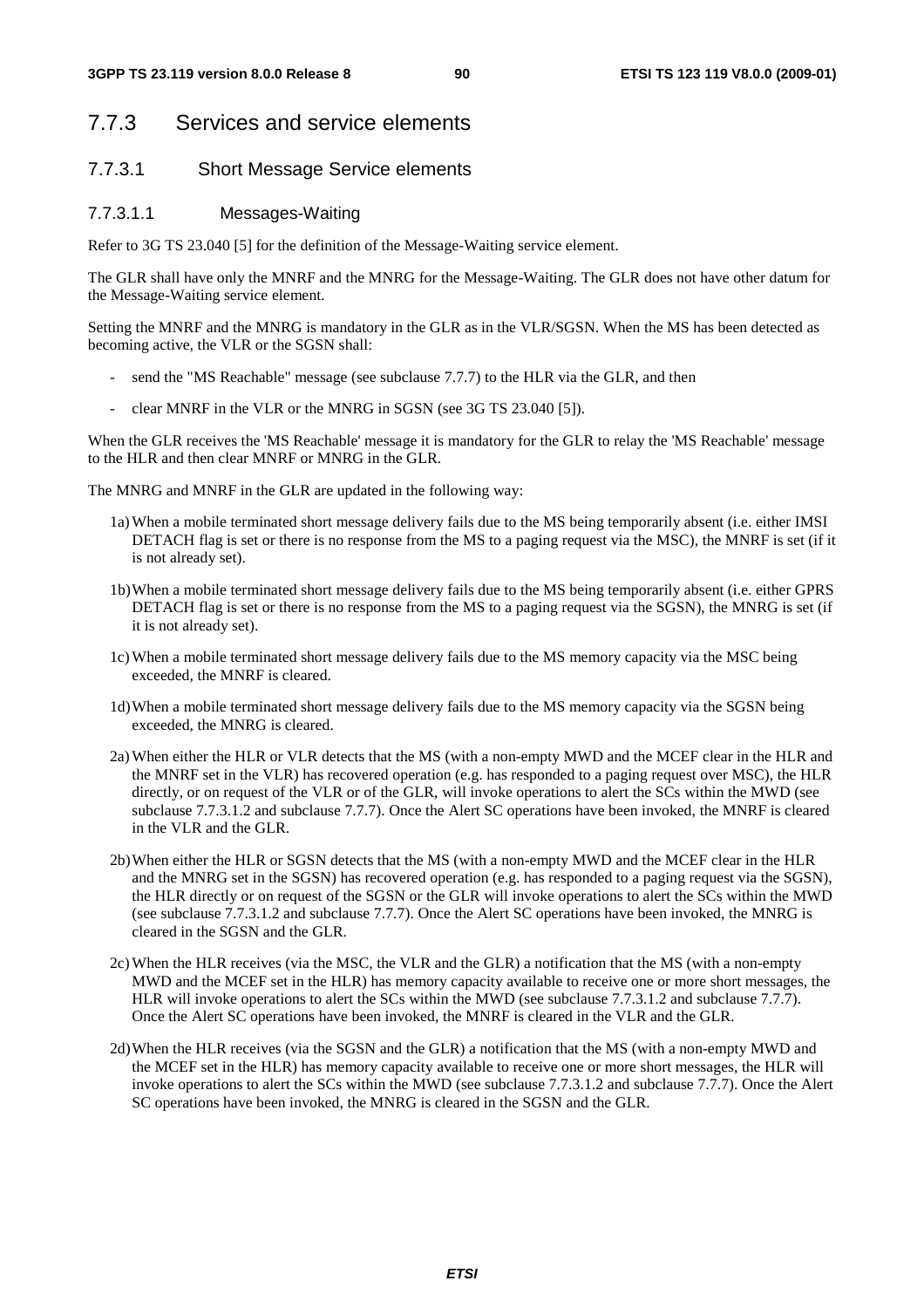## 7.7.3 Services and service elements

### 7.7.3.1 Short Message Service elements

#### 7.7.3.1.1 Messages-Waiting

Refer to 3G TS 23.040 [5] for the definition of the Message-Waiting service element.

The GLR shall have only the MNRF and the MNRG for the Message-Waiting. The GLR does not have other datum for the Message-Waiting service element.

Setting the MNRF and the MNRG is mandatory in the GLR as in the VLR/SGSN. When the MS has been detected as becoming active, the VLR or the SGSN shall:

- send the "MS Reachable" message (see subclause 7.7.7) to the HLR via the GLR, and then
- clear MNRF in the VLR or the MNRG in SGSN (see 3G TS 23.040 [5]).

When the GLR receives the 'MS Reachable' message it is mandatory for the GLR to relay the 'MS Reachable' message to the HLR and then clear MNRF or MNRG in the GLR.

The MNRG and MNRF in the GLR are updated in the following way:

1a) When a mobile terminated short message delivery fails due to the MS being temporarily absent (i.e. either IMSI DETACH flag is set or there is no response from the MS to a paging request via the MSC), the MNRF is set (if it is not already set).

1b) When a mobile terminated short message delivery fails due to the MS being temporarily absent (i.e. either GPRS DETACH flag is set or there is no response from the MS to a paging request via the SGSN), the MNRG is set (if it is not already set).

1c) When a mobile terminated short message delivery fails due to the MS memory capacity via the MSC being exceeded, the MNRF is cleared.

1d) When a mobile terminated short message delivery fails due to the MS memory capacity via the SGSN being exceeded, the MNRG is cleared.

2a) When either the HLR or VLR detects that the MS (with a non-empty MWD and the MCEF clear in the HLR and the MNRF set in the VLR) has recovered operation (e.g. has responded to a paging request over MSC), the HLR directly, or on request of the VLR or of the GLR, will invoke operations to alert the SCs within the MWD (see subclause 7.7.3.1.2 and subclause 7.7.7). Once the Alert SC operations have been invoked, the MNRF is cleared in the VLR and the GLR.

2b) When either the HLR or SGSN detects that the MS (with a non-empty MWD and the MCEF clear in the HLR and the MNRG set in the SGSN) has recovered operation (e.g. has responded to a paging request via the SGSN), the HLR directly or on request of the SGSN or the GLR will invoke operations to alert the SCs within the MWD (see subclause 7.7.3.1.2 and subclause 7.7.7). Once the Alert SC operations have been invoked, the MNRG is cleared in the SGSN and the GLR.

2c) When the HLR receives (via the MSC, the VLR and the GLR) a notification that the MS (with a non-empty MWD and the MCEF set in the HLR) has memory capacity available to receive one or more short messages, the HLR will invoke operations to alert the SCs within the MWD (see subclause 7.7.3.1.2 and subclause 7.7.7). Once the Alert SC operations have been invoked, the MNRF is cleared in the VLR and the GLR.

2d) When the HLR receives (via the SGSN and the GLR) a notification that the MS (with a non-empty MWD and the MCEF set in the HLR) has memory capacity available to receive one or more short messages, the HLR will invoke operations to alert the SCs within the MWD (see subclause 7.7.3.1.2 and subclause 7.7.7). Once the Alert SC operations have been invoked, the MNRG is cleared in the SGSN and the GLR.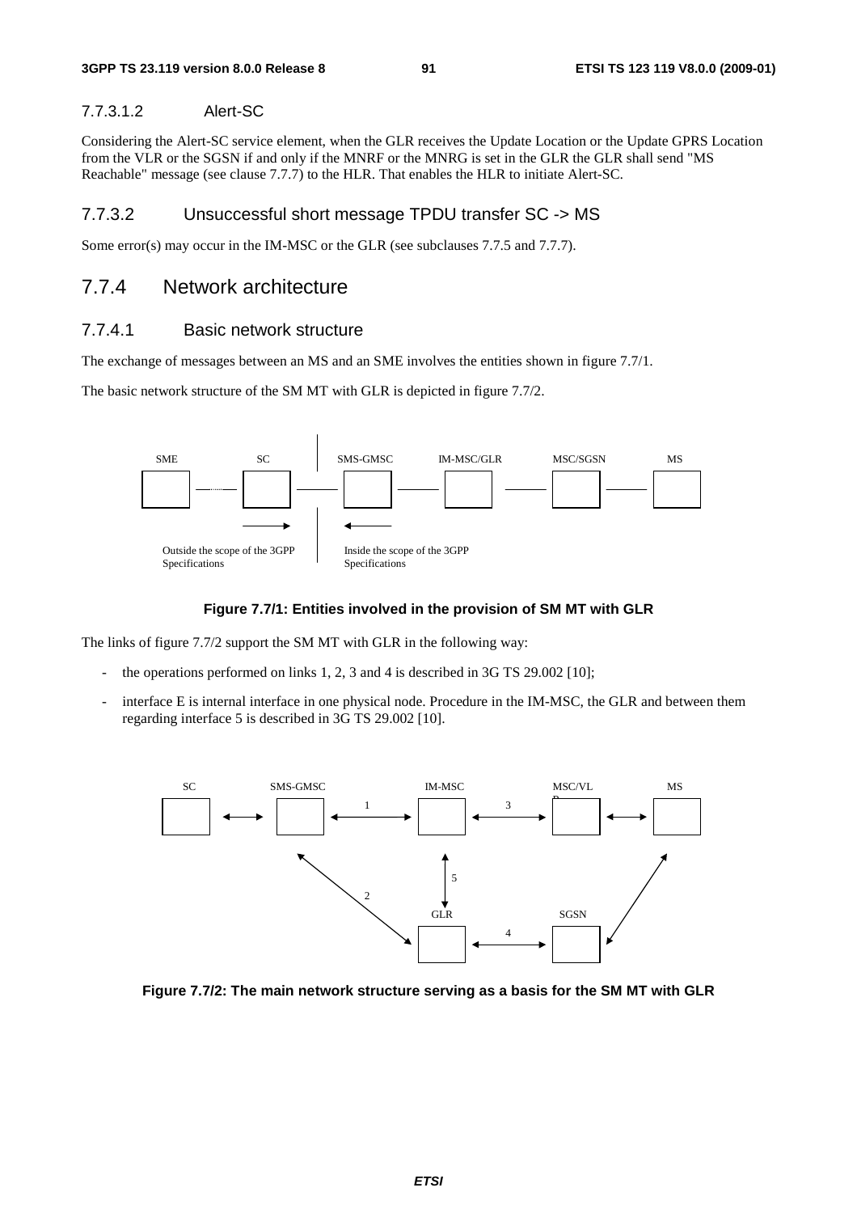#### 7.7.3.1.2 Alert-SC

Considering the Alert-SC service element, when the GLR receives the Update Location or the Update GPRS Location from the VLR or the SGSN if and only if the MNRF or the MNRG is set in the GLR the GLR shall send "MS Reachable" message (see clause 7.7.7) to the HLR. That enables the HLR to initiate Alert-SC.

### 7.7.3.2 Unsuccessful short message TPDU transfer SC -> MS

Some error(s) may occur in the IM-MSC or the GLR (see subclauses 7.7.5 and 7.7.7).

## 7.7.4 Network architecture

### 7.7.4.1 Basic network structure

The exchange of messages between an MS and an SME involves the entities shown in figure 7.7/1.

The basic network structure of the SM MT with GLR is depicted in figure 7.7/2.

SME SC SMS-GMSC IM-MSC/GLR MSC/SGSN MS

Outside the scope of the 3GPP Specifications

Inside the scope of the 3GPP Specifications

**Figure 7.7/1: Entities involved in the provision of SM MT with GLR**

The links of figure 7.7/2 support the SM MT with GLR in the following way:

- the operations performed on links 1, 2, 3 and 4 is described in 3G TS 29.002 [10];
- interface E is internal interface in one physical node. Procedure in the IM-MSC, the GLR and between them regarding interface 5 is described in 3G TS 29.002 [10].

SC SMS-GMSC IM-MSC MSC/VLR MS

1 3 5 2

GLR SGSN

4

**Figure 7.7/2: The main network structure serving as a basis for the SM MT with GLR**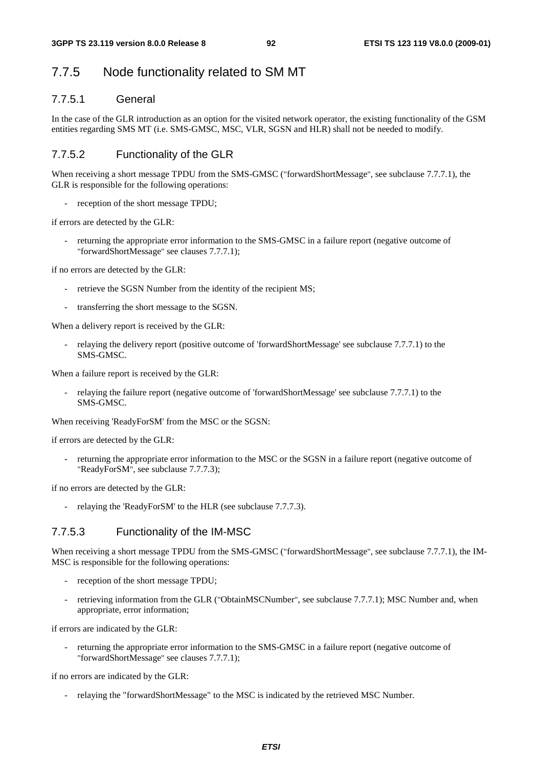## 7.7.5 Node functionality related to SM MT

### 7.7.5.1 General

In the case of the GLR introduction as an option for the visited network operator, the existing functionality of the GSM entities regarding SMS MT (i.e. SMS-GMSC, MSC, VLR, SGSN and HLR) shall not be needed to modify.

### 7.7.5.2 Functionality of the GLR

When receiving a short message TPDU from the SMS-GMSC ("forwardShortMessage", see subclause 7.7.7.1), the GLR is responsible for the following operations:

- reception of the short message TPDU;

if errors are detected by the GLR:

- returning the appropriate error information to the SMS-GMSC in a failure report (negative outcome of "forwardShortMessage" see clauses 7.7.7.1);

if no errors are detected by the GLR:

- retrieve the SGSN Number from the identity of the recipient MS;
- transferring the short message to the SGSN.

When a delivery report is received by the GLR:

- relaying the delivery report (positive outcome of 'forwardShortMessage' see subclause 7.7.7.1) to the SMS-GMSC.

When a failure report is received by the GLR:

- relaying the failure report (negative outcome of 'forwardShortMessage' see subclause 7.7.7.1) to the SMS-GMSC.

When receiving 'ReadyForSM' from the MSC or the SGSN:

if errors are detected by the GLR:

- returning the appropriate error information to the MSC or the SGSN in a failure report (negative outcome of "ReadyForSM", see subclause 7.7.7.3);

if no errors are detected by the GLR:

- relaying the 'ReadyForSM' to the HLR (see subclause 7.7.7.3).

### 7.7.5.3 Functionality of the IM-MSC

When receiving a short message TPDU from the SMS-GMSC ("forwardShortMessage", see subclause 7.7.7.1), the IM-MSC is responsible for the following operations:

- reception of the short message TPDU;
- retrieving information from the GLR ("ObtainMSCNumber", see subclause 7.7.7.1); MSC Number and, when appropriate, error information;

if errors are indicated by the GLR:

- returning the appropriate error information to the SMS-GMSC in a failure report (negative outcome of "forwardShortMessage" see clauses 7.7.7.1);

if no errors are indicated by the GLR:

- relaying the "forwardShortMessage" to the MSC is indicated by the retrieved MSC Number.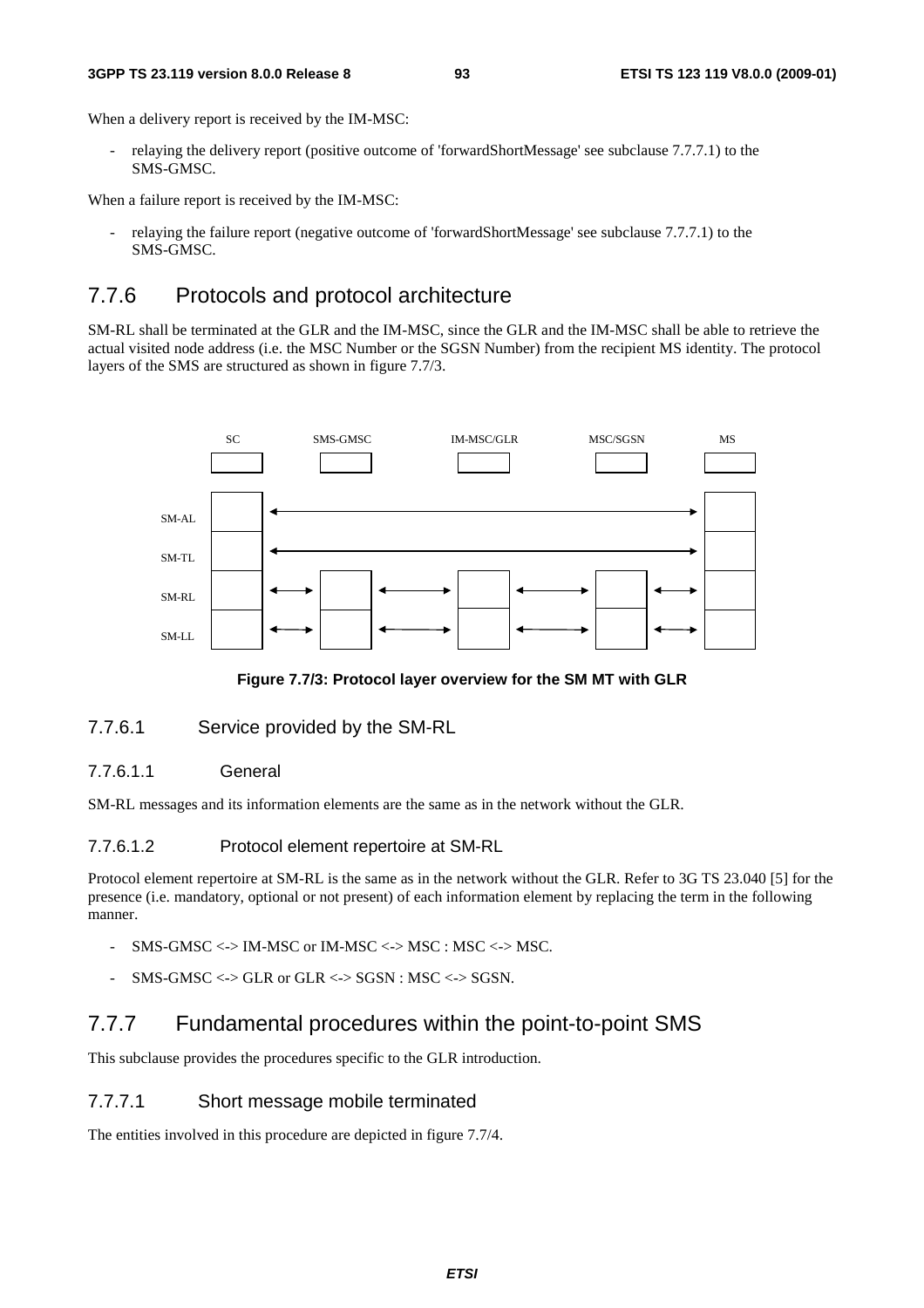When a delivery report is received by the IM-MSC:

- relaying the delivery report (positive outcome of 'forwardShortMessage' see subclause 7.7.7.1) to the SMS-GMSC.

When a failure report is received by the IM-MSC:

- relaying the failure report (negative outcome of 'forwardShortMessage' see subclause 7.7.7.1) to the SMS-GMSC.

## 7.7.6 Protocols and protocol architecture

SM-RL shall be terminated at the GLR and the IM-MSC, since the GLR and the IM-MSC shall be able to retrieve the actual visited node address (i.e. the MSC Number or the SGSN Number) from the recipient MS identity. The protocol layers of the SMS are structured as shown in figure 7.7/3.

SC SMS-GMSC IM-MSC/GLR MSC/SGSN MS

SM-AL

SM-TL

SM-RL

SM-LL

**Figure 7.7/3: Protocol layer overview for the SM MT with GLR**

### 7.7.6.1 Service provided by the SM-RL

#### 7.7.6.1.1 General

SM-RL messages and its information elements are the same as in the network without the GLR.

#### 7.7.6.1.2 Protocol element repertoire at SM-RL

Protocol element repertoire at SM-RL is the same as in the network without the GLR. Refer to 3G TS 23.040 [5] for the presence (i.e. mandatory, optional or not present) of each information element by replacing the term in the following manner.

- SMS-GMSC <-> IM-MSC or IM-MSC <-> MSC : MSC <-> MSC.
- SMS-GMSC <-> GLR or GLR <-> SGSN : MSC <-> SGSN.

## 7.7.7 Fundamental procedures within the point-to-point SMS

This subclause provides the procedures specific to the GLR introduction.

### 7.7.7.1 Short message mobile terminated

The entities involved in this procedure are depicted in figure 7.7/4.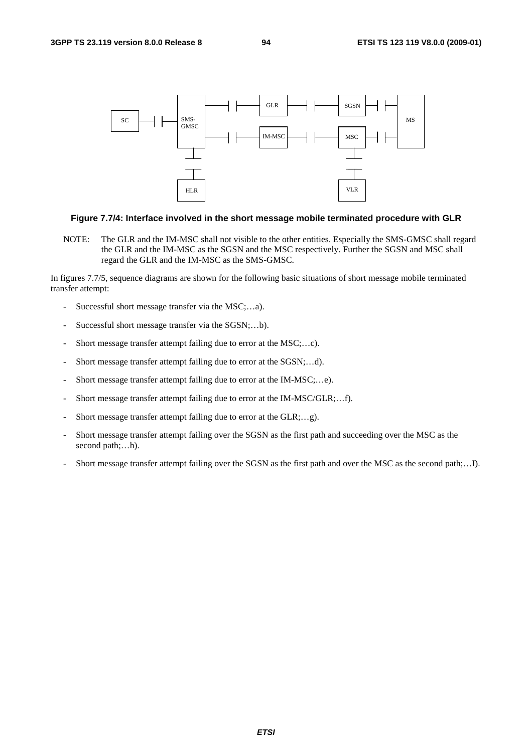**Figure 7.7/4: Interface involved in the short message mobile terminated procedure with GLR**

NOTE: The GLR and the IM-MSC shall not visible to the other entities. Especially the SMS-GMSC shall regard the GLR and the IM-MSC as the SGSN and the MSC respectively. Further the SGSN and MSC shall regard the GLR and the IM-MSC as the SMS-GMSC.

In figures 7.7/5, sequence diagrams are shown for the following basic situations of short message mobile terminated transfer attempt:

- Successful short message transfer via the MSC;…a).
- Successful short message transfer via the SGSN;…b).
- Short message transfer attempt failing due to error at the MSC;…c).
- Short message transfer attempt failing due to error at the SGSN;…d).
- Short message transfer attempt failing due to error at the IM-MSC;…e).
- Short message transfer attempt failing due to error at the IM-MSC/GLR;…f).
- Short message transfer attempt failing due to error at the GLR;…g).
- Short message transfer attempt failing over the SGSN as the first path and succeeding over the MSC as the second path;…h).
- Short message transfer attempt failing over the SGSN as the first path and over the MSC as the second path;…I).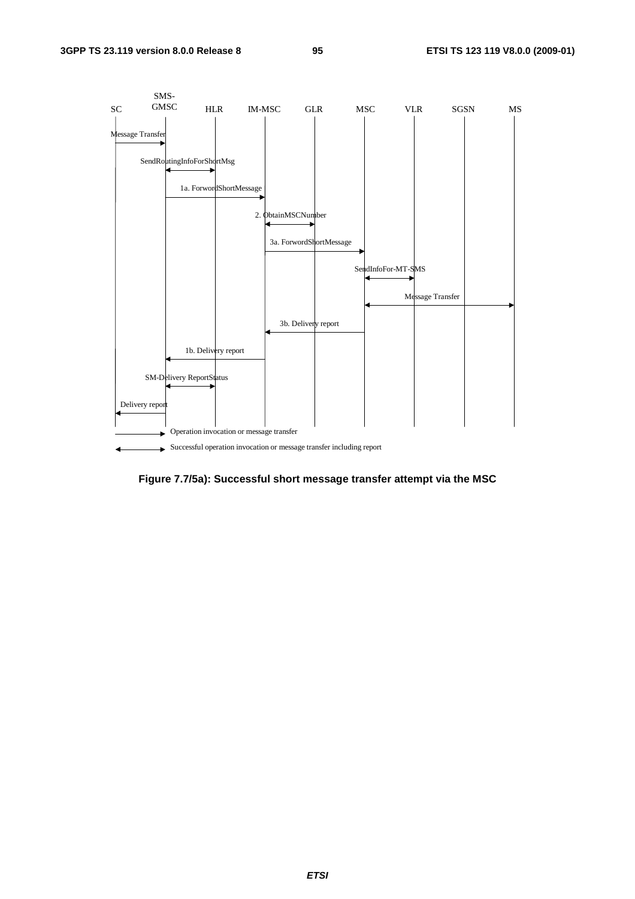| SC | SMS-GMSC | HLR | IM-MSC | GLR | MSC | VLR | SGSN | MS |
|---|---|---|---|---|---|---|---|---|

Message Transfer

SendRoutingInfoForShortMsg

1a. ForwordShortMessage

2. ObtainMSCNumber

3a. ForwordShortMessage

SendInfoFor-MT-SMS

Message Transfer

3b. Delivery report

1b. Delivery report

SM-Delivery ReportStatus

Delivery report

Operation invocation or message transfer

Successful operation invocation or message transfer including report

**Figure 7.7/5a): Successful short message transfer attempt via the MSC**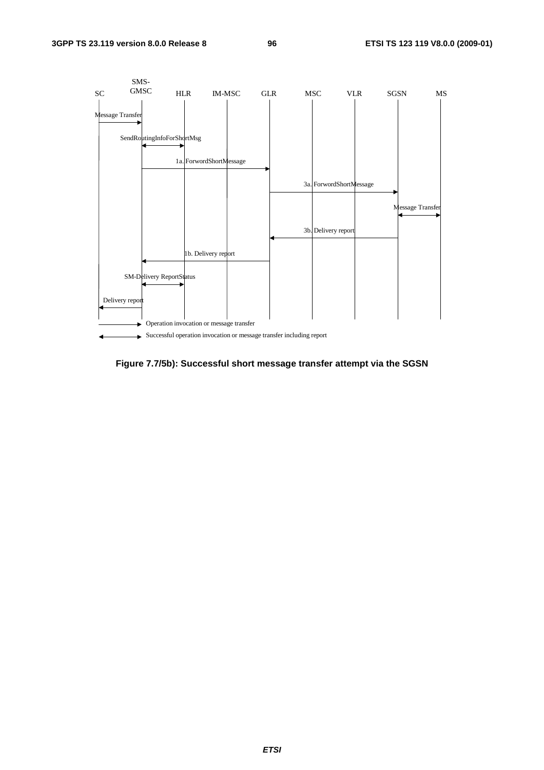SC SMS-GMSC HLR IM-MSC GLR MSC VLR SGSN MS

Message Transfer

SendRoutingInfoForShortMsg

1a. ForwordShortMessage

3a. ForwordShortMessage

Message Transfer

3b. Delivery report

1b. Delivery report

SM-Delivery ReportStatus

Delivery report

Operation invocation or message transfer

Successful operation invocation or message transfer including report

**Figure 7.7/5b): Successful short message transfer attempt via the SGSN**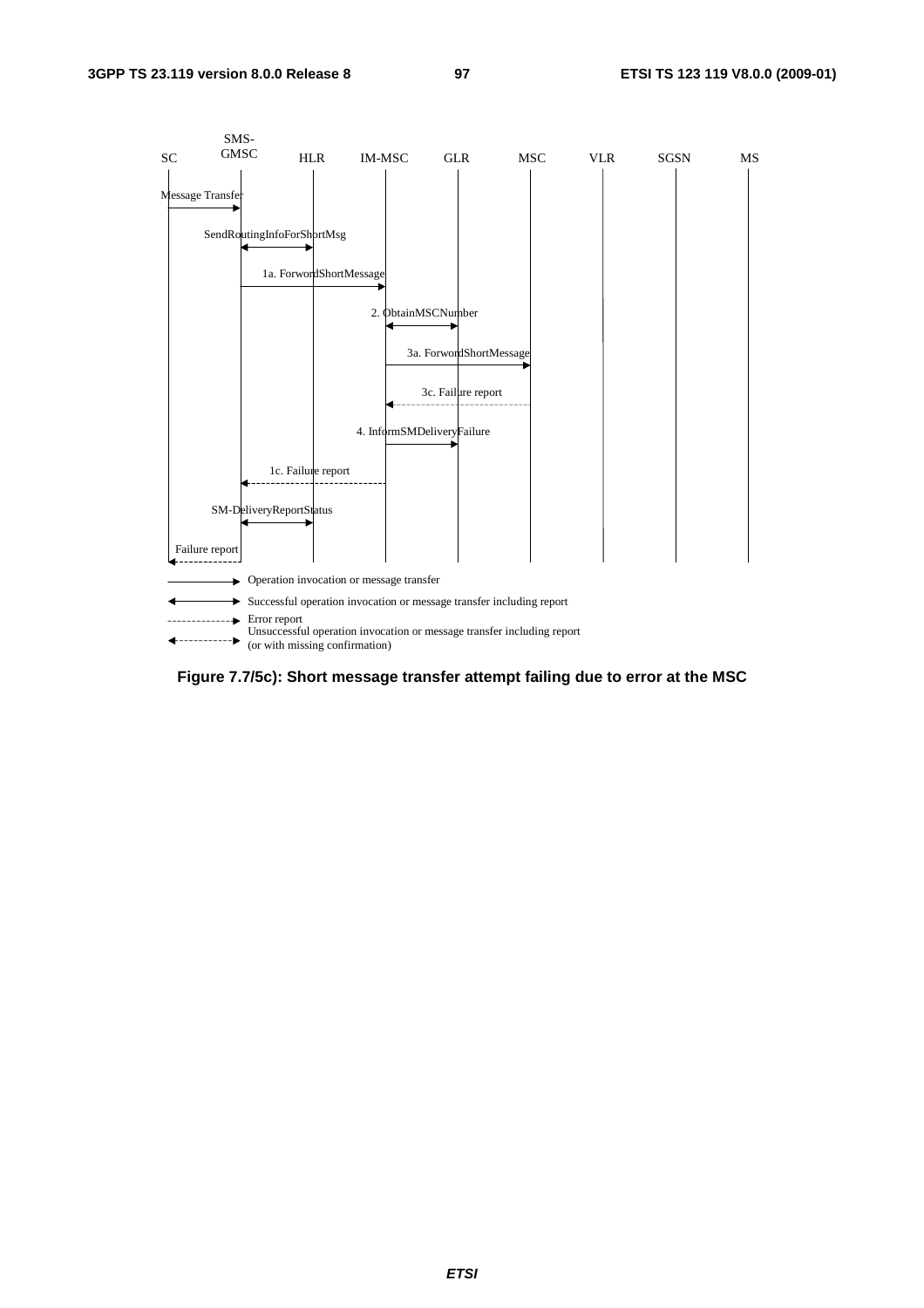| SC | SMS-GMSC | HLR | IM-MSC | GLR | MSC | VLR | SGSN | MS |
|---|---|---|---|---|---|---|---|---|

Message Transfer

SendRoutingInfoForShortMsg

1a. ForwordShortMessage

2. ObtainMSCNumber

3a. ForwordShortMessage

3c. Failure report

4. InformSMDeliveryFailure

1c. Failure report

SM-DeliveryReportStatus

Failure report

Operation invocation or message transfer

Successful operation invocation or message transfer including report

Error report

Unsuccessful operation invocation or message transfer including report (or with missing confirmation)

**Figure 7.7/5c): Short message transfer attempt failing due to error at the MSC**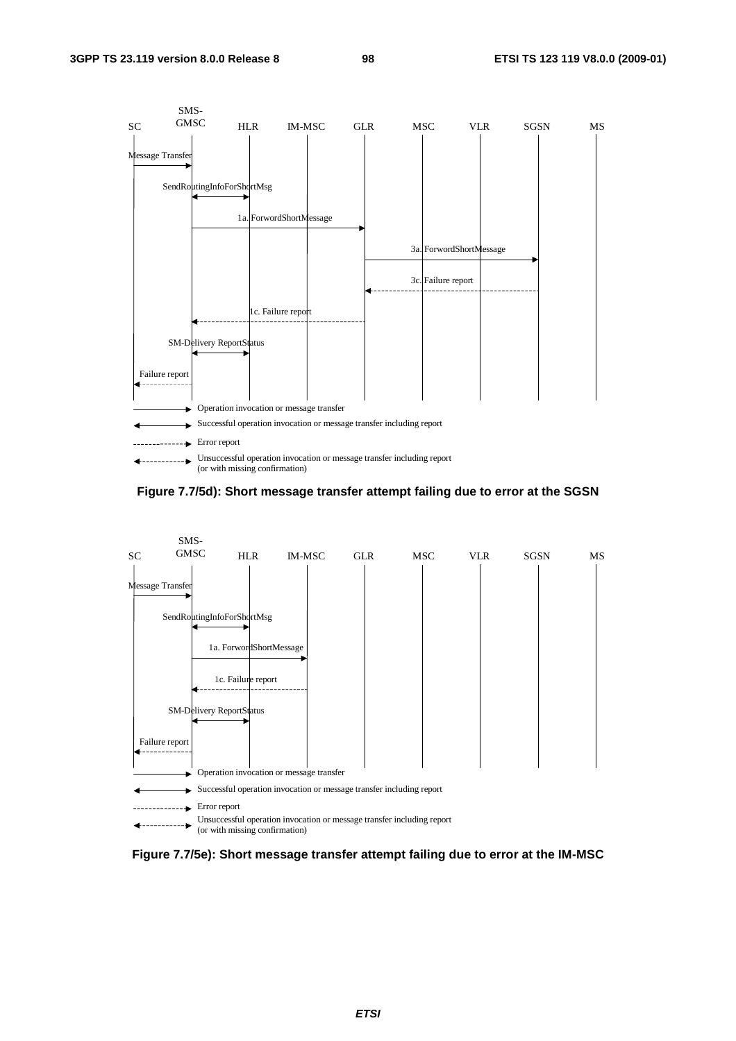Figure 7.7/5d): Short message transfer attempt failing due to error at the SGSN

Figure 7.7/5e): Short message transfer attempt failing due to error at the IM-MSC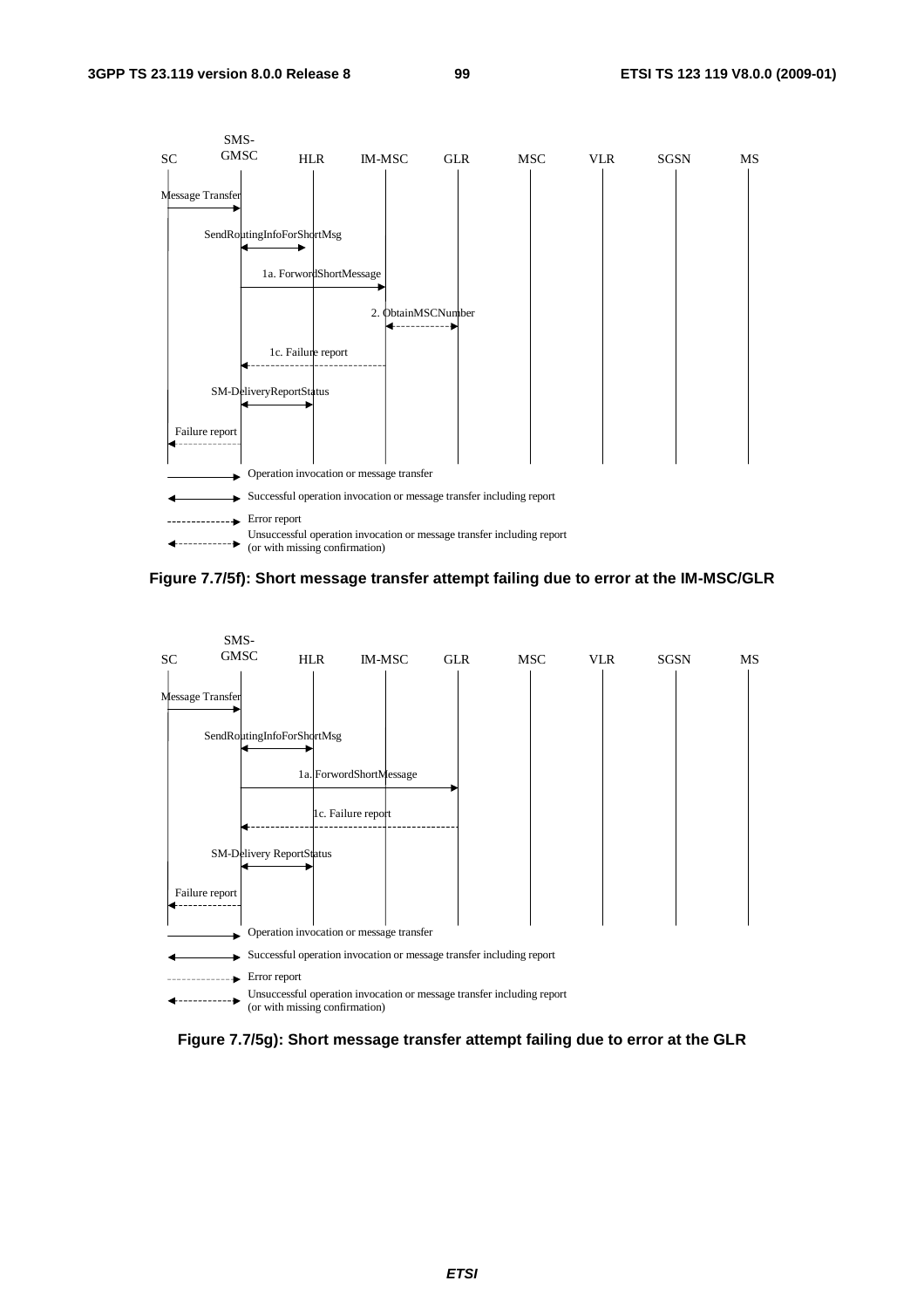SC | SMS-GMSC | HLR | IM-MSC | GLR | MSC | VLR | SGSN | MS

Message Transfer

SendRoutingInfoForShortMsg

1a. ForwordShortMessage

2. ObtainMSCNumber

1c. Failure report

SM-DeliveryReportStatus

Failure report

Operation invocation or message transfer

Successful operation invocation or message transfer including report

Error report

Unsuccessful operation invocation or message transfer including report (or with missing confirmation)

**Figure 7.7/5f): Short message transfer attempt failing due to error at the IM-MSC/GLR**

SC | SMS-GMSC | HLR | IM-MSC | GLR | MSC | VLR | SGSN | MS

Message Transfer

SendRoutingInfoForShortMsg

1a. ForwordShortMessage

1c. Failure report

SM-Delivery ReportStatus

Failure report

Operation invocation or message transfer

Successful operation invocation or message transfer including report

Error report

Unsuccessful operation invocation or message transfer including report (or with missing confirmation)

**Figure 7.7/5g): Short message transfer attempt failing due to error at the GLR**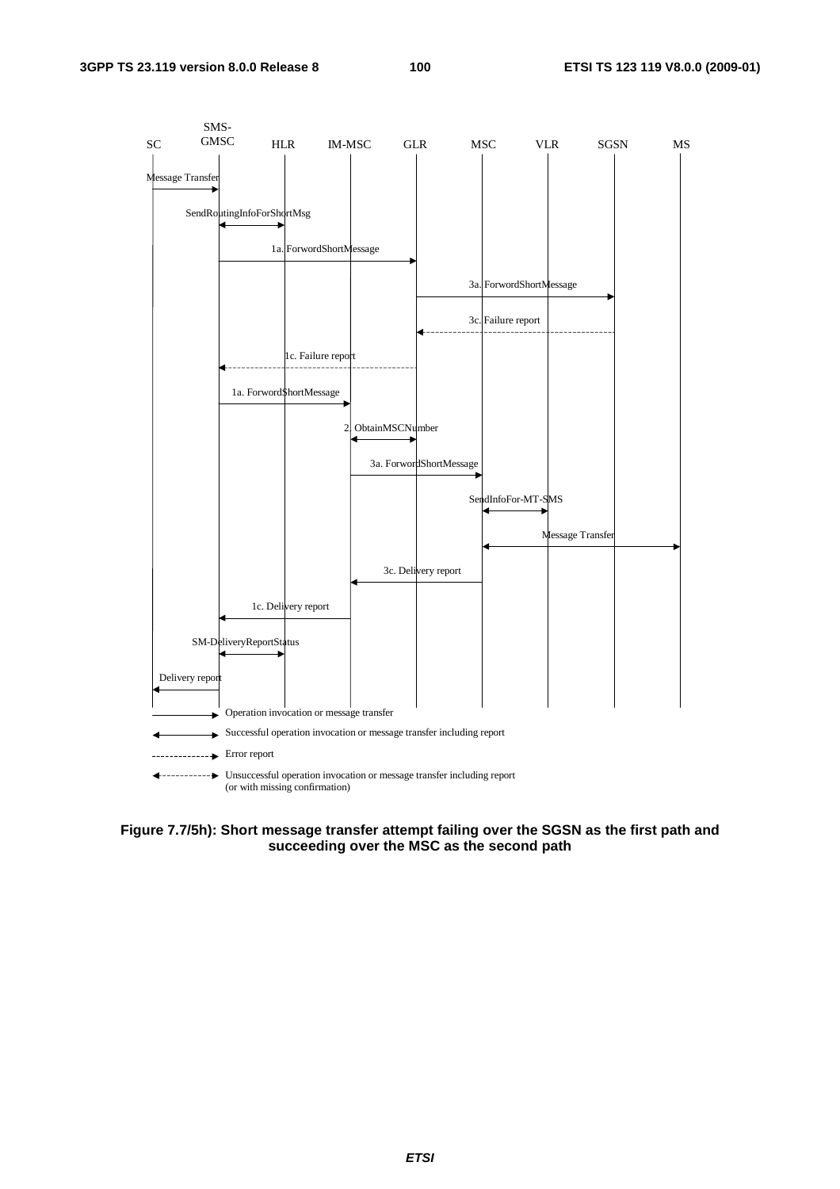SC SMS-GMSC HLR IM-MSC GLR MSC VLR SGSN MS

Message Transfer

SendRoutingInfoForShortMsg

1a. ForwordShortMessage

3a. ForwordShortMessage

3c. Failure report

1c. Failure report

1a. ForwordShortMessage

2. ObtainMSCNumber

3a. ForwordShortMessage

SendInfoFor-MT-SMS

Message Transfer

3c. Delivery report

1c. Delivery report

SM-DeliveryReportStatus

Delivery report

Operation invocation or message transfer

Successful operation invocation or message transfer including report

Error report

Unsuccessful operation invocation or message transfer including report (or with missing confirmation)

**Figure 7.7/5h): Short message transfer attempt failing over the SGSN as the first path and succeeding over the MSC as the second path**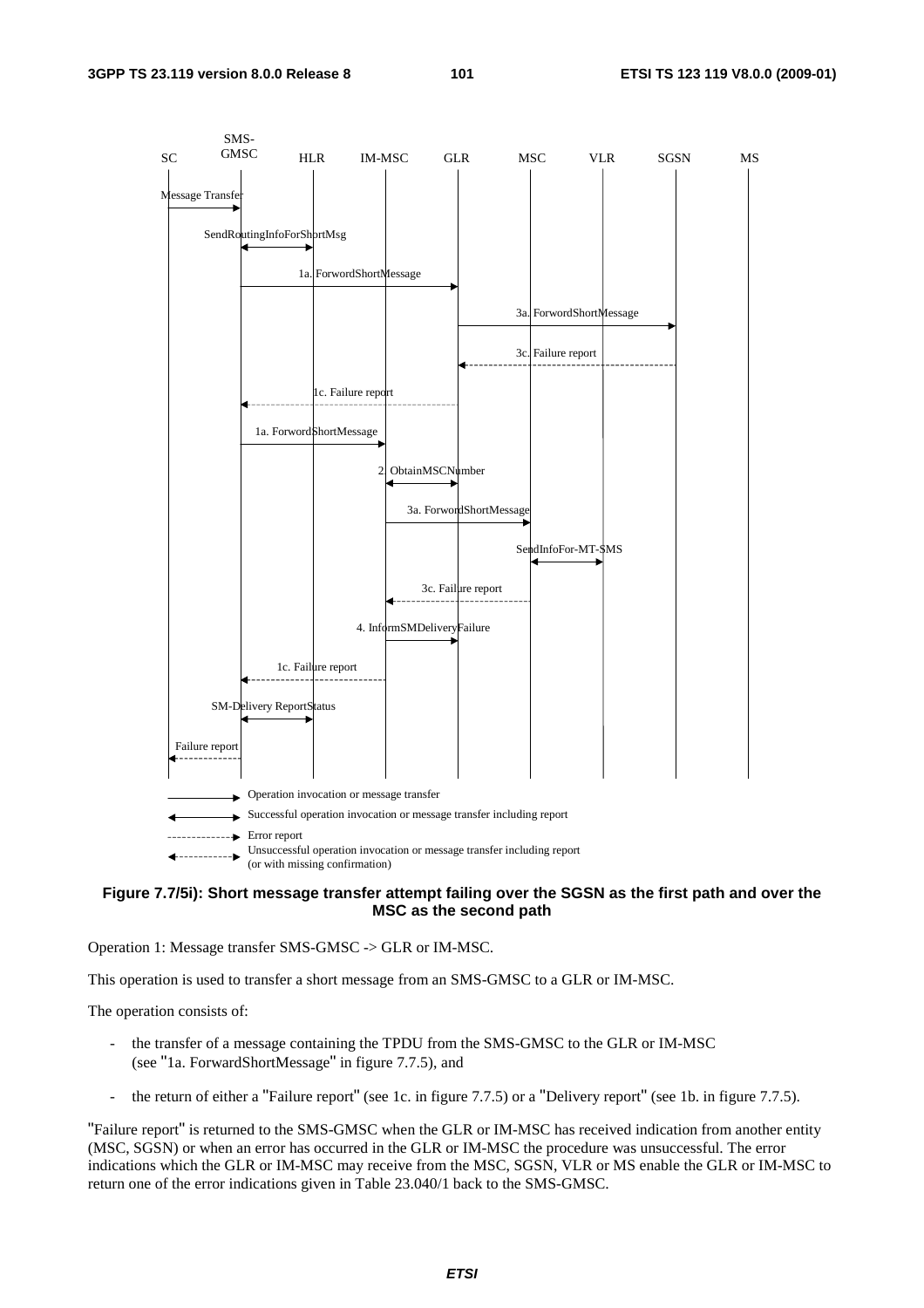Figure 7.7/5i): Short message transfer attempt failing over the SGSN as the first path and over the MSC as the second path

Operation 1: Message transfer SMS-GMSC -> GLR or IM-MSC.

This operation is used to transfer a short message from an SMS-GMSC to a GLR or IM-MSC.

The operation consists of:

- the transfer of a message containing the TPDU from the SMS-GMSC to the GLR or IM-MSC (see "1a. ForwardShortMessage" in figure 7.7.5), and
- the return of either a "Failure report" (see 1c. in figure 7.7.5) or a "Delivery report" (see 1b. in figure 7.7.5).

"Failure report" is returned to the SMS-GMSC when the GLR or IM-MSC has received indication from another entity (MSC, SGSN) or when an error has occurred in the GLR or IM-MSC the procedure was unsuccessful. The error indications which the GLR or IM-MSC may receive from the MSC, SGSN, VLR or MS enable the GLR or IM-MSC to return one of the error indications given in Table 23.040/1 back to the SMS-GMSC.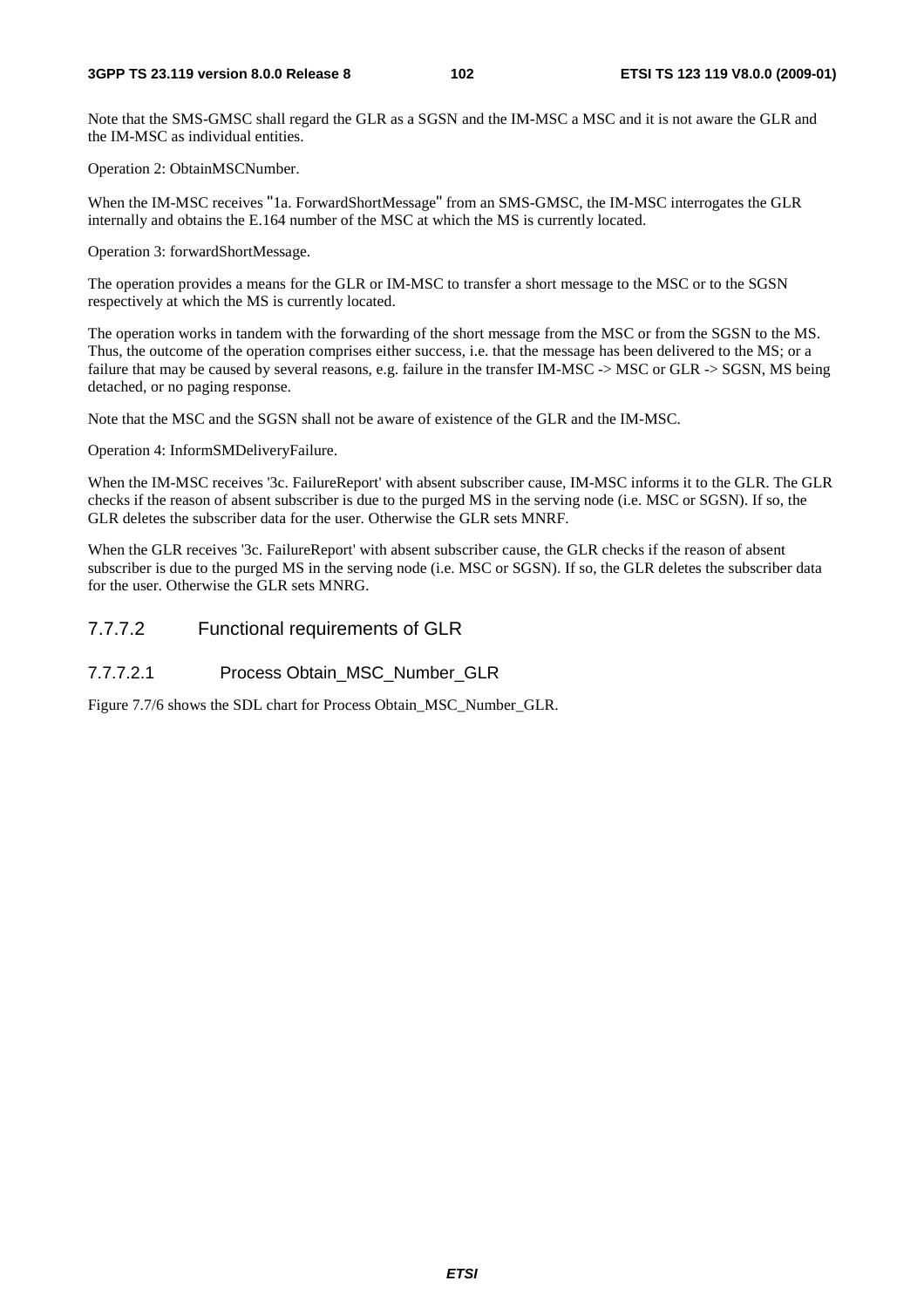Note that the SMS-GMSC shall regard the GLR as a SGSN and the IM-MSC a MSC and it is not aware the GLR and the IM-MSC as individual entities.

Operation 2: ObtainMSCNumber.

When the IM-MSC receives "1a. ForwardShortMessage" from an SMS-GMSC, the IM-MSC interrogates the GLR internally and obtains the E.164 number of the MSC at which the MS is currently located.

Operation 3: forwardShortMessage.

The operation provides a means for the GLR or IM-MSC to transfer a short message to the MSC or to the SGSN respectively at which the MS is currently located.

The operation works in tandem with the forwarding of the short message from the MSC or from the SGSN to the MS. Thus, the outcome of the operation comprises either success, i.e. that the message has been delivered to the MS; or a failure that may be caused by several reasons, e.g. failure in the transfer IM-MSC -> MSC or GLR -> SGSN, MS being detached, or no paging response.

Note that the MSC and the SGSN shall not be aware of existence of the GLR and the IM-MSC.

Operation 4: InformSMDeliveryFailure.

When the IM-MSC receives '3c. FailureReport' with absent subscriber cause, IM-MSC informs it to the GLR. The GLR checks if the reason of absent subscriber is due to the purged MS in the serving node (i.e. MSC or SGSN). If so, the GLR deletes the subscriber data for the user. Otherwise the GLR sets MNRF.

When the GLR receives '3c. FailureReport' with absent subscriber cause, the GLR checks if the reason of absent subscriber is due to the purged MS in the serving node (i.e. MSC or SGSN). If so, the GLR deletes the subscriber data for the user. Otherwise the GLR sets MNRG.

### 7.7.7.2 Functional requirements of GLR

#### 7.7.7.2.1 Process Obtain_MSC_Number_GLR

Figure 7.7/6 shows the SDL chart for Process Obtain_MSC_Number_GLR.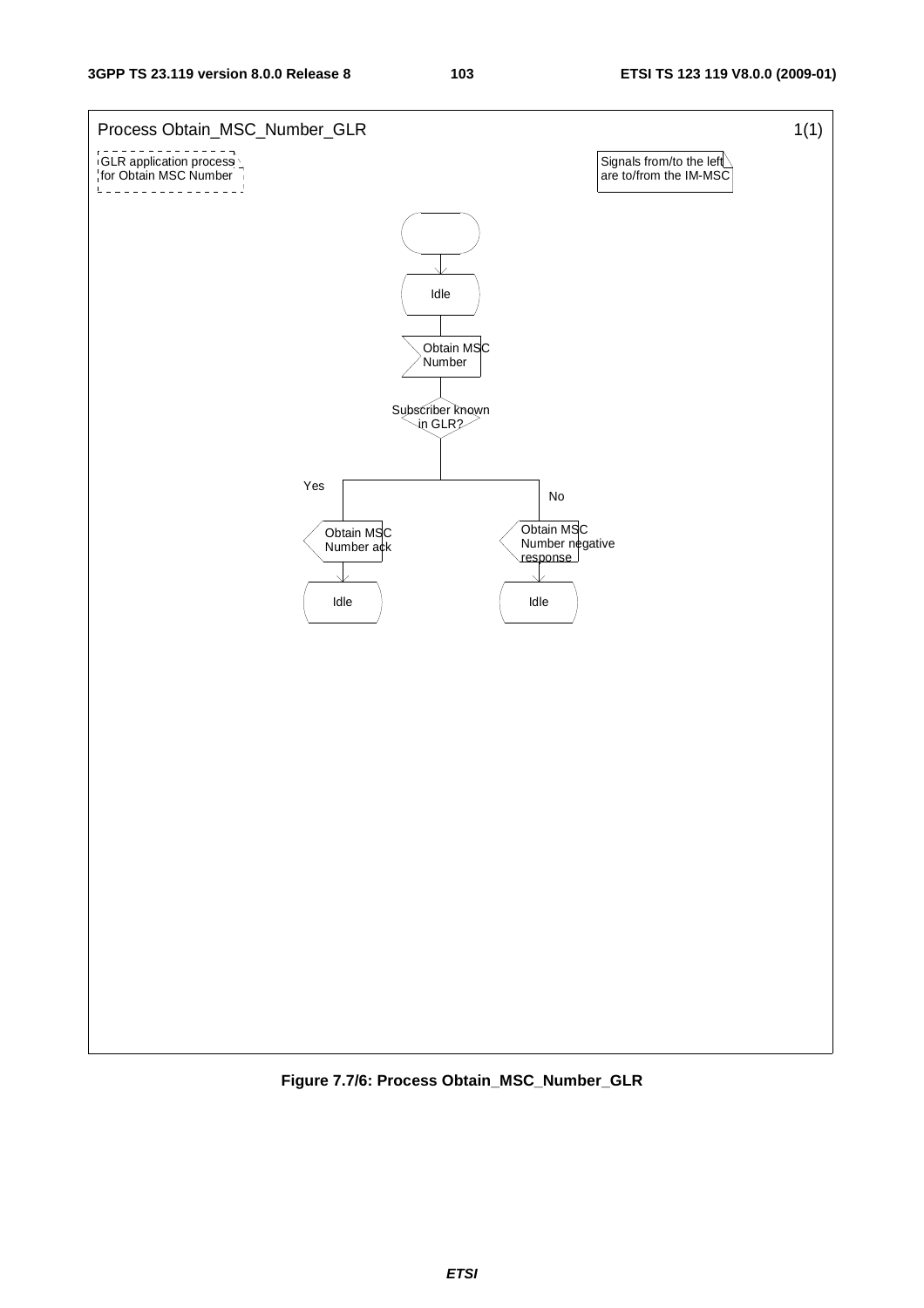Process Obtain_MSC_Number_GLR 1(1)

GLR application process for Obtain MSC Number

Signals from/to the left are to/from the IM-MSC

Idle

Obtain MSC Number

Subscriber known in GLR?

Yes

No

Obtain MSC Number ack

Obtain MSC Number negative response

Idle

Idle

**Figure 7.7/6: Process Obtain_MSC_Number_GLR**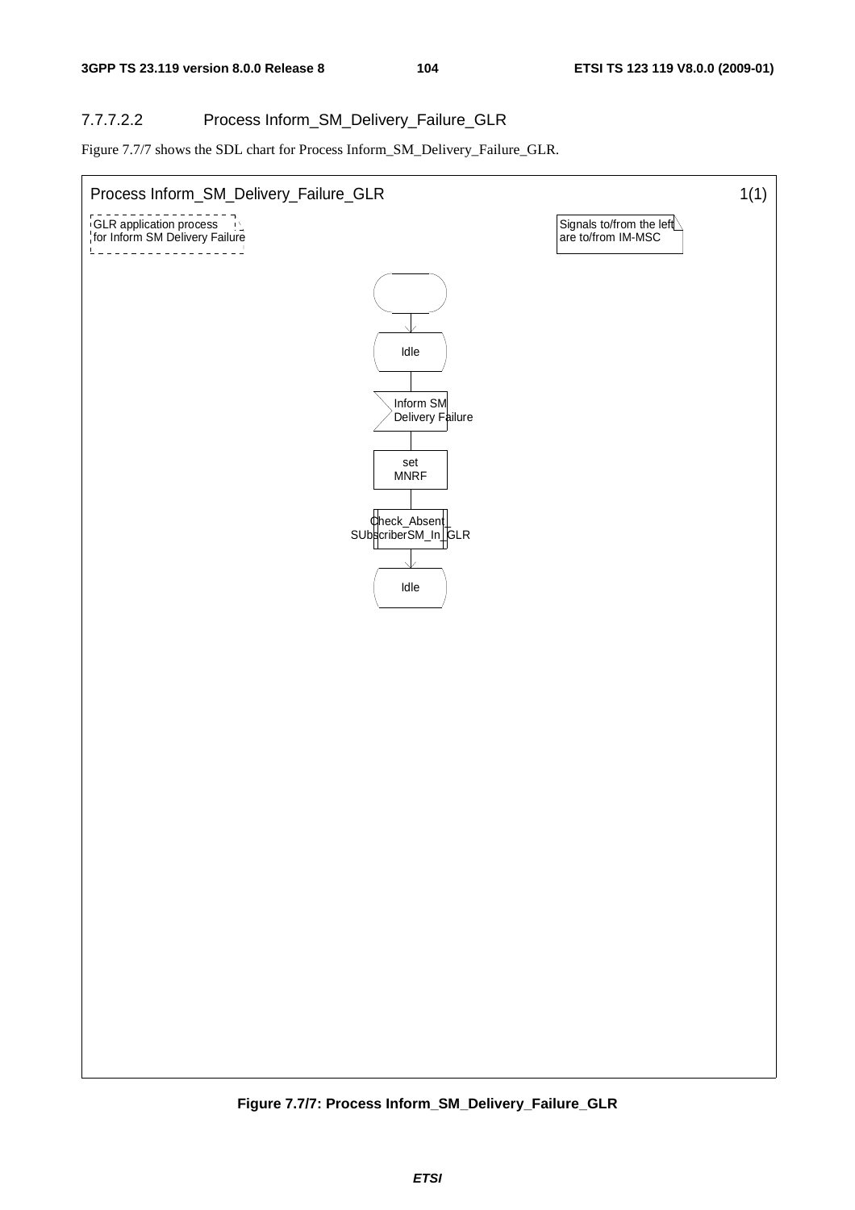#### 7.7.7.2.2 Process Inform_SM_Delivery_Failure_GLR

Figure 7.7/7 shows the SDL chart for Process Inform_SM_Delivery_Failure_GLR.

Process Inform_SM_Delivery_Failure_GLR 1(1)

GLR application process for Inform SM Delivery Failure

Signals to/from the left are to/from IM-MSC

Idle

Inform SM Delivery Failure

set MNRF

Check_Absent_SUbscriberSM_In_GLR

Idle

**Figure 7.7/7: Process Inform_SM_Delivery_Failure_GLR**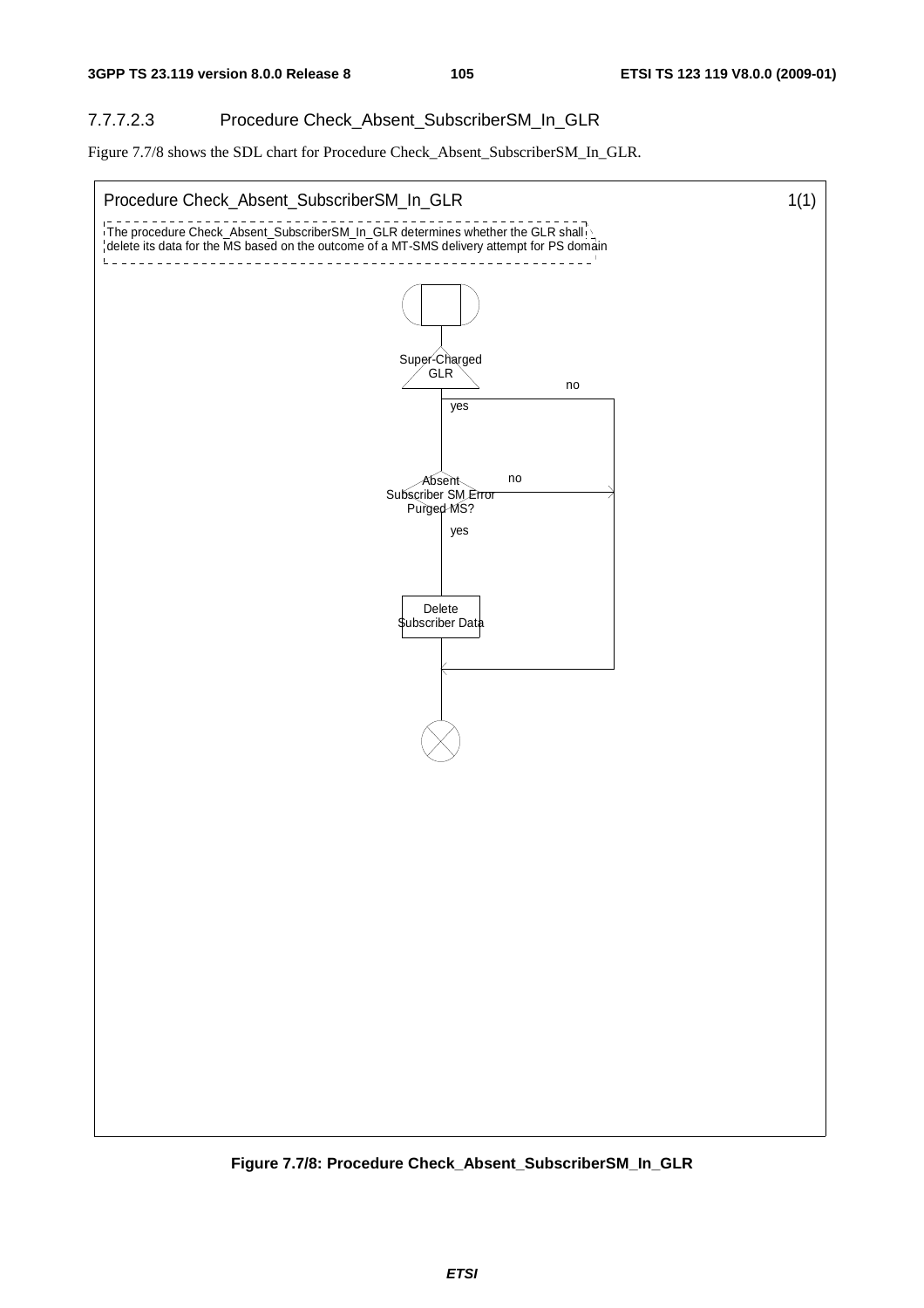#### 7.7.7.2.3 Procedure Check_Absent_SubscriberSM_In_GLR

Figure 7.7/8 shows the SDL chart for Procedure Check_Absent_SubscriberSM_In_GLR.

Procedure Check_Absent_SubscriberSM_In_GLR 1(1)

The procedure Check_Absent_SubscriberSM_In_GLR determines whether the GLR shall delete its data for the MS based on the outcome of a MT-SMS delivery attempt for PS domain

Super-Charged GLR — no / yes

Absent Subscriber SM Error Purged MS? — no / yes

Delete Subscriber Data

**Figure 7.7/8: Procedure Check_Absent_SubscriberSM_In_GLR**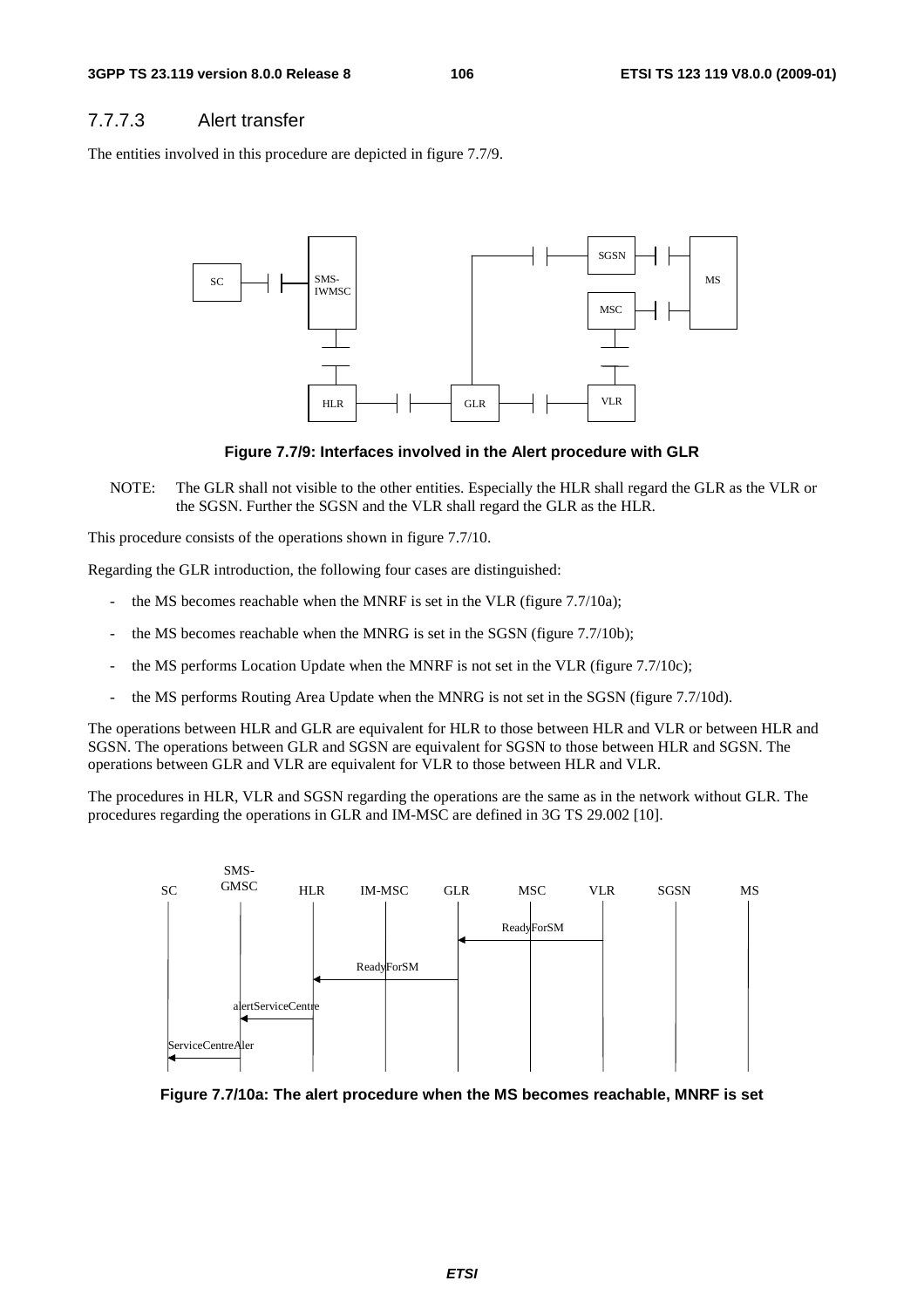### 7.7.7.3 Alert transfer

The entities involved in this procedure are depicted in figure 7.7/9.

**Figure 7.7/9: Interfaces involved in the Alert procedure with GLR**

NOTE: The GLR shall not visible to the other entities. Especially the HLR shall regard the GLR as the VLR or the SGSN. Further the SGSN and the VLR shall regard the GLR as the HLR.

This procedure consists of the operations shown in figure 7.7/10.

Regarding the GLR introduction, the following four cases are distinguished:

- the MS becomes reachable when the MNRF is set in the VLR (figure 7.7/10a);
- the MS becomes reachable when the MNRG is set in the SGSN (figure 7.7/10b);
- the MS performs Location Update when the MNRF is not set in the VLR (figure 7.7/10c);
- the MS performs Routing Area Update when the MNRG is not set in the SGSN (figure 7.7/10d).

The operations between HLR and GLR are equivalent for HLR to those between HLR and VLR or between HLR and SGSN. The operations between GLR and SGSN are equivalent for SGSN to those between HLR and SGSN. The operations between GLR and VLR are equivalent for VLR to those between HLR and VLR.

The procedures in HLR, VLR and SGSN regarding the operations are the same as in the network without GLR. The procedures regarding the operations in GLR and IM-MSC are defined in 3G TS 29.002 [10].

**Figure 7.7/10a: The alert procedure when the MS becomes reachable, MNRF is set**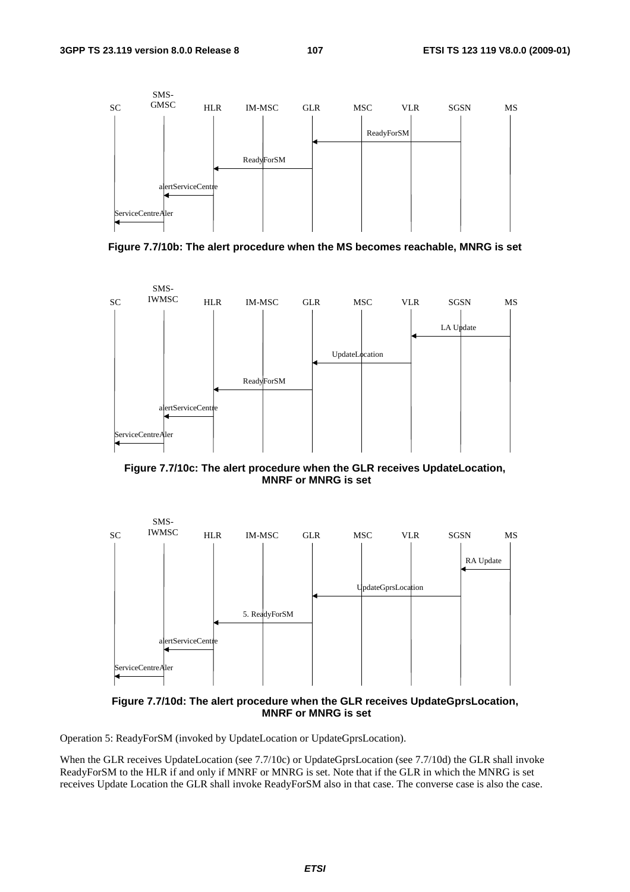| SC | SMS-GMSC | HLR | IM-MSC | GLR | MSC | VLR | SGSN | MS |
|---|---|---|---|---|---|---|---|---|

ReadyForSM (SGSN → GLR)

ReadyForSM (GLR → HLR)

alertServiceCentre (HLR → SMS-GMSC)

ServiceCentreAler (SMS-GMSC → SC)

**Figure 7.7/10b: The alert procedure when the MS becomes reachable, MNRG is set**

| SC | SMS-IWMSC | HLR | IM-MSC | GLR | MSC | VLR | SGSN | MS |
|---|---|---|---|---|---|---|---|---|

LA Update (MS → VLR)

UpdateLocation (VLR → GLR)

ReadyForSM (GLR → HLR)

alertServiceCentre (HLR → SMS-IWMSC)

ServiceCentreAler (SMS-IWMSC → SC)

**Figure 7.7/10c: The alert procedure when the GLR receives UpdateLocation, MNRF or MNRG is set**

| SC | SMS-IWMSC | HLR | IM-MSC | GLR | MSC | VLR | SGSN | MS |
|---|---|---|---|---|---|---|---|---|

RA Update (MS → SGSN)

UpdateGprsLocation (SGSN → GLR)

5. ReadyForSM (GLR → HLR)

alertServiceCentre (HLR → SMS-IWMSC)

ServiceCentreAler (SMS-IWMSC → SC)

**Figure 7.7/10d: The alert procedure when the GLR receives UpdateGprsLocation, MNRF or MNRG is set**

Operation 5: ReadyForSM (invoked by UpdateLocation or UpdateGprsLocation).

When the GLR receives UpdateLocation (see 7.7/10c) or UpdateGprsLocation (see 7.7/10d) the GLR shall invoke ReadyForSM to the HLR if and only if MNRF or MNRG is set. Note that if the GLR in which the MNRG is set receives Update Location the GLR shall invoke ReadyForSM also in that case. The converse case is also the case.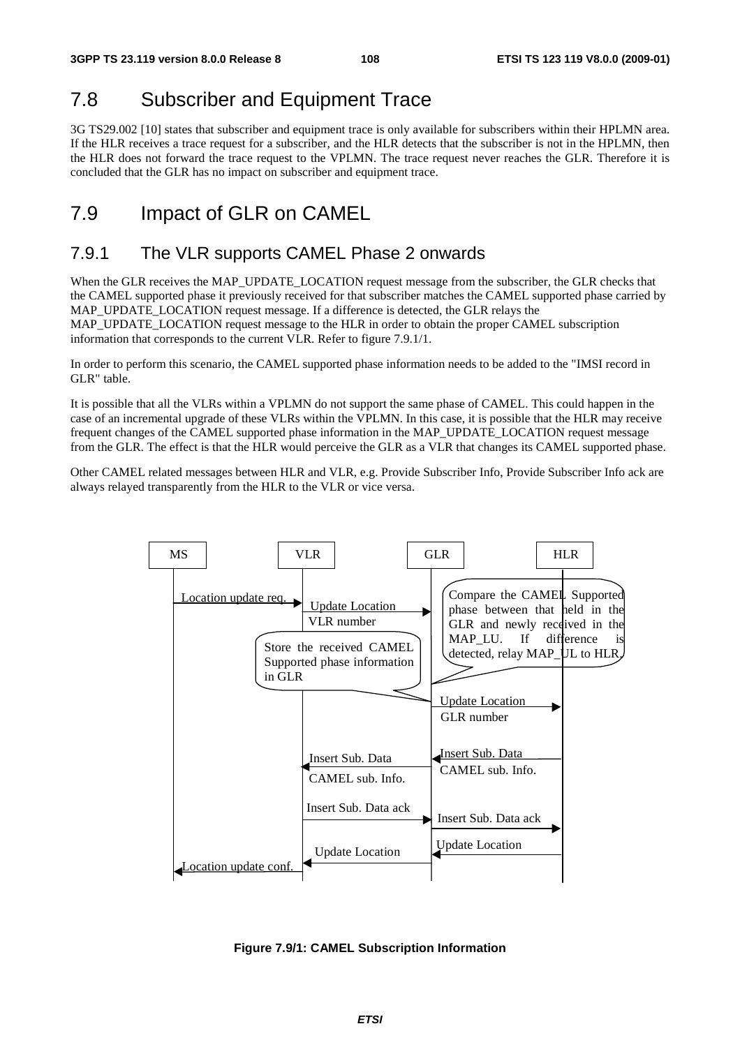## 7.8 Subscriber and Equipment Trace

3G TS29.002 [10] states that subscriber and equipment trace is only available for subscribers within their HPLMN area. If the HLR receives a trace request for a subscriber, and the HLR detects that the subscriber is not in the HPLMN, then the HLR does not forward the trace request to the VPLMN. The trace request never reaches the GLR. Therefore it is concluded that the GLR has no impact on subscriber and equipment trace.

## 7.9 Impact of GLR on CAMEL

### 7.9.1 The VLR supports CAMEL Phase 2 onwards

When the GLR receives the MAP_UPDATE_LOCATION request message from the subscriber, the GLR checks that the CAMEL supported phase it previously received for that subscriber matches the CAMEL supported phase carried by MAP_UPDATE_LOCATION request message. If a difference is detected, the GLR relays the MAP_UPDATE_LOCATION request message to the HLR in order to obtain the proper CAMEL subscription information that corresponds to the current VLR. Refer to figure 7.9.1/1.

In order to perform this scenario, the CAMEL supported phase information needs to be added to the "IMSI record in GLR" table.

It is possible that all the VLRs within a VPLMN do not support the same phase of CAMEL. This could happen in the case of an incremental upgrade of these VLRs within the VPLMN. In this case, it is possible that the HLR may receive frequent changes of the CAMEL supported phase information in the MAP_UPDATE_LOCATION request message from the GLR. The effect is that the HLR would perceive the GLR as a VLR that changes its CAMEL supported phase.

Other CAMEL related messages between HLR and VLR, e.g. Provide Subscriber Info, Provide Subscriber Info ack are always relayed transparently from the HLR to the VLR or vice versa.

MS | VLR | GLR | HLR

- MS → VLR: Location update req.
- VLR → GLR: Update Location, VLR number
- GLR: Store the received CAMEL Supported phase information in GLR
- GLR: Compare the CAMEL Supported phase between that held in the GLR and newly received in the MAP_LU. If difference is detected, relay MAP_UL to HLR.
- GLR → HLR: Update Location, GLR number
- HLR → GLR: Insert Sub. Data, CAMEL sub. Info.
- GLR → VLR: Insert Sub. Data, CAMEL sub. Info.
- VLR → GLR: Insert Sub. Data ack
- GLR → HLR: Insert Sub. Data ack
- HLR → GLR: Update Location
- GLR → VLR: Update Location
- VLR → MS: Location update conf.

**Figure 7.9/1: CAMEL Subscription Information**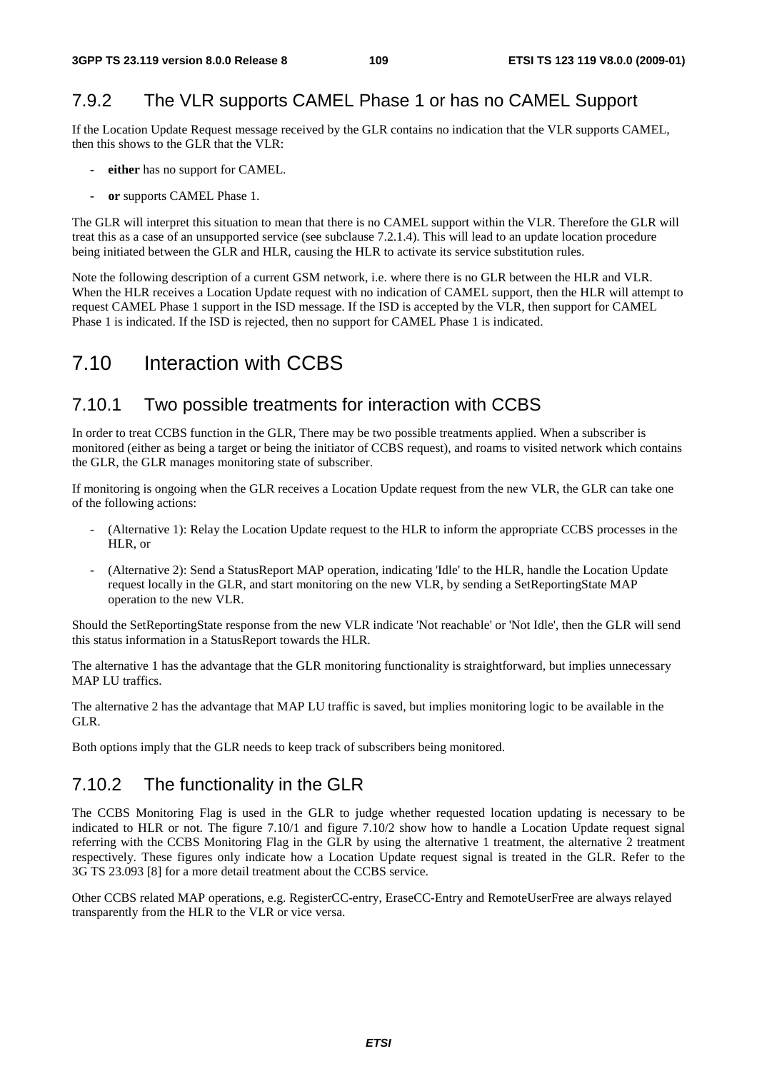### 7.9.2 The VLR supports CAMEL Phase 1 or has no CAMEL Support

If the Location Update Request message received by the GLR contains no indication that the VLR supports CAMEL, then this shows to the GLR that the VLR:

- **either** has no support for CAMEL.
- **or** supports CAMEL Phase 1.

The GLR will interpret this situation to mean that there is no CAMEL support within the VLR. Therefore the GLR will treat this as a case of an unsupported service (see subclause 7.2.1.4). This will lead to an update location procedure being initiated between the GLR and HLR, causing the HLR to activate its service substitution rules.

Note the following description of a current GSM network, i.e. where there is no GLR between the HLR and VLR. When the HLR receives a Location Update request with no indication of CAMEL support, then the HLR will attempt to request CAMEL Phase 1 support in the ISD message. If the ISD is accepted by the VLR, then support for CAMEL Phase 1 is indicated. If the ISD is rejected, then no support for CAMEL Phase 1 is indicated.

## 7.10 Interaction with CCBS

### 7.10.1 Two possible treatments for interaction with CCBS

In order to treat CCBS function in the GLR, There may be two possible treatments applied. When a subscriber is monitored (either as being a target or being the initiator of CCBS request), and roams to visited network which contains the GLR, the GLR manages monitoring state of subscriber.

If monitoring is ongoing when the GLR receives a Location Update request from the new VLR, the GLR can take one of the following actions:

- (Alternative 1): Relay the Location Update request to the HLR to inform the appropriate CCBS processes in the HLR, or
- (Alternative 2): Send a StatusReport MAP operation, indicating 'Idle' to the HLR, handle the Location Update request locally in the GLR, and start monitoring on the new VLR, by sending a SetReportingState MAP operation to the new VLR.

Should the SetReportingState response from the new VLR indicate 'Not reachable' or 'Not Idle', then the GLR will send this status information in a StatusReport towards the HLR.

The alternative 1 has the advantage that the GLR monitoring functionality is straightforward, but implies unnecessary MAP LU traffics.

The alternative 2 has the advantage that MAP LU traffic is saved, but implies monitoring logic to be available in the GLR.

Both options imply that the GLR needs to keep track of subscribers being monitored.

### 7.10.2 The functionality in the GLR

The CCBS Monitoring Flag is used in the GLR to judge whether requested location updating is necessary to be indicated to HLR or not. The figure 7.10/1 and figure 7.10/2 show how to handle a Location Update request signal referring with the CCBS Monitoring Flag in the GLR by using the alternative 1 treatment, the alternative 2 treatment respectively. These figures only indicate how a Location Update request signal is treated in the GLR. Refer to the 3G TS 23.093 [8] for a more detail treatment about the CCBS service.

Other CCBS related MAP operations, e.g. RegisterCC-entry, EraseCC-Entry and RemoteUserFree are always relayed transparently from the HLR to the VLR or vice versa.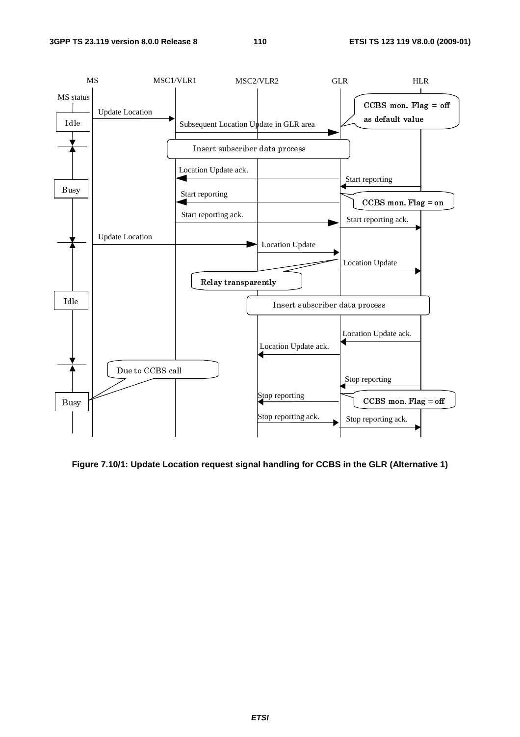MS | MSC1/VLR1 | MSC2/VLR2 | GLR | HLR

MS status

Idle

Update Location

Subsequent Location Update in GLR area

CCBS mon. Flag = off as default value

Insert subscriber data process

Location Update ack.

Start reporting

Busy

Start reporting

CCBS mon. Flag = on

Start reporting ack.

Start reporting ack.

Update Location

Location Update

Location Update

Relay transparently

Idle

Insert subscriber data process

Location Update ack.

Location Update ack.

Due to CCBS call

Stop reporting

Busy

Stop reporting

CCBS mon. Flag = off

Stop reporting ack.

Stop reporting ack.

**Figure 7.10/1: Update Location request signal handling for CCBS in the GLR (Alternative 1)**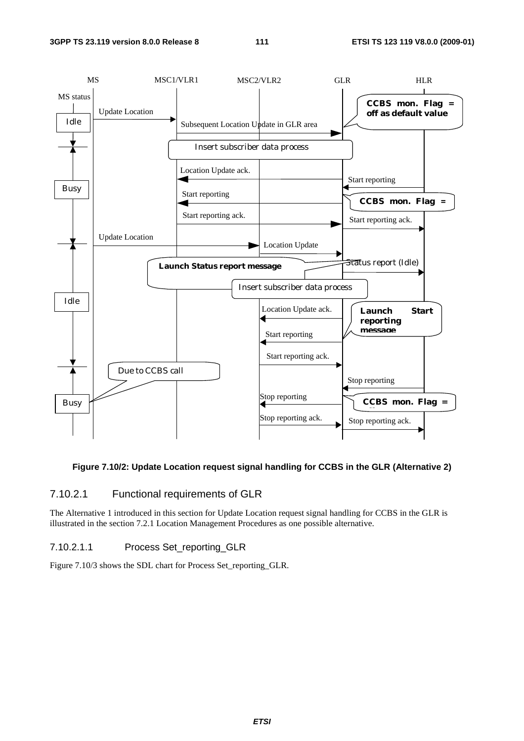**Figure 7.10/2: Update Location request signal handling for CCBS in the GLR (Alternative 2)**

### 7.10.2.1 Functional requirements of GLR

The Alternative 1 introduced in this section for Update Location request signal handling for CCBS in the GLR is illustrated in the section 7.2.1 Location Management Procedures as one possible alternative.

#### 7.10.2.1.1 Process Set_reporting_GLR

Figure 7.10/3 shows the SDL chart for Process Set_reporting_GLR.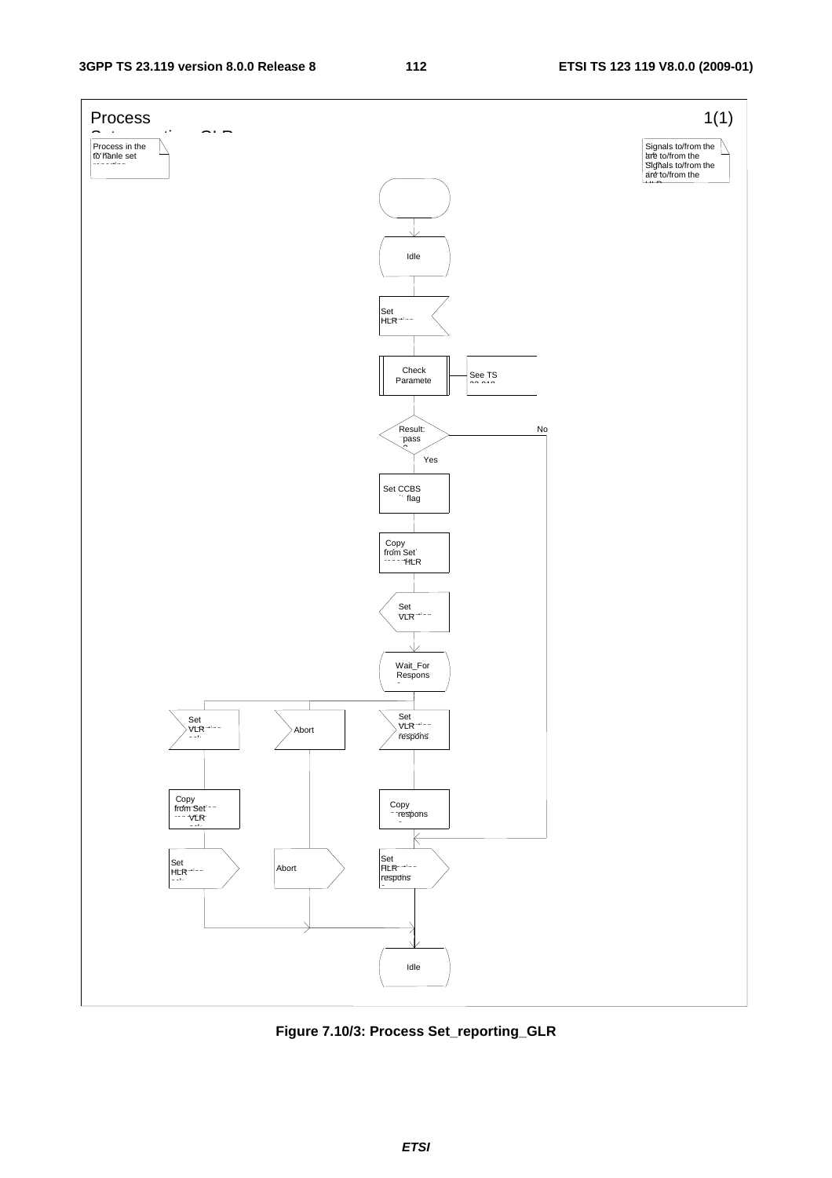Process Set_reporting_GLR 1(1)

Process in the GLR to handle set reporting

Signals to/from the left are to/from the VLR; Signals to/from the right are to/from the HLR

Idle

Set reporting state HLR

Check Parameters (See TS 23.018)

Result: pass?

No

Yes

Set CCBS call flag

Copy from Set reporting state HLR

Set reporting state VLR

Wait_For Response

Set reporting state VLR ack

Abort

Set reporting state VLR response

Copy from Set reporting state VLR ack

Copy response

Set reporting state HLR ack

Abort

Set reporting state HLR response

Idle

**Figure 7.10/3: Process Set_reporting_GLR**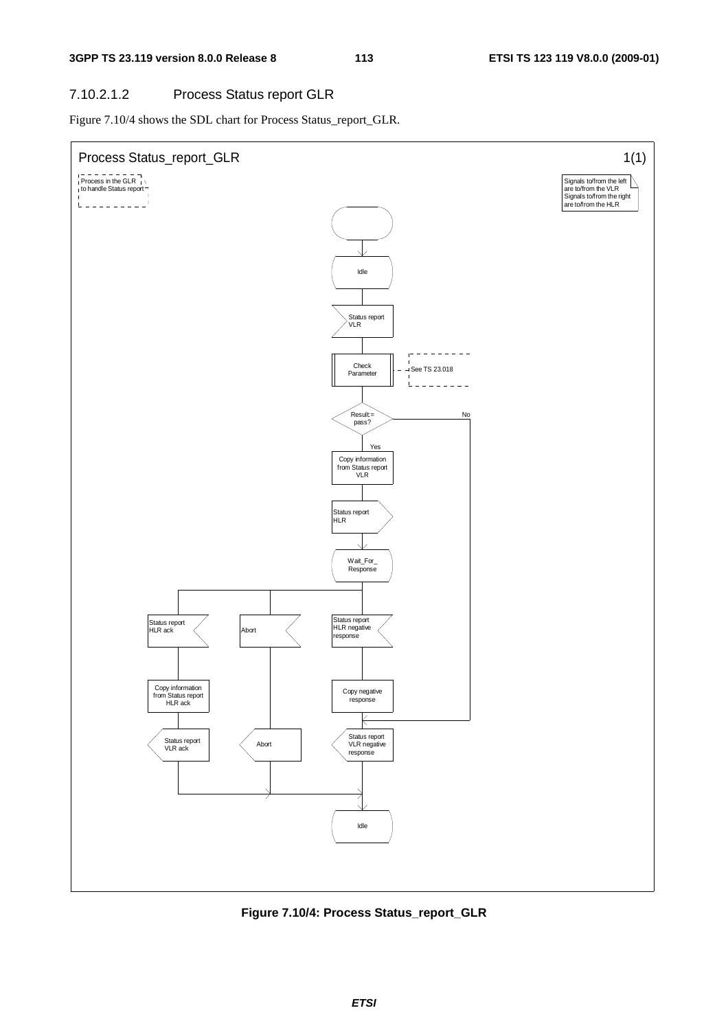#### 7.10.2.1.2 Process Status report GLR

Figure 7.10/4 shows the SDL chart for Process Status_report_GLR.

**Figure 7.10/4: Process Status_report_GLR**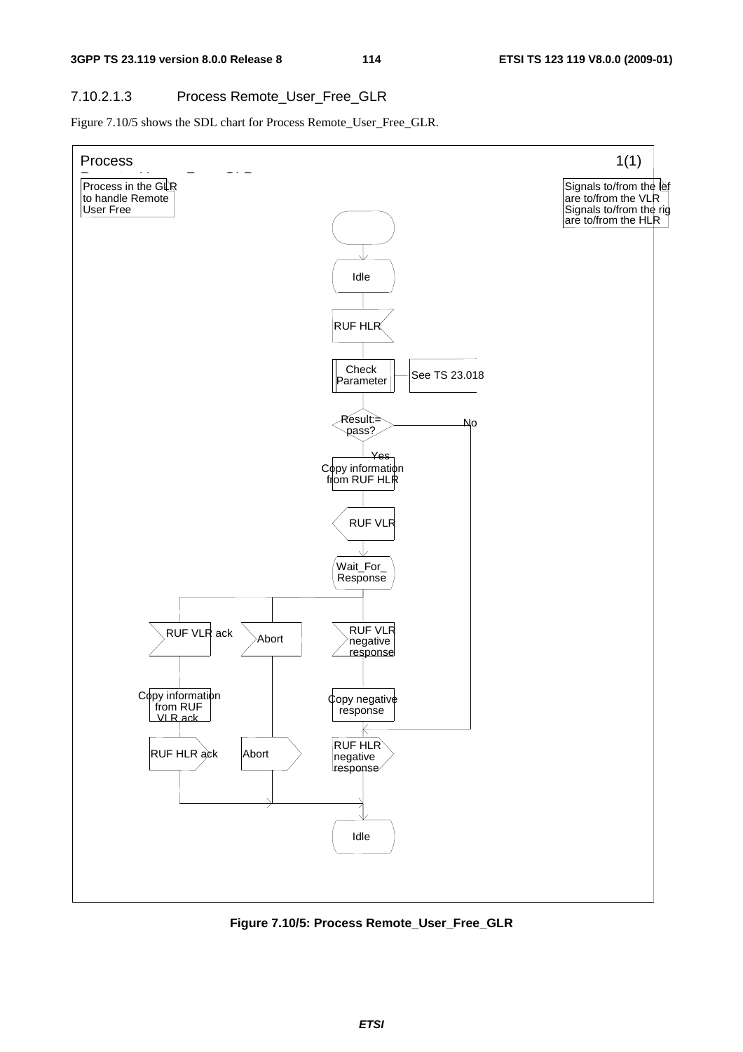#### 7.10.2.1.3 Process Remote_User_Free_GLR

Figure 7.10/5 shows the SDL chart for Process Remote_User_Free_GLR.

**Figure 7.10/5: Process Remote_User_Free_GLR**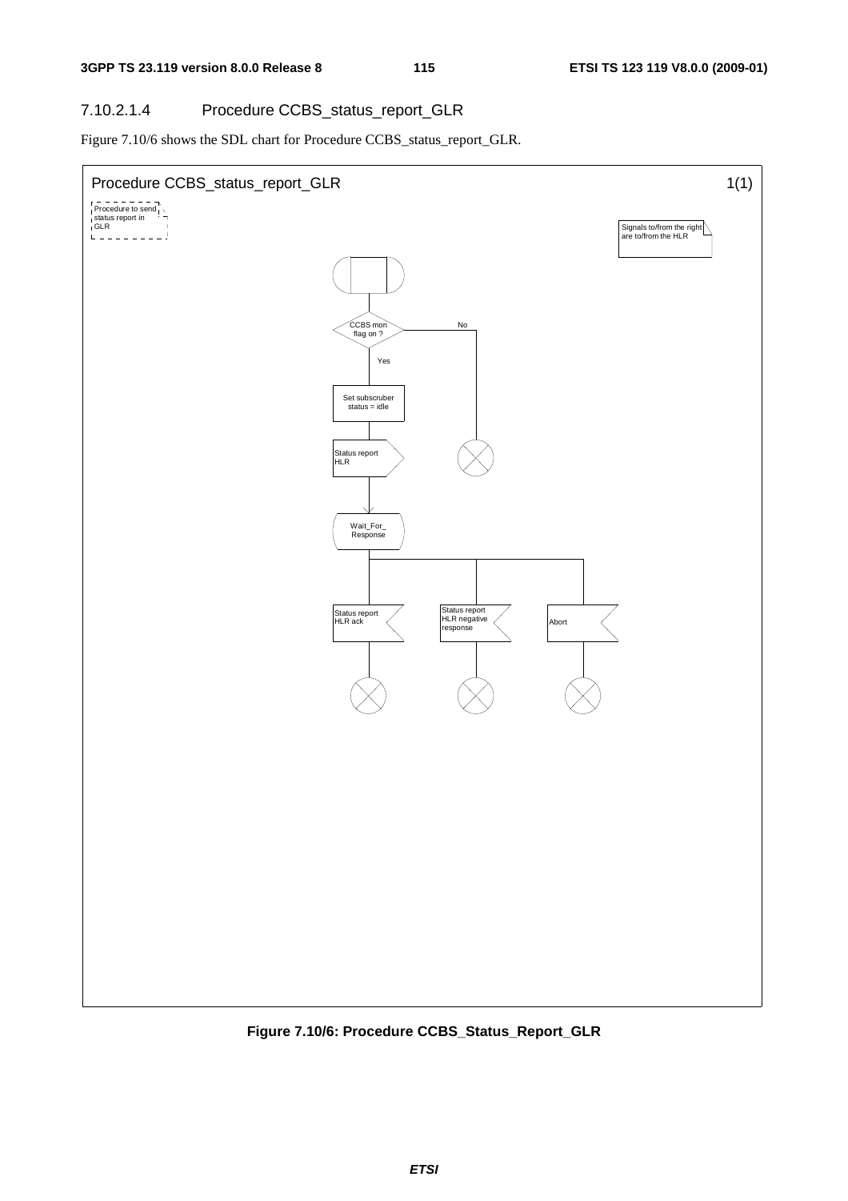### 7.10.2.1.4 Procedure CCBS_status_report_GLR

Figure 7.10/6 shows the SDL chart for Procedure CCBS_status_report_GLR.

Procedure CCBS_status_report_GLR 1(1)

Procedure to send status report in GLR

Signals to/from the right are to/from the HLR

CCBS mon flag on ?

No

Yes

Set subscruber status = idle

Status report HLR

Wait_For_ Response

Status report HLR ack

Status report HLR negative response

Abort

**Figure 7.10/6: Procedure CCBS_Status_Report_GLR**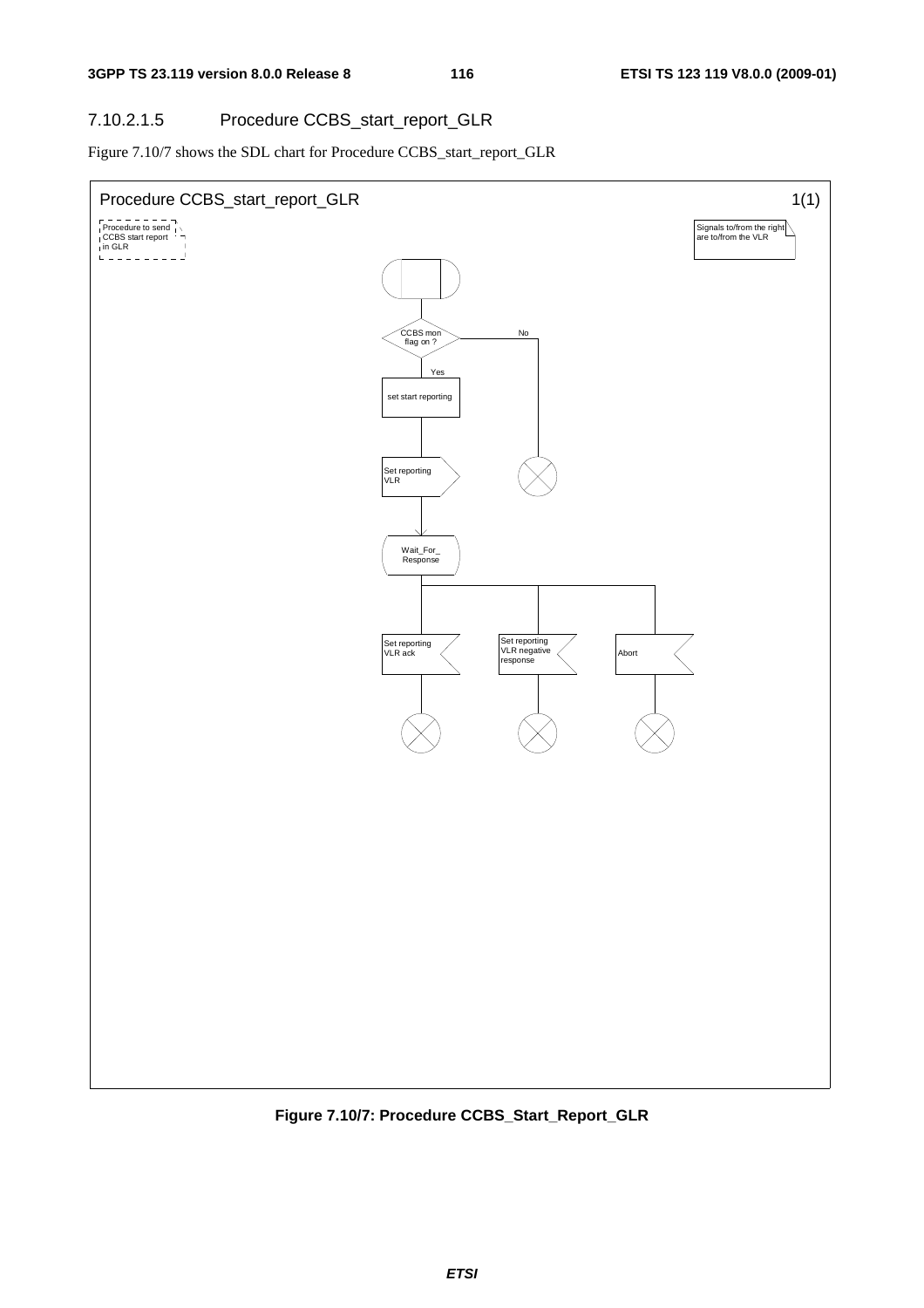### 7.10.2.1.5 Procedure CCBS_start_report_GLR

Figure 7.10/7 shows the SDL chart for Procedure CCBS_start_report_GLR

Procedure CCBS_start_report_GLR 1(1)

Procedure to send CCBS start report in GLR

Signals to/from the right are to/from the VLR

CCBS mon flag on ?

No

Yes

set start reporting

Set reporting VLR

Wait_For_ Response

Set reporting VLR ack

Set reporting VLR negative response

Abort

**Figure 7.10/7: Procedure CCBS_Start_Report_GLR**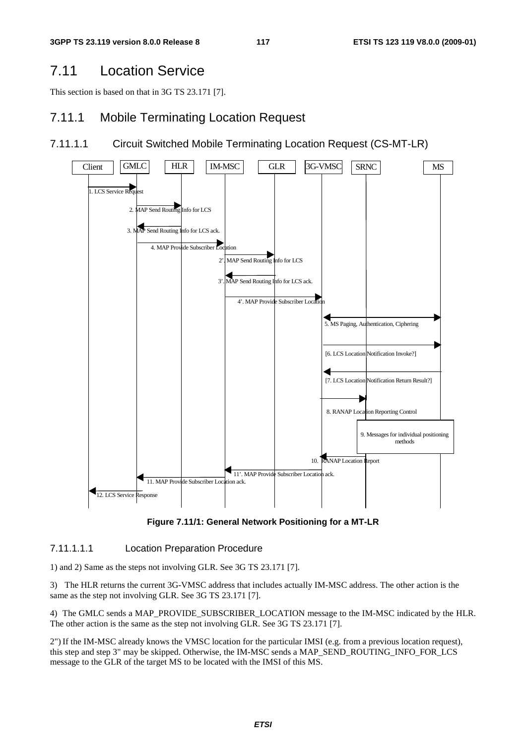# 7.11 Location Service

This section is based on that in 3G TS 23.171 [7].

## 7.11.1 Mobile Terminating Location Request

### 7.11.1.1 Circuit Switched Mobile Terminating Location Request (CS-MT-LR)

**Figure 7.11/1: General Network Positioning for a MT-LR**

#### 7.11.1.1.1 Location Preparation Procedure

1) and 2) Same as the steps not involving GLR. See 3G TS 23.171 [7].

3) The HLR returns the current 3G-VMSC address that includes actually IM-MSC address. The other action is the same as the step not involving GLR. See 3G TS 23.171 [7].

4) The GMLC sends a MAP_PROVIDE_SUBSCRIBER_LOCATION message to the IM-MSC indicated by the HLR. The other action is the same as the step not involving GLR. See 3G TS 23.171 [7].

2") If the IM-MSC already knows the VMSC location for the particular IMSI (e.g. from a previous location request), this step and step 3" may be skipped. Otherwise, the IM-MSC sends a MAP_SEND_ROUTING_INFO_FOR_LCS message to the GLR of the target MS to be located with the IMSI of this MS.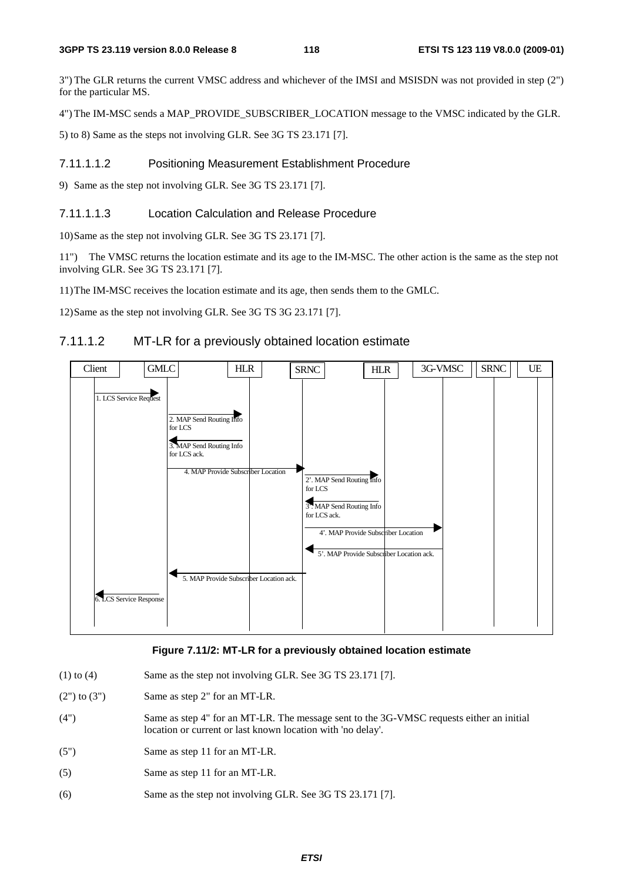3") The GLR returns the current VMSC address and whichever of the IMSI and MSISDN was not provided in step (2") for the particular MS.

4") The IM-MSC sends a MAP_PROVIDE_SUBSCRIBER_LOCATION message to the VMSC indicated by the GLR.

5) to 8) Same as the steps not involving GLR. See 3G TS 23.171 [7].

##### 7.11.1.1.2 Positioning Measurement Establishment Procedure

9) Same as the step not involving GLR. See 3G TS 23.171 [7].

##### 7.11.1.1.3 Location Calculation and Release Procedure

10) Same as the step not involving GLR. See 3G TS 23.171 [7].

11") The VMSC returns the location estimate and its age to the IM-MSC. The other action is the same as the step not involving GLR. See 3G TS 23.171 [7].

11) The IM-MSC receives the location estimate and its age, then sends them to the GMLC.

12) Same as the step not involving GLR. See 3G TS 3G 23.171 [7].

#### 7.11.1.2 MT-LR for a previously obtained location estimate

**Figure 7.11/2: MT-LR for a previously obtained location estimate**

(1) to (4) Same as the step not involving GLR. See 3G TS 23.171 [7].

(2") to (3") Same as step 2" for an MT-LR.

(4") Same as step 4" for an MT-LR. The message sent to the 3G-VMSC requests either an initial location or current or last known location with 'no delay'.

(5") Same as step 11 for an MT-LR.

(5) Same as step 11 for an MT-LR.

(6) Same as the step not involving GLR. See 3G TS 23.171 [7].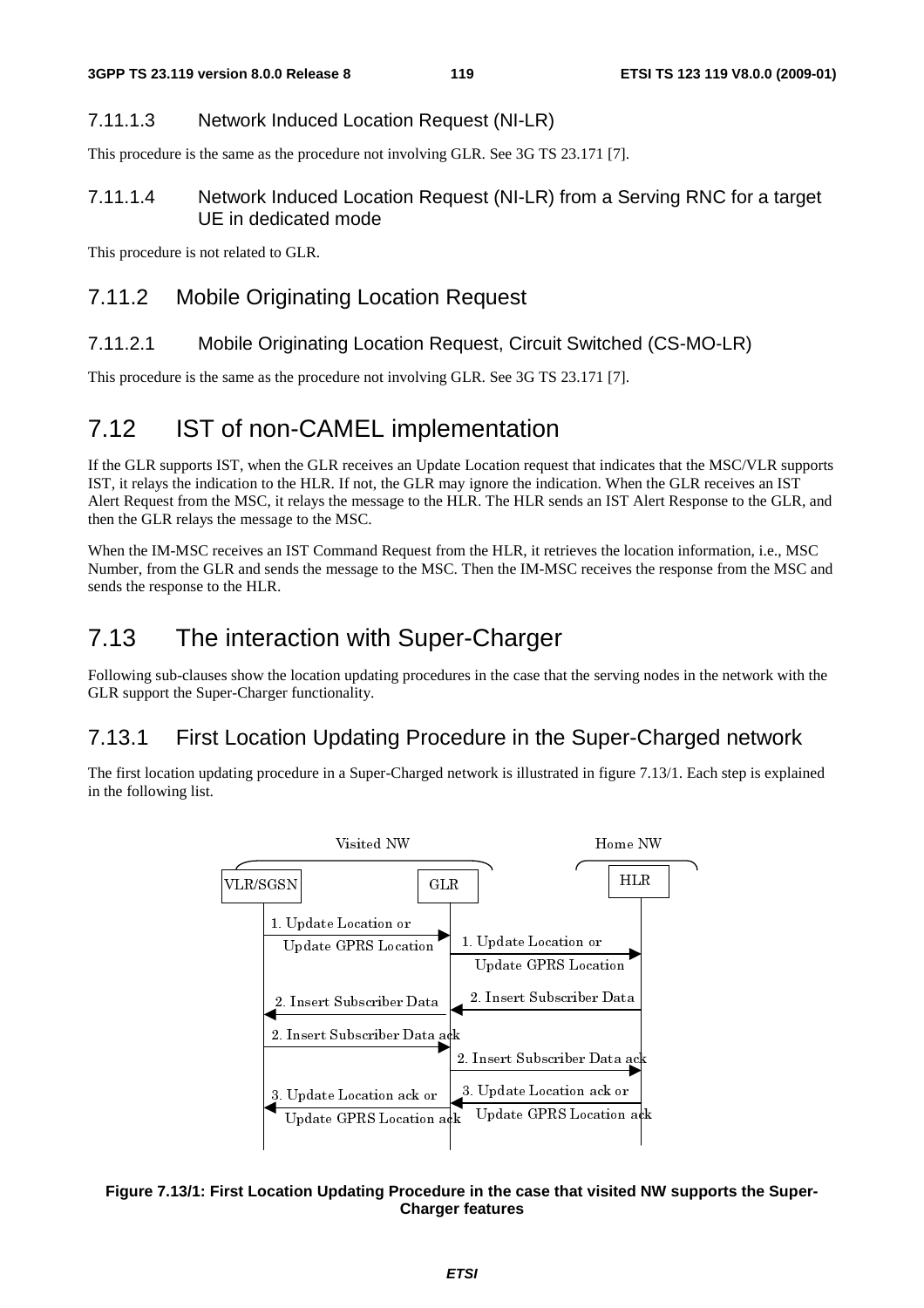#### 7.11.1.3 Network Induced Location Request (NI-LR)

This procedure is the same as the procedure not involving GLR. See 3G TS 23.171 [7].

#### 7.11.1.4 Network Induced Location Request (NI-LR) from a Serving RNC for a target UE in dedicated mode

This procedure is not related to GLR.

### 7.11.2 Mobile Originating Location Request

#### 7.11.2.1 Mobile Originating Location Request, Circuit Switched (CS-MO-LR)

This procedure is the same as the procedure not involving GLR. See 3G TS 23.171 [7].

## 7.12 IST of non-CAMEL implementation

If the GLR supports IST, when the GLR receives an Update Location request that indicates that the MSC/VLR supports IST, it relays the indication to the HLR. If not, the GLR may ignore the indication. When the GLR receives an IST Alert Request from the MSC, it relays the message to the HLR. The HLR sends an IST Alert Response to the GLR, and then the GLR relays the message to the MSC.

When the IM-MSC receives an IST Command Request from the HLR, it retrieves the location information, i.e., MSC Number, from the GLR and sends the message to the MSC. Then the IM-MSC receives the response from the MSC and sends the response to the HLR.

## 7.13 The interaction with Super-Charger

Following sub-clauses show the location updating procedures in the case that the serving nodes in the network with the GLR support the Super-Charger functionality.

### 7.13.1 First Location Updating Procedure in the Super-Charged network

The first location updating procedure in a Super-Charged network is illustrated in figure 7.13/1. Each step is explained in the following list.

**Figure 7.13/1: First Location Updating Procedure in the case that visited NW supports the Super-Charger features**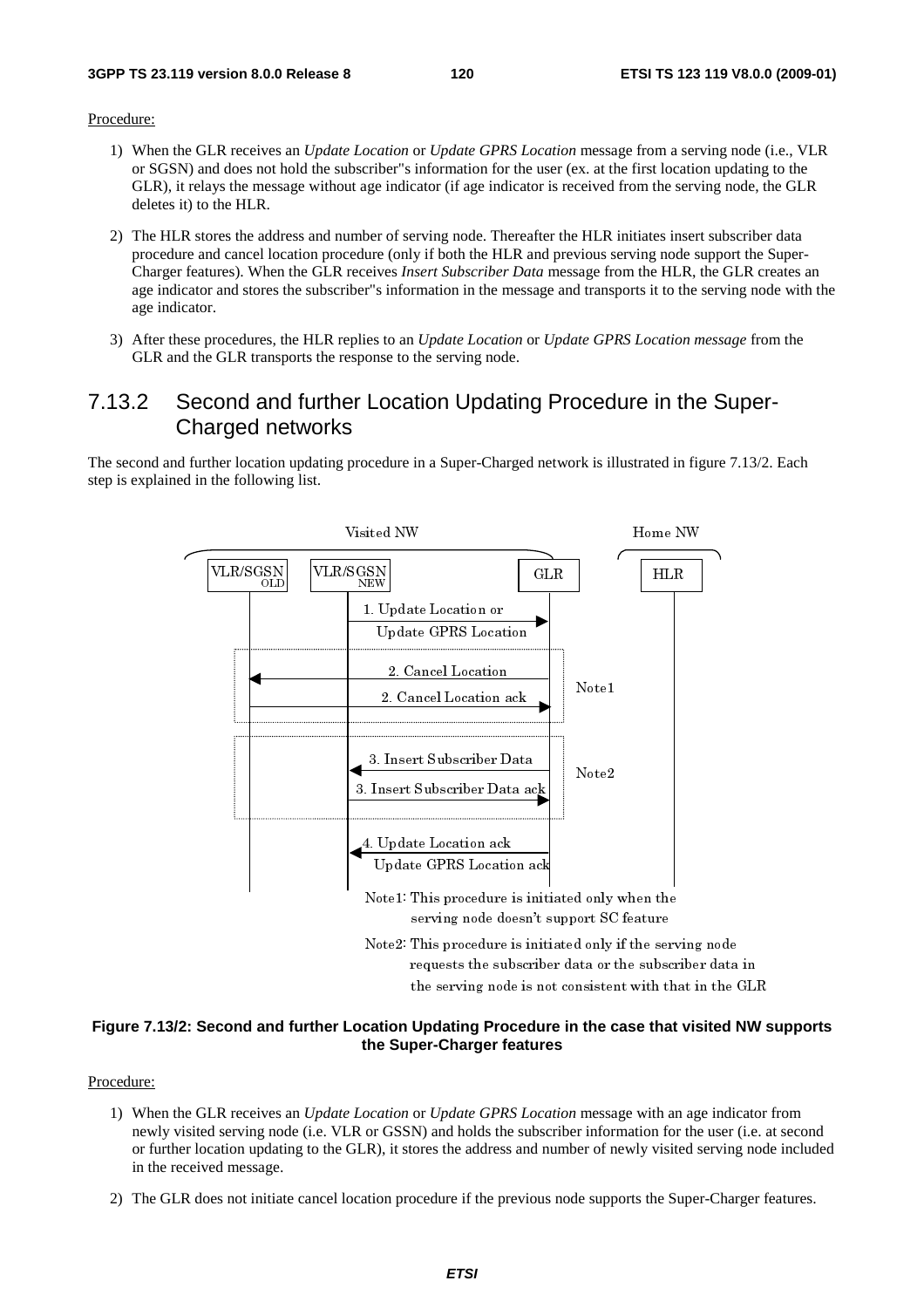Procedure:

1) When the GLR receives an *Update Location* or *Update GPRS Location* message from a serving node (i.e., VLR or SGSN) and does not hold the subscriber"s information for the user (ex. at the first location updating to the GLR), it relays the message without age indicator (if age indicator is received from the serving node, the GLR deletes it) to the HLR.

2) The HLR stores the address and number of serving node. Thereafter the HLR initiates insert subscriber data procedure and cancel location procedure (only if both the HLR and previous serving node support the Super-Charger features). When the GLR receives *Insert Subscriber Data* message from the HLR, the GLR creates an age indicator and stores the subscriber"s information in the message and transports it to the serving node with the age indicator.

3) After these procedures, the HLR replies to an *Update Location* or *Update GPRS Location message* from the GLR and the GLR transports the response to the serving node.

## 7.13.2 Second and further Location Updating Procedure in the Super-Charged networks

The second and further location updating procedure in a Super-Charged network is illustrated in figure 7.13/2. Each step is explained in the following list.

**Figure 7.13/2: Second and further Location Updating Procedure in the case that visited NW supports the Super-Charger features**

Procedure:

1) When the GLR receives an *Update Location* or *Update GPRS Location* message with an age indicator from newly visited serving node (i.e. VLR or GSSN) and holds the subscriber information for the user (i.e. at second or further location updating to the GLR), it stores the address and number of newly visited serving node included in the received message.

2) The GLR does not initiate cancel location procedure if the previous node supports the Super-Charger features.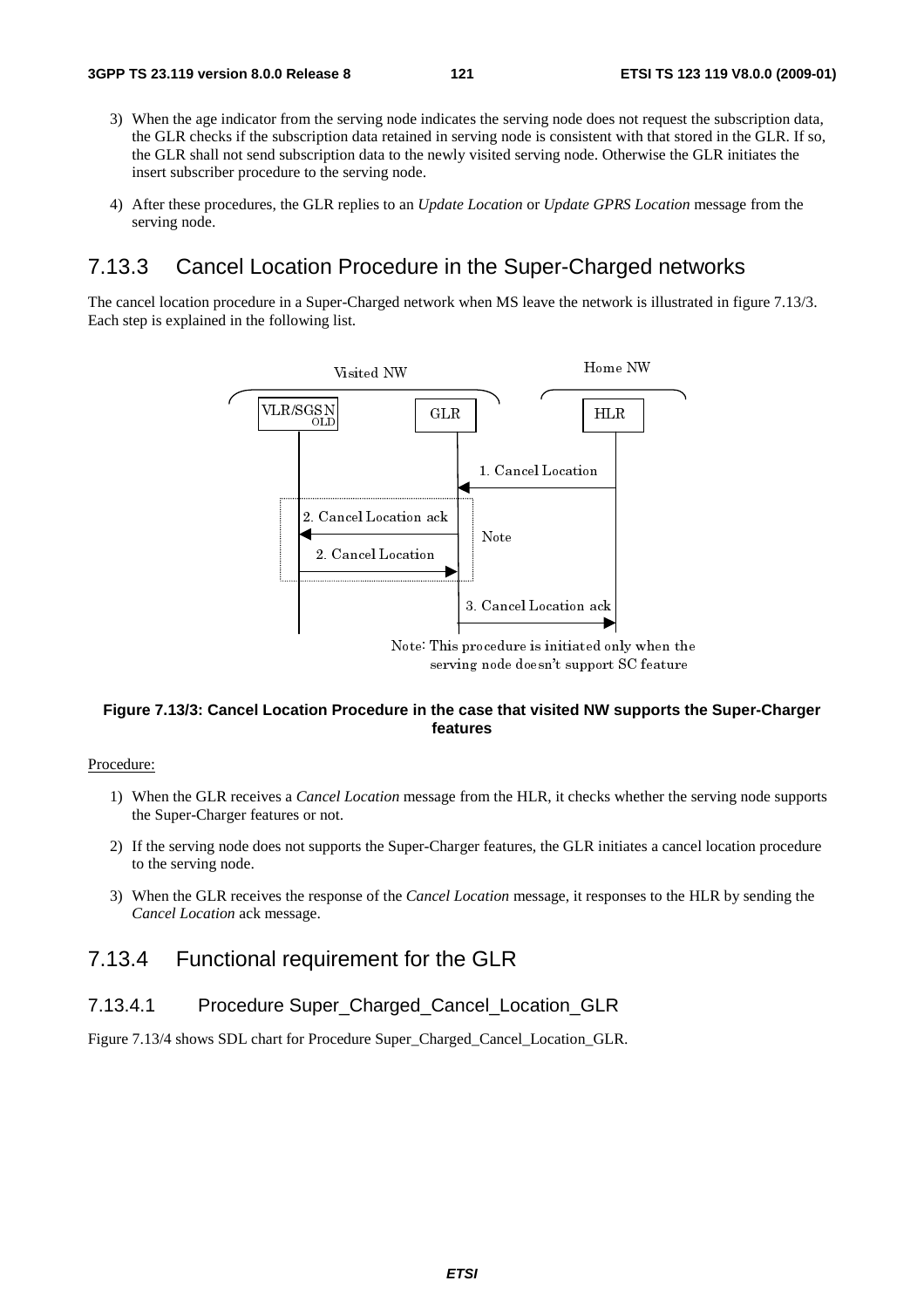3) When the age indicator from the serving node indicates the serving node does not request the subscription data, the GLR checks if the subscription data retained in serving node is consistent with that stored in the GLR. If so, the GLR shall not send subscription data to the newly visited serving node. Otherwise the GLR initiates the insert subscriber procedure to the serving node.

4) After these procedures, the GLR replies to an *Update Location* or *Update GPRS Location* message from the serving node.

## 7.13.3 Cancel Location Procedure in the Super-Charged networks

The cancel location procedure in a Super-Charged network when MS leave the network is illustrated in figure 7.13/3. Each step is explained in the following list.

**Figure 7.13/3: Cancel Location Procedure in the case that visited NW supports the Super-Charger features**

Procedure:

1) When the GLR receives a *Cancel Location* message from the HLR, it checks whether the serving node supports the Super-Charger features or not.

2) If the serving node does not supports the Super-Charger features, the GLR initiates a cancel location procedure to the serving node.

3) When the GLR receives the response of the *Cancel Location* message, it responses to the HLR by sending the *Cancel Location* ack message.

## 7.13.4 Functional requirement for the GLR

### 7.13.4.1 Procedure Super_Charged_Cancel_Location_GLR

Figure 7.13/4 shows SDL chart for Procedure Super_Charged_Cancel_Location_GLR.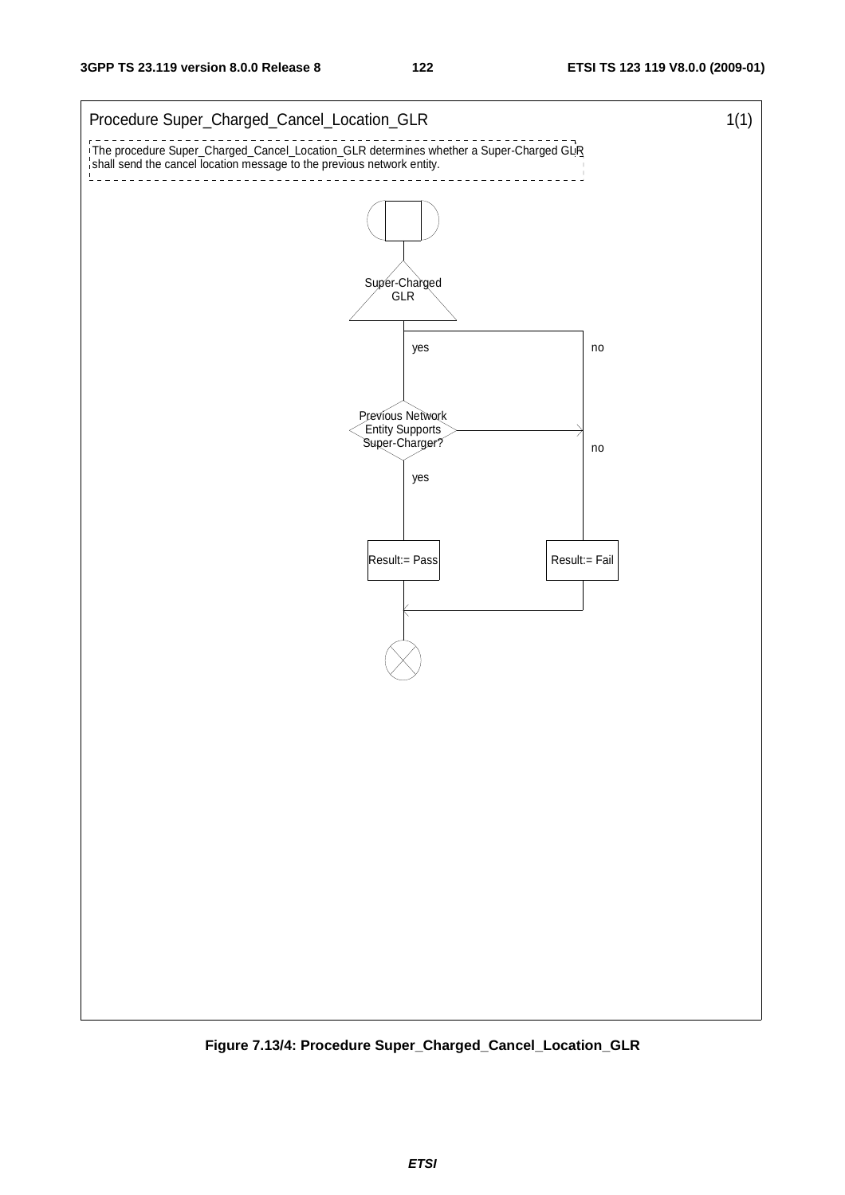Procedure Super_Charged_Cancel_Location_GLR 1(1)

The procedure Super_Charged_Cancel_Location_GLR determines whether a Super-Charged GLR shall send the cancel location message to the previous network entity.

Super-Charged GLR

yes

no

Previous Network Entity Supports Super-Charger?

no

yes

Result:= Pass

Result:= Fail

**Figure 7.13/4: Procedure Super_Charged_Cancel_Location_GLR**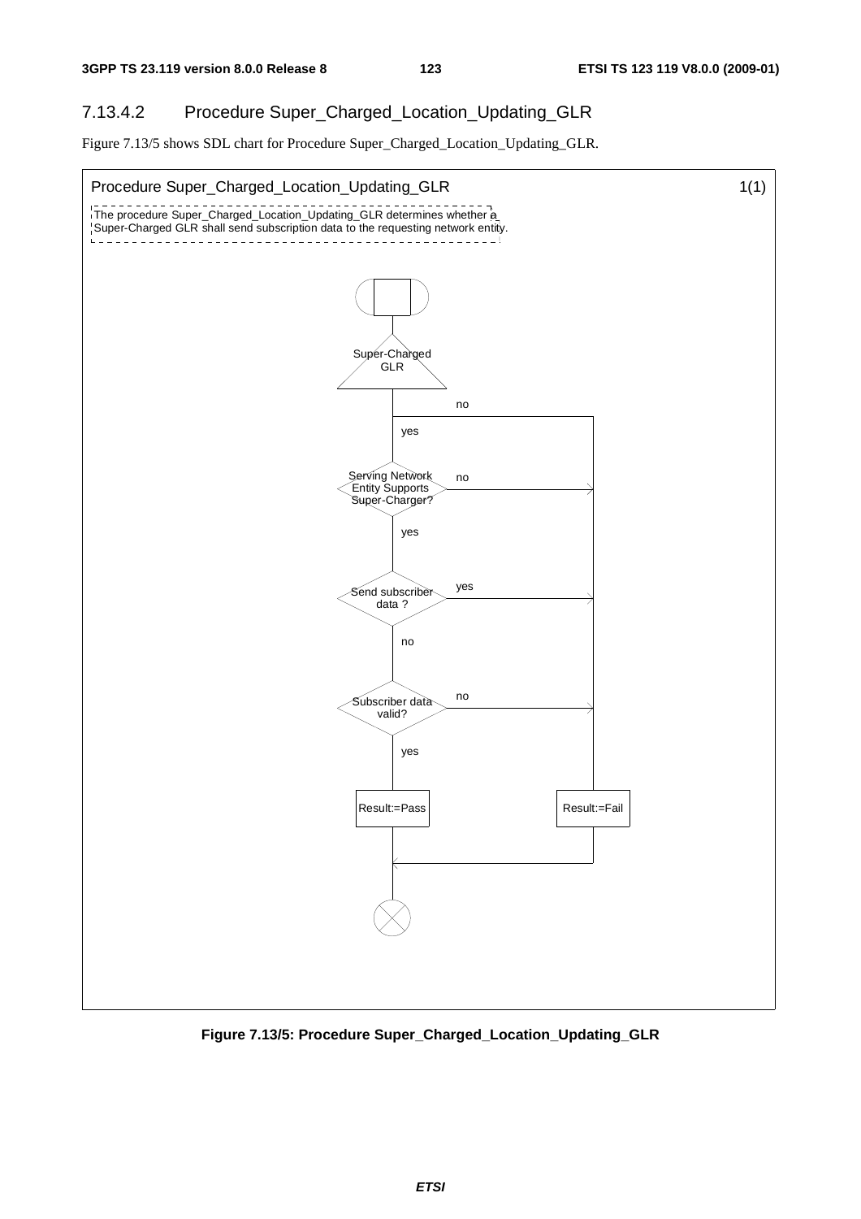### 7.13.4.2 Procedure Super_Charged_Location_Updating_GLR

Figure 7.13/5 shows SDL chart for Procedure Super_Charged_Location_Updating_GLR.

Procedure Super_Charged_Location_Updating_GLR 1(1)

The procedure Super_Charged_Location_Updating_GLR determines whether a Super-Charged GLR shall send subscription data to the requesting network entity.

Super-Charged GLR

no

yes

Serving Network Entity Supports Super-Charger?

no

yes

Send subscriber data ?

yes

no

Subscriber data valid?

no

yes

Result:=Pass

Result:=Fail

**Figure 7.13/5: Procedure Super_Charged_Location_Updating_GLR**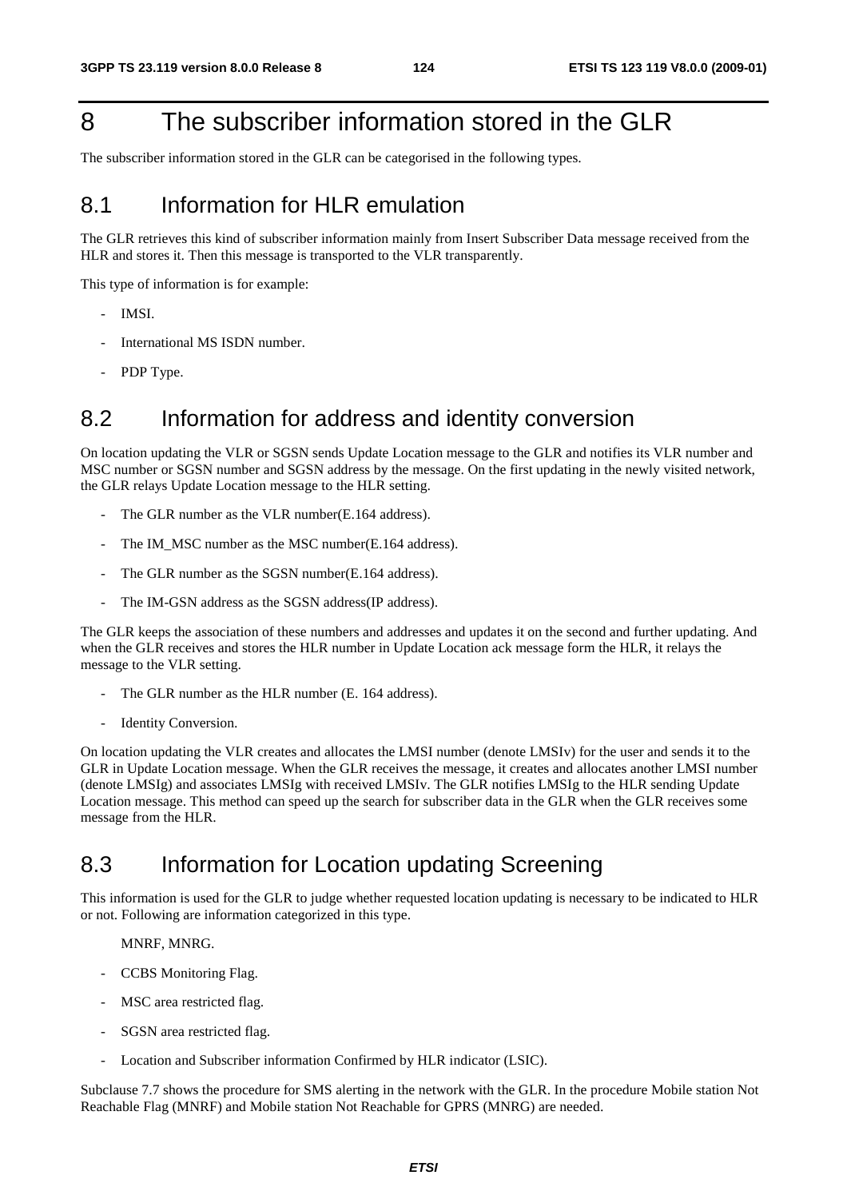# 8 The subscriber information stored in the GLR

The subscriber information stored in the GLR can be categorised in the following types.

## 8.1 Information for HLR emulation

The GLR retrieves this kind of subscriber information mainly from Insert Subscriber Data message received from the HLR and stores it. Then this message is transported to the VLR transparently.

This type of information is for example:

- IMSI.
- International MS ISDN number.
- PDP Type.

## 8.2 Information for address and identity conversion

On location updating the VLR or SGSN sends Update Location message to the GLR and notifies its VLR number and MSC number or SGSN number and SGSN address by the message. On the first updating in the newly visited network, the GLR relays Update Location message to the HLR setting.

- The GLR number as the VLR number(E.164 address).
- The IM_MSC number as the MSC number(E.164 address).
- The GLR number as the SGSN number(E.164 address).
- The IM-GSN address as the SGSN address(IP address).

The GLR keeps the association of these numbers and addresses and updates it on the second and further updating. And when the GLR receives and stores the HLR number in Update Location ack message form the HLR, it relays the message to the VLR setting.

- The GLR number as the HLR number (E. 164 address).
- Identity Conversion.

On location updating the VLR creates and allocates the LMSI number (denote LMSIv) for the user and sends it to the GLR in Update Location message. When the GLR receives the message, it creates and allocates another LMSI number (denote LMSIg) and associates LMSIg with received LMSIv. The GLR notifies LMSIg to the HLR sending Update Location message. This method can speed up the search for subscriber data in the GLR when the GLR receives some message from the HLR.

## 8.3 Information for Location updating Screening

This information is used for the GLR to judge whether requested location updating is necessary to be indicated to HLR or not. Following are information categorized in this type.

MNRF, MNRG.

- CCBS Monitoring Flag.
- MSC area restricted flag.
- SGSN area restricted flag.
- Location and Subscriber information Confirmed by HLR indicator (LSIC).

Subclause 7.7 shows the procedure for SMS alerting in the network with the GLR. In the procedure Mobile station Not Reachable Flag (MNRF) and Mobile station Not Reachable for GPRS (MNRG) are needed.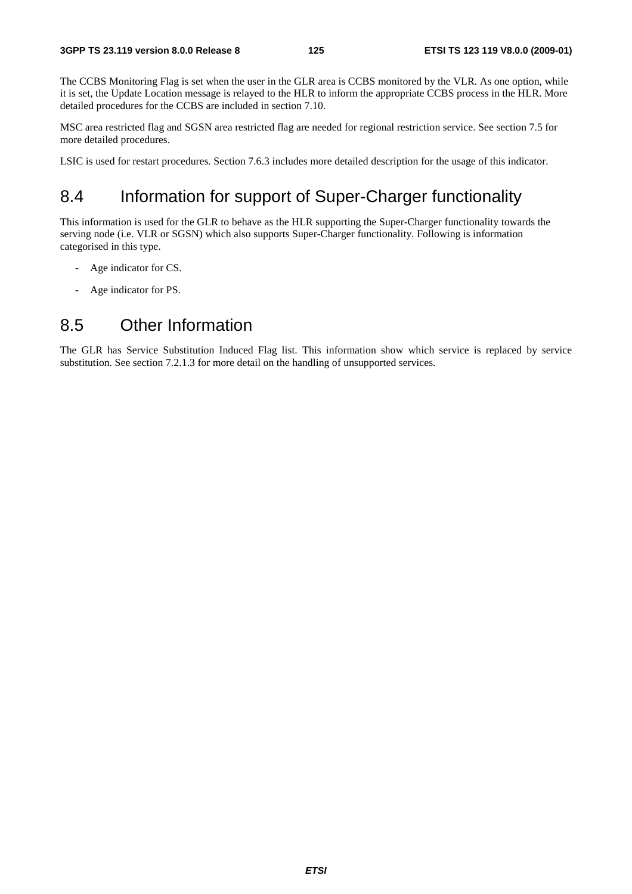The CCBS Monitoring Flag is set when the user in the GLR area is CCBS monitored by the VLR. As one option, while it is set, the Update Location message is relayed to the HLR to inform the appropriate CCBS process in the HLR. More detailed procedures for the CCBS are included in section 7.10.

MSC area restricted flag and SGSN area restricted flag are needed for regional restriction service. See section 7.5 for more detailed procedures.

LSIC is used for restart procedures. Section 7.6.3 includes more detailed description for the usage of this indicator.

## 8.4 Information for support of Super-Charger functionality

This information is used for the GLR to behave as the HLR supporting the Super-Charger functionality towards the serving node (i.e. VLR or SGSN) which also supports Super-Charger functionality. Following is information categorised in this type.

- Age indicator for CS.
- Age indicator for PS.

## 8.5 Other Information

The GLR has Service Substitution Induced Flag list. This information show which service is replaced by service substitution. See section 7.2.1.3 for more detail on the handling of unsupported services.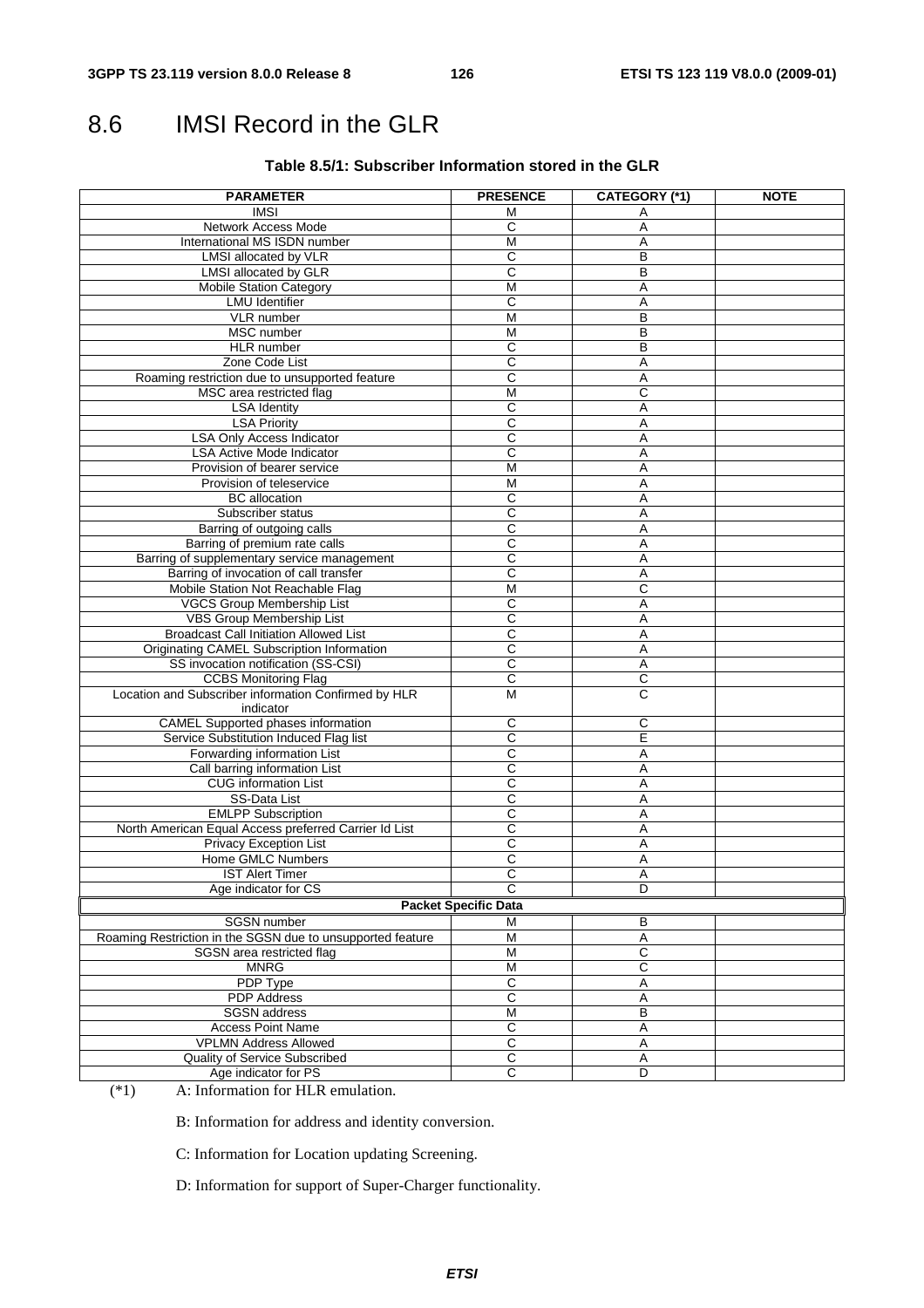# 8.6 IMSI Record in the GLR

**Table 8.5/1: Subscriber Information stored in the GLR**

| PARAMETER | PRESENCE | CATEGORY (*1) | NOTE |
|---|---|---|---|
| IMSI | M | A | |
| Network Access Mode | C | A | |
| International MS ISDN number | M | A | |
| LMSI allocated by VLR | C | B | |
| LMSI allocated by GLR | C | B | |
| Mobile Station Category | M | A | |
| LMU Identifier | C | A | |
| VLR number | M | B | |
| MSC number | M | B | |
| HLR number | C | B | |
| Zone Code List | C | A | |
| Roaming restriction due to unsupported feature | C | A | |
| MSC area restricted flag | M | C | |
| LSA Identity | C | A | |
| LSA Priority | C | A | |
| LSA Only Access Indicator | C | A | |
| LSA Active Mode Indicator | C | A | |
| Provision of bearer service | M | A | |
| Provision of teleservice | M | A | |
| BC allocation | C | A | |
| Subscriber status | C | A | |
| Barring of outgoing calls | C | A | |
| Barring of premium rate calls | C | A | |
| Barring of supplementary service management | C | A | |
| Barring of invocation of call transfer | C | A | |
| Mobile Station Not Reachable Flag | M | C | |
| VGCS Group Membership List | C | A | |
| VBS Group Membership List | C | A | |
| Broadcast Call Initiation Allowed List | C | A | |
| Originating CAMEL Subscription Information | C | A | |
| SS invocation notification (SS-CSI) | C | A | |
| CCBS Monitoring Flag | C | C | |
| Location and Subscriber information Confirmed by HLR indicator | M | C | |
| CAMEL Supported phases information | C | C | |
| Service Substitution Induced Flag list | C | E | |
| Forwarding information List | C | A | |
| Call barring information List | C | A | |
| CUG information List | C | A | |
| SS-Data List | C | A | |
| EMLPP Subscription | C | A | |
| North American Equal Access preferred Carrier Id List | C | A | |
| Privacy Exception List | C | A | |
| Home GMLC Numbers | C | A | |
| IST Alert Timer | C | A | |
| Age indicator for CS | C | D | |
| **Packet Specific Data** | | | |
| SGSN number | M | B | |
| Roaming Restriction in the SGSN due to unsupported feature | M | A | |
| SGSN area restricted flag | M | C | |
| MNRG | M | C | |
| PDP Type | C | A | |
| PDP Address | C | A | |
| SGSN address | M | B | |
| Access Point Name | C | A | |
| VPLMN Address Allowed | C | A | |
| Quality of Service Subscribed | C | A | |
| Age indicator for PS | C | D | |

(*1) A: Information for HLR emulation.

B: Information for address and identity conversion.

C: Information for Location updating Screening.

D: Information for support of Super-Charger functionality.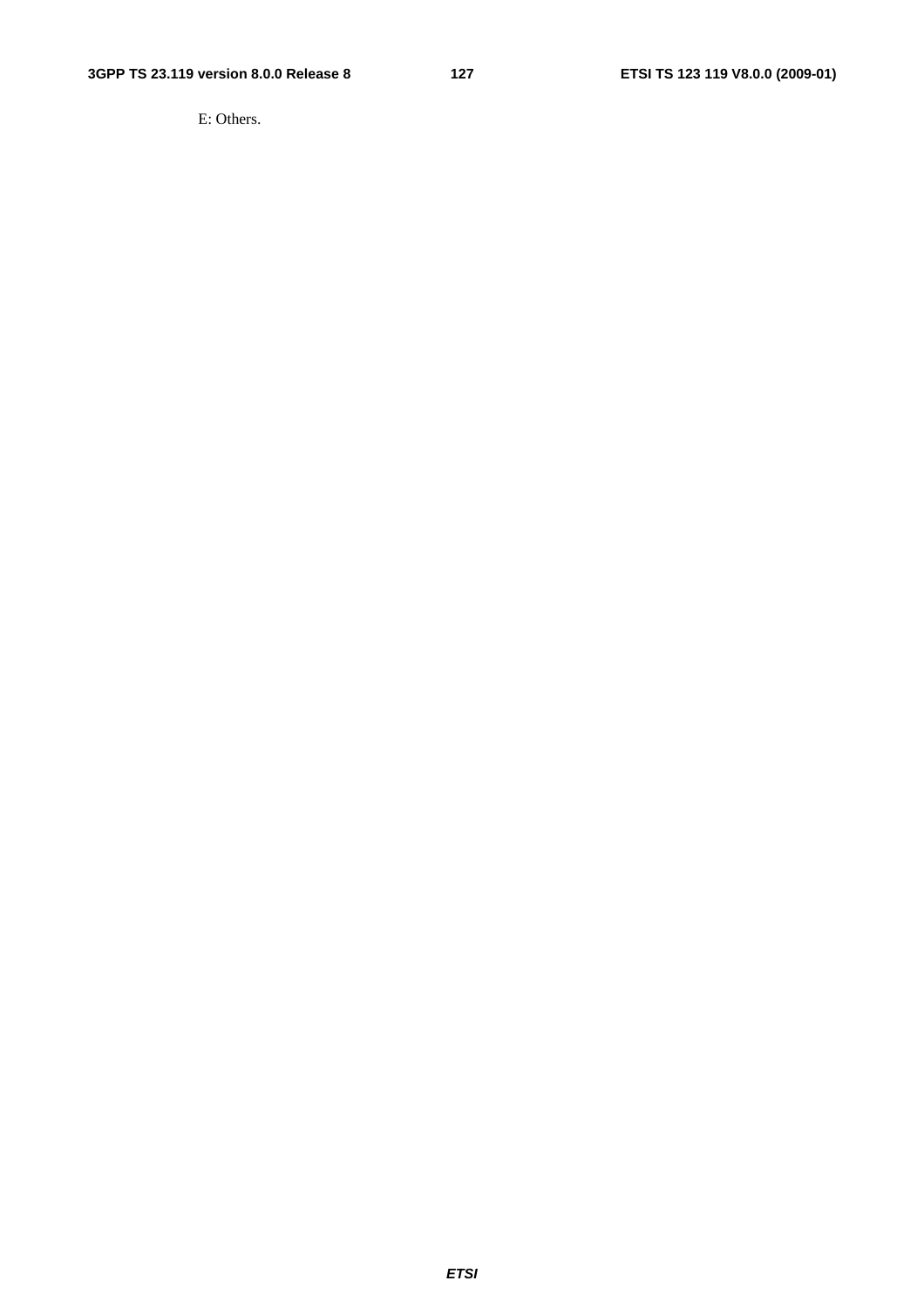E: Others.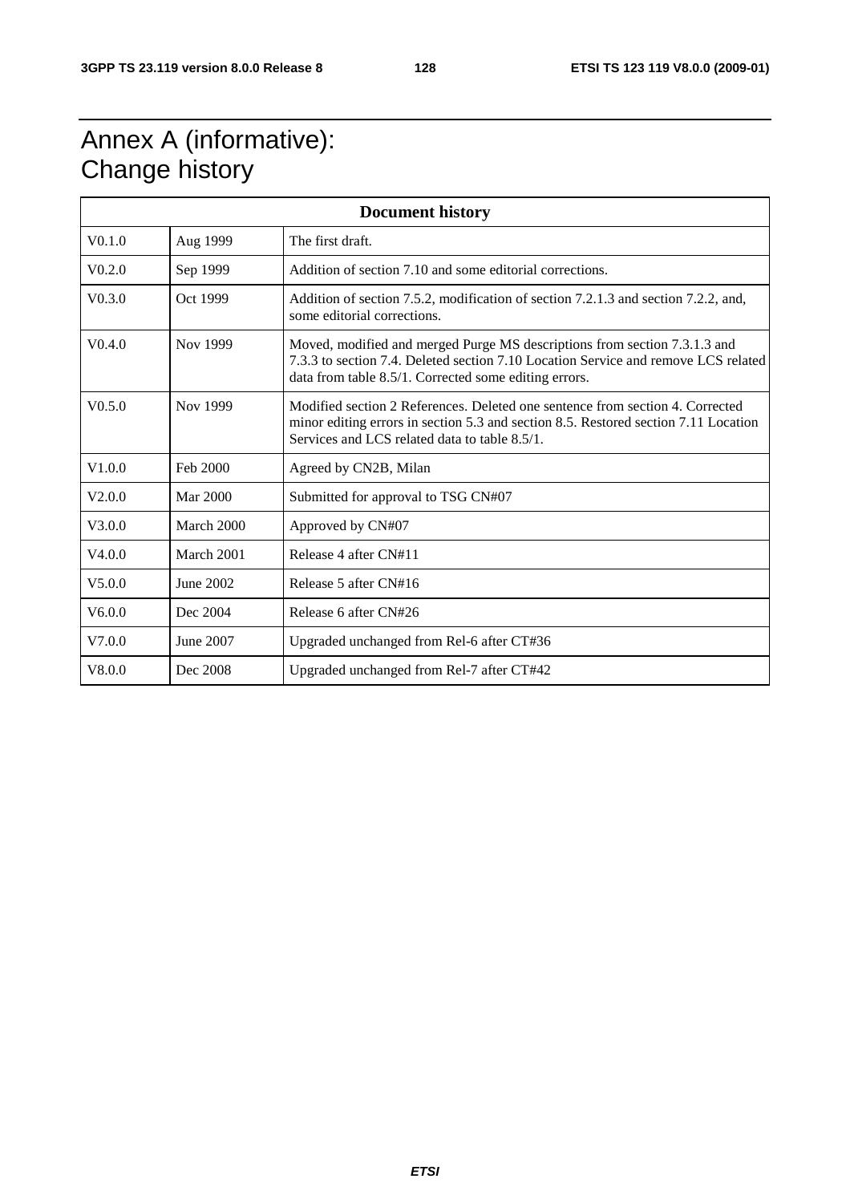# Annex A (informative): Change history

| Document history | | |
|---|---|---|
| V0.1.0 | Aug 1999 | The first draft. |
| V0.2.0 | Sep 1999 | Addition of section 7.10 and some editorial corrections. |
| V0.3.0 | Oct 1999 | Addition of section 7.5.2, modification of section 7.2.1.3 and section 7.2.2, and, some editorial corrections. |
| V0.4.0 | Nov 1999 | Moved, modified and merged Purge MS descriptions from section 7.3.1.3 and 7.3.3 to section 7.4. Deleted section 7.10 Location Service and remove LCS related data from table 8.5/1. Corrected some editing errors. |
| V0.5.0 | Nov 1999 | Modified section 2 References. Deleted one sentence from section 4. Corrected minor editing errors in section 5.3 and section 8.5. Restored section 7.11 Location Services and LCS related data to table 8.5/1. |
| V1.0.0 | Feb 2000 | Agreed by CN2B, Milan |
| V2.0.0 | Mar 2000 | Submitted for approval to TSG CN#07 |
| V3.0.0 | March 2000 | Approved by CN#07 |
| V4.0.0 | March 2001 | Release 4 after CN#11 |
| V5.0.0 | June 2002 | Release 5 after CN#16 |
| V6.0.0 | Dec 2004 | Release 6 after CN#26 |
| V7.0.0 | June 2007 | Upgraded unchanged from Rel-6 after CT#36 |
| V8.0.0 | Dec 2008 | Upgraded unchanged from Rel-7 after CT#42 |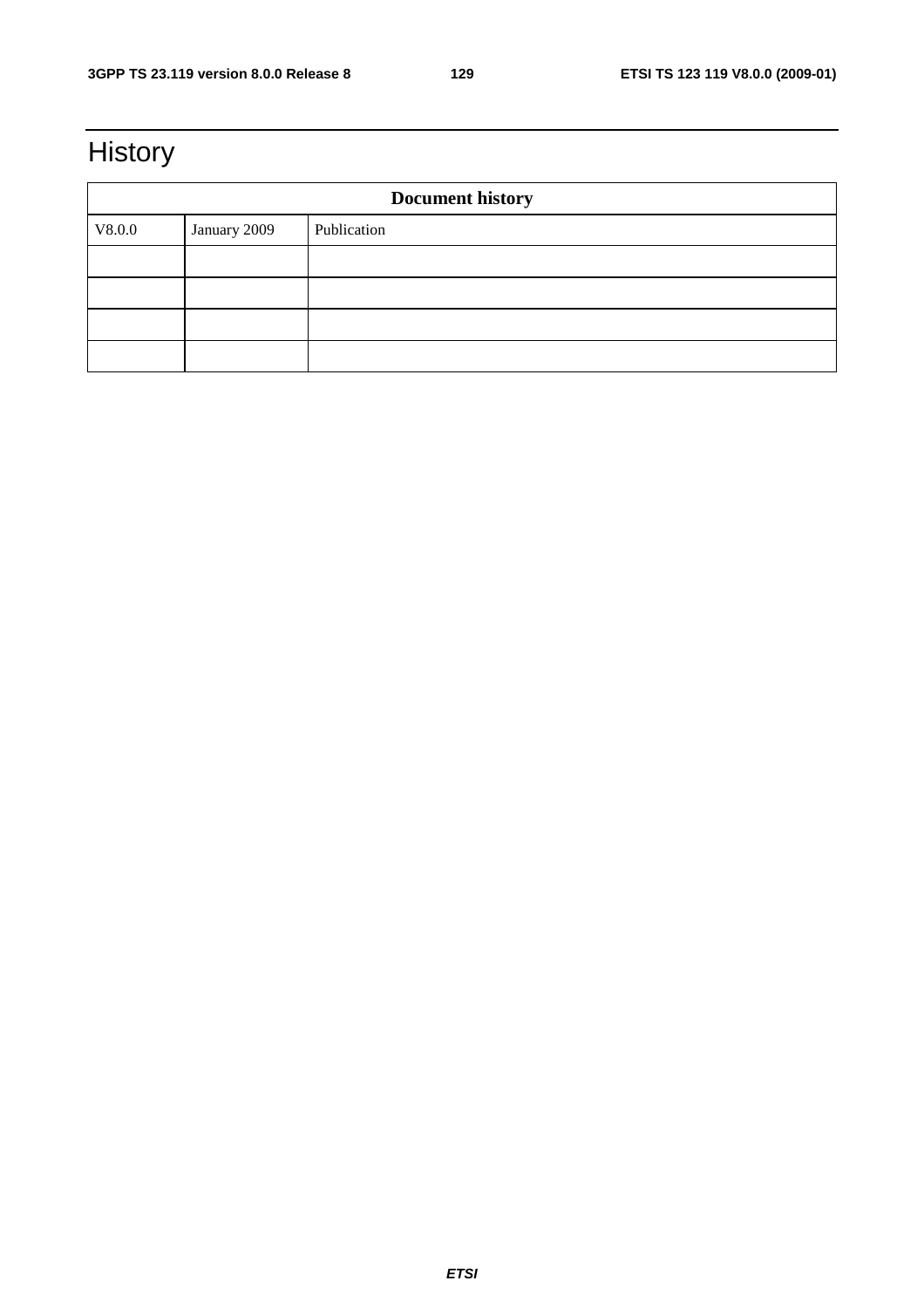# History

| Document history | | |
|---|---|---|
| V8.0.0 | January 2009 | Publication |
| | | |
| | | |
| | | |
| | | |